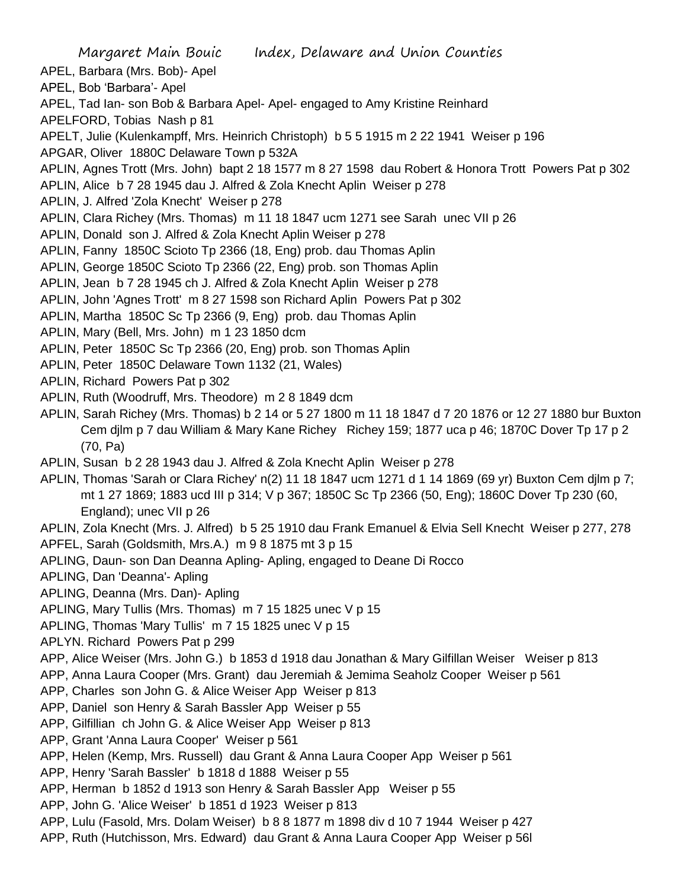# Margaret Main Bouic Index, Delaware and Union Counties

APEL, Barbara (Mrs. Bob)- Apel

APEL, Bob 'Barbara'- Apel

APEL, Tad Ian- son Bob & Barbara Apel- Apel- engaged to Amy Kristine Reinhard

APELFORD, Tobias Nash p 81

APELT, Julie (Kulenkampff, Mrs. Heinrich Christoph) b 5 5 1915 m 2 22 1941 Weiser p 196

APGAR, Oliver 1880C Delaware Town p 532A

APLIN, Agnes Trott (Mrs. John) bapt 2 18 1577 m 8 27 1598 dau Robert & Honora Trott Powers Pat p 302

APLIN, Alice b 7 28 1945 dau J. Alfred & Zola Knecht Aplin Weiser p 278

APLIN, J. Alfred 'Zola Knecht' Weiser p 278

APLIN, Clara Richey (Mrs. Thomas) m 11 18 1847 ucm 1271 see Sarah unec VII p 26

APLIN, Donald son J. Alfred & Zola Knecht Aplin Weiser p 278

APLIN, Fanny 1850C Scioto Tp 2366 (18, Eng) prob. dau Thomas Aplin

APLIN, George 1850C Scioto Tp 2366 (22, Eng) prob. son Thomas Aplin

APLIN, Jean b 7 28 1945 ch J. Alfred & Zola Knecht Aplin Weiser p 278

APLIN, John 'Agnes Trott' m 8 27 1598 son Richard Aplin Powers Pat p 302

APLIN, Martha 1850C Sc Tp 2366 (9, Eng) prob. dau Thomas Aplin

APLIN, Mary (Bell, Mrs. John) m 1 23 1850 dcm

APLIN, Peter 1850C Sc Tp 2366 (20, Eng) prob. son Thomas Aplin

APLIN, Peter 1850C Delaware Town 1132 (21, Wales)

APLIN, Richard Powers Pat p 302

APLIN, Ruth (Woodruff, Mrs. Theodore) m 2 8 1849 dcm

APLIN, Sarah Richey (Mrs. Thomas) b 2 14 or 5 27 1800 m 11 18 1847 d 7 20 1876 or 12 27 1880 bur Buxton Cem djlm p 7 dau William & Mary Kane Richey Richey 159; 1877 uca p 46; 1870C Dover Tp 17 p 2 (70, Pa)

APLIN, Susan b 2 28 1943 dau J. Alfred & Zola Knecht Aplin Weiser p 278

APLIN, Thomas 'Sarah or Clara Richey' n(2) 11 18 1847 ucm 1271 d 1 14 1869 (69 yr) Buxton Cem djlm p 7; mt 1 27 1869; 1883 ucd III p 314; V p 367; 1850C Sc Tp 2366 (50, Eng); 1860C Dover Tp 230 (60, England); unec VII p 26

APLIN, Zola Knecht (Mrs. J. Alfred) b 5 25 1910 dau Frank Emanuel & Elvia Sell Knecht Weiser p 277, 278

APFEL, Sarah (Goldsmith, Mrs.A.) m 9 8 1875 mt 3 p 15

APLING, Daun- son Dan Deanna Apling- Apling, engaged to Deane Di Rocco

APLING, Dan 'Deanna'- Apling

APLING, Deanna (Mrs. Dan)- Apling

APLING, Mary Tullis (Mrs. Thomas) m 7 15 1825 unec V p 15

APLING, Thomas 'Mary Tullis' m 7 15 1825 unec V p 15

APLYN. Richard Powers Pat p 299

APP, Alice Weiser (Mrs. John G.) b 1853 d 1918 dau Jonathan & Mary Gilfillan Weiser Weiser p 813

APP, Anna Laura Cooper (Mrs. Grant) dau Jeremiah & Jemima Seaholz Cooper Weiser p 561

APP, Charles son John G. & Alice Weiser App Weiser p 813

APP, Daniel son Henry & Sarah Bassler App Weiser p 55

APP, Gilfillian ch John G. & Alice Weiser App Weiser p 813

APP, Grant 'Anna Laura Cooper' Weiser p 561

APP, Helen (Kemp, Mrs. Russell) dau Grant & Anna Laura Cooper App Weiser p 561

APP, Henry 'Sarah Bassler' b 1818 d 1888 Weiser p 55

APP, Herman b 1852 d 1913 son Henry & Sarah Bassler App Weiser p 55

APP, John G. 'Alice Weiser' b 1851 d 1923 Weiser p 813

APP, Lulu (Fasold, Mrs. Dolam Weiser) b 8 8 1877 m 1898 div d 10 7 1944 Weiser p 427

APP, Ruth (Hutchisson, Mrs. Edward) dau Grant & Anna Laura Cooper App Weiser p 56l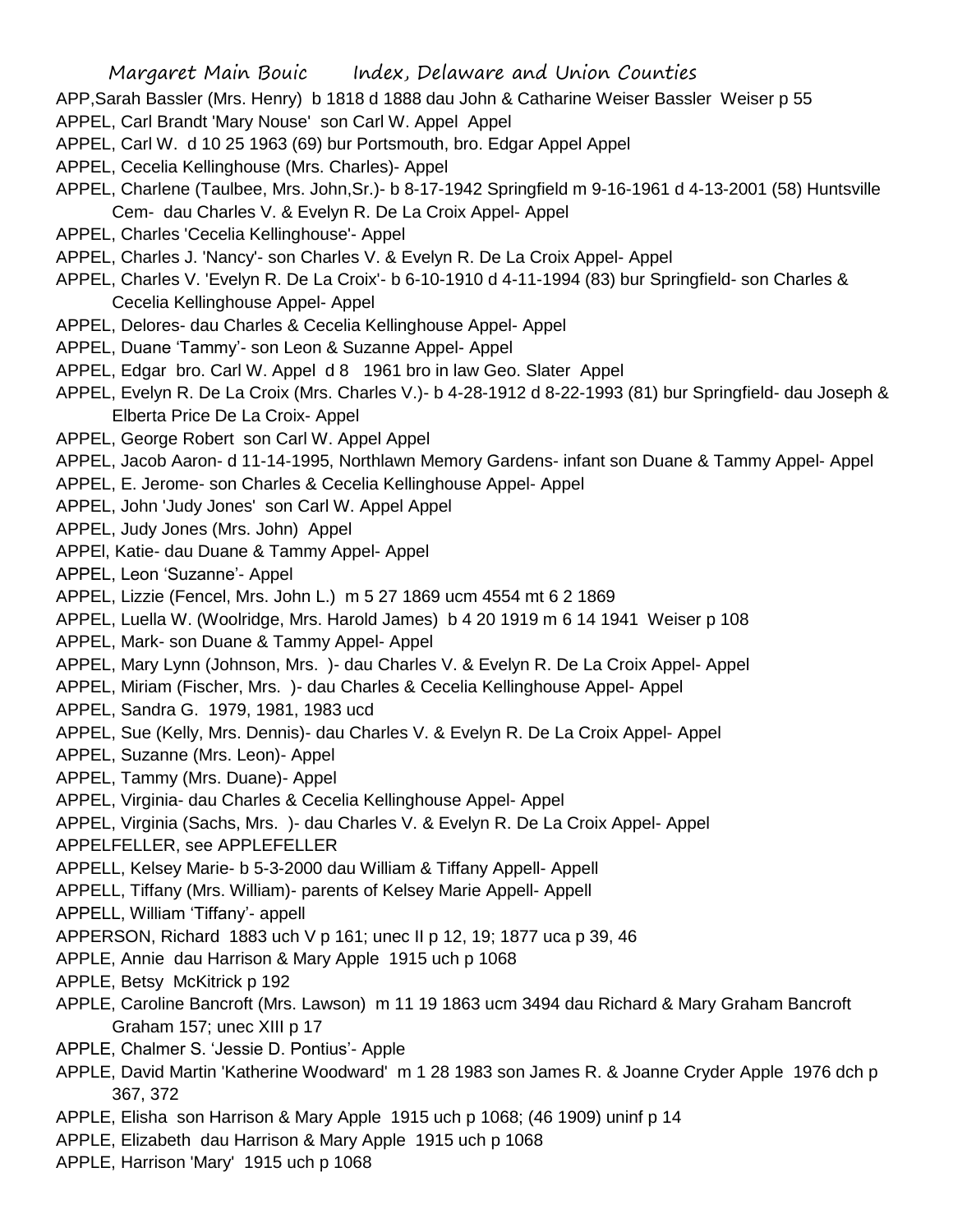APP,Sarah Bassler (Mrs. Henry) b 1818 d 1888 dau John & Catharine Weiser Bassler Weiser p 55

APPEL, Carl Brandt 'Mary Nouse' son Carl W. Appel Appel

APPEL, Carl W. d 10 25 1963 (69) bur Portsmouth, bro. Edgar Appel Appel

APPEL, Cecelia Kellinghouse (Mrs. Charles)- Appel

APPEL, Charlene (Taulbee, Mrs. John,Sr.)- b 8-17-1942 Springfield m 9-16-1961 d 4-13-2001 (58) Huntsville Cem- dau Charles V. & Evelyn R. De La Croix Appel- Appel

APPEL, Charles 'Cecelia Kellinghouse'- Appel

APPEL, Charles J. 'Nancy'- son Charles V. & Evelyn R. De La Croix Appel- Appel

APPEL, Charles V. 'Evelyn R. De La Croix'- b 6-10-1910 d 4-11-1994 (83) bur Springfield- son Charles & Cecelia Kellinghouse Appel- Appel

APPEL, Delores- dau Charles & Cecelia Kellinghouse Appel- Appel

APPEL, Duane 'Tammy'- son Leon & Suzanne Appel- Appel

APPEL, Edgar bro. Carl W. Appel d 8 1961 bro in law Geo. Slater Appel

APPEL, Evelyn R. De La Croix (Mrs. Charles V.)- b 4-28-1912 d 8-22-1993 (81) bur Springfield- dau Joseph & Elberta Price De La Croix- Appel

APPEL, George Robert son Carl W. Appel Appel

APPEL, Jacob Aaron- d 11-14-1995, Northlawn Memory Gardens- infant son Duane & Tammy Appel- Appel

APPEL, E. Jerome- son Charles & Cecelia Kellinghouse Appel- Appel

APPEL, John 'Judy Jones' son Carl W. Appel Appel

APPEL, Judy Jones (Mrs. John) Appel

APPEl, Katie- dau Duane & Tammy Appel- Appel

APPEL, Leon 'Suzanne'- Appel

APPEL, Lizzie (Fencel, Mrs. John L.) m 5 27 1869 ucm 4554 mt 6 2 1869

APPEL, Luella W. (Woolridge, Mrs. Harold James) b 4 20 1919 m 6 14 1941 Weiser p 108

APPEL, Mark- son Duane & Tammy Appel- Appel

APPEL, Mary Lynn (Johnson, Mrs. )- dau Charles V. & Evelyn R. De La Croix Appel- Appel

APPEL, Miriam (Fischer, Mrs. )- dau Charles & Cecelia Kellinghouse Appel- Appel

APPEL, Sandra G. 1979, 1981, 1983 ucd

APPEL, Sue (Kelly, Mrs. Dennis)- dau Charles V. & Evelyn R. De La Croix Appel- Appel

APPEL, Suzanne (Mrs. Leon)- Appel

APPEL, Tammy (Mrs. Duane)- Appel

APPEL, Virginia- dau Charles & Cecelia Kellinghouse Appel- Appel

APPEL, Virginia (Sachs, Mrs. )- dau Charles V. & Evelyn R. De La Croix Appel- Appel

APPELFELLER, see APPLEFELLER

APPELL, Kelsey Marie- b 5-3-2000 dau William & Tiffany Appell- Appell

APPELL, Tiffany (Mrs. William)- parents of Kelsey Marie Appell- Appell

APPELL, William 'Tiffany'- appell

APPERSON, Richard 1883 uch V p 161; unec II p 12, 19; 1877 uca p 39, 46

APPLE, Annie dau Harrison & Mary Apple 1915 uch p 1068

APPLE, Betsy McKitrick p 192

APPLE, Caroline Bancroft (Mrs. Lawson) m 11 19 1863 ucm 3494 dau Richard & Mary Graham Bancroft Graham 157; unec XIII p 17

APPLE, Chalmer S. 'Jessie D. Pontius'- Apple

APPLE, David Martin 'Katherine Woodward' m 1 28 1983 son James R. & Joanne Cryder Apple 1976 dch p 367, 372

APPLE, Elisha son Harrison & Mary Apple 1915 uch p 1068; (46 1909) uninf p 14

APPLE, Elizabeth dau Harrison & Mary Apple 1915 uch p 1068

APPLE, Harrison 'Mary' 1915 uch p 1068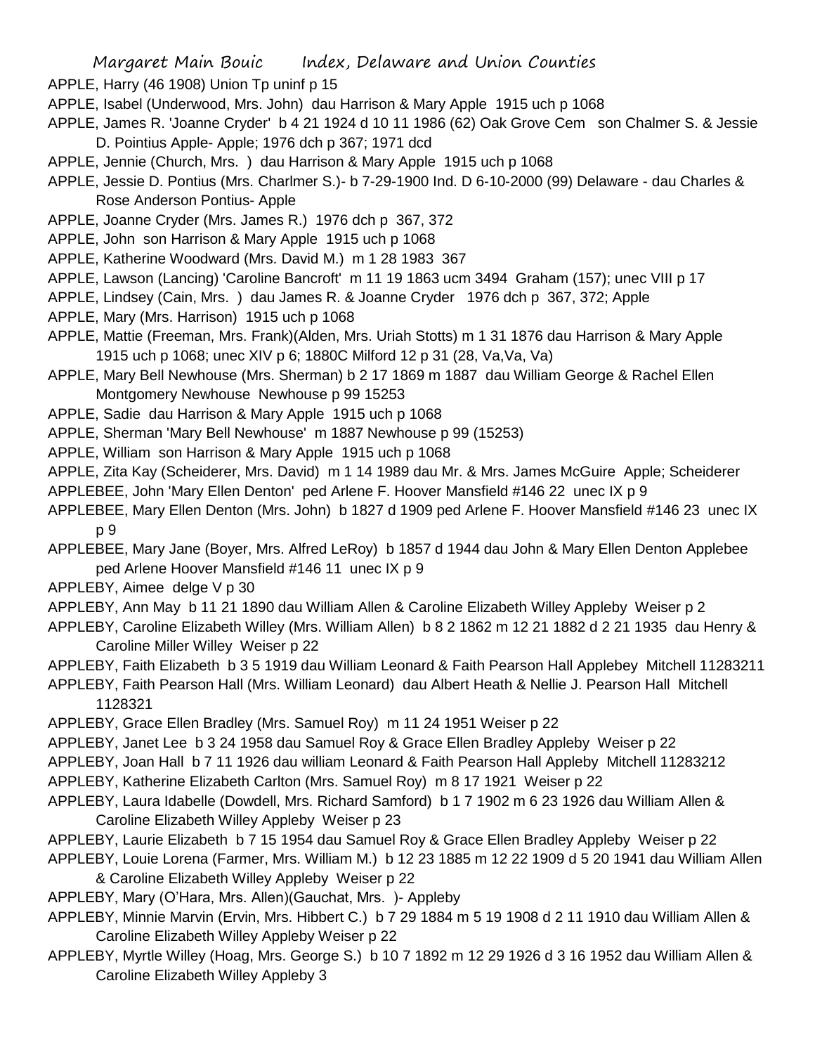APPLE, Harry (46 1908) Union Tp uninf p 15

APPLE, Isabel (Underwood, Mrs. John) dau Harrison & Mary Apple 1915 uch p 1068

APPLE, James R. 'Joanne Cryder' b 4 21 1924 d 10 11 1986 (62) Oak Grove Cem son Chalmer S. & Jessie D. Pointius Apple- Apple; 1976 dch p 367; 1971 dcd

APPLE, Jennie (Church, Mrs. ) dau Harrison & Mary Apple 1915 uch p 1068

APPLE, Jessie D. Pontius (Mrs. Charlmer S.)- b 7-29-1900 Ind. D 6-10-2000 (99) Delaware - dau Charles & Rose Anderson Pontius- Apple

APPLE, Joanne Cryder (Mrs. James R.) 1976 dch p 367, 372

APPLE, John son Harrison & Mary Apple 1915 uch p 1068

APPLE, Katherine Woodward (Mrs. David M.) m 1 28 1983 367

APPLE, Lawson (Lancing) 'Caroline Bancroft' m 11 19 1863 ucm 3494 Graham (157); unec VIII p 17

APPLE, Lindsey (Cain, Mrs. ) dau James R. & Joanne Cryder 1976 dch p 367, 372; Apple

APPLE, Mary (Mrs. Harrison) 1915 uch p 1068

APPLE, Mattie (Freeman, Mrs. Frank)(Alden, Mrs. Uriah Stotts) m 1 31 1876 dau Harrison & Mary Apple 1915 uch p 1068; unec XIV p 6; 1880C Milford 12 p 31 (28, Va,Va, Va)

APPLE, Mary Bell Newhouse (Mrs. Sherman) b 2 17 1869 m 1887 dau William George & Rachel Ellen Montgomery Newhouse Newhouse p 99 15253

APPLE, Sadie dau Harrison & Mary Apple 1915 uch p 1068

APPLE, Sherman 'Mary Bell Newhouse' m 1887 Newhouse p 99 (15253)

APPLE, William son Harrison & Mary Apple 1915 uch p 1068

APPLE, Zita Kay (Scheiderer, Mrs. David) m 1 14 1989 dau Mr. & Mrs. James McGuire Apple; Scheiderer

APPLEBEE, John 'Mary Ellen Denton' ped Arlene F. Hoover Mansfield #146 22 unec IX p 9

APPLEBEE, Mary Ellen Denton (Mrs. John) b 1827 d 1909 ped Arlene F. Hoover Mansfield #146 23 unec IX p 9

APPLEBEE, Mary Jane (Boyer, Mrs. Alfred LeRoy) b 1857 d 1944 dau John & Mary Ellen Denton Applebee ped Arlene Hoover Mansfield #146 11 unec IX p 9

APPLEBY, Aimee delge V p 30

APPLEBY, Ann May b 11 21 1890 dau William Allen & Caroline Elizabeth Willey Appleby Weiser p 2

APPLEBY, Caroline Elizabeth Willey (Mrs. William Allen) b 8 2 1862 m 12 21 1882 d 2 21 1935 dau Henry & Caroline Miller Willey Weiser p 22

APPLEBY, Faith Elizabeth b 3 5 1919 dau William Leonard & Faith Pearson Hall Applebey Mitchell 11283211

APPLEBY, Faith Pearson Hall (Mrs. William Leonard) dau Albert Heath & Nellie J. Pearson Hall Mitchell 1128321

APPLEBY, Grace Ellen Bradley (Mrs. Samuel Roy) m 11 24 1951 Weiser p 22

APPLEBY, Janet Lee b 3 24 1958 dau Samuel Roy & Grace Ellen Bradley Appleby Weiser p 22

APPLEBY, Joan Hall b 7 11 1926 dau william Leonard & Faith Pearson Hall Appleby Mitchell 11283212

APPLEBY, Katherine Elizabeth Carlton (Mrs. Samuel Roy) m 8 17 1921 Weiser p 22

APPLEBY, Laura Idabelle (Dowdell, Mrs. Richard Samford) b 1 7 1902 m 6 23 1926 dau William Allen & Caroline Elizabeth Willey Appleby Weiser p 23

APPLEBY, Laurie Elizabeth b 7 15 1954 dau Samuel Roy & Grace Ellen Bradley Appleby Weiser p 22

APPLEBY, Louie Lorena (Farmer, Mrs. William M.) b 12 23 1885 m 12 22 1909 d 5 20 1941 dau William Allen & Caroline Elizabeth Willey Appleby Weiser p 22

APPLEBY, Mary (O'Hara, Mrs. Allen)(Gauchat, Mrs. )- Appleby

APPLEBY, Minnie Marvin (Ervin, Mrs. Hibbert C.) b 7 29 1884 m 5 19 1908 d 2 11 1910 dau William Allen & Caroline Elizabeth Willey Appleby Weiser p 22

APPLEBY, Myrtle Willey (Hoag, Mrs. George S.) b 10 7 1892 m 12 29 1926 d 3 16 1952 dau William Allen & Caroline Elizabeth Willey Appleby 3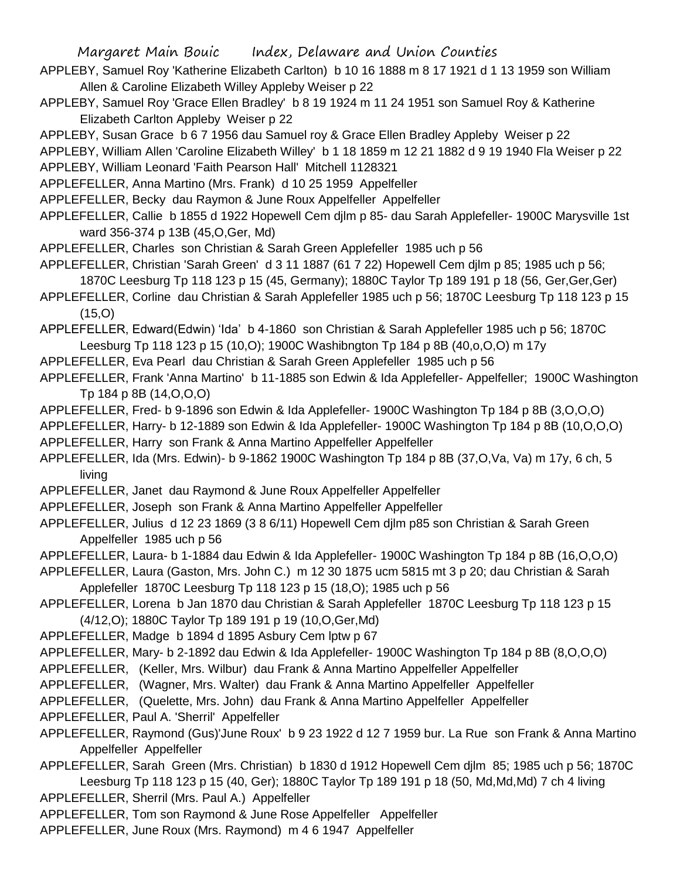APPLEBY, Samuel Roy 'Katherine Elizabeth Carlton) b 10 16 1888 m 8 17 1921 d 1 13 1959 son William Allen & Caroline Elizabeth Willey Appleby Weiser p 22

APPLEBY, Samuel Roy 'Grace Ellen Bradley' b 8 19 1924 m 11 24 1951 son Samuel Roy & Katherine Elizabeth Carlton Appleby Weiser p 22

APPLEBY, Susan Grace b 6 7 1956 dau Samuel roy & Grace Ellen Bradley Appleby Weiser p 22

APPLEBY, William Allen 'Caroline Elizabeth Willey' b 1 18 1859 m 12 21 1882 d 9 19 1940 Fla Weiser p 22

APPLEBY, William Leonard 'Faith Pearson Hall' Mitchell 1128321

APPLEFELLER, Anna Martino (Mrs. Frank) d 10 25 1959 Appelfeller

APPLEFELLER, Becky dau Raymon & June Roux Appelfeller Appelfeller

APPLEFELLER, Callie b 1855 d 1922 Hopewell Cem djlm p 85- dau Sarah Applefeller- 1900C Marysville 1st ward 356-374 p 13B (45,O,Ger, Md)

APPLEFELLER, Charles son Christian & Sarah Green Applefeller 1985 uch p 56

APPLEFELLER, Christian 'Sarah Green' d 3 11 1887 (61 7 22) Hopewell Cem djlm p 85; 1985 uch p 56; 1870C Leesburg Tp 118 123 p 15 (45, Germany); 1880C Taylor Tp 189 191 p 18 (56, Ger,Ger,Ger)

APPLEFELLER, Corline dau Christian & Sarah Applefeller 1985 uch p 56; 1870C Leesburg Tp 118 123 p 15 (15,O)

APPLEFELLER, Edward(Edwin) 'Ida' b 4-1860 son Christian & Sarah Applefeller 1985 uch p 56; 1870C Leesburg Tp 118 123 p 15 (10,O); 1900C Washibngton Tp 184 p 8B (40,o,O,O) m 17y

APPLEFELLER, Eva Pearl dau Christian & Sarah Green Applefeller 1985 uch p 56

APPLEFELLER, Frank 'Anna Martino' b 11-1885 son Edwin & Ida Applefeller- Appelfeller; 1900C Washington Tp 184 p 8B (14,O,O,O)

APPLEFELLER, Fred- b 9-1896 son Edwin & Ida Applefeller- 1900C Washington Tp 184 p 8B (3,O,O,O)

APPLEFELLER, Harry- b 12-1889 son Edwin & Ida Applefeller- 1900C Washington Tp 184 p 8B (10,O,O,O)

APPLEFELLER, Harry son Frank & Anna Martino Appelfeller Appelfeller

APPLEFELLER, Ida (Mrs. Edwin)- b 9-1862 1900C Washington Tp 184 p 8B (37,O,Va, Va) m 17y, 6 ch, 5 living

APPLEFELLER, Janet dau Raymond & June Roux Appelfeller Appelfeller

APPLEFELLER, Joseph son Frank & Anna Martino Appelfeller Appelfeller

APPLEFELLER, Julius d 12 23 1869 (3 8 6/11) Hopewell Cem djlm p85 son Christian & Sarah Green Appelfeller 1985 uch p 56

APPLEFELLER, Laura- b 1-1884 dau Edwin & Ida Applefeller- 1900C Washington Tp 184 p 8B (16,O,O,O)

APPLEFELLER, Laura (Gaston, Mrs. John C.) m 12 30 1875 ucm 5815 mt 3 p 20; dau Christian & Sarah Applefeller 1870C Leesburg Tp 118 123 p 15 (18,O); 1985 uch p 56

APPLEFELLER, Lorena b Jan 1870 dau Christian & Sarah Applefeller 1870C Leesburg Tp 118 123 p 15 (4/12,O); 1880C Taylor Tp 189 191 p 19 (10,O,Ger,Md)

APPLEFELLER, Madge b 1894 d 1895 Asbury Cem lptw p 67

APPLEFELLER, Mary- b 2-1892 dau Edwin & Ida Applefeller- 1900C Washington Tp 184 p 8B (8,O,O,O)

APPLEFELLER, (Keller, Mrs. Wilbur) dau Frank & Anna Martino Appelfeller Appelfeller

APPLEFELLER, (Wagner, Mrs. Walter) dau Frank & Anna Martino Appelfeller Appelfeller

APPLEFELLER, (Quelette, Mrs. John) dau Frank & Anna Martino Appelfeller Appelfeller

APPLEFELLER, Paul A. 'Sherril' Appelfeller

APPLEFELLER, Raymond (Gus)'June Roux' b 9 23 1922 d 12 7 1959 bur. La Rue son Frank & Anna Martino Appelfeller Appelfeller

APPLEFELLER, Sarah Green (Mrs. Christian) b 1830 d 1912 Hopewell Cem djlm 85; 1985 uch p 56; 1870C Leesburg Tp 118 123 p 15 (40, Ger); 1880C Taylor Tp 189 191 p 18 (50, Md,Md,Md) 7 ch 4 living

APPLEFELLER, Sherril (Mrs. Paul A.) Appelfeller

APPLEFELLER, Tom son Raymond & June Rose Appelfeller Appelfeller

APPLEFELLER, June Roux (Mrs. Raymond) m 4 6 1947 Appelfeller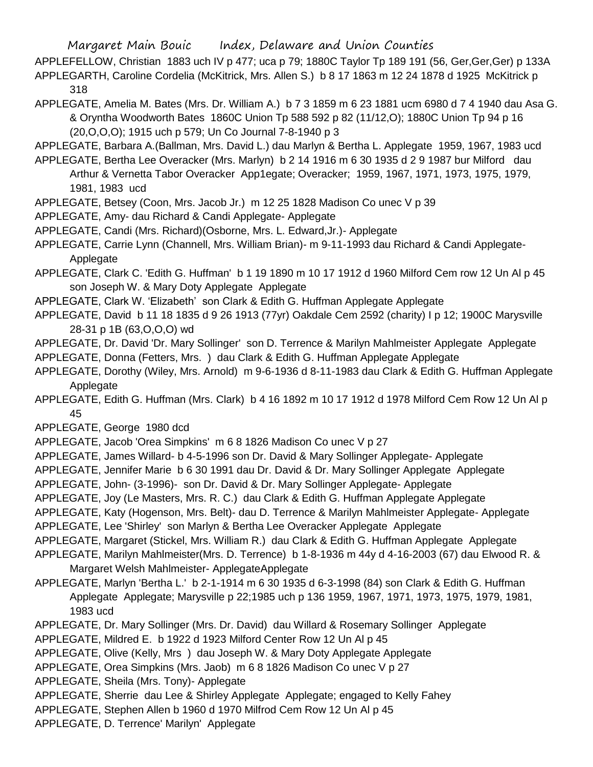APPLEFELLOW, Christian 1883 uch IV p 477; uca p 79; 1880C Taylor Tp 189 191 (56, Ger,Ger,Ger) p 133A

APPLEGARTH, Caroline Cordelia (McKitrick, Mrs. Allen S.) b 8 17 1863 m 12 24 1878 d 1925 McKitrick p 318

APPLEGATE, Amelia M. Bates (Mrs. Dr. William A.) b 7 3 1859 m 6 23 1881 ucm 6980 d 7 4 1940 dau Asa G. & Oryntha Woodworth Bates 1860C Union Tp 588 592 p 82 (11/12,O); 1880C Union Tp 94 p 16 (20,O,O,O); 1915 uch p 579; Un Co Journal 7-8-1940 p 3

APPLEGATE, Barbara A.(Ballman, Mrs. David L.) dau Marlyn & Bertha L. Applegate 1959, 1967, 1983 ucd

APPLEGATE, Bertha Lee Overacker (Mrs. Marlyn) b 2 14 1916 m 6 30 1935 d 2 9 1987 bur Milford dau Arthur & Vernetta Tabor Overacker App1egate; Overacker; 1959, 1967, 1971, 1973, 1975, 1979, 1981, 1983 ucd

APPLEGATE, Betsey (Coon, Mrs. Jacob Jr.) m 12 25 1828 Madison Co unec V p 39

APPLEGATE, Amy- dau Richard & Candi Applegate- Applegate

APPLEGATE, Candi (Mrs. Richard)(Osborne, Mrs. L. Edward,Jr.)- Applegate

APPLEGATE, Carrie Lynn (Channell, Mrs. William Brian)- m 9-11-1993 dau Richard & Candi Applegate- Applegate

APPLEGATE, Clark C. 'Edith G. Huffman' b 1 19 1890 m 10 17 1912 d 1960 Milford Cem row 12 Un Al p 45 son Joseph W. & Mary Doty Applegate Applegate

APPLEGATE, Clark W. 'Elizabeth' son Clark & Edith G. Huffman Applegate Applegate

APPLEGATE, David b 11 18 1835 d 9 26 1913 (77yr) Oakdale Cem 2592 (charity) I p 12; 1900C Marysville 28-31 p 1B (63,O,O,O) wd

APPLEGATE, Dr. David 'Dr. Mary Sollinger' son D. Terrence & Marilyn Mahlmeister Applegate Applegate

APPLEGATE, Donna (Fetters, Mrs. ) dau Clark & Edith G. Huffman Applegate Applegate

APPLEGATE, Dorothy (Wiley, Mrs. Arnold) m 9-6-1936 d 8-11-1983 dau Clark & Edith G. Huffman Applegate Applegate

APPLEGATE, Edith G. Huffman (Mrs. Clark) b 4 16 1892 m 10 17 1912 d 1978 Milford Cem Row 12 Un Al p 45

APPLEGATE, George 1980 dcd

APPLEGATE, Jacob 'Orea Simpkins' m 6 8 1826 Madison Co unec V p 27

APPLEGATE, James Willard- b 4-5-1996 son Dr. David & Mary Sollinger Applegate- Applegate

APPLEGATE, Jennifer Marie b 6 30 1991 dau Dr. David & Dr. Mary Sollinger Applegate Applegate

APPLEGATE, John- (3-1996)- son Dr. David & Dr. Mary Sollinger Applegate- Applegate

APPLEGATE, Joy (Le Masters, Mrs. R. C.) dau Clark & Edith G. Huffman Applegate Applegate

APPLEGATE, Katy (Hogenson, Mrs. Belt)- dau D. Terrence & Marilyn Mahlmeister Applegate- Applegate

APPLEGATE, Lee 'Shirley' son Marlyn & Bertha Lee Overacker Applegate Applegate

APPLEGATE, Margaret (Stickel, Mrs. William R.) dau Clark & Edith G. Huffman Applegate Applegate

APPLEGATE, Marilyn Mahlmeister(Mrs. D. Terrence) b 1-8-1936 m 44y d 4-16-2003 (67) dau Elwood R. & Margaret Welsh Mahlmeister- ApplegateApplegate

APPLEGATE, Marlyn 'Bertha L.' b 2-1-1914 m 6 30 1935 d 6-3-1998 (84) son Clark & Edith G. Huffman Applegate Applegate; Marysville p 22;1985 uch p 136 1959, 1967, 1971, 1973, 1975, 1979, 1981, 1983 ucd

APPLEGATE, Dr. Mary Sollinger (Mrs. Dr. David) dau Willard & Rosemary Sollinger Applegate

APPLEGATE, Mildred E. b 1922 d 1923 Milford Center Row 12 Un Al p 45

APPLEGATE, Olive (Kelly, Mrs ) dau Joseph W. & Mary Doty Applegate Applegate

APPLEGATE, Orea Simpkins (Mrs. Jaob) m 6 8 1826 Madison Co unec V p 27

APPLEGATE, Sheila (Mrs. Tony)- Applegate

APPLEGATE, Sherrie dau Lee & Shirley Applegate Applegate; engaged to Kelly Fahey

APPLEGATE, Stephen Allen b 1960 d 1970 Milfrod Cem Row 12 Un Al p 45

APPLEGATE, D. Terrence' Marilyn' Applegate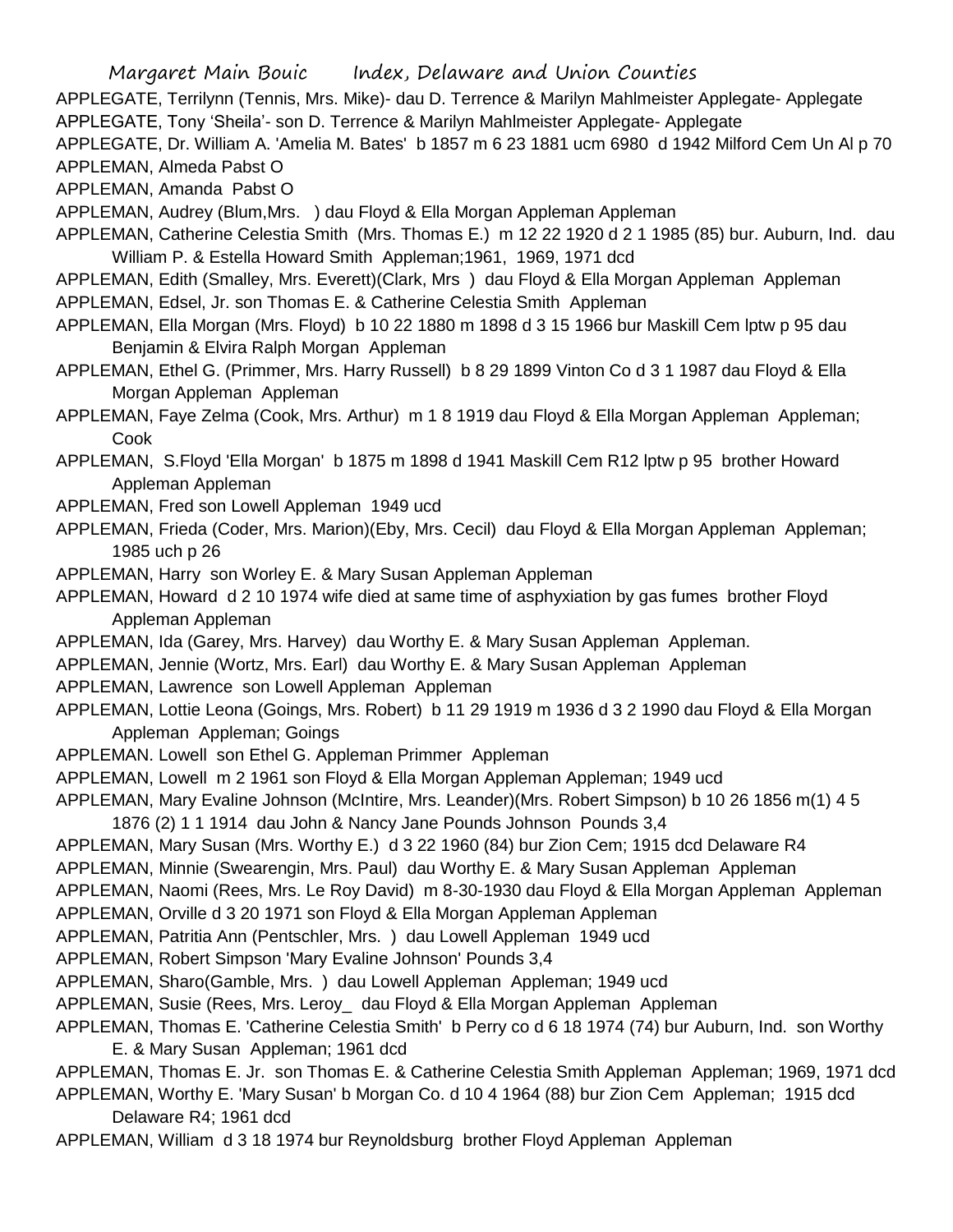APPLEGATE, Terrilynn (Tennis, Mrs. Mike)- dau D. Terrence & Marilyn Mahlmeister Applegate- Applegate

APPLEGATE, Tony 'Sheila'- son D. Terrence & Marilyn Mahlmeister Applegate- Applegate

APPLEGATE, Dr. William A. 'Amelia M. Bates' b 1857 m 6 23 1881 ucm 6980 d 1942 Milford Cem Un Al p 70

APPLEMAN, Almeda Pabst O

APPLEMAN, Amanda Pabst O

APPLEMAN, Audrey (Blum,Mrs. ) dau Floyd & Ella Morgan Appleman Appleman

APPLEMAN, Catherine Celestia Smith (Mrs. Thomas E.) m 12 22 1920 d 2 1 1985 (85) bur. Auburn, Ind. dau William P. & Estella Howard Smith Appleman;1961, 1969, 1971 dcd

APPLEMAN, Edith (Smalley, Mrs. Everett)(Clark, Mrs ) dau Floyd & Ella Morgan Appleman Appleman

APPLEMAN, Edsel, Jr. son Thomas E. & Catherine Celestia Smith Appleman

APPLEMAN, Ella Morgan (Mrs. Floyd) b 10 22 1880 m 1898 d 3 15 1966 bur Maskill Cem lptw p 95 dau Benjamin & Elvira Ralph Morgan Appleman

APPLEMAN, Ethel G. (Primmer, Mrs. Harry Russell) b 8 29 1899 Vinton Co d 3 1 1987 dau Floyd & Ella Morgan Appleman Appleman

APPLEMAN, Faye Zelma (Cook, Mrs. Arthur) m 1 8 1919 dau Floyd & Ella Morgan Appleman Appleman; Cook

APPLEMAN, S.Floyd 'Ella Morgan' b 1875 m 1898 d 1941 Maskill Cem R12 lptw p 95 brother Howard Appleman Appleman

APPLEMAN, Fred son Lowell Appleman 1949 ucd

APPLEMAN, Frieda (Coder, Mrs. Marion)(Eby, Mrs. Cecil) dau Floyd & Ella Morgan Appleman Appleman; 1985 uch p 26

APPLEMAN, Harry son Worley E. & Mary Susan Appleman Appleman

APPLEMAN, Howard d 2 10 1974 wife died at same time of asphyxiation by gas fumes brother Floyd Appleman Appleman

APPLEMAN, Ida (Garey, Mrs. Harvey) dau Worthy E. & Mary Susan Appleman Appleman.

APPLEMAN, Jennie (Wortz, Mrs. Earl) dau Worthy E. & Mary Susan Appleman Appleman

APPLEMAN, Lawrence son Lowell Appleman Appleman

APPLEMAN, Lottie Leona (Goings, Mrs. Robert) b 11 29 1919 m 1936 d 3 2 1990 dau Floyd & Ella Morgan Appleman Appleman; Goings

APPLEMAN. Lowell son Ethel G. Appleman Primmer Appleman

APPLEMAN, Lowell m 2 1961 son Floyd & Ella Morgan Appleman Appleman; 1949 ucd

APPLEMAN, Mary Evaline Johnson (McIntire, Mrs. Leander)(Mrs. Robert Simpson) b 10 26 1856 m(1) 4 5 1876 (2) 1 1 1914 dau John & Nancy Jane Pounds Johnson Pounds 3,4

APPLEMAN, Mary Susan (Mrs. Worthy E.) d 3 22 1960 (84) bur Zion Cem; 1915 dcd Delaware R4

APPLEMAN, Minnie (Swearengin, Mrs. Paul) dau Worthy E. & Mary Susan Appleman Appleman

APPLEMAN, Naomi (Rees, Mrs. Le Roy David) m 8-30-1930 dau Floyd & Ella Morgan Appleman Appleman

APPLEMAN, Orville d 3 20 1971 son Floyd & Ella Morgan Appleman Appleman

APPLEMAN, Patritia Ann (Pentschler, Mrs. ) dau Lowell Appleman 1949 ucd

APPLEMAN, Robert Simpson 'Mary Evaline Johnson' Pounds 3,4

APPLEMAN, Sharo(Gamble, Mrs. ) dau Lowell Appleman Appleman; 1949 ucd

APPLEMAN, Susie (Rees, Mrs. Leroy_ dau Floyd & Ella Morgan Appleman Appleman

APPLEMAN, Thomas E. 'Catherine Celestia Smith' b Perry co d 6 18 1974 (74) bur Auburn, Ind. son Worthy E. & Mary Susan Appleman; 1961 dcd

APPLEMAN, Thomas E. Jr. son Thomas E. & Catherine Celestia Smith Appleman Appleman; 1969, 1971 dcd

APPLEMAN, Worthy E. 'Mary Susan' b Morgan Co. d 10 4 1964 (88) bur Zion Cem Appleman; 1915 dcd Delaware R4; 1961 dcd

APPLEMAN, William d 3 18 1974 bur Reynoldsburg brother Floyd Appleman Appleman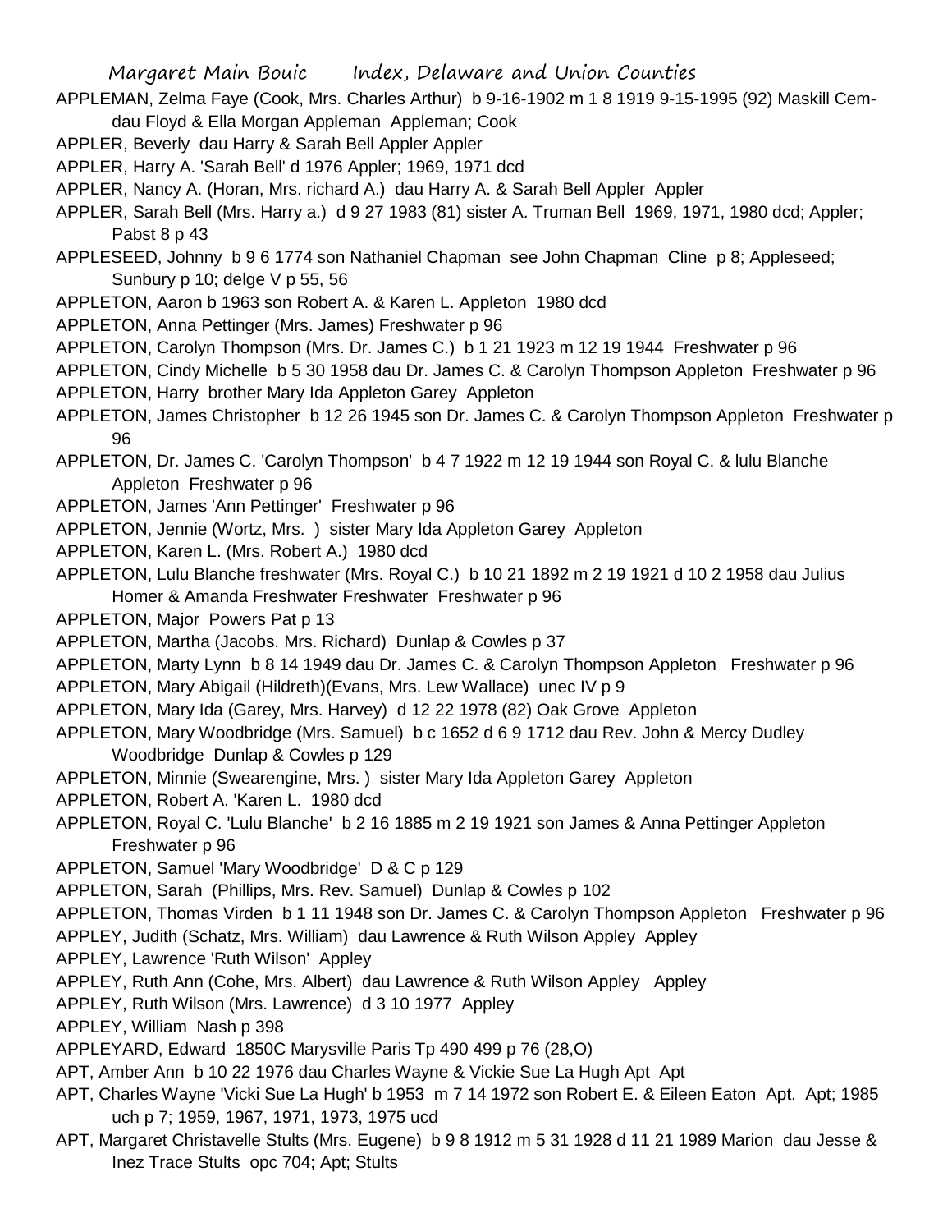APPLEMAN, Zelma Faye (Cook, Mrs. Charles Arthur) b 9-16-1902 m 1 8 1919 9-15-1995 (92) Maskill Cem- dau Floyd & Ella Morgan Appleman Appleman; Cook

APPLER, Beverly dau Harry & Sarah Bell Appler Appler

APPLER, Harry A. 'Sarah Bell' d 1976 Appler; 1969, 1971 dcd

APPLER, Nancy A. (Horan, Mrs. richard A.) dau Harry A. & Sarah Bell Appler Appler

APPLER, Sarah Bell (Mrs. Harry a.) d 9 27 1983 (81) sister A. Truman Bell 1969, 1971, 1980 dcd; Appler; Pabst 8 p 43

APPLESEED, Johnny b 9 6 1774 son Nathaniel Chapman see John Chapman Cline p 8; Appleseed; Sunbury p 10; delge V p 55, 56

APPLETON, Aaron b 1963 son Robert A. & Karen L. Appleton 1980 dcd

APPLETON, Anna Pettinger (Mrs. James) Freshwater p 96

APPLETON, Carolyn Thompson (Mrs. Dr. James C.) b 1 21 1923 m 12 19 1944 Freshwater p 96

APPLETON, Cindy Michelle b 5 30 1958 dau Dr. James C. & Carolyn Thompson Appleton Freshwater p 96

APPLETON, Harry brother Mary Ida Appleton Garey Appleton

APPLETON, James Christopher b 12 26 1945 son Dr. James C. & Carolyn Thompson Appleton Freshwater p 96

APPLETON, Dr. James C. 'Carolyn Thompson' b 4 7 1922 m 12 19 1944 son Royal C. & lulu Blanche Appleton Freshwater p 96

APPLETON, James 'Ann Pettinger' Freshwater p 96

APPLETON, Jennie (Wortz, Mrs. ) sister Mary Ida Appleton Garey Appleton

APPLETON, Karen L. (Mrs. Robert A.) 1980 dcd

APPLETON, Lulu Blanche freshwater (Mrs. Royal C.) b 10 21 1892 m 2 19 1921 d 10 2 1958 dau Julius Homer & Amanda Freshwater Freshwater Freshwater p 96

APPLETON, Major Powers Pat p 13

APPLETON, Martha (Jacobs. Mrs. Richard) Dunlap & Cowles p 37

APPLETON, Marty Lynn b 8 14 1949 dau Dr. James C. & Carolyn Thompson Appleton Freshwater p 96

APPLETON, Mary Abigail (Hildreth)(Evans, Mrs. Lew Wallace) unec IV p 9

APPLETON, Mary Ida (Garey, Mrs. Harvey) d 12 22 1978 (82) Oak Grove Appleton

APPLETON, Mary Woodbridge (Mrs. Samuel) b c 1652 d 6 9 1712 dau Rev. John & Mercy Dudley Woodbridge Dunlap & Cowles p 129

APPLETON, Minnie (Swearengine, Mrs. ) sister Mary Ida Appleton Garey Appleton

APPLETON, Robert A. 'Karen L. 1980 dcd

APPLETON, Royal C. 'Lulu Blanche' b 2 16 1885 m 2 19 1921 son James & Anna Pettinger Appleton Freshwater p 96

APPLETON, Samuel 'Mary Woodbridge' D & C p 129

APPLETON, Sarah (Phillips, Mrs. Rev. Samuel) Dunlap & Cowles p 102

APPLETON, Thomas Virden b 1 11 1948 son Dr. James C. & Carolyn Thompson Appleton Freshwater p 96

APPLEY, Judith (Schatz, Mrs. William) dau Lawrence & Ruth Wilson Appley Appley

APPLEY, Lawrence 'Ruth Wilson' Appley

APPLEY, Ruth Ann (Cohe, Mrs. Albert) dau Lawrence & Ruth Wilson Appley Appley

APPLEY, Ruth Wilson (Mrs. Lawrence) d 3 10 1977 Appley

APPLEY, William Nash p 398

APPLEYARD, Edward 1850C Marysville Paris Tp 490 499 p 76 (28,O)

APT, Amber Ann b 10 22 1976 dau Charles Wayne & Vickie Sue La Hugh Apt Apt

APT, Charles Wayne 'Vicki Sue La Hugh' b 1953 m 7 14 1972 son Robert E. & Eileen Eaton Apt. Apt; 1985 uch p 7; 1959, 1967, 1971, 1973, 1975 ucd

APT, Margaret Christavelle Stults (Mrs. Eugene) b 9 8 1912 m 5 31 1928 d 11 21 1989 Marion dau Jesse & Inez Trace Stults opc 704; Apt; Stults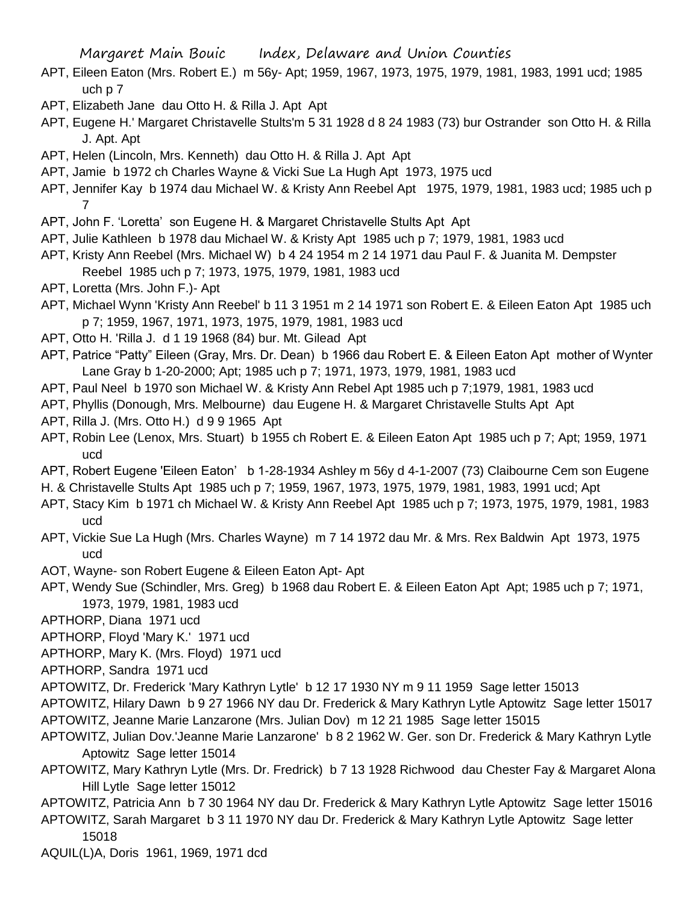APT, Eileen Eaton (Mrs. Robert E.) m 56y- Apt; 1959, 1967, 1973, 1975, 1979, 1981, 1983, 1991 ucd; 1985 uch p 7

APT, Elizabeth Jane dau Otto H. & Rilla J. Apt Apt

APT, Eugene H.' Margaret Christavelle Stults'm 5 31 1928 d 8 24 1983 (73) bur Ostrander son Otto H. & Rilla J. Apt. Apt

APT, Helen (Lincoln, Mrs. Kenneth) dau Otto H. & Rilla J. Apt Apt

APT, Jamie b 1972 ch Charles Wayne & Vicki Sue La Hugh Apt 1973, 1975 ucd

APT, Jennifer Kay b 1974 dau Michael W. & Kristy Ann Reebel Apt 1975, 1979, 1981, 1983 ucd; 1985 uch p 7

APT, John F. 'Loretta' son Eugene H. & Margaret Christavelle Stults Apt Apt

APT, Julie Kathleen b 1978 dau Michael W. & Kristy Apt 1985 uch p 7; 1979, 1981, 1983 ucd

APT, Kristy Ann Reebel (Mrs. Michael W) b 4 24 1954 m 2 14 1971 dau Paul F. & Juanita M. Dempster Reebel 1985 uch p 7; 1973, 1975, 1979, 1981, 1983 ucd

APT, Loretta (Mrs. John F.)- Apt

APT, Michael Wynn 'Kristy Ann Reebel' b 11 3 1951 m 2 14 1971 son Robert E. & Eileen Eaton Apt 1985 uch p 7; 1959, 1967, 1971, 1973, 1975, 1979, 1981, 1983 ucd

APT, Otto H. 'Rilla J. d 1 19 1968 (84) bur. Mt. Gilead Apt

APT, Patrice "Patty" Eileen (Gray, Mrs. Dr. Dean) b 1966 dau Robert E. & Eileen Eaton Apt mother of Wynter Lane Gray b 1-20-2000; Apt; 1985 uch p 7; 1971, 1973, 1979, 1981, 1983 ucd

APT, Paul Neel b 1970 son Michael W. & Kristy Ann Rebel Apt 1985 uch p 7;1979, 1981, 1983 ucd

APT, Phyllis (Donough, Mrs. Melbourne) dau Eugene H. & Margaret Christavelle Stults Apt Apt

APT, Rilla J. (Mrs. Otto H.) d 9 9 1965 Apt

APT, Robin Lee (Lenox, Mrs. Stuart) b 1955 ch Robert E. & Eileen Eaton Apt 1985 uch p 7; Apt; 1959, 1971 ucd

APT, Robert Eugene 'Eileen Eaton' b 1-28-1934 Ashley m 56y d 4-1-2007 (73) Claibourne Cem son Eugene H. & Christavelle Stults Apt 1985 uch p 7; 1959, 1967, 1973, 1975, 1979, 1981, 1983, 1991 ucd; Apt

APT, Stacy Kim b 1971 ch Michael W. & Kristy Ann Reebel Apt 1985 uch p 7; 1973, 1975, 1979, 1981, 1983 ucd

APT, Vickie Sue La Hugh (Mrs. Charles Wayne) m 7 14 1972 dau Mr. & Mrs. Rex Baldwin Apt 1973, 1975 ucd

AOT, Wayne- son Robert Eugene & Eileen Eaton Apt- Apt

APT, Wendy Sue (Schindler, Mrs. Greg) b 1968 dau Robert E. & Eileen Eaton Apt Apt; 1985 uch p 7; 1971, 1973, 1979, 1981, 1983 ucd

APTHORP, Diana 1971 ucd

APTHORP, Floyd 'Mary K.' 1971 ucd

APTHORP, Mary K. (Mrs. Floyd) 1971 ucd

APTHORP, Sandra 1971 ucd

APTOWITZ, Dr. Frederick 'Mary Kathryn Lytle' b 12 17 1930 NY m 9 11 1959 Sage letter 15013

APTOWITZ, Hilary Dawn b 9 27 1966 NY dau Dr. Frederick & Mary Kathryn Lytle Aptowitz Sage letter 15017

APTOWITZ, Jeanne Marie Lanzarone (Mrs. Julian Dov) m 12 21 1985 Sage letter 15015

APTOWITZ, Julian Dov.'Jeanne Marie Lanzarone' b 8 2 1962 W. Ger. son Dr. Frederick & Mary Kathryn Lytle Aptowitz Sage letter 15014

APTOWITZ, Mary Kathryn Lytle (Mrs. Dr. Fredrick) b 7 13 1928 Richwood dau Chester Fay & Margaret Alona Hill Lytle Sage letter 15012

APTOWITZ, Patricia Ann b 7 30 1964 NY dau Dr. Frederick & Mary Kathryn Lytle Aptowitz Sage letter 15016

APTOWITZ, Sarah Margaret b 3 11 1970 NY dau Dr. Frederick & Mary Kathryn Lytle Aptowitz Sage letter 15018

AQUIL(L)A, Doris 1961, 1969, 1971 dcd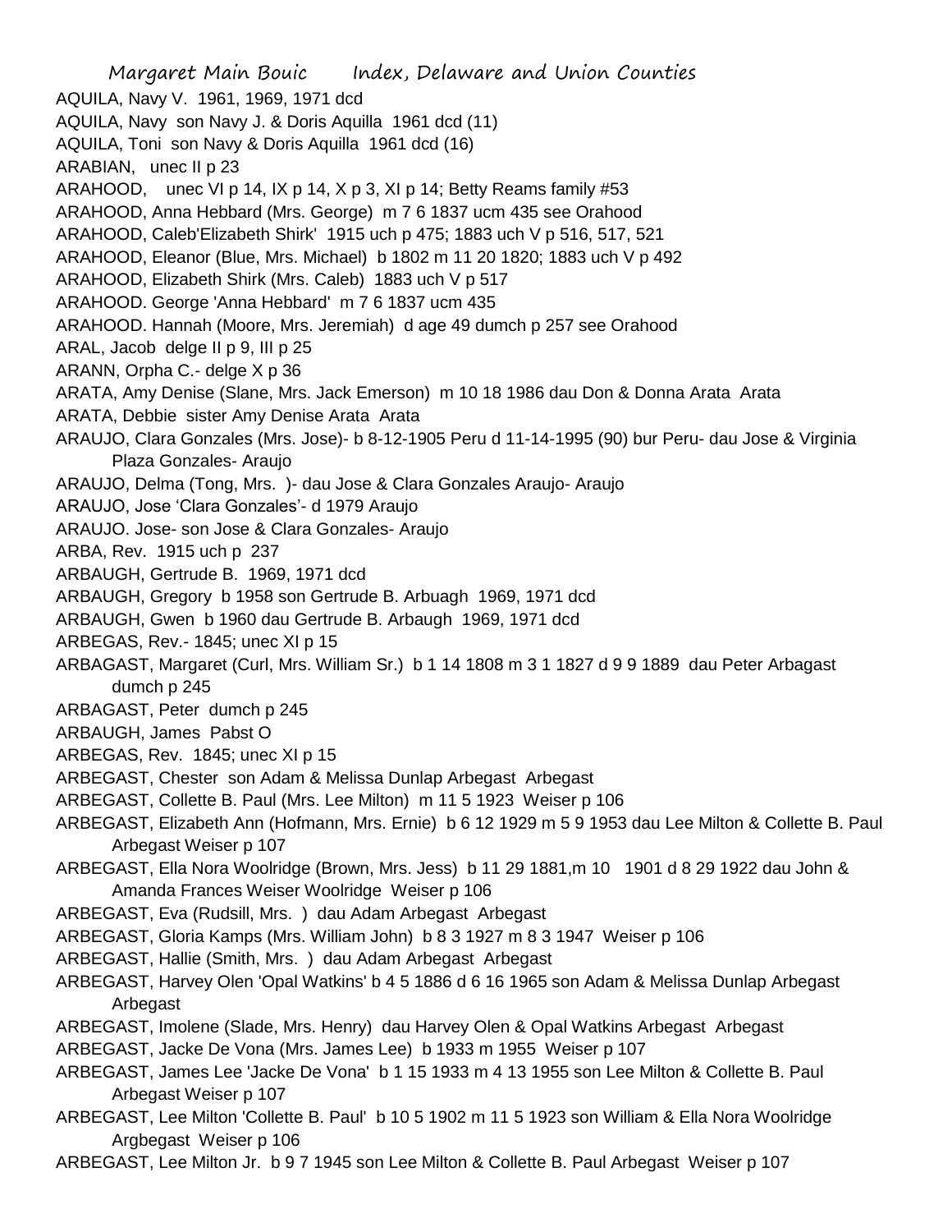AQUILA, Navy V.  1961, 1969, 1971 dcd

AQUILA, Navy  son Navy J. & Doris Aquilla  1961 dcd (11)

AQUILA, Toni  son Navy & Doris Aquilla  1961 dcd (16)

ARABIAN,   unec II p 23

ARAHOOD,   unec VI p 14, IX p 14, X p 3, XI p 14; Betty Reams family #53

ARAHOOD, Anna Hebbard (Mrs. George)  m 7 6 1837 ucm 435 see Orahood

ARAHOOD, Caleb'Elizabeth Shirk'  1915 uch p 475; 1883 uch V p 516, 517, 521

ARAHOOD, Eleanor (Blue, Mrs. Michael)  b 1802 m 11 20 1820; 1883 uch V p 492

ARAHOOD, Elizabeth Shirk (Mrs. Caleb)  1883 uch V p 517

ARAHOOD. George 'Anna Hebbard'  m 7 6 1837 ucm 435

ARAHOOD. Hannah (Moore, Mrs. Jeremiah)  d age 49 dumch p 257 see Orahood

ARAL, Jacob  delge II p 9, III p 25

ARANN, Orpha C.- delge X p 36

ARATA, Amy Denise (Slane, Mrs. Jack Emerson)  m 10 18 1986 dau Don & Donna Arata  Arata

ARATA, Debbie  sister Amy Denise Arata  Arata

ARAUJO, Clara Gonzales (Mrs. Jose)- b 8-12-1905 Peru d 11-14-1995 (90) bur Peru- dau Jose & Virginia Plaza Gonzales- Araujo

ARAUJO, Delma (Tong, Mrs.  )- dau Jose & Clara Gonzales Araujo- Araujo

ARAUJO, Jose 'Clara Gonzales'- d 1979 Araujo

ARAUJO. Jose- son Jose & Clara Gonzales- Araujo

ARBA, Rev.  1915 uch p  237

ARBAUGH, Gertrude B.  1969, 1971 dcd

ARBAUGH, Gregory  b 1958 son Gertrude B. Arbuagh  1969, 1971 dcd

ARBAUGH, Gwen  b 1960 dau Gertrude B. Arbaugh  1969, 1971 dcd

ARBEGAS, Rev.- 1845; unec XI p 15

ARBAGAST, Margaret (Curl, Mrs. William Sr.)  b 1 14 1808 m 3 1 1827 d 9 9 1889  dau Peter Arbagast dumch p 245

ARBAGAST, Peter  dumch p 245

ARBAUGH, James  Pabst O

ARBEGAS, Rev.  1845; unec XI p 15

ARBEGAST, Chester  son Adam & Melissa Dunlap Arbegast  Arbegast

ARBEGAST, Collette B. Paul (Mrs. Lee Milton)  m 11 5 1923  Weiser p 106

ARBEGAST, Elizabeth Ann (Hofmann, Mrs. Ernie)  b 6 12 1929 m 5 9 1953 dau Lee Milton & Collette B. Paul Arbegast Weiser p 107

ARBEGAST, Ella Nora Woolridge (Brown, Mrs. Jess)  b 11 29 1881,m 10   1901 d 8 29 1922 dau John & Amanda Frances Weiser Woolridge  Weiser p 106

ARBEGAST, Eva (Rudsill, Mrs.  ) dau Adam Arbegast  Arbegast

ARBEGAST, Gloria Kamps (Mrs. William John)  b 8 3 1927 m 8 3 1947  Weiser p 106

ARBEGAST, Hallie (Smith, Mrs.  ) dau Adam Arbegast  Arbegast

ARBEGAST, Harvey Olen 'Opal Watkins' b 4 5 1886 d 6 16 1965 son Adam & Melissa Dunlap Arbegast Arbegast

ARBEGAST, Imolene (Slade, Mrs. Henry)  dau Harvey Olen & Opal Watkins Arbegast  Arbegast

ARBEGAST, Jacke De Vona (Mrs. James Lee)  b 1933 m 1955  Weiser p 107

ARBEGAST, James Lee 'Jacke De Vona'  b 1 15 1933 m 4 13 1955 son Lee Milton & Collette B. Paul Arbegast Weiser p 107

ARBEGAST, Lee Milton 'Collette B. Paul'  b 10 5 1902 m 11 5 1923 son William & Ella Nora Woolridge Argbegast  Weiser p 106

ARBEGAST, Lee Milton Jr.  b 9 7 1945 son Lee Milton & Collette B. Paul Arbegast  Weiser p 107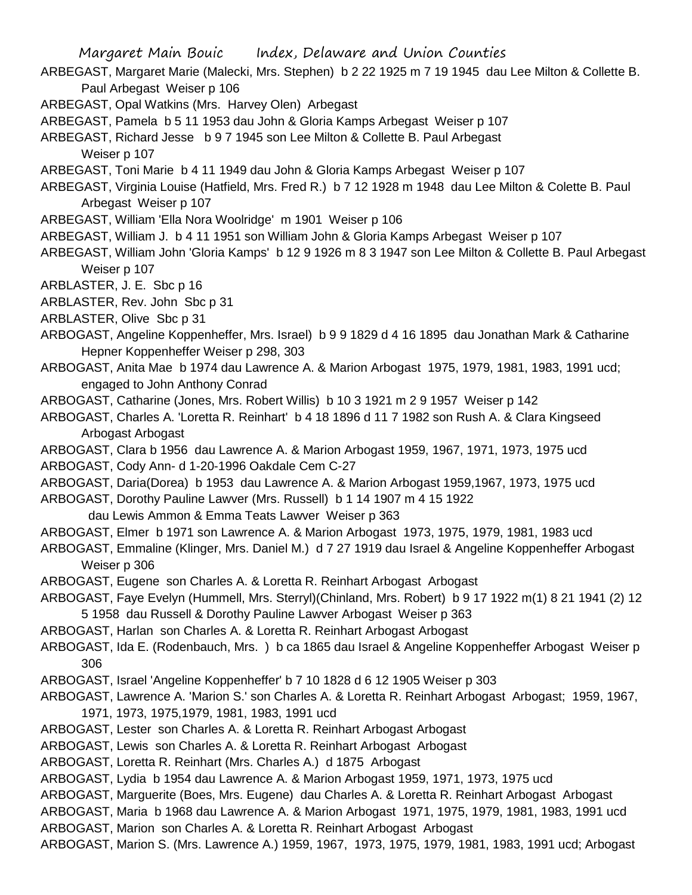ARBEGAST, Margaret Marie (Malecki, Mrs. Stephen) b 2 22 1925 m 7 19 1945 dau Lee Milton & Collette B. Paul Arbegast Weiser p 106

ARBEGAST, Opal Watkins (Mrs. Harvey Olen) Arbegast

ARBEGAST, Pamela b 5 11 1953 dau John & Gloria Kamps Arbegast Weiser p 107

ARBEGAST, Richard Jesse b 9 7 1945 son Lee Milton & Collette B. Paul Arbegast Weiser p 107

ARBEGAST, Toni Marie b 4 11 1949 dau John & Gloria Kamps Arbegast Weiser p 107

ARBEGAST, Virginia Louise (Hatfield, Mrs. Fred R.) b 7 12 1928 m 1948 dau Lee Milton & Colette B. Paul Arbegast Weiser p 107

ARBEGAST, William 'Ella Nora Woolridge' m 1901 Weiser p 106

ARBEGAST, William J. b 4 11 1951 son William John & Gloria Kamps Arbegast Weiser p 107

ARBEGAST, William John 'Gloria Kamps' b 12 9 1926 m 8 3 1947 son Lee Milton & Collette B. Paul Arbegast Weiser p 107

ARBLASTER, J. E. Sbc p 16

ARBLASTER, Rev. John Sbc p 31

ARBLASTER, Olive Sbc p 31

ARBOGAST, Angeline Koppenheffer, Mrs. Israel) b 9 9 1829 d 4 16 1895 dau Jonathan Mark & Catharine Hepner Koppenheffer Weiser p 298, 303

ARBOGAST, Anita Mae b 1974 dau Lawrence A. & Marion Arbogast 1975, 1979, 1981, 1983, 1991 ucd; engaged to John Anthony Conrad

ARBOGAST, Catharine (Jones, Mrs. Robert Willis) b 10 3 1921 m 2 9 1957 Weiser p 142

ARBOGAST, Charles A. 'Loretta R. Reinhart' b 4 18 1896 d 11 7 1982 son Rush A. & Clara Kingseed Arbogast Arbogast

ARBOGAST, Clara b 1956 dau Lawrence A. & Marion Arbogast 1959, 1967, 1971, 1973, 1975 ucd

ARBOGAST, Cody Ann- d 1-20-1996 Oakdale Cem C-27

ARBOGAST, Daria(Dorea) b 1953 dau Lawrence A. & Marion Arbogast 1959,1967, 1973, 1975 ucd

ARBOGAST, Dorothy Pauline Lawver (Mrs. Russell) b 1 14 1907 m 4 15 1922 dau Lewis Ammon & Emma Teats Lawver Weiser p 363

ARBOGAST, Elmer b 1971 son Lawrence A. & Marion Arbogast 1973, 1975, 1979, 1981, 1983 ucd

ARBOGAST, Emmaline (Klinger, Mrs. Daniel M.) d 7 27 1919 dau Israel & Angeline Koppenheffer Arbogast Weiser p 306

ARBOGAST, Eugene son Charles A. & Loretta R. Reinhart Arbogast Arbogast

ARBOGAST, Faye Evelyn (Hummell, Mrs. Sterryl)(Chinland, Mrs. Robert) b 9 17 1922 m(1) 8 21 1941 (2) 12 5 1958 dau Russell & Dorothy Pauline Lawver Arbogast Weiser p 363

ARBOGAST, Harlan son Charles A. & Loretta R. Reinhart Arbogast Arbogast

ARBOGAST, Ida E. (Rodenbauch, Mrs. ) b ca 1865 dau Israel & Angeline Koppenheffer Arbogast Weiser p 306

ARBOGAST, Israel 'Angeline Koppenheffer' b 7 10 1828 d 6 12 1905 Weiser p 303

ARBOGAST, Lawrence A. 'Marion S.' son Charles A. & Loretta R. Reinhart Arbogast Arbogast; 1959, 1967, 1971, 1973, 1975,1979, 1981, 1983, 1991 ucd

ARBOGAST, Lester son Charles A. & Loretta R. Reinhart Arbogast Arbogast

ARBOGAST, Lewis son Charles A. & Loretta R. Reinhart Arbogast Arbogast

ARBOGAST, Loretta R. Reinhart (Mrs. Charles A.) d 1875 Arbogast

ARBOGAST, Lydia b 1954 dau Lawrence A. & Marion Arbogast 1959, 1971, 1973, 1975 ucd

ARBOGAST, Marguerite (Boes, Mrs. Eugene) dau Charles A. & Loretta R. Reinhart Arbogast Arbogast

ARBOGAST, Maria b 1968 dau Lawrence A. & Marion Arbogast 1971, 1975, 1979, 1981, 1983, 1991 ucd

ARBOGAST, Marion son Charles A. & Loretta R. Reinhart Arbogast Arbogast

ARBOGAST, Marion S. (Mrs. Lawrence A.) 1959, 1967, 1973, 1975, 1979, 1981, 1983, 1991 ucd; Arbogast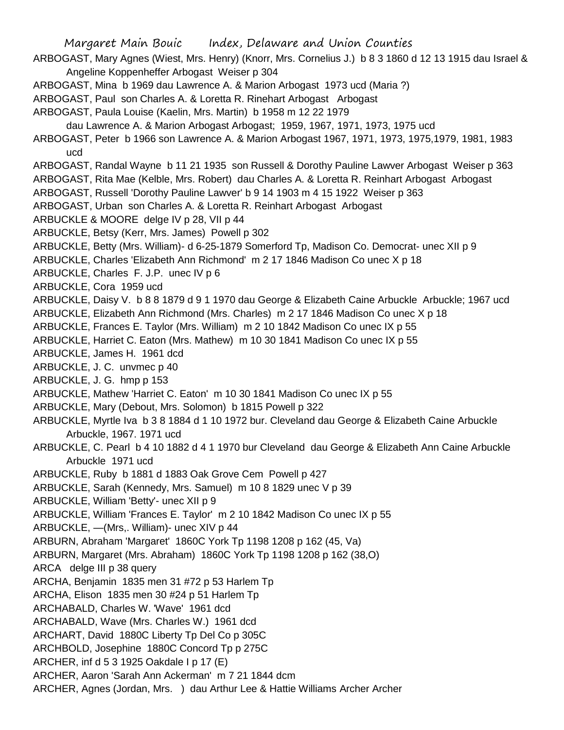ARBOGAST, Mary Agnes (Wiest, Mrs. Henry) (Knorr, Mrs. Cornelius J.) b 8 3 1860 d 12 13 1915 dau Israel & Angeline Koppenheffer Arbogast Weiser p 304

ARBOGAST, Mina b 1969 dau Lawrence A. & Marion Arbogast 1973 ucd (Maria ?)

ARBOGAST, Paul son Charles A. & Loretta R. Rinehart Arbogast Arbogast

ARBOGAST, Paula Louise (Kaelin, Mrs. Martin) b 1958 m 12 22 1979 dau Lawrence A. & Marion Arbogast Arbogast; 1959, 1967, 1971, 1973, 1975 ucd

ARBOGAST, Peter b 1966 son Lawrence A. & Marion Arbogast 1967, 1971, 1973, 1975,1979, 1981, 1983 ucd

ARBOGAST, Randal Wayne b 11 21 1935 son Russell & Dorothy Pauline Lawver Arbogast Weiser p 363

ARBOGAST, Rita Mae (Kelble, Mrs. Robert) dau Charles A. & Loretta R. Reinhart Arbogast Arbogast

ARBOGAST, Russell 'Dorothy Pauline Lawver' b 9 14 1903 m 4 15 1922 Weiser p 363

ARBOGAST, Urban son Charles A. & Loretta R. Reinhart Arbogast Arbogast

ARBUCKLE & MOORE delge IV p 28, VII p 44

ARBUCKLE, Betsy (Kerr, Mrs. James) Powell p 302

ARBUCKLE, Betty (Mrs. William)- d 6-25-1879 Somerford Tp, Madison Co. Democrat- unec XII p 9

ARBUCKLE, Charles 'Elizabeth Ann Richmond' m 2 17 1846 Madison Co unec X p 18

ARBUCKLE, Charles F. J.P. unec IV p 6

ARBUCKLE, Cora 1959 ucd

ARBUCKLE, Daisy V. b 8 8 1879 d 9 1 1970 dau George & Elizabeth Caine Arbuckle Arbuckle; 1967 ucd

ARBUCKLE, Elizabeth Ann Richmond (Mrs. Charles) m 2 17 1846 Madison Co unec X p 18

ARBUCKLE, Frances E. Taylor (Mrs. William) m 2 10 1842 Madison Co unec IX p 55

ARBUCKLE, Harriet C. Eaton (Mrs. Mathew) m 10 30 1841 Madison Co unec IX p 55

ARBUCKLE, James H. 1961 dcd

ARBUCKLE, J. C. unvmec p 40

ARBUCKLE, J. G. hmp p 153

ARBUCKLE, Mathew 'Harriet C. Eaton' m 10 30 1841 Madison Co unec IX p 55

ARBUCKLE, Mary (Debout, Mrs. Solomon) b 1815 Powell p 322

ARBUCKLE, Myrtle Iva b 3 8 1884 d 1 10 1972 bur. Cleveland dau George & Elizabeth Caine Arbuckle Arbuckle, 1967. 1971 ucd

ARBUCKLE, C. Pearl b 4 10 1882 d 4 1 1970 bur Cleveland dau George & Elizabeth Ann Caine Arbuckle Arbuckle 1971 ucd

ARBUCKLE, Ruby b 1881 d 1883 Oak Grove Cem Powell p 427

ARBUCKLE, Sarah (Kennedy, Mrs. Samuel) m 10 8 1829 unec V p 39

ARBUCKLE, William 'Betty'- unec XII p 9

ARBUCKLE, William 'Frances E. Taylor' m 2 10 1842 Madison Co unec IX p 55

ARBUCKLE, —(Mrs,. William)- unec XIV p 44

ARBURN, Abraham 'Margaret' 1860C York Tp 1198 1208 p 162 (45, Va)

ARBURN, Margaret (Mrs. Abraham) 1860C York Tp 1198 1208 p 162 (38,O)

ARCA delge III p 38 query

ARCHA, Benjamin 1835 men 31 #72 p 53 Harlem Tp

ARCHA, Elison 1835 men 30 #24 p 51 Harlem Tp

ARCHABALD, Charles W. 'Wave' 1961 dcd

ARCHABALD, Wave (Mrs. Charles W.) 1961 dcd

ARCHART, David 1880C Liberty Tp Del Co p 305C

ARCHBOLD, Josephine 1880C Concord Tp p 275C

ARCHER, inf d 5 3 1925 Oakdale I p 17 (E)

ARCHER, Aaron 'Sarah Ann Ackerman' m 7 21 1844 dcm

ARCHER, Agnes (Jordan, Mrs. ) dau Arthur Lee & Hattie Williams Archer Archer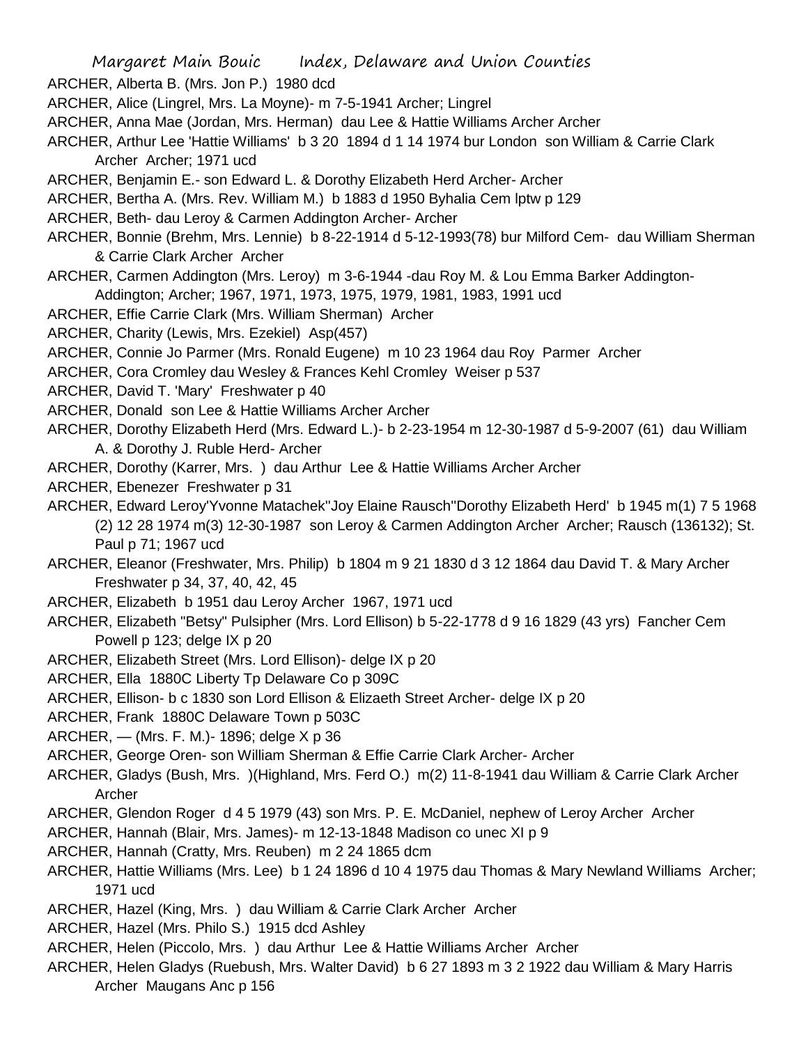ARCHER, Alberta B. (Mrs. Jon P.) 1980 dcd

ARCHER, Alice (Lingrel, Mrs. La Moyne)- m 7-5-1941 Archer; Lingrel

ARCHER, Anna Mae (Jordan, Mrs. Herman) dau Lee & Hattie Williams Archer Archer

ARCHER, Arthur Lee 'Hattie Williams' b 3 20 1894 d 1 14 1974 bur London son William & Carrie Clark Archer Archer; 1971 ucd

ARCHER, Benjamin E.- son Edward L. & Dorothy Elizabeth Herd Archer- Archer

ARCHER, Bertha A. (Mrs. Rev. William M.) b 1883 d 1950 Byhalia Cem lptw p 129

ARCHER, Beth- dau Leroy & Carmen Addington Archer- Archer

ARCHER, Bonnie (Brehm, Mrs. Lennie) b 8-22-1914 d 5-12-1993(78) bur Milford Cem- dau William Sherman & Carrie Clark Archer Archer

ARCHER, Carmen Addington (Mrs. Leroy) m 3-6-1944 -dau Roy M. & Lou Emma Barker Addington- Addington; Archer; 1967, 1971, 1973, 1975, 1979, 1981, 1983, 1991 ucd

ARCHER, Effie Carrie Clark (Mrs. William Sherman) Archer

ARCHER, Charity (Lewis, Mrs. Ezekiel) Asp(457)

ARCHER, Connie Jo Parmer (Mrs. Ronald Eugene) m 10 23 1964 dau Roy Parmer Archer

ARCHER, Cora Cromley dau Wesley & Frances Kehl Cromley Weiser p 537

ARCHER, David T. 'Mary' Freshwater p 40

ARCHER, Donald son Lee & Hattie Williams Archer Archer

ARCHER, Dorothy Elizabeth Herd (Mrs. Edward L.)- b 2-23-1954 m 12-30-1987 d 5-9-2007 (61) dau William A. & Dorothy J. Ruble Herd- Archer

ARCHER, Dorothy (Karrer, Mrs. ) dau Arthur Lee & Hattie Williams Archer Archer

ARCHER, Ebenezer Freshwater p 31

ARCHER, Edward Leroy'Yvonne Matachek''Joy Elaine Rausch''Dorothy Elizabeth Herd' b 1945 m(1) 7 5 1968 (2) 12 28 1974 m(3) 12-30-1987 son Leroy & Carmen Addington Archer Archer; Rausch (136132); St. Paul p 71; 1967 ucd

ARCHER, Eleanor (Freshwater, Mrs. Philip) b 1804 m 9 21 1830 d 3 12 1864 dau David T. & Mary Archer Freshwater p 34, 37, 40, 42, 45

ARCHER, Elizabeth b 1951 dau Leroy Archer 1967, 1971 ucd

ARCHER, Elizabeth "Betsy" Pulsipher (Mrs. Lord Ellison) b 5-22-1778 d 9 16 1829 (43 yrs) Fancher Cem Powell p 123; delge IX p 20

ARCHER, Elizabeth Street (Mrs. Lord Ellison)- delge IX p 20

ARCHER, Ella 1880C Liberty Tp Delaware Co p 309C

ARCHER, Ellison- b c 1830 son Lord Ellison & Elizaeth Street Archer- delge IX p 20

ARCHER, Frank 1880C Delaware Town p 503C

ARCHER, — (Mrs. F. M.)- 1896; delge X p 36

ARCHER, George Oren- son William Sherman & Effie Carrie Clark Archer- Archer

ARCHER, Gladys (Bush, Mrs. )(Highland, Mrs. Ferd O.) m(2) 11-8-1941 dau William & Carrie Clark Archer Archer

ARCHER, Glendon Roger d 4 5 1979 (43) son Mrs. P. E. McDaniel, nephew of Leroy Archer Archer

ARCHER, Hannah (Blair, Mrs. James)- m 12-13-1848 Madison co unec XI p 9

ARCHER, Hannah (Cratty, Mrs. Reuben) m 2 24 1865 dcm

ARCHER, Hattie Williams (Mrs. Lee) b 1 24 1896 d 10 4 1975 dau Thomas & Mary Newland Williams Archer; 1971 ucd

ARCHER, Hazel (King, Mrs. ) dau William & Carrie Clark Archer Archer

ARCHER, Hazel (Mrs. Philo S.) 1915 dcd Ashley

ARCHER, Helen (Piccolo, Mrs. ) dau Arthur Lee & Hattie Williams Archer Archer

ARCHER, Helen Gladys (Ruebush, Mrs. Walter David) b 6 27 1893 m 3 2 1922 dau William & Mary Harris Archer Maugans Anc p 156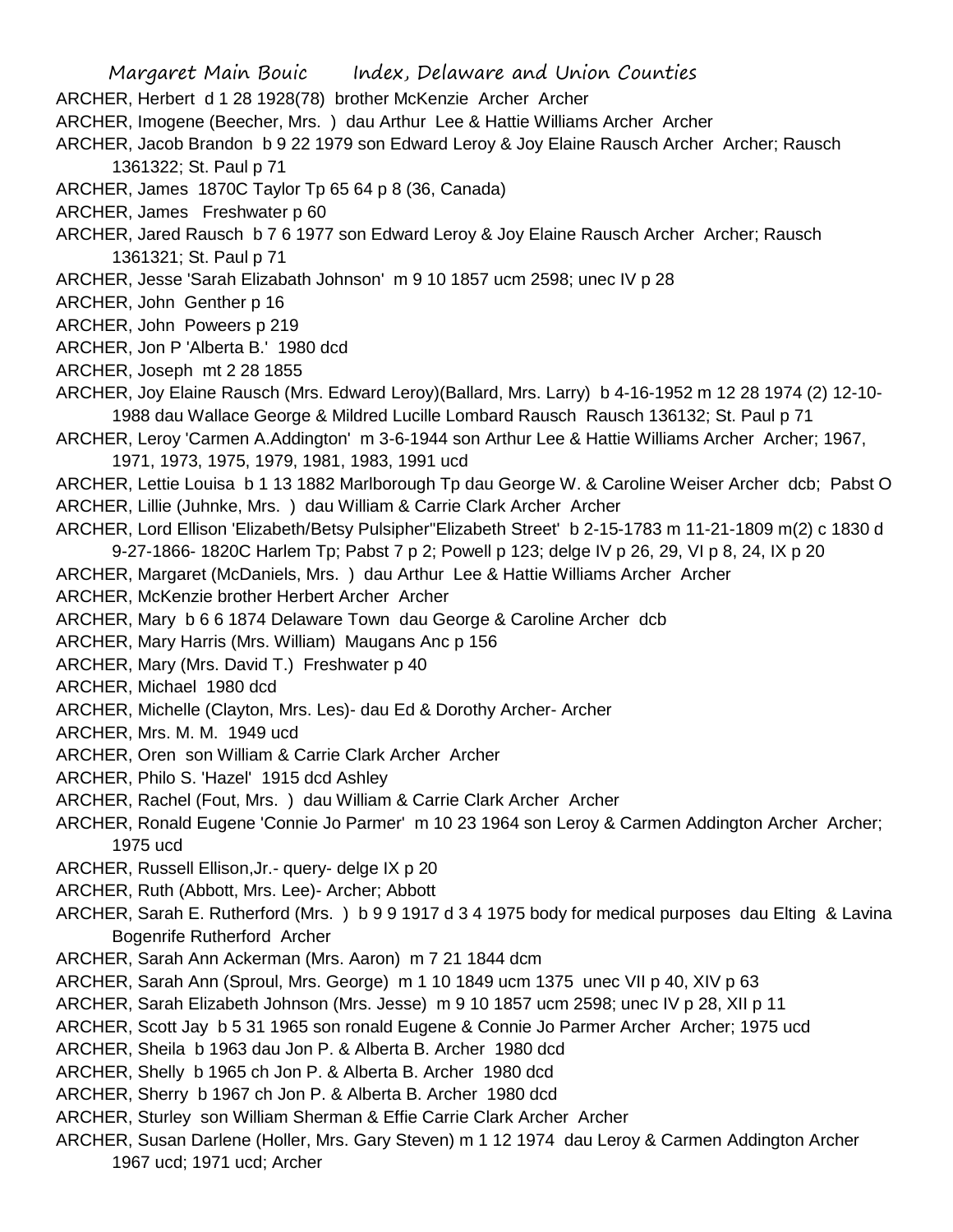ARCHER, Herbert d 1 28 1928(78) brother McKenzie Archer Archer

ARCHER, Imogene (Beecher, Mrs. ) dau Arthur Lee & Hattie Williams Archer Archer

ARCHER, Jacob Brandon b 9 22 1979 son Edward Leroy & Joy Elaine Rausch Archer Archer; Rausch 1361322; St. Paul p 71

ARCHER, James 1870C Taylor Tp 65 64 p 8 (36, Canada)

ARCHER, James Freshwater p 60

ARCHER, Jared Rausch b 7 6 1977 son Edward Leroy & Joy Elaine Rausch Archer Archer; Rausch 1361321; St. Paul p 71

ARCHER, Jesse 'Sarah Elizabath Johnson' m 9 10 1857 ucm 2598; unec IV p 28

ARCHER, John Genther p 16

ARCHER, John Poweers p 219

ARCHER, Jon P 'Alberta B.' 1980 dcd

ARCHER, Joseph mt 2 28 1855

ARCHER, Joy Elaine Rausch (Mrs. Edward Leroy)(Ballard, Mrs. Larry) b 4-16-1952 m 12 28 1974 (2) 12-10-1988 dau Wallace George & Mildred Lucille Lombard Rausch Rausch 136132; St. Paul p 71

ARCHER, Leroy 'Carmen A.Addington' m 3-6-1944 son Arthur Lee & Hattie Williams Archer Archer; 1967, 1971, 1973, 1975, 1979, 1981, 1983, 1991 ucd

ARCHER, Lettie Louisa b 1 13 1882 Marlborough Tp dau George W. & Caroline Weiser Archer dcb; Pabst O

ARCHER, Lillie (Juhnke, Mrs. ) dau William & Carrie Clark Archer Archer

ARCHER, Lord Ellison 'Elizabeth/Betsy Pulsipher''Elizabeth Street' b 2-15-1783 m 11-21-1809 m(2) c 1830 d 9-27-1866- 1820C Harlem Tp; Pabst 7 p 2; Powell p 123; delge IV p 26, 29, VI p 8, 24, IX p 20

ARCHER, Margaret (McDaniels, Mrs. ) dau Arthur Lee & Hattie Williams Archer Archer

ARCHER, McKenzie brother Herbert Archer Archer

ARCHER, Mary b 6 6 1874 Delaware Town dau George & Caroline Archer dcb

ARCHER, Mary Harris (Mrs. William) Maugans Anc p 156

ARCHER, Mary (Mrs. David T.) Freshwater p 40

ARCHER, Michael 1980 dcd

ARCHER, Michelle (Clayton, Mrs. Les)- dau Ed & Dorothy Archer- Archer

ARCHER, Mrs. M. M. 1949 ucd

ARCHER, Oren son William & Carrie Clark Archer Archer

ARCHER, Philo S. 'Hazel' 1915 dcd Ashley

ARCHER, Rachel (Fout, Mrs. ) dau William & Carrie Clark Archer Archer

ARCHER, Ronald Eugene 'Connie Jo Parmer' m 10 23 1964 son Leroy & Carmen Addington Archer Archer; 1975 ucd

ARCHER, Russell Ellison,Jr.- query- delge IX p 20

ARCHER, Ruth (Abbott, Mrs. Lee)- Archer; Abbott

ARCHER, Sarah E. Rutherford (Mrs. ) b 9 9 1917 d 3 4 1975 body for medical purposes dau Elting & Lavina Bogenrife Rutherford Archer

ARCHER, Sarah Ann Ackerman (Mrs. Aaron) m 7 21 1844 dcm

ARCHER, Sarah Ann (Sproul, Mrs. George) m 1 10 1849 ucm 1375 unec VII p 40, XIV p 63

ARCHER, Sarah Elizabeth Johnson (Mrs. Jesse) m 9 10 1857 ucm 2598; unec IV p 28, XII p 11

ARCHER, Scott Jay b 5 31 1965 son ronald Eugene & Connie Jo Parmer Archer Archer; 1975 ucd

ARCHER, Sheila b 1963 dau Jon P. & Alberta B. Archer 1980 dcd

ARCHER, Shelly b 1965 ch Jon P. & Alberta B. Archer 1980 dcd

ARCHER, Sherry b 1967 ch Jon P. & Alberta B. Archer 1980 dcd

ARCHER, Sturley son William Sherman & Effie Carrie Clark Archer Archer

ARCHER, Susan Darlene (Holler, Mrs. Gary Steven) m 1 12 1974 dau Leroy & Carmen Addington Archer 1967 ucd; 1971 ucd; Archer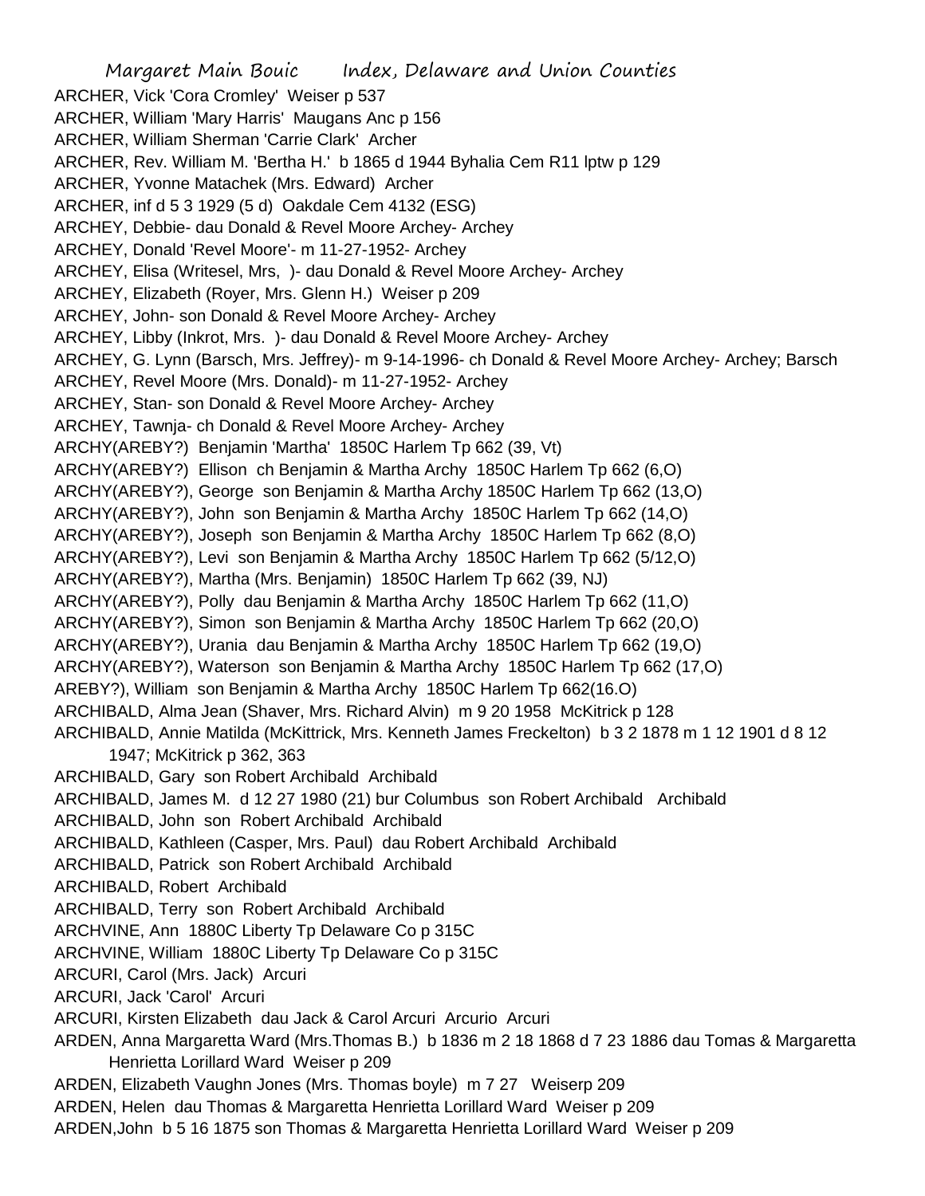ARCHER, Vick 'Cora Cromley' Weiser p 537
ARCHER, William 'Mary Harris' Maugans Anc p 156
ARCHER, William Sherman 'Carrie Clark' Archer
ARCHER, Rev. William M. 'Bertha H.' b 1865 d 1944 Byhalia Cem R11 lptw p 129
ARCHER, Yvonne Matachek (Mrs. Edward) Archer
ARCHER, inf d 5 3 1929 (5 d) Oakdale Cem 4132 (ESG)
ARCHEY, Debbie- dau Donald & Revel Moore Archey- Archey
ARCHEY, Donald 'Revel Moore'- m 11-27-1952- Archey
ARCHEY, Elisa (Writesel, Mrs, )- dau Donald & Revel Moore Archey- Archey
ARCHEY, Elizabeth (Royer, Mrs. Glenn H.) Weiser p 209
ARCHEY, John- son Donald & Revel Moore Archey- Archey
ARCHEY, Libby (Inkrot, Mrs. )- dau Donald & Revel Moore Archey- Archey
ARCHEY, G. Lynn (Barsch, Mrs. Jeffrey)- m 9-14-1996- ch Donald & Revel Moore Archey- Archey; Barsch
ARCHEY, Revel Moore (Mrs. Donald)- m 11-27-1952- Archey
ARCHEY, Stan- son Donald & Revel Moore Archey- Archey
ARCHEY, Tawnja- ch Donald & Revel Moore Archey- Archey
ARCHY(AREBY?) Benjamin 'Martha' 1850C Harlem Tp 662 (39, Vt)
ARCHY(AREBY?) Ellison ch Benjamin & Martha Archy 1850C Harlem Tp 662 (6,O)
ARCHY(AREBY?), George son Benjamin & Martha Archy 1850C Harlem Tp 662 (13,O)
ARCHY(AREBY?), John son Benjamin & Martha Archy 1850C Harlem Tp 662 (14,O)
ARCHY(AREBY?), Joseph son Benjamin & Martha Archy 1850C Harlem Tp 662 (8,O)
ARCHY(AREBY?), Levi son Benjamin & Martha Archy 1850C Harlem Tp 662 (5/12,O)
ARCHY(AREBY?), Martha (Mrs. Benjamin) 1850C Harlem Tp 662 (39, NJ)
ARCHY(AREBY?), Polly dau Benjamin & Martha Archy 1850C Harlem Tp 662 (11,O)
ARCHY(AREBY?), Simon son Benjamin & Martha Archy 1850C Harlem Tp 662 (20,O)
ARCHY(AREBY?), Urania dau Benjamin & Martha Archy 1850C Harlem Tp 662 (19,O)
ARCHY(AREBY?), Waterson son Benjamin & Martha Archy 1850C Harlem Tp 662 (17,O)
AREBY?), William son Benjamin & Martha Archy 1850C Harlem Tp 662(16.O)
ARCHIBALD, Alma Jean (Shaver, Mrs. Richard Alvin) m 9 20 1958 McKitrick p 128
ARCHIBALD, Annie Matilda (McKittrick, Mrs. Kenneth James Freckelton) b 3 2 1878 m 1 12 1901 d 8 12 1947; McKitrick p 362, 363
ARCHIBALD, Gary son Robert Archibald Archibald
ARCHIBALD, James M. d 12 27 1980 (21) bur Columbus son Robert Archibald Archibald
ARCHIBALD, John son Robert Archibald Archibald
ARCHIBALD, Kathleen (Casper, Mrs. Paul) dau Robert Archibald Archibald
ARCHIBALD, Patrick son Robert Archibald Archibald
ARCHIBALD, Robert Archibald
ARCHIBALD, Terry son Robert Archibald Archibald
ARCHVINE, Ann 1880C Liberty Tp Delaware Co p 315C
ARCHVINE, William 1880C Liberty Tp Delaware Co p 315C
ARCURI, Carol (Mrs. Jack) Arcuri
ARCURI, Jack 'Carol' Arcuri
ARCURI, Kirsten Elizabeth dau Jack & Carol Arcuri Arcurio Arcuri
ARDEN, Anna Margaretta Ward (Mrs.Thomas B.) b 1836 m 2 18 1868 d 7 23 1886 dau Tomas & Margaretta Henrietta Lorillard Ward Weiser p 209
ARDEN, Elizabeth Vaughn Jones (Mrs. Thomas boyle) m 7 27 Weiserp 209
ARDEN, Helen dau Thomas & Margaretta Henrietta Lorillard Ward Weiser p 209
ARDEN,John b 5 16 1875 son Thomas & Margaretta Henrietta Lorillard Ward Weiser p 209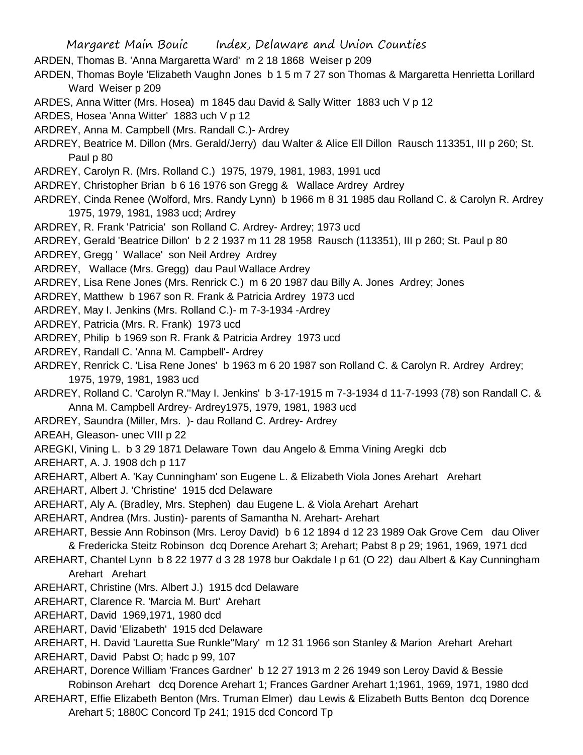ARDEN, Thomas B. 'Anna Margaretta Ward' m 2 18 1868 Weiser p 209

ARDEN, Thomas Boyle 'Elizabeth Vaughn Jones b 1 5 m 7 27 son Thomas & Margaretta Henrietta Lorillard Ward Weiser p 209

ARDES, Anna Witter (Mrs. Hosea) m 1845 dau David & Sally Witter 1883 uch V p 12

ARDES, Hosea 'Anna Witter' 1883 uch V p 12

ARDREY, Anna M. Campbell (Mrs. Randall C.)- Ardrey

ARDREY, Beatrice M. Dillon (Mrs. Gerald/Jerry) dau Walter & Alice Ell Dillon Rausch 113351, III p 260; St. Paul p 80

ARDREY, Carolyn R. (Mrs. Rolland C.) 1975, 1979, 1981, 1983, 1991 ucd

ARDREY, Christopher Brian b 6 16 1976 son Gregg & Wallace Ardrey Ardrey

ARDREY, Cinda Renee (Wolford, Mrs. Randy Lynn) b 1966 m 8 31 1985 dau Rolland C. & Carolyn R. Ardrey 1975, 1979, 1981, 1983 ucd; Ardrey

ARDREY, R. Frank 'Patricia' son Rolland C. Ardrey- Ardrey; 1973 ucd

ARDREY, Gerald 'Beatrice Dillon' b 2 2 1937 m 11 28 1958 Rausch (113351), III p 260; St. Paul p 80

ARDREY, Gregg ' Wallace' son Neil Ardrey Ardrey

ARDREY, Wallace (Mrs. Gregg) dau Paul Wallace Ardrey

ARDREY, Lisa Rene Jones (Mrs. Renrick C.) m 6 20 1987 dau Billy A. Jones Ardrey; Jones

ARDREY, Matthew b 1967 son R. Frank & Patricia Ardrey 1973 ucd

ARDREY, May I. Jenkins (Mrs. Rolland C.)- m 7-3-1934 -Ardrey

ARDREY, Patricia (Mrs. R. Frank) 1973 ucd

ARDREY, Philip b 1969 son R. Frank & Patricia Ardrey 1973 ucd

ARDREY, Randall C. 'Anna M. Campbell'- Ardrey

ARDREY, Renrick C. 'Lisa Rene Jones' b 1963 m 6 20 1987 son Rolland C. & Carolyn R. Ardrey Ardrey; 1975, 1979, 1981, 1983 ucd

ARDREY, Rolland C. 'Carolyn R.''May I. Jenkins' b 3-17-1915 m 7-3-1934 d 11-7-1993 (78) son Randall C. & Anna M. Campbell Ardrey- Ardrey1975, 1979, 1981, 1983 ucd

ARDREY, Saundra (Miller, Mrs. )- dau Rolland C. Ardrey- Ardrey

AREAH, Gleason- unec VIII p 22

AREGKI, Vining L. b 3 29 1871 Delaware Town dau Angelo & Emma Vining Aregki dcb

AREHART, A. J. 1908 dch p 117

AREHART, Albert A. 'Kay Cunningham' son Eugene L. & Elizabeth Viola Jones Arehart Arehart

AREHART, Albert J. 'Christine' 1915 dcd Delaware

AREHART, Aly A. (Bradley, Mrs. Stephen) dau Eugene L. & Viola Arehart Arehart

AREHART, Andrea (Mrs. Justin)- parents of Samantha N. Arehart- Arehart

AREHART, Bessie Ann Robinson (Mrs. Leroy David) b 6 12 1894 d 12 23 1989 Oak Grove Cem dau Oliver & Fredericka Steitz Robinson dcq Dorence Arehart 3; Arehart; Pabst 8 p 29; 1961, 1969, 1971 dcd

AREHART, Chantel Lynn b 8 22 1977 d 3 28 1978 bur Oakdale I p 61 (O 22) dau Albert & Kay Cunningham Arehart Arehart

AREHART, Christine (Mrs. Albert J.) 1915 dcd Delaware

AREHART, Clarence R. 'Marcia M. Burt' Arehart

AREHART, David 1969,1971, 1980 dcd

AREHART, David 'Elizabeth' 1915 dcd Delaware

AREHART, H. David 'Lauretta Sue Runkle''Mary' m 12 31 1966 son Stanley & Marion Arehart Arehart

AREHART, David Pabst O; hadc p 99, 107

AREHART, Dorence William 'Frances Gardner' b 12 27 1913 m 2 26 1949 son Leroy David & Bessie Robinson Arehart dcq Dorence Arehart 1; Frances Gardner Arehart 1;1961, 1969, 1971, 1980 dcd

AREHART, Effie Elizabeth Benton (Mrs. Truman Elmer) dau Lewis & Elizabeth Butts Benton dcq Dorence Arehart 5; 1880C Concord Tp 241; 1915 dcd Concord Tp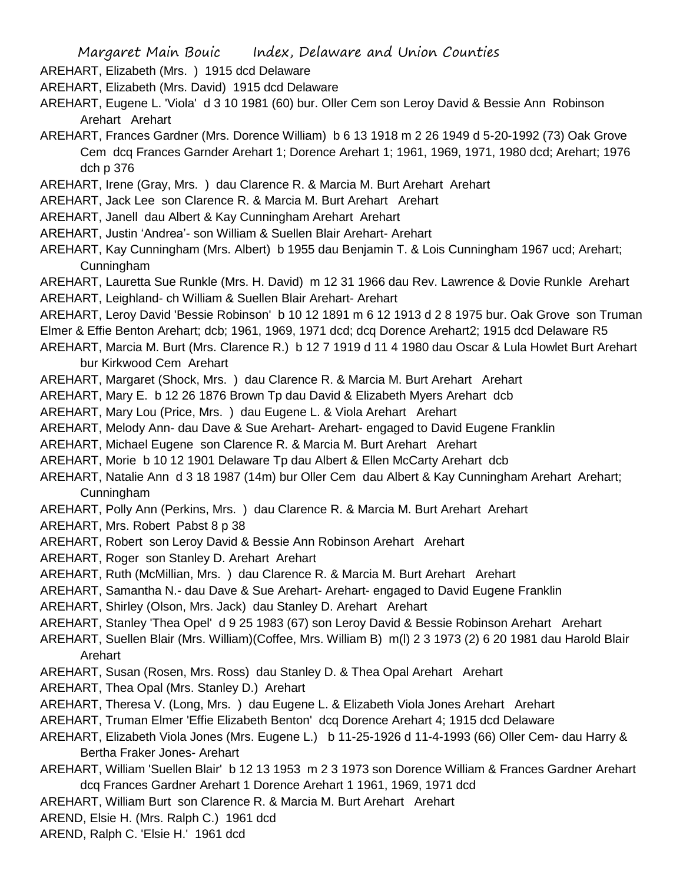AREHART, Elizabeth (Mrs. ) 1915 dcd Delaware

AREHART, Elizabeth (Mrs. David) 1915 dcd Delaware

AREHART, Eugene L. 'Viola' d 3 10 1981 (60) bur. Oller Cem son Leroy David & Bessie Ann Robinson Arehart Arehart

AREHART, Frances Gardner (Mrs. Dorence William) b 6 13 1918 m 2 26 1949 d 5-20-1992 (73) Oak Grove Cem dcq Frances Garnder Arehart 1; Dorence Arehart 1; 1961, 1969, 1971, 1980 dcd; Arehart; 1976 dch p 376

AREHART, Irene (Gray, Mrs. ) dau Clarence R. & Marcia M. Burt Arehart Arehart

AREHART, Jack Lee son Clarence R. & Marcia M. Burt Arehart Arehart

AREHART, Janell dau Albert & Kay Cunningham Arehart Arehart

AREHART, Justin 'Andrea'- son William & Suellen Blair Arehart- Arehart

AREHART, Kay Cunningham (Mrs. Albert) b 1955 dau Benjamin T. & Lois Cunningham 1967 ucd; Arehart; Cunningham

AREHART, Lauretta Sue Runkle (Mrs. H. David) m 12 31 1966 dau Rev. Lawrence & Dovie Runkle Arehart

AREHART, Leighland- ch William & Suellen Blair Arehart- Arehart

AREHART, Leroy David 'Bessie Robinson' b 10 12 1891 m 6 12 1913 d 2 8 1975 bur. Oak Grove son Truman Elmer & Effie Benton Arehart; dcb; 1961, 1969, 1971 dcd; dcq Dorence Arehart2; 1915 dcd Delaware R5

AREHART, Marcia M. Burt (Mrs. Clarence R.) b 12 7 1919 d 11 4 1980 dau Oscar & Lula Howlet Burt Arehart bur Kirkwood Cem Arehart

AREHART, Margaret (Shock, Mrs. ) dau Clarence R. & Marcia M. Burt Arehart Arehart

AREHART, Mary E. b 12 26 1876 Brown Tp dau David & Elizabeth Myers Arehart dcb

AREHART, Mary Lou (Price, Mrs. ) dau Eugene L. & Viola Arehart Arehart

AREHART, Melody Ann- dau Dave & Sue Arehart- Arehart- engaged to David Eugene Franklin

AREHART, Michael Eugene son Clarence R. & Marcia M. Burt Arehart Arehart

AREHART, Morie b 10 12 1901 Delaware Tp dau Albert & Ellen McCarty Arehart dcb

AREHART, Natalie Ann d 3 18 1987 (14m) bur Oller Cem dau Albert & Kay Cunningham Arehart Arehart; Cunningham

AREHART, Polly Ann (Perkins, Mrs. ) dau Clarence R. & Marcia M. Burt Arehart Arehart

AREHART, Mrs. Robert Pabst 8 p 38

AREHART, Robert son Leroy David & Bessie Ann Robinson Arehart Arehart

AREHART, Roger son Stanley D. Arehart Arehart

AREHART, Ruth (McMillian, Mrs. ) dau Clarence R. & Marcia M. Burt Arehart Arehart

AREHART, Samantha N.- dau Dave & Sue Arehart- Arehart- engaged to David Eugene Franklin

AREHART, Shirley (Olson, Mrs. Jack) dau Stanley D. Arehart Arehart

AREHART, Stanley 'Thea Opel' d 9 25 1983 (67) son Leroy David & Bessie Robinson Arehart Arehart

AREHART, Suellen Blair (Mrs. William)(Coffee, Mrs. William B) m(l) 2 3 1973 (2) 6 20 1981 dau Harold Blair Arehart

AREHART, Susan (Rosen, Mrs. Ross) dau Stanley D. & Thea Opal Arehart Arehart

AREHART, Thea Opal (Mrs. Stanley D.) Arehart

AREHART, Theresa V. (Long, Mrs. ) dau Eugene L. & Elizabeth Viola Jones Arehart Arehart

AREHART, Truman Elmer 'Effie Elizabeth Benton' dcq Dorence Arehart 4; 1915 dcd Delaware

AREHART, Elizabeth Viola Jones (Mrs. Eugene L.) b 11-25-1926 d 11-4-1993 (66) Oller Cem- dau Harry & Bertha Fraker Jones- Arehart

AREHART, William 'Suellen Blair' b 12 13 1953 m 2 3 1973 son Dorence William & Frances Gardner Arehart dcq Frances Gardner Arehart 1 Dorence Arehart 1 1961, 1969, 1971 dcd

AREHART, William Burt son Clarence R. & Marcia M. Burt Arehart Arehart

AREND, Elsie H. (Mrs. Ralph C.) 1961 dcd

AREND, Ralph C. 'Elsie H.' 1961 dcd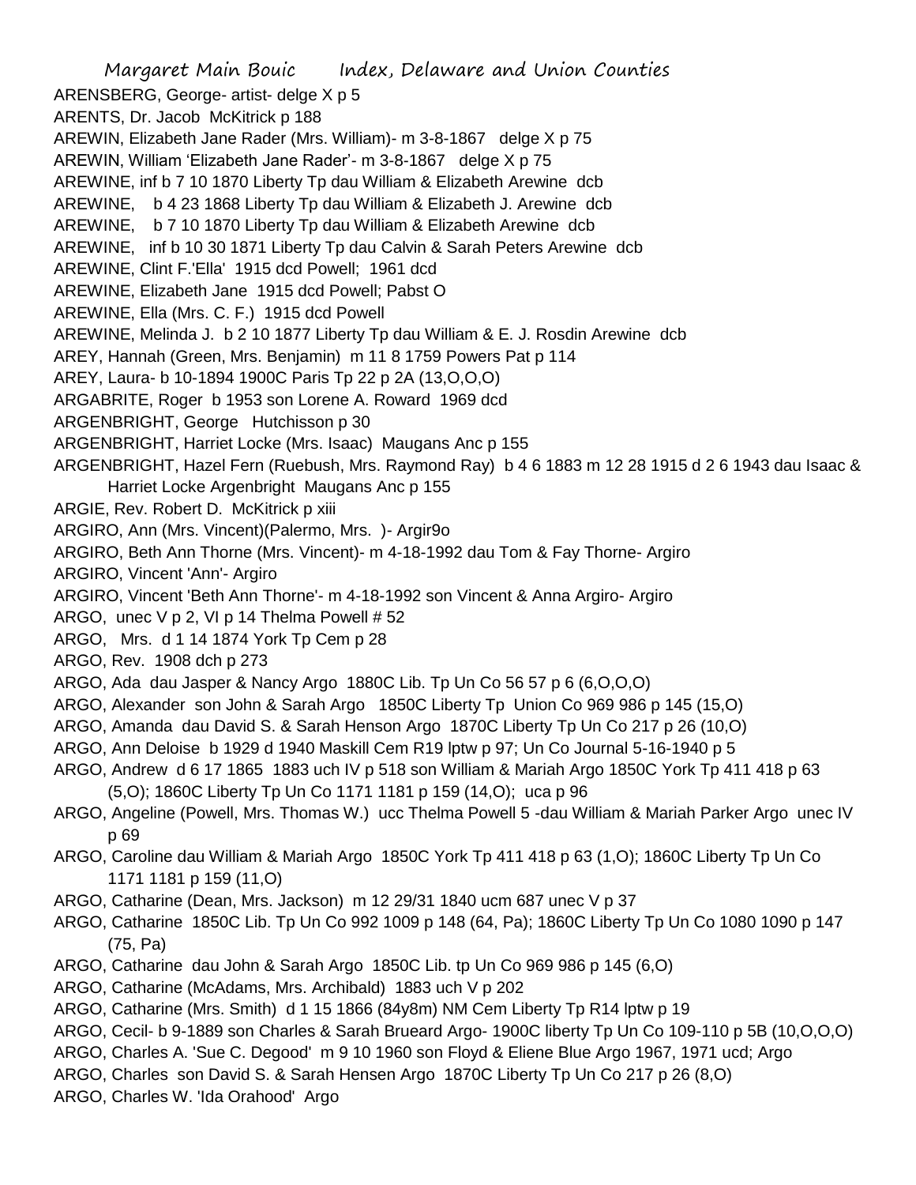ARENSBERG, George- artist- delge X p 5

ARENTS, Dr. Jacob McKitrick p 188

AREWIN, Elizabeth Jane Rader (Mrs. William)- m 3-8-1867 delge X p 75

AREWIN, William 'Elizabeth Jane Rader'- m 3-8-1867 delge X p 75

AREWINE, inf b 7 10 1870 Liberty Tp dau William & Elizabeth Arewine dcb

AREWINE, b 4 23 1868 Liberty Tp dau William & Elizabeth J. Arewine dcb

AREWINE, b 7 10 1870 Liberty Tp dau William & Elizabeth Arewine dcb

AREWINE, inf b 10 30 1871 Liberty Tp dau Calvin & Sarah Peters Arewine dcb

AREWINE, Clint F.'Ella' 1915 dcd Powell; 1961 dcd

AREWINE, Elizabeth Jane 1915 dcd Powell; Pabst O

AREWINE, Ella (Mrs. C. F.) 1915 dcd Powell

AREWINE, Melinda J. b 2 10 1877 Liberty Tp dau William & E. J. Rosdin Arewine dcb

AREY, Hannah (Green, Mrs. Benjamin) m 11 8 1759 Powers Pat p 114

AREY, Laura- b 10-1894 1900C Paris Tp 22 p 2A (13,O,O,O)

ARGABRITE, Roger b 1953 son Lorene A. Roward 1969 dcd

ARGENBRIGHT, George Hutchisson p 30

ARGENBRIGHT, Harriet Locke (Mrs. Isaac) Maugans Anc p 155

ARGENBRIGHT, Hazel Fern (Ruebush, Mrs. Raymond Ray) b 4 6 1883 m 12 28 1915 d 2 6 1943 dau Isaac & Harriet Locke Argenbright Maugans Anc p 155

ARGIE, Rev. Robert D. McKitrick p xiii

ARGIRO, Ann (Mrs. Vincent)(Palermo, Mrs. )- Argir9o

ARGIRO, Beth Ann Thorne (Mrs. Vincent)- m 4-18-1992 dau Tom & Fay Thorne- Argiro

ARGIRO, Vincent 'Ann'- Argiro

ARGIRO, Vincent 'Beth Ann Thorne'- m 4-18-1992 son Vincent & Anna Argiro- Argiro

ARGO, unec V p 2, VI p 14 Thelma Powell # 52

ARGO, Mrs. d 1 14 1874 York Tp Cem p 28

ARGO, Rev. 1908 dch p 273

ARGO, Ada dau Jasper & Nancy Argo 1880C Lib. Tp Un Co 56 57 p 6 (6,O,O,O)

ARGO, Alexander son John & Sarah Argo 1850C Liberty Tp Union Co 969 986 p 145 (15,O)

ARGO, Amanda dau David S. & Sarah Henson Argo 1870C Liberty Tp Un Co 217 p 26 (10,O)

ARGO, Ann Deloise b 1929 d 1940 Maskill Cem R19 lptw p 97; Un Co Journal 5-16-1940 p 5

ARGO, Andrew d 6 17 1865 1883 uch IV p 518 son William & Mariah Argo 1850C York Tp 411 418 p 63 (5,O); 1860C Liberty Tp Un Co 1171 1181 p 159 (14,O); uca p 96

ARGO, Angeline (Powell, Mrs. Thomas W.) ucc Thelma Powell 5 -dau William & Mariah Parker Argo unec IV p 69

ARGO, Caroline dau William & Mariah Argo 1850C York Tp 411 418 p 63 (1,O); 1860C Liberty Tp Un Co 1171 1181 p 159 (11,O)

ARGO, Catharine (Dean, Mrs. Jackson) m 12 29/31 1840 ucm 687 unec V p 37

ARGO, Catharine 1850C Lib. Tp Un Co 992 1009 p 148 (64, Pa); 1860C Liberty Tp Un Co 1080 1090 p 147 (75, Pa)

ARGO, Catharine dau John & Sarah Argo 1850C Lib. tp Un Co 969 986 p 145 (6,O)

ARGO, Catharine (McAdams, Mrs. Archibald) 1883 uch V p 202

ARGO, Catharine (Mrs. Smith) d 1 15 1866 (84y8m) NM Cem Liberty Tp R14 lptw p 19

ARGO, Cecil- b 9-1889 son Charles & Sarah Brueard Argo- 1900C liberty Tp Un Co 109-110 p 5B (10,O,O,O)

ARGO, Charles A. 'Sue C. Degood' m 9 10 1960 son Floyd & Eliene Blue Argo 1967, 1971 ucd; Argo

ARGO, Charles son David S. & Sarah Hensen Argo 1870C Liberty Tp Un Co 217 p 26 (8,O)

ARGO, Charles W. 'Ida Orahood' Argo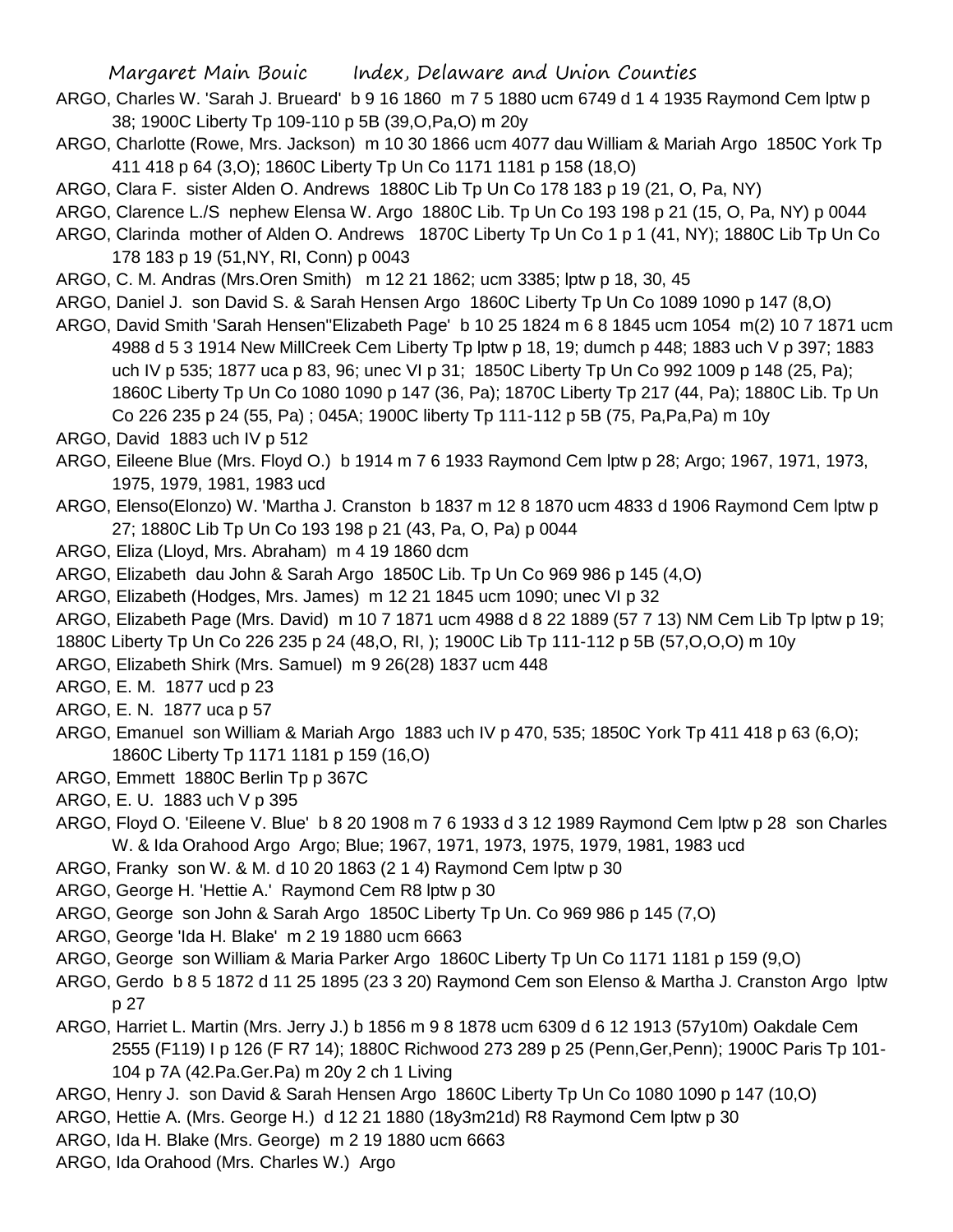ARGO, Charles W. 'Sarah J. Brueard' b 9 16 1860 m 7 5 1880 ucm 6749 d 1 4 1935 Raymond Cem lptw p 38; 1900C Liberty Tp 109-110 p 5B (39,O,Pa,O) m 20y

ARGO, Charlotte (Rowe, Mrs. Jackson) m 10 30 1866 ucm 4077 dau William & Mariah Argo 1850C York Tp 411 418 p 64 (3,O); 1860C Liberty Tp Un Co 1171 1181 p 158 (18,O)

ARGO, Clara F. sister Alden O. Andrews 1880C Lib Tp Un Co 178 183 p 19 (21, O, Pa, NY)

ARGO, Clarence L./S nephew Elensa W. Argo 1880C Lib. Tp Un Co 193 198 p 21 (15, O, Pa, NY) p 0044

ARGO, Clarinda mother of Alden O. Andrews 1870C Liberty Tp Un Co 1 p 1 (41, NY); 1880C Lib Tp Un Co 178 183 p 19 (51,NY, RI, Conn) p 0043

ARGO, C. M. Andras (Mrs.Oren Smith) m 12 21 1862; ucm 3385; lptw p 18, 30, 45

ARGO, Daniel J. son David S. & Sarah Hensen Argo 1860C Liberty Tp Un Co 1089 1090 p 147 (8,O)

ARGO, David Smith 'Sarah Hensen''Elizabeth Page' b 10 25 1824 m 6 8 1845 ucm 1054 m(2) 10 7 1871 ucm 4988 d 5 3 1914 New MillCreek Cem Liberty Tp lptw p 18, 19; dumch p 448; 1883 uch V p 397; 1883 uch IV p 535; 1877 uca p 83, 96; unec VI p 31; 1850C Liberty Tp Un Co 992 1009 p 148 (25, Pa); 1860C Liberty Tp Un Co 1080 1090 p 147 (36, Pa); 1870C Liberty Tp 217 (44, Pa); 1880C Lib. Tp Un Co 226 235 p 24 (55, Pa) ; 045A; 1900C liberty Tp 111-112 p 5B (75, Pa,Pa,Pa) m 10y

ARGO, David 1883 uch IV p 512

ARGO, Eileene Blue (Mrs. Floyd O.) b 1914 m 7 6 1933 Raymond Cem lptw p 28; Argo; 1967, 1971, 1973, 1975, 1979, 1981, 1983 ucd

ARGO, Elenso(Elonzo) W. 'Martha J. Cranston b 1837 m 12 8 1870 ucm 4833 d 1906 Raymond Cem lptw p 27; 1880C Lib Tp Un Co 193 198 p 21 (43, Pa, O, Pa) p 0044

ARGO, Eliza (Lloyd, Mrs. Abraham) m 4 19 1860 dcm

ARGO, Elizabeth dau John & Sarah Argo 1850C Lib. Tp Un Co 969 986 p 145 (4,O)

ARGO, Elizabeth (Hodges, Mrs. James) m 12 21 1845 ucm 1090; unec VI p 32

ARGO, Elizabeth Page (Mrs. David) m 10 7 1871 ucm 4988 d 8 22 1889 (57 7 13) NM Cem Lib Tp lptw p 19; 1880C Liberty Tp Un Co 226 235 p 24 (48,O, RI, ); 1900C Lib Tp 111-112 p 5B (57,O,O,O) m 10y

ARGO, Elizabeth Shirk (Mrs. Samuel) m 9 26(28) 1837 ucm 448

ARGO, E. M. 1877 ucd p 23

ARGO, E. N. 1877 uca p 57

ARGO, Emanuel son William & Mariah Argo 1883 uch IV p 470, 535; 1850C York Tp 411 418 p 63 (6,O); 1860C Liberty Tp 1171 1181 p 159 (16,O)

ARGO, Emmett 1880C Berlin Tp p 367C

ARGO, E. U. 1883 uch V p 395

ARGO, Floyd O. 'Eileene V. Blue' b 8 20 1908 m 7 6 1933 d 3 12 1989 Raymond Cem lptw p 28 son Charles W. & Ida Orahood Argo Argo; Blue; 1967, 1971, 1973, 1975, 1979, 1981, 1983 ucd

ARGO, Franky son W. & M. d 10 20 1863 (2 1 4) Raymond Cem lptw p 30

ARGO, George H. 'Hettie A.' Raymond Cem R8 lptw p 30

ARGO, George son John & Sarah Argo 1850C Liberty Tp Un. Co 969 986 p 145 (7,O)

ARGO, George 'Ida H. Blake' m 2 19 1880 ucm 6663

ARGO, George son William & Maria Parker Argo 1860C Liberty Tp Un Co 1171 1181 p 159 (9,O)

ARGO, Gerdo b 8 5 1872 d 11 25 1895 (23 3 20) Raymond Cem son Elenso & Martha J. Cranston Argo lptw p 27

ARGO, Harriet L. Martin (Mrs. Jerry J.) b 1856 m 9 8 1878 ucm 6309 d 6 12 1913 (57y10m) Oakdale Cem 2555 (F119) I p 126 (F R7 14); 1880C Richwood 273 289 p 25 (Penn,Ger,Penn); 1900C Paris Tp 101-104 p 7A (42.Pa.Ger.Pa) m 20y 2 ch 1 Living

ARGO, Henry J. son David & Sarah Hensen Argo 1860C Liberty Tp Un Co 1080 1090 p 147 (10,O)

ARGO, Hettie A. (Mrs. George H.) d 12 21 1880 (18y3m21d) R8 Raymond Cem lptw p 30

ARGO, Ida H. Blake (Mrs. George) m 2 19 1880 ucm 6663

ARGO, Ida Orahood (Mrs. Charles W.) Argo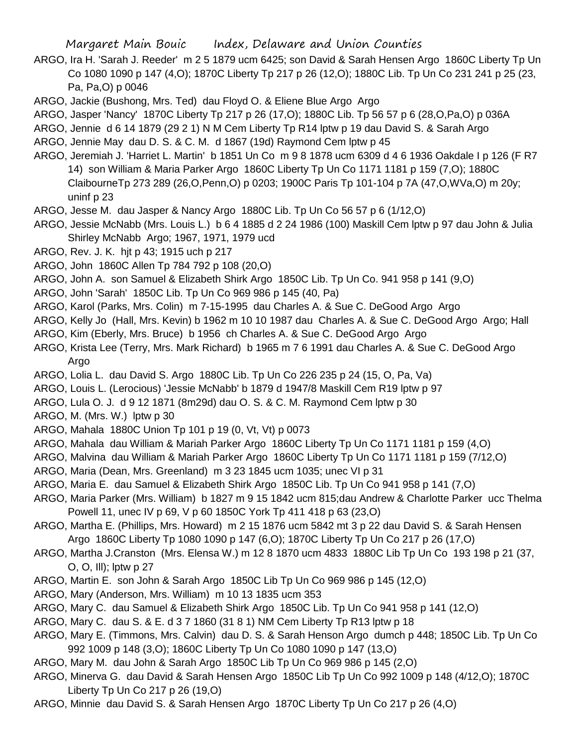ARGO, Ira H. 'Sarah J. Reeder' m 2 5 1879 ucm 6425; son David & Sarah Hensen Argo 1860C Liberty Tp Un Co 1080 1090 p 147 (4,O); 1870C Liberty Tp 217 p 26 (12,O); 1880C Lib. Tp Un Co 231 241 p 25 (23, Pa, Pa,O) p 0046

ARGO, Jackie (Bushong, Mrs. Ted) dau Floyd O. & Eliene Blue Argo Argo

ARGO, Jasper 'Nancy' 1870C Liberty Tp 217 p 26 (17,O); 1880C Lib. Tp 56 57 p 6 (28,O,Pa,O) p 036A

ARGO, Jennie d 6 14 1879 (29 2 1) N M Cem Liberty Tp R14 lptw p 19 dau David S. & Sarah Argo

ARGO, Jennie May dau D. S. & C. M. d 1867 (19d) Raymond Cem lptw p 45

ARGO, Jeremiah J. 'Harriet L. Martin' b 1851 Un Co m 9 8 1878 ucm 6309 d 4 6 1936 Oakdale I p 126 (F R7 14) son William & Maria Parker Argo 1860C Liberty Tp Un Co 1171 1181 p 159 (7,O); 1880C ClaibourneTp 273 289 (26,O,Penn,O) p 0203; 1900C Paris Tp 101-104 p 7A (47,O,WVa,O) m 20y; uninf p 23

ARGO, Jesse M. dau Jasper & Nancy Argo 1880C Lib. Tp Un Co 56 57 p 6 (1/12,O)

ARGO, Jessie McNabb (Mrs. Louis L.) b 6 4 1885 d 2 24 1986 (100) Maskill Cem lptw p 97 dau John & Julia Shirley McNabb Argo; 1967, 1971, 1979 ucd

ARGO, Rev. J. K. hjt p 43; 1915 uch p 217

ARGO, John 1860C Allen Tp 784 792 p 108 (20,O)

ARGO, John A. son Samuel & Elizabeth Shirk Argo 1850C Lib. Tp Un Co. 941 958 p 141 (9,O)

ARGO, John 'Sarah' 1850C Lib. Tp Un Co 969 986 p 145 (40, Pa)

ARGO, Karol (Parks, Mrs. Colin) m 7-15-1995 dau Charles A. & Sue C. DeGood Argo Argo

ARGO, Kelly Jo (Hall, Mrs. Kevin) b 1962 m 10 10 1987 dau Charles A. & Sue C. DeGood Argo Argo; Hall

ARGO, Kim (Eberly, Mrs. Bruce) b 1956 ch Charles A. & Sue C. DeGood Argo Argo

ARGO, Krista Lee (Terry, Mrs. Mark Richard) b 1965 m 7 6 1991 dau Charles A. & Sue C. DeGood Argo Argo

ARGO, Lolia L. dau David S. Argo 1880C Lib. Tp Un Co 226 235 p 24 (15, O, Pa, Va)

ARGO, Louis L. (Lerocious) 'Jessie McNabb' b 1879 d 1947/8 Maskill Cem R19 lptw p 97

ARGO, Lula O. J. d 9 12 1871 (8m29d) dau O. S. & C. M. Raymond Cem lptw p 30

ARGO, M. (Mrs. W.) lptw p 30

ARGO, Mahala 1880C Union Tp 101 p 19 (0, Vt, Vt) p 0073

ARGO, Mahala dau William & Mariah Parker Argo 1860C Liberty Tp Un Co 1171 1181 p 159 (4,O)

ARGO, Malvina dau William & Mariah Parker Argo 1860C Liberty Tp Un Co 1171 1181 p 159 (7/12,O)

ARGO, Maria (Dean, Mrs. Greenland) m 3 23 1845 ucm 1035; unec VI p 31

ARGO, Maria E. dau Samuel & Elizabeth Shirk Argo 1850C Lib. Tp Un Co 941 958 p 141 (7,O)

ARGO, Maria Parker (Mrs. William) b 1827 m 9 15 1842 ucm 815;dau Andrew & Charlotte Parker ucc Thelma Powell 11, unec IV p 69, V p 60 1850C York Tp 411 418 p 63 (23,O)

ARGO, Martha E. (Phillips, Mrs. Howard) m 2 15 1876 ucm 5842 mt 3 p 22 dau David S. & Sarah Hensen Argo 1860C Liberty Tp 1080 1090 p 147 (6,O); 1870C Liberty Tp Un Co 217 p 26 (17,O)

ARGO, Martha J.Cranston (Mrs. Elensa W.) m 12 8 1870 ucm 4833 1880C Lib Tp Un Co 193 198 p 21 (37, O, O, Ill); lptw p 27

ARGO, Martin E. son John & Sarah Argo 1850C Lib Tp Un Co 969 986 p 145 (12,O)

ARGO, Mary (Anderson, Mrs. William) m 10 13 1835 ucm 353

ARGO, Mary C. dau Samuel & Elizabeth Shirk Argo 1850C Lib. Tp Un Co 941 958 p 141 (12,O)

ARGO, Mary C. dau S. & E. d 3 7 1860 (31 8 1) NM Cem Liberty Tp R13 lptw p 18

ARGO, Mary E. (Timmons, Mrs. Calvin) dau D. S. & Sarah Henson Argo dumch p 448; 1850C Lib. Tp Un Co 992 1009 p 148 (3,O); 1860C Liberty Tp Un Co 1080 1090 p 147 (13,O)

ARGO, Mary M. dau John & Sarah Argo 1850C Lib Tp Un Co 969 986 p 145 (2,O)

ARGO, Minerva G. dau David & Sarah Hensen Argo 1850C Lib Tp Un Co 992 1009 p 148 (4/12,O); 1870C Liberty Tp Un Co 217 p 26 (19,O)

ARGO, Minnie dau David S. & Sarah Hensen Argo 1870C Liberty Tp Un Co 217 p 26 (4,O)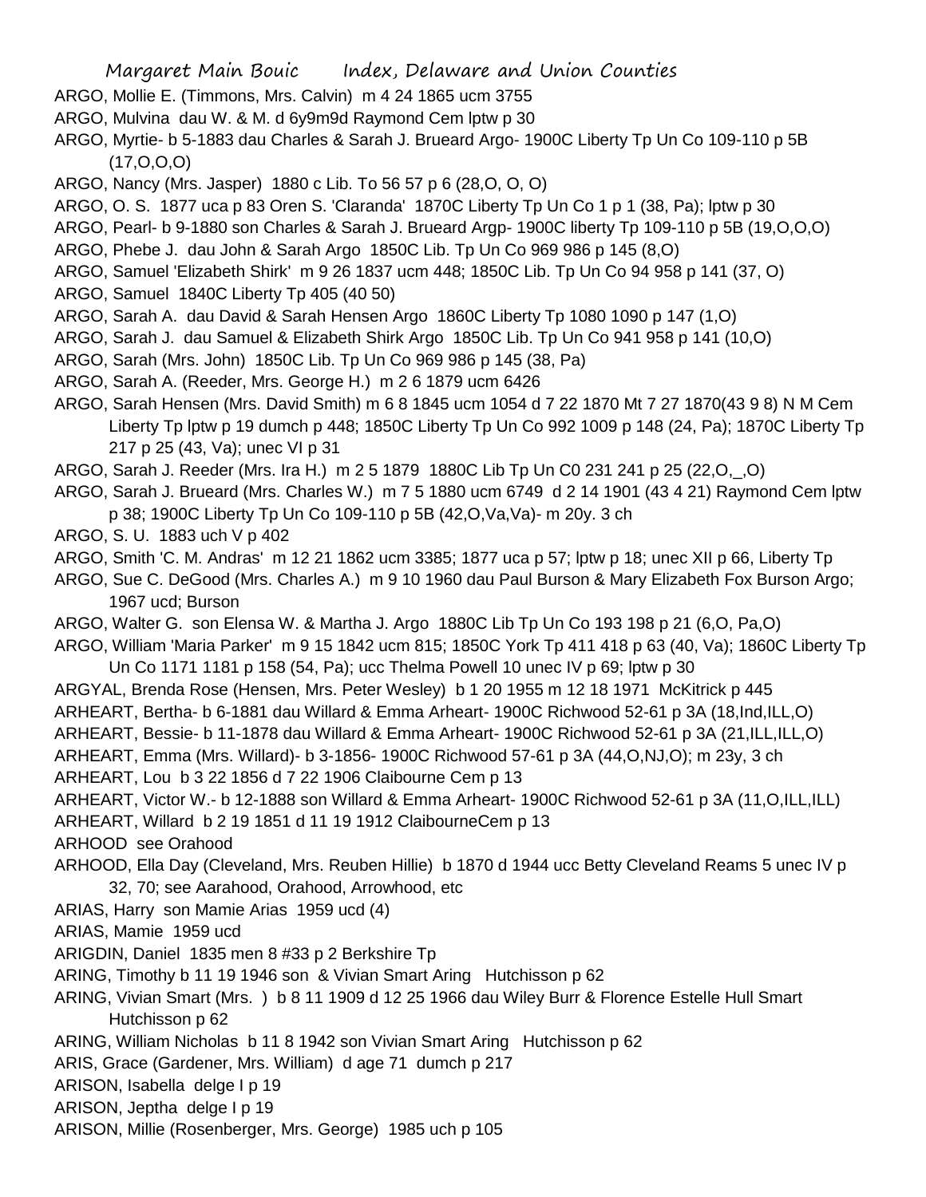ARGO, Mollie E. (Timmons, Mrs. Calvin) m 4 24 1865 ucm 3755

ARGO, Mulvina dau W. & M. d 6y9m9d Raymond Cem lptw p 30

ARGO, Myrtie- b 5-1883 dau Charles & Sarah J. Brueard Argo- 1900C Liberty Tp Un Co 109-110 p 5B (17,O,O,O)

ARGO, Nancy (Mrs. Jasper) 1880 c Lib. To 56 57 p 6 (28,O, O, O)

ARGO, O. S. 1877 uca p 83 Oren S. 'Claranda' 1870C Liberty Tp Un Co 1 p 1 (38, Pa); lptw p 30

ARGO, Pearl- b 9-1880 son Charles & Sarah J. Brueard Argp- 1900C liberty Tp 109-110 p 5B (19,O,O,O)

ARGO, Phebe J. dau John & Sarah Argo 1850C Lib. Tp Un Co 969 986 p 145 (8,O)

ARGO, Samuel 'Elizabeth Shirk' m 9 26 1837 ucm 448; 1850C Lib. Tp Un Co 94 958 p 141 (37, O)

ARGO, Samuel 1840C Liberty Tp 405 (40 50)

ARGO, Sarah A. dau David & Sarah Hensen Argo 1860C Liberty Tp 1080 1090 p 147 (1,O)

ARGO, Sarah J. dau Samuel & Elizabeth Shirk Argo 1850C Lib. Tp Un Co 941 958 p 141 (10,O)

ARGO, Sarah (Mrs. John) 1850C Lib. Tp Un Co 969 986 p 145 (38, Pa)

ARGO, Sarah A. (Reeder, Mrs. George H.) m 2 6 1879 ucm 6426

ARGO, Sarah Hensen (Mrs. David Smith) m 6 8 1845 ucm 1054 d 7 22 1870 Mt 7 27 1870(43 9 8) N M Cem Liberty Tp lptw p 19 dumch p 448; 1850C Liberty Tp Un Co 992 1009 p 148 (24, Pa); 1870C Liberty Tp 217 p 25 (43, Va); unec VI p 31

ARGO, Sarah J. Reeder (Mrs. Ira H.) m 2 5 1879 1880C Lib Tp Un C0 231 241 p 25 (22,O,_,O)

ARGO, Sarah J. Brueard (Mrs. Charles W.) m 7 5 1880 ucm 6749 d 2 14 1901 (43 4 21) Raymond Cem lptw p 38; 1900C Liberty Tp Un Co 109-110 p 5B (42,O,Va,Va)- m 20y. 3 ch

ARGO, S. U. 1883 uch V p 402

ARGO, Smith 'C. M. Andras' m 12 21 1862 ucm 3385; 1877 uca p 57; lptw p 18; unec XII p 66, Liberty Tp

ARGO, Sue C. DeGood (Mrs. Charles A.) m 9 10 1960 dau Paul Burson & Mary Elizabeth Fox Burson Argo; 1967 ucd; Burson

ARGO, Walter G. son Elensa W. & Martha J. Argo 1880C Lib Tp Un Co 193 198 p 21 (6,O, Pa,O)

ARGO, William 'Maria Parker' m 9 15 1842 ucm 815; 1850C York Tp 411 418 p 63 (40, Va); 1860C Liberty Tp Un Co 1171 1181 p 158 (54, Pa); ucc Thelma Powell 10 unec IV p 69; lptw p 30

ARGYAL, Brenda Rose (Hensen, Mrs. Peter Wesley) b 1 20 1955 m 12 18 1971 McKitrick p 445

ARHEART, Bertha- b 6-1881 dau Willard & Emma Arheart- 1900C Richwood 52-61 p 3A (18,Ind,ILL,O)

ARHEART, Bessie- b 11-1878 dau Willard & Emma Arheart- 1900C Richwood 52-61 p 3A (21,ILL,ILL,O)

ARHEART, Emma (Mrs. Willard)- b 3-1856- 1900C Richwood 57-61 p 3A (44,O,NJ,O); m 23y, 3 ch

ARHEART, Lou b 3 22 1856 d 7 22 1906 Claibourne Cem p 13

ARHEART, Victor W.- b 12-1888 son Willard & Emma Arheart- 1900C Richwood 52-61 p 3A (11,O,ILL,ILL)

ARHEART, Willard b 2 19 1851 d 11 19 1912 ClaibourneCem p 13

ARHOOD see Orahood

ARHOOD, Ella Day (Cleveland, Mrs. Reuben Hillie) b 1870 d 1944 ucc Betty Cleveland Reams 5 unec IV p 32, 70; see Aarahood, Orahood, Arrowhood, etc

ARIAS, Harry son Mamie Arias 1959 ucd (4)

ARIAS, Mamie 1959 ucd

ARIGDIN, Daniel 1835 men 8 #33 p 2 Berkshire Tp

ARING, Timothy b 11 19 1946 son & Vivian Smart Aring Hutchisson p 62

ARING, Vivian Smart (Mrs. ) b 8 11 1909 d 12 25 1966 dau Wiley Burr & Florence Estelle Hull Smart Hutchisson p 62

ARING, William Nicholas b 11 8 1942 son Vivian Smart Aring Hutchisson p 62

ARIS, Grace (Gardener, Mrs. William) d age 71 dumch p 217

ARISON, Isabella delge I p 19

ARISON, Jeptha delge I p 19

ARISON, Millie (Rosenberger, Mrs. George) 1985 uch p 105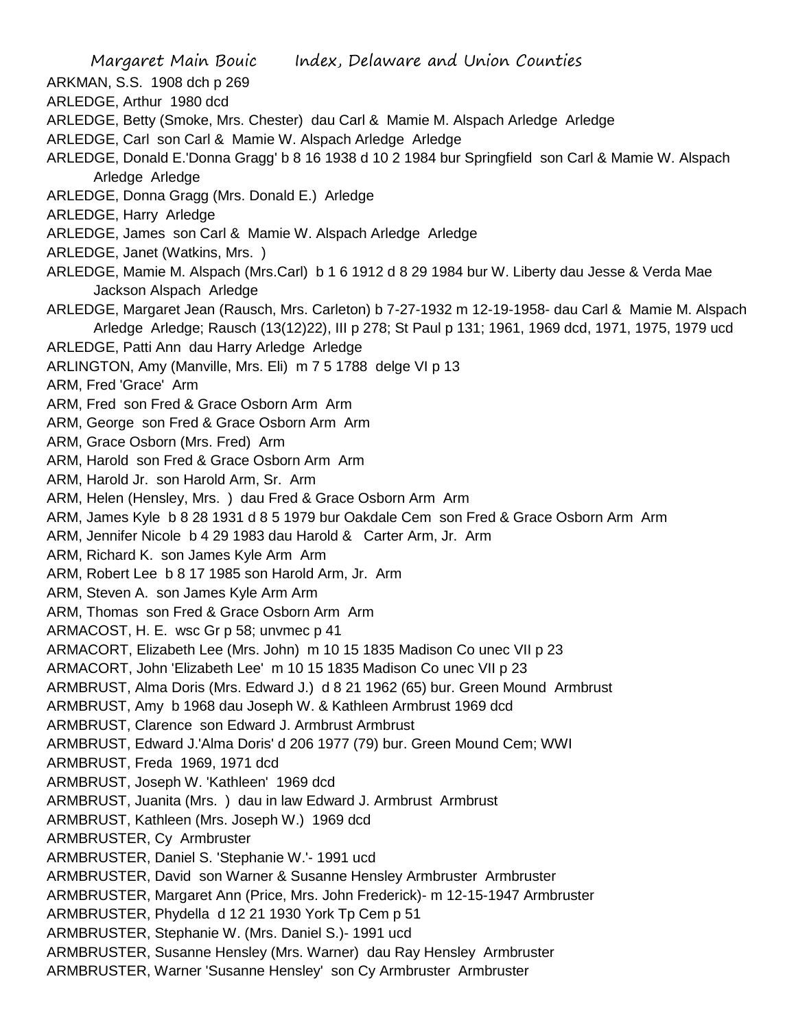Margaret Main Bouic Index, Delaware and Union Counties

ARKMAN, S.S. 1908 dch p 269
ARLEDGE, Arthur 1980 dcd
ARLEDGE, Betty (Smoke, Mrs. Chester) dau Carl & Mamie M. Alspach Arledge Arledge
ARLEDGE, Carl son Carl & Mamie W. Alspach Arledge Arledge
ARLEDGE, Donald E.'Donna Gragg' b 8 16 1938 d 10 2 1984 bur Springfield son Carl & Mamie W. Alspach Arledge Arledge
ARLEDGE, Donna Gragg (Mrs. Donald E.) Arledge
ARLEDGE, Harry Arledge
ARLEDGE, James son Carl & Mamie W. Alspach Arledge Arledge
ARLEDGE, Janet (Watkins, Mrs. )
ARLEDGE, Mamie M. Alspach (Mrs.Carl) b 1 6 1912 d 8 29 1984 bur W. Liberty dau Jesse & Verda Mae Jackson Alspach Arledge
ARLEDGE, Margaret Jean (Rausch, Mrs. Carleton) b 7-27-1932 m 12-19-1958- dau Carl & Mamie M. Alspach Arledge Arledge; Rausch (13(12)22), III p 278; St Paul p 131; 1961, 1969 dcd, 1971, 1975, 1979 ucd
ARLEDGE, Patti Ann dau Harry Arledge Arledge
ARLINGTON, Amy (Manville, Mrs. Eli) m 7 5 1788 delge VI p 13
ARM, Fred 'Grace' Arm
ARM, Fred son Fred & Grace Osborn Arm Arm
ARM, George son Fred & Grace Osborn Arm Arm
ARM, Grace Osborn (Mrs. Fred) Arm
ARM, Harold son Fred & Grace Osborn Arm Arm
ARM, Harold Jr. son Harold Arm, Sr. Arm
ARM, Helen (Hensley, Mrs. ) dau Fred & Grace Osborn Arm Arm
ARM, James Kyle b 8 28 1931 d 8 5 1979 bur Oakdale Cem son Fred & Grace Osborn Arm Arm
ARM, Jennifer Nicole b 4 29 1983 dau Harold & Carter Arm, Jr. Arm
ARM, Richard K. son James Kyle Arm Arm
ARM, Robert Lee b 8 17 1985 son Harold Arm, Jr. Arm
ARM, Steven A. son James Kyle Arm Arm
ARM, Thomas son Fred & Grace Osborn Arm Arm
ARMACOST, H. E. wsc Gr p 58; unvmec p 41
ARMACORT, Elizabeth Lee (Mrs. John) m 10 15 1835 Madison Co unec VII p 23
ARMACORT, John 'Elizabeth Lee' m 10 15 1835 Madison Co unec VII p 23
ARMBRUST, Alma Doris (Mrs. Edward J.) d 8 21 1962 (65) bur. Green Mound Armbrust
ARMBRUST, Amy b 1968 dau Joseph W. & Kathleen Armbrust 1969 dcd
ARMBRUST, Clarence son Edward J. Armbrust Armbrust
ARMBRUST, Edward J.'Alma Doris' d 206 1977 (79) bur. Green Mound Cem; WWI
ARMBRUST, Freda 1969, 1971 dcd
ARMBRUST, Joseph W. 'Kathleen' 1969 dcd
ARMBRUST, Juanita (Mrs. ) dau in law Edward J. Armbrust Armbrust
ARMBRUST, Kathleen (Mrs. Joseph W.) 1969 dcd
ARMBRUSTER, Cy Armbruster
ARMBRUSTER, Daniel S. 'Stephanie W.'- 1991 ucd
ARMBRUSTER, David son Warner & Susanne Hensley Armbruster Armbruster
ARMBRUSTER, Margaret Ann (Price, Mrs. John Frederick)- m 12-15-1947 Armbruster
ARMBRUSTER, Phydella d 12 21 1930 York Tp Cem p 51
ARMBRUSTER, Stephanie W. (Mrs. Daniel S.)- 1991 ucd
ARMBRUSTER, Susanne Hensley (Mrs. Warner) dau Ray Hensley Armbruster
ARMBRUSTER, Warner 'Susanne Hensley' son Cy Armbruster Armbruster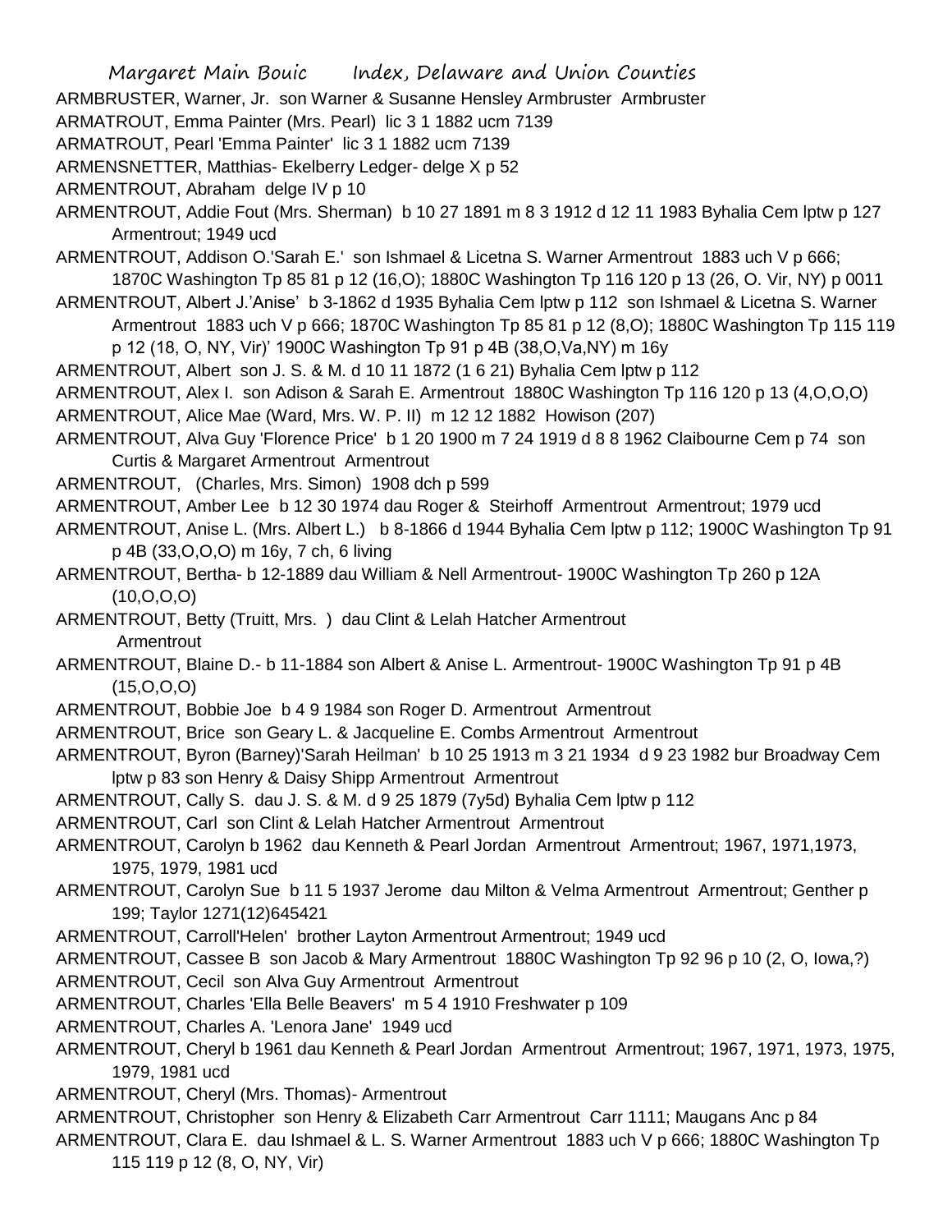ARMBRUSTER, Warner, Jr. son Warner & Susanne Hensley Armbruster Armbruster

ARMATROUT, Emma Painter (Mrs. Pearl) lic 3 1 1882 ucm 7139

ARMATROUT, Pearl 'Emma Painter' lic 3 1 1882 ucm 7139

ARMENSNETTER, Matthias- Ekelberry Ledger- delge X p 52

ARMENTROUT, Abraham delge IV p 10

ARMENTROUT, Addie Fout (Mrs. Sherman) b 10 27 1891 m 8 3 1912 d 12 11 1983 Byhalia Cem lptw p 127 Armentrout; 1949 ucd

ARMENTROUT, Addison O.'Sarah E.' son Ishmael & Licetna S. Warner Armentrout 1883 uch V p 666; 1870C Washington Tp 85 81 p 12 (16,O); 1880C Washington Tp 116 120 p 13 (26, O. Vir, NY) p 0011

ARMENTROUT, Albert J.'Anise' b 3-1862 d 1935 Byhalia Cem lptw p 112 son Ishmael & Licetna S. Warner Armentrout 1883 uch V p 666; 1870C Washington Tp 85 81 p 12 (8,O); 1880C Washington Tp 115 119 p 12 (18, O, NY, Vir)' 1900C Washington Tp 91 p 4B (38,O,Va,NY) m 16y

ARMENTROUT, Albert son J. S. & M. d 10 11 1872 (1 6 21) Byhalia Cem lptw p 112

ARMENTROUT, Alex I. son Adison & Sarah E. Armentrout 1880C Washington Tp 116 120 p 13 (4,O,O,O)

ARMENTROUT, Alice Mae (Ward, Mrs. W. P. II) m 12 12 1882 Howison (207)

ARMENTROUT, Alva Guy 'Florence Price' b 1 20 1900 m 7 24 1919 d 8 8 1962 Claibourne Cem p 74 son Curtis & Margaret Armentrout Armentrout

ARMENTROUT, (Charles, Mrs. Simon) 1908 dch p 599

ARMENTROUT, Amber Lee b 12 30 1974 dau Roger & Steirhoff Armentrout Armentrout; 1979 ucd

ARMENTROUT, Anise L. (Mrs. Albert L.) b 8-1866 d 1944 Byhalia Cem lptw p 112; 1900C Washington Tp 91 p 4B (33,O,O,O) m 16y, 7 ch, 6 living

ARMENTROUT, Bertha- b 12-1889 dau William & Nell Armentrout- 1900C Washington Tp 260 p 12A (10,O,O,O)

ARMENTROUT, Betty (Truitt, Mrs. ) dau Clint & Lelah Hatcher Armentrout Armentrout

ARMENTROUT, Blaine D.- b 11-1884 son Albert & Anise L. Armentrout- 1900C Washington Tp 91 p 4B (15,O,O,O)

ARMENTROUT, Bobbie Joe b 4 9 1984 son Roger D. Armentrout Armentrout

ARMENTROUT, Brice son Geary L. & Jacqueline E. Combs Armentrout Armentrout

ARMENTROUT, Byron (Barney)'Sarah Heilman' b 10 25 1913 m 3 21 1934 d 9 23 1982 bur Broadway Cem lptw p 83 son Henry & Daisy Shipp Armentrout Armentrout

ARMENTROUT, Cally S. dau J. S. & M. d 9 25 1879 (7y5d) Byhalia Cem lptw p 112

ARMENTROUT, Carl son Clint & Lelah Hatcher Armentrout Armentrout

ARMENTROUT, Carolyn b 1962 dau Kenneth & Pearl Jordan Armentrout Armentrout; 1967, 1971,1973, 1975, 1979, 1981 ucd

ARMENTROUT, Carolyn Sue b 11 5 1937 Jerome dau Milton & Velma Armentrout Armentrout; Genther p 199; Taylor 1271(12)645421

ARMENTROUT, Carroll'Helen' brother Layton Armentrout Armentrout; 1949 ucd

ARMENTROUT, Cassee B son Jacob & Mary Armentrout 1880C Washington Tp 92 96 p 10 (2, O, Iowa,?)

ARMENTROUT, Cecil son Alva Guy Armentrout Armentrout

ARMENTROUT, Charles 'Ella Belle Beavers' m 5 4 1910 Freshwater p 109

ARMENTROUT, Charles A. 'Lenora Jane' 1949 ucd

ARMENTROUT, Cheryl b 1961 dau Kenneth & Pearl Jordan Armentrout Armentrout; 1967, 1971, 1973, 1975, 1979, 1981 ucd

ARMENTROUT, Cheryl (Mrs. Thomas)- Armentrout

ARMENTROUT, Christopher son Henry & Elizabeth Carr Armentrout Carr 1111; Maugans Anc p 84

ARMENTROUT, Clara E. dau Ishmael & L. S. Warner Armentrout 1883 uch V p 666; 1880C Washington Tp 115 119 p 12 (8, O, NY, Vir)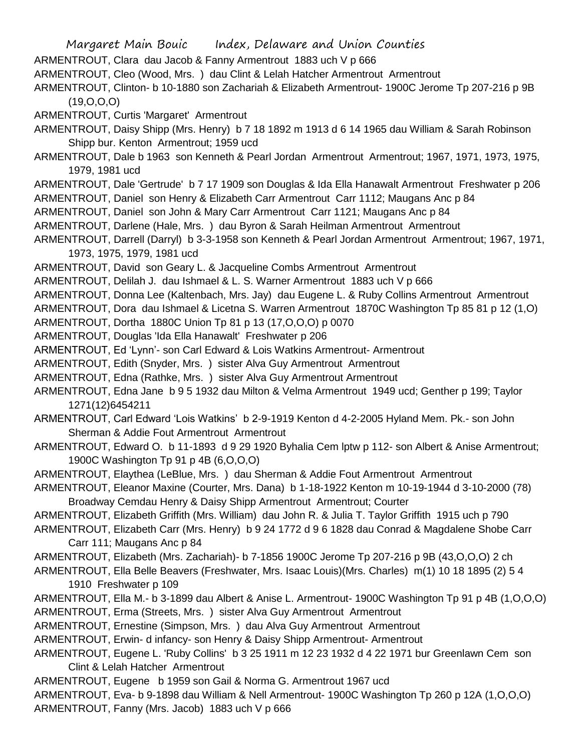ARMENTROUT, Clara dau Jacob & Fanny Armentrout 1883 uch V p 666

ARMENTROUT, Cleo (Wood, Mrs. ) dau Clint & Lelah Hatcher Armentrout Armentrout

ARMENTROUT, Clinton- b 10-1880 son Zachariah & Elizabeth Armentrout- 1900C Jerome Tp 207-216 p 9B (19,O,O,O)

ARMENTROUT, Curtis 'Margaret' Armentrout

ARMENTROUT, Daisy Shipp (Mrs. Henry) b 7 18 1892 m 1913 d 6 14 1965 dau William & Sarah Robinson Shipp bur. Kenton Armentrout; 1959 ucd

ARMENTROUT, Dale b 1963 son Kenneth & Pearl Jordan Armentrout Armentrout; 1967, 1971, 1973, 1975, 1979, 1981 ucd

ARMENTROUT, Dale 'Gertrude' b 7 17 1909 son Douglas & Ida Ella Hanawalt Armentrout Freshwater p 206

ARMENTROUT, Daniel son Henry & Elizabeth Carr Armentrout Carr 1112; Maugans Anc p 84

ARMENTROUT, Daniel son John & Mary Carr Armentrout Carr 1121; Maugans Anc p 84

ARMENTROUT, Darlene (Hale, Mrs. ) dau Byron & Sarah Heilman Armentrout Armentrout

ARMENTROUT, Darrell (Darryl) b 3-3-1958 son Kenneth & Pearl Jordan Armentrout Armentrout; 1967, 1971, 1973, 1975, 1979, 1981 ucd

ARMENTROUT, David son Geary L. & Jacqueline Combs Armentrout Armentrout

ARMENTROUT, Delilah J. dau Ishmael & L. S. Warner Armentrout 1883 uch V p 666

ARMENTROUT, Donna Lee (Kaltenbach, Mrs. Jay) dau Eugene L. & Ruby Collins Armentrout Armentrout

ARMENTROUT, Dora dau Ishmael & Licetna S. Warren Armentrout 1870C Washington Tp 85 81 p 12 (1,O)

ARMENTROUT, Dortha 1880C Union Tp 81 p 13 (17,O,O,O) p 0070

ARMENTROUT, Douglas 'Ida Ella Hanawalt' Freshwater p 206

ARMENTROUT, Ed 'Lynn'- son Carl Edward & Lois Watkins Armentrout- Armentrout

ARMENTROUT, Edith (Snyder, Mrs. ) sister Alva Guy Armentrout Armentrout

ARMENTROUT, Edna (Rathke, Mrs. ) sister Alva Guy Armentrout Armentrout

ARMENTROUT, Edna Jane b 9 5 1932 dau Milton & Velma Armentrout 1949 ucd; Genther p 199; Taylor 1271(12)6454211

ARMENTROUT, Carl Edward 'Lois Watkins' b 2-9-1919 Kenton d 4-2-2005 Hyland Mem. Pk.- son John Sherman & Addie Fout Armentrout Armentrout

ARMENTROUT, Edward O. b 11-1893 d 9 29 1920 Byhalia Cem lptw p 112- son Albert & Anise Armentrout; 1900C Washington Tp 91 p 4B (6,O,O,O)

ARMENTROUT, Elaythea (LeBlue, Mrs. ) dau Sherman & Addie Fout Armentrout Armentrout

ARMENTROUT, Eleanor Maxine (Courter, Mrs. Dana) b 1-18-1922 Kenton m 10-19-1944 d 3-10-2000 (78) Broadway Cemdau Henry & Daisy Shipp Armentrout Armentrout; Courter

ARMENTROUT, Elizabeth Griffith (Mrs. William) dau John R. & Julia T. Taylor Griffith 1915 uch p 790

ARMENTROUT, Elizabeth Carr (Mrs. Henry) b 9 24 1772 d 9 6 1828 dau Conrad & Magdalene Shobe Carr Carr 111; Maugans Anc p 84

ARMENTROUT, Elizabeth (Mrs. Zachariah)- b 7-1856 1900C Jerome Tp 207-216 p 9B (43,O,O,O) 2 ch

ARMENTROUT, Ella Belle Beavers (Freshwater, Mrs. Isaac Louis)(Mrs. Charles) m(1) 10 18 1895 (2) 5 4 1910 Freshwater p 109

ARMENTROUT, Ella M.- b 3-1899 dau Albert & Anise L. Armentrout- 1900C Washington Tp 91 p 4B (1,O,O,O)

ARMENTROUT, Erma (Streets, Mrs. ) sister Alva Guy Armentrout Armentrout

ARMENTROUT, Ernestine (Simpson, Mrs. ) dau Alva Guy Armentrout Armentrout

ARMENTROUT, Erwin- d infancy- son Henry & Daisy Shipp Armentrout- Armentrout

ARMENTROUT, Eugene L. 'Ruby Collins' b 3 25 1911 m 12 23 1932 d 4 22 1971 bur Greenlawn Cem son Clint & Lelah Hatcher Armentrout

ARMENTROUT, Eugene b 1959 son Gail & Norma G. Armentrout 1967 ucd

ARMENTROUT, Eva- b 9-1898 dau William & Nell Armentrout- 1900C Washington Tp 260 p 12A (1,O,O,O)

ARMENTROUT, Fanny (Mrs. Jacob) 1883 uch V p 666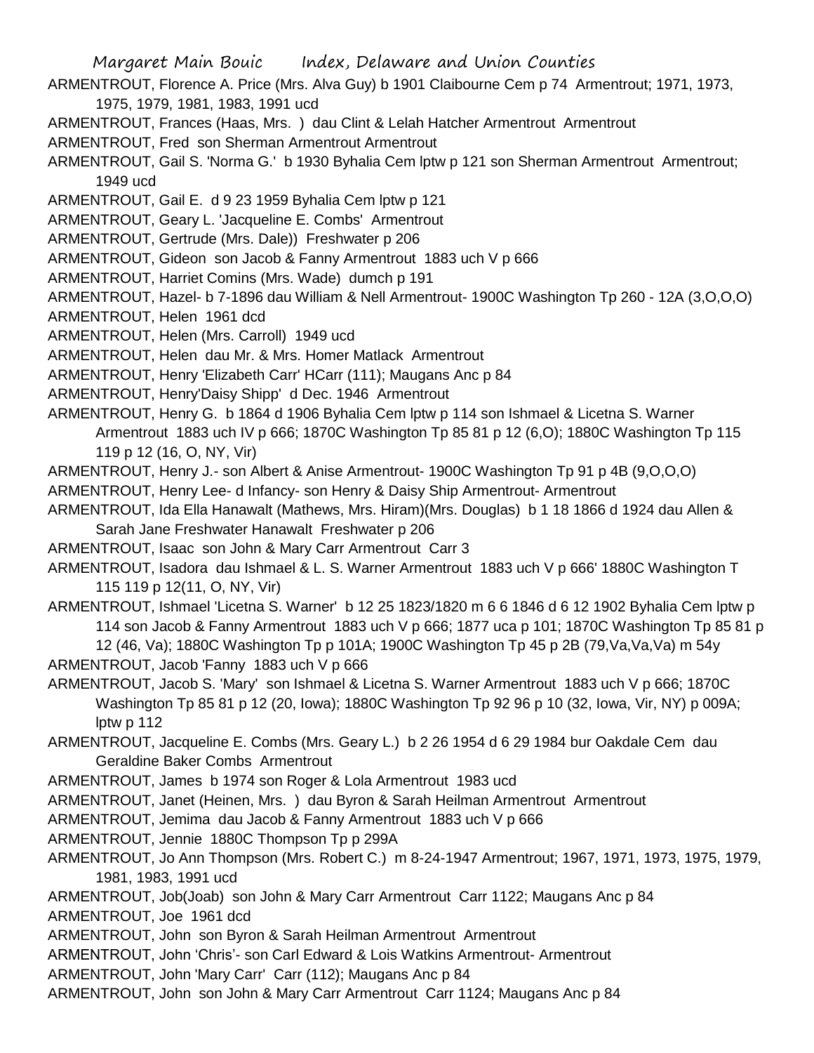ARMENTROUT, Florence A. Price (Mrs. Alva Guy) b 1901 Claibourne Cem p 74 Armentrout; 1971, 1973, 1975, 1979, 1981, 1983, 1991 ucd

ARMENTROUT, Frances (Haas, Mrs. ) dau Clint & Lelah Hatcher Armentrout Armentrout

ARMENTROUT, Fred son Sherman Armentrout Armentrout

ARMENTROUT, Gail S. 'Norma G.' b 1930 Byhalia Cem lptw p 121 son Sherman Armentrout Armentrout; 1949 ucd

ARMENTROUT, Gail E. d 9 23 1959 Byhalia Cem lptw p 121

ARMENTROUT, Geary L. 'Jacqueline E. Combs' Armentrout

ARMENTROUT, Gertrude (Mrs. Dale)) Freshwater p 206

ARMENTROUT, Gideon son Jacob & Fanny Armentrout 1883 uch V p 666

ARMENTROUT, Harriet Comins (Mrs. Wade) dumch p 191

ARMENTROUT, Hazel- b 7-1896 dau William & Nell Armentrout- 1900C Washington Tp 260 - 12A (3,O,O,O)

ARMENTROUT, Helen 1961 dcd

ARMENTROUT, Helen (Mrs. Carroll) 1949 ucd

ARMENTROUT, Helen dau Mr. & Mrs. Homer Matlack Armentrout

ARMENTROUT, Henry 'Elizabeth Carr' HCarr (111); Maugans Anc p 84

ARMENTROUT, Henry'Daisy Shipp' d Dec. 1946 Armentrout

ARMENTROUT, Henry G. b 1864 d 1906 Byhalia Cem lptw p 114 son Ishmael & Licetna S. Warner Armentrout 1883 uch IV p 666; 1870C Washington Tp 85 81 p 12 (6,O); 1880C Washington Tp 115 119 p 12 (16, O, NY, Vir)

ARMENTROUT, Henry J.- son Albert & Anise Armentrout- 1900C Washington Tp 91 p 4B (9,O,O,O)

ARMENTROUT, Henry Lee- d Infancy- son Henry & Daisy Ship Armentrout- Armentrout

ARMENTROUT, Ida Ella Hanawalt (Mathews, Mrs. Hiram)(Mrs. Douglas) b 1 18 1866 d 1924 dau Allen & Sarah Jane Freshwater Hanawalt Freshwater p 206

ARMENTROUT, Isaac son John & Mary Carr Armentrout Carr 3

ARMENTROUT, Isadora dau Ishmael & L. S. Warner Armentrout 1883 uch V p 666' 1880C Washington T 115 119 p 12(11, O, NY, Vir)

ARMENTROUT, Ishmael 'Licetna S. Warner' b 12 25 1823/1820 m 6 6 1846 d 6 12 1902 Byhalia Cem lptw p 114 son Jacob & Fanny Armentrout 1883 uch V p 666; 1877 uca p 101; 1870C Washington Tp 85 81 p 12 (46, Va); 1880C Washington Tp p 101A; 1900C Washington Tp 45 p 2B (79,Va,Va,Va) m 54y

ARMENTROUT, Jacob 'Fanny 1883 uch V p 666

ARMENTROUT, Jacob S. 'Mary' son Ishmael & Licetna S. Warner Armentrout 1883 uch V p 666; 1870C Washington Tp 85 81 p 12 (20, Iowa); 1880C Washington Tp 92 96 p 10 (32, Iowa, Vir, NY) p 009A; lptw p 112

ARMENTROUT, Jacqueline E. Combs (Mrs. Geary L.) b 2 26 1954 d 6 29 1984 bur Oakdale Cem dau Geraldine Baker Combs Armentrout

ARMENTROUT, James b 1974 son Roger & Lola Armentrout 1983 ucd

ARMENTROUT, Janet (Heinen, Mrs. ) dau Byron & Sarah Heilman Armentrout Armentrout

ARMENTROUT, Jemima dau Jacob & Fanny Armentrout 1883 uch V p 666

ARMENTROUT, Jennie 1880C Thompson Tp p 299A

ARMENTROUT, Jo Ann Thompson (Mrs. Robert C.) m 8-24-1947 Armentrout; 1967, 1971, 1973, 1975, 1979, 1981, 1983, 1991 ucd

ARMENTROUT, Job(Joab) son John & Mary Carr Armentrout Carr 1122; Maugans Anc p 84

ARMENTROUT, Joe 1961 dcd

ARMENTROUT, John son Byron & Sarah Heilman Armentrout Armentrout

ARMENTROUT, John 'Chris'- son Carl Edward & Lois Watkins Armentrout- Armentrout

ARMENTROUT, John 'Mary Carr' Carr (112); Maugans Anc p 84

ARMENTROUT, John son John & Mary Carr Armentrout Carr 1124; Maugans Anc p 84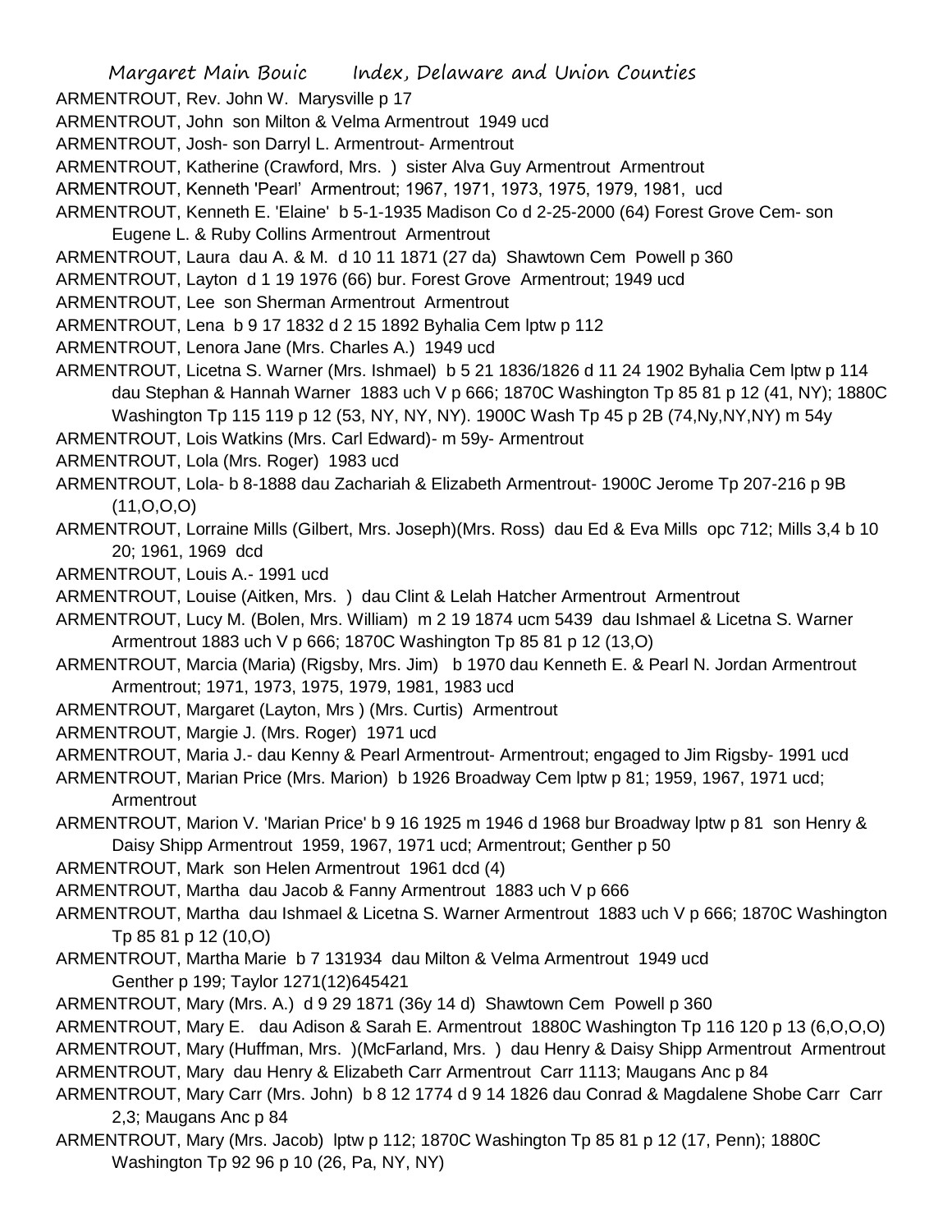ARMENTROUT, Rev. John W. Marysville p 17

ARMENTROUT, John son Milton & Velma Armentrout 1949 ucd

ARMENTROUT, Josh- son Darryl L. Armentrout- Armentrout

ARMENTROUT, Katherine (Crawford, Mrs. ) sister Alva Guy Armentrout Armentrout

ARMENTROUT, Kenneth 'Pearl' Armentrout; 1967, 1971, 1973, 1975, 1979, 1981, ucd

ARMENTROUT, Kenneth E. 'Elaine' b 5-1-1935 Madison Co d 2-25-2000 (64) Forest Grove Cem- son Eugene L. & Ruby Collins Armentrout Armentrout

ARMENTROUT, Laura dau A. & M. d 10 11 1871 (27 da) Shawtown Cem Powell p 360

ARMENTROUT, Layton d 1 19 1976 (66) bur. Forest Grove Armentrout; 1949 ucd

ARMENTROUT, Lee son Sherman Armentrout Armentrout

ARMENTROUT, Lena b 9 17 1832 d 2 15 1892 Byhalia Cem lptw p 112

ARMENTROUT, Lenora Jane (Mrs. Charles A.) 1949 ucd

ARMENTROUT, Licetna S. Warner (Mrs. Ishmael) b 5 21 1836/1826 d 11 24 1902 Byhalia Cem lptw p 114 dau Stephan & Hannah Warner 1883 uch V p 666; 1870C Washington Tp 85 81 p 12 (41, NY); 1880C Washington Tp 115 119 p 12 (53, NY, NY, NY). 1900C Wash Tp 45 p 2B (74,Ny,NY,NY) m 54y

ARMENTROUT, Lois Watkins (Mrs. Carl Edward)- m 59y- Armentrout

ARMENTROUT, Lola (Mrs. Roger) 1983 ucd

ARMENTROUT, Lola- b 8-1888 dau Zachariah & Elizabeth Armentrout- 1900C Jerome Tp 207-216 p 9B (11,O,O,O)

ARMENTROUT, Lorraine Mills (Gilbert, Mrs. Joseph)(Mrs. Ross) dau Ed & Eva Mills opc 712; Mills 3,4 b 10 20; 1961, 1969 dcd

ARMENTROUT, Louis A.- 1991 ucd

ARMENTROUT, Louise (Aitken, Mrs. ) dau Clint & Lelah Hatcher Armentrout Armentrout

ARMENTROUT, Lucy M. (Bolen, Mrs. William) m 2 19 1874 ucm 5439 dau Ishmael & Licetna S. Warner Armentrout 1883 uch V p 666; 1870C Washington Tp 85 81 p 12 (13,O)

ARMENTROUT, Marcia (Maria) (Rigsby, Mrs. Jim) b 1970 dau Kenneth E. & Pearl N. Jordan Armentrout Armentrout; 1971, 1973, 1975, 1979, 1981, 1983 ucd

ARMENTROUT, Margaret (Layton, Mrs ) (Mrs. Curtis) Armentrout

ARMENTROUT, Margie J. (Mrs. Roger) 1971 ucd

ARMENTROUT, Maria J.- dau Kenny & Pearl Armentrout- Armentrout; engaged to Jim Rigsby- 1991 ucd

ARMENTROUT, Marian Price (Mrs. Marion) b 1926 Broadway Cem lptw p 81; 1959, 1967, 1971 ucd; Armentrout

ARMENTROUT, Marion V. 'Marian Price' b 9 16 1925 m 1946 d 1968 bur Broadway lptw p 81 son Henry & Daisy Shipp Armentrout 1959, 1967, 1971 ucd; Armentrout; Genther p 50

ARMENTROUT, Mark son Helen Armentrout 1961 dcd (4)

ARMENTROUT, Martha dau Jacob & Fanny Armentrout 1883 uch V p 666

ARMENTROUT, Martha dau Ishmael & Licetna S. Warner Armentrout 1883 uch V p 666; 1870C Washington Tp 85 81 p 12 (10,O)

ARMENTROUT, Martha Marie b 7 131934 dau Milton & Velma Armentrout 1949 ucd Genther p 199; Taylor 1271(12)645421

ARMENTROUT, Mary (Mrs. A.) d 9 29 1871 (36y 14 d) Shawtown Cem Powell p 360

ARMENTROUT, Mary E. dau Adison & Sarah E. Armentrout 1880C Washington Tp 116 120 p 13 (6,O,O,O)

ARMENTROUT, Mary (Huffman, Mrs. )(McFarland, Mrs. ) dau Henry & Daisy Shipp Armentrout Armentrout

ARMENTROUT, Mary dau Henry & Elizabeth Carr Armentrout Carr 1113; Maugans Anc p 84

ARMENTROUT, Mary Carr (Mrs. John) b 8 12 1774 d 9 14 1826 dau Conrad & Magdalene Shobe Carr Carr 2,3; Maugans Anc p 84

ARMENTROUT, Mary (Mrs. Jacob) lptw p 112; 1870C Washington Tp 85 81 p 12 (17, Penn); 1880C Washington Tp 92 96 p 10 (26, Pa, NY, NY)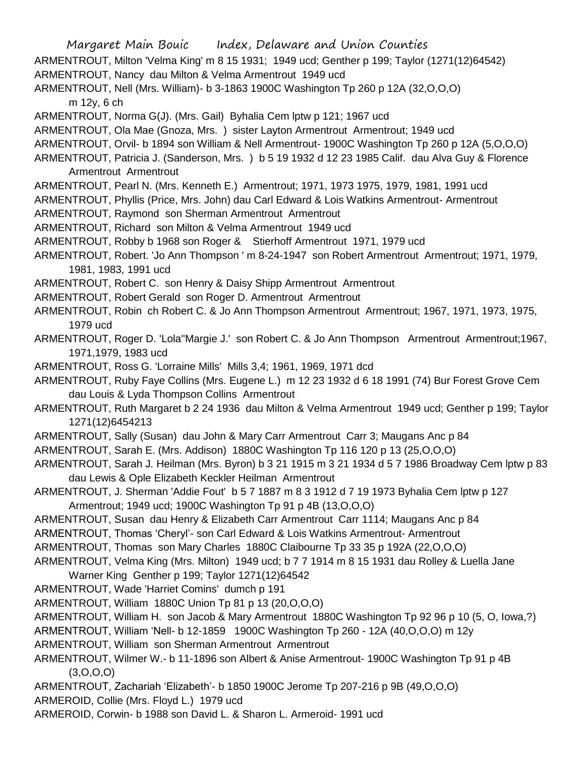ARMENTROUT, Milton 'Velma King' m 8 15 1931; 1949 ucd; Genther p 199; Taylor (1271(12)64542)

ARMENTROUT, Nancy dau Milton & Velma Armentrout 1949 ucd

ARMENTROUT, Nell (Mrs. William)- b 3-1863 1900C Washington Tp 260 p 12A (32,O,O,O) m 12y, 6 ch

ARMENTROUT, Norma G(J). (Mrs. Gail) Byhalia Cem lptw p 121; 1967 ucd

ARMENTROUT, Ola Mae (Gnoza, Mrs. ) sister Layton Armentrout Armentrout; 1949 ucd

ARMENTROUT, Orvil- b 1894 son William & Nell Armentrout- 1900C Washington Tp 260 p 12A (5,O,O,O)

ARMENTROUT, Patricia J. (Sanderson, Mrs. ) b 5 19 1932 d 12 23 1985 Calif. dau Alva Guy & Florence Armentrout Armentrout

ARMENTROUT, Pearl N. (Mrs. Kenneth E.) Armentrout; 1971, 1973 1975, 1979, 1981, 1991 ucd

ARMENTROUT, Phyllis (Price, Mrs. John) dau Carl Edward & Lois Watkins Armentrout- Armentrout

ARMENTROUT, Raymond son Sherman Armentrout Armentrout

ARMENTROUT, Richard son Milton & Velma Armentrout 1949 ucd

ARMENTROUT, Robby b 1968 son Roger & Stierhoff Armentrout 1971, 1979 ucd

ARMENTROUT, Robert. 'Jo Ann Thompson ' m 8-24-1947 son Robert Armentrout Armentrout; 1971, 1979, 1981, 1983, 1991 ucd

ARMENTROUT, Robert C. son Henry & Daisy Shipp Armentrout Armentrout

ARMENTROUT, Robert Gerald son Roger D. Armentrout Armentrout

ARMENTROUT, Robin ch Robert C. & Jo Ann Thompson Armentrout Armentrout; 1967, 1971, 1973, 1975, 1979 ucd

ARMENTROUT, Roger D. 'Lola''Margie J.' son Robert C. & Jo Ann Thompson Armentrout Armentrout;1967, 1971,1979, 1983 ucd

ARMENTROUT, Ross G. 'Lorraine Mills' Mills 3,4; 1961, 1969, 1971 dcd

ARMENTROUT, Ruby Faye Collins (Mrs. Eugene L.) m 12 23 1932 d 6 18 1991 (74) Bur Forest Grove Cem dau Louis & Lyda Thompson Collins Armentrout

ARMENTROUT, Ruth Margaret b 2 24 1936 dau Milton & Velma Armentrout 1949 ucd; Genther p 199; Taylor 1271(12)6454213

ARMENTROUT, Sally (Susan) dau John & Mary Carr Armentrout Carr 3; Maugans Anc p 84

ARMENTROUT, Sarah E. (Mrs. Addison) 1880C Washington Tp 116 120 p 13 (25,O,O,O)

ARMENTROUT, Sarah J. Heilman (Mrs. Byron) b 3 21 1915 m 3 21 1934 d 5 7 1986 Broadway Cem lptw p 83 dau Lewis & Ople Elizabeth Keckler Heilman Armentrout

ARMENTROUT, J. Sherman 'Addie Fout' b 5 7 1887 m 8 3 1912 d 7 19 1973 Byhalia Cem lptw p 127 Armentrout; 1949 ucd; 1900C Washington Tp 91 p 4B (13,O,O,O)

ARMENTROUT, Susan dau Henry & Elizabeth Carr Armentrout Carr 1114; Maugans Anc p 84

ARMENTROUT, Thomas 'Cheryl'- son Carl Edward & Lois Watkins Armentrout- Armentrout

ARMENTROUT, Thomas son Mary Charles 1880C Claibourne Tp 33 35 p 192A (22,O,O,O)

ARMENTROUT, Velma King (Mrs. Milton) 1949 ucd; b 7 7 1914 m 8 15 1931 dau Rolley & Luella Jane Warner King Genther p 199; Taylor 1271(12)64542

ARMENTROUT, Wade 'Harriet Comins' dumch p 191

ARMENTROUT, William 1880C Union Tp 81 p 13 (20,O,O,O)

ARMENTROUT, William H. son Jacob & Mary Armentrout 1880C Washington Tp 92 96 p 10 (5, O, Iowa,?)

ARMENTROUT, William 'Nell- b 12-1859 1900C Washington Tp 260 - 12A (40,O,O,O) m 12y

ARMENTROUT, William son Sherman Armentrout Armentrout

ARMENTROUT, Wilmer W.- b 11-1896 son Albert & Anise Armentrout- 1900C Washington Tp 91 p 4B (3,O,O,O)

ARMENTROUT, Zachariah 'Elizabeth'- b 1850 1900C Jerome Tp 207-216 p 9B (49,O,O,O)

ARMEROID, Collie (Mrs. Floyd L.) 1979 ucd

ARMEROID, Corwin- b 1988 son David L. & Sharon L. Armeroid- 1991 ucd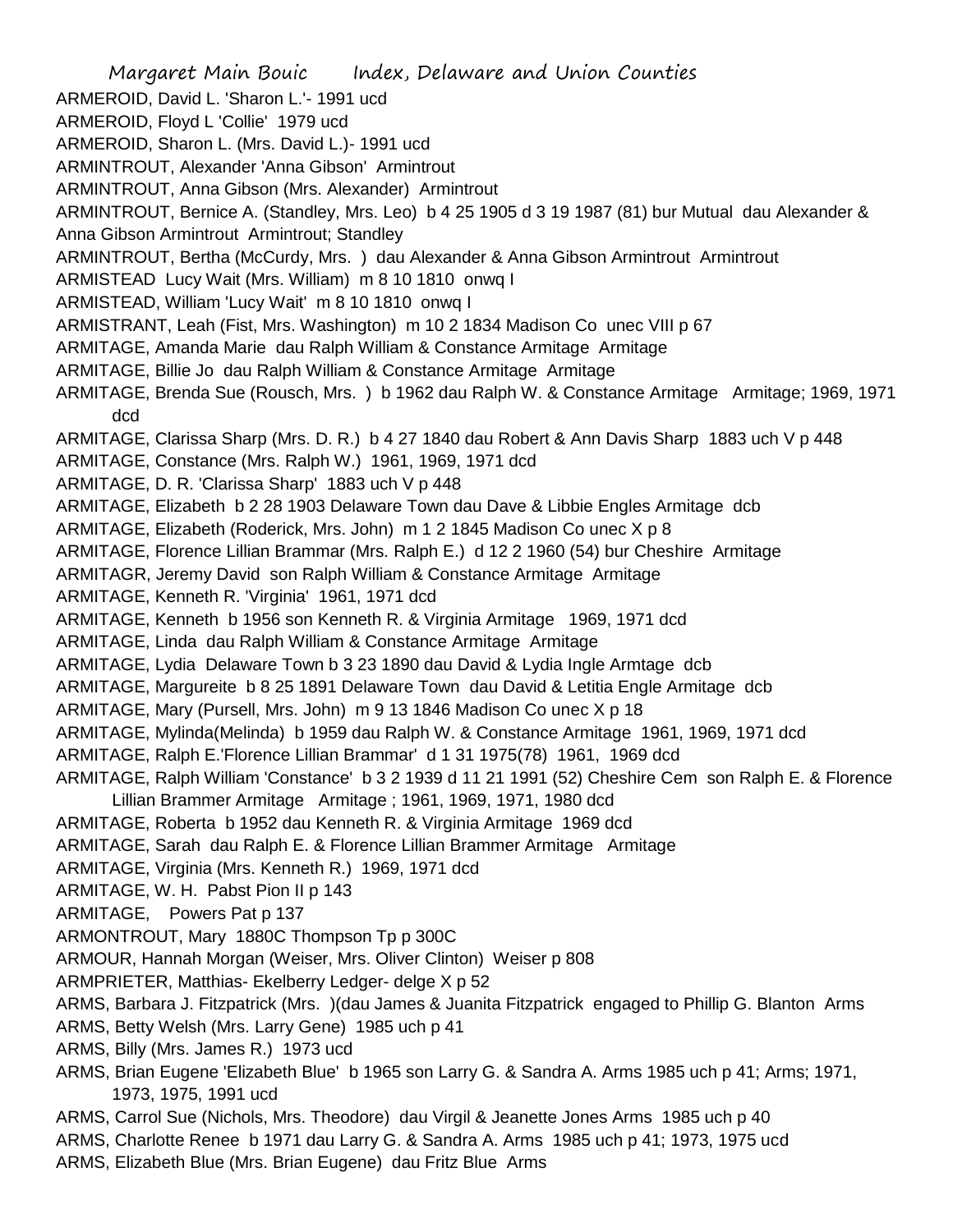ARMEROID, David L. 'Sharon L.'- 1991 ucd

ARMEROID, Floyd L 'Collie' 1979 ucd

ARMEROID, Sharon L. (Mrs. David L.)- 1991 ucd

ARMINTROUT, Alexander 'Anna Gibson' Armintrout

ARMINTROUT, Anna Gibson (Mrs. Alexander) Armintrout

ARMINTROUT, Bernice A. (Standley, Mrs. Leo) b 4 25 1905 d 3 19 1987 (81) bur Mutual dau Alexander & Anna Gibson Armintrout Armintrout; Standley

ARMINTROUT, Bertha (McCurdy, Mrs. ) dau Alexander & Anna Gibson Armintrout Armintrout

ARMISTEAD Lucy Wait (Mrs. William) m 8 10 1810 onwq I

ARMISTEAD, William 'Lucy Wait' m 8 10 1810 onwq I

ARMISTRANT, Leah (Fist, Mrs. Washington) m 10 2 1834 Madison Co unec VIII p 67

ARMITAGE, Amanda Marie dau Ralph William & Constance Armitage Armitage

ARMITAGE, Billie Jo dau Ralph William & Constance Armitage Armitage

ARMITAGE, Brenda Sue (Rousch, Mrs. ) b 1962 dau Ralph W. & Constance Armitage Armitage; 1969, 1971 dcd

ARMITAGE, Clarissa Sharp (Mrs. D. R.) b 4 27 1840 dau Robert & Ann Davis Sharp 1883 uch V p 448

ARMITAGE, Constance (Mrs. Ralph W.) 1961, 1969, 1971 dcd

ARMITAGE, D. R. 'Clarissa Sharp' 1883 uch V p 448

ARMITAGE, Elizabeth b 2 28 1903 Delaware Town dau Dave & Libbie Engles Armitage dcb

ARMITAGE, Elizabeth (Roderick, Mrs. John) m 1 2 1845 Madison Co unec X p 8

ARMITAGE, Florence Lillian Brammar (Mrs. Ralph E.) d 12 2 1960 (54) bur Cheshire Armitage

ARMITAGR, Jeremy David son Ralph William & Constance Armitage Armitage

ARMITAGE, Kenneth R. 'Virginia' 1961, 1971 dcd

ARMITAGE, Kenneth b 1956 son Kenneth R. & Virginia Armitage 1969, 1971 dcd

ARMITAGE, Linda dau Ralph William & Constance Armitage Armitage

ARMITAGE, Lydia Delaware Town b 3 23 1890 dau David & Lydia Ingle Armtage dcb

ARMITAGE, Margureite b 8 25 1891 Delaware Town dau David & Letitia Engle Armitage dcb

ARMITAGE, Mary (Pursell, Mrs. John) m 9 13 1846 Madison Co unec X p 18

ARMITAGE, Mylinda(Melinda) b 1959 dau Ralph W. & Constance Armitage 1961, 1969, 1971 dcd

ARMITAGE, Ralph E.'Florence Lillian Brammar' d 1 31 1975(78) 1961, 1969 dcd

ARMITAGE, Ralph William 'Constance' b 3 2 1939 d 11 21 1991 (52) Cheshire Cem son Ralph E. & Florence Lillian Brammer Armitage Armitage ; 1961, 1969, 1971, 1980 dcd

ARMITAGE, Roberta b 1952 dau Kenneth R. & Virginia Armitage 1969 dcd

ARMITAGE, Sarah dau Ralph E. & Florence Lillian Brammer Armitage Armitage

ARMITAGE, Virginia (Mrs. Kenneth R.) 1969, 1971 dcd

ARMITAGE, W. H. Pabst Pion II p 143

ARMITAGE, Powers Pat p 137

ARMONTROUT, Mary 1880C Thompson Tp p 300C

ARMOUR, Hannah Morgan (Weiser, Mrs. Oliver Clinton) Weiser p 808

ARMPRIETER, Matthias- Ekelberry Ledger- delge X p 52

ARMS, Barbara J. Fitzpatrick (Mrs. )(dau James & Juanita Fitzpatrick engaged to Phillip G. Blanton Arms

ARMS, Betty Welsh (Mrs. Larry Gene) 1985 uch p 41

ARMS, Billy (Mrs. James R.) 1973 ucd

ARMS, Brian Eugene 'Elizabeth Blue' b 1965 son Larry G. & Sandra A. Arms 1985 uch p 41; Arms; 1971, 1973, 1975, 1991 ucd

ARMS, Carrol Sue (Nichols, Mrs. Theodore) dau Virgil & Jeanette Jones Arms 1985 uch p 40

ARMS, Charlotte Renee b 1971 dau Larry G. & Sandra A. Arms 1985 uch p 41; 1973, 1975 ucd

ARMS, Elizabeth Blue (Mrs. Brian Eugene) dau Fritz Blue Arms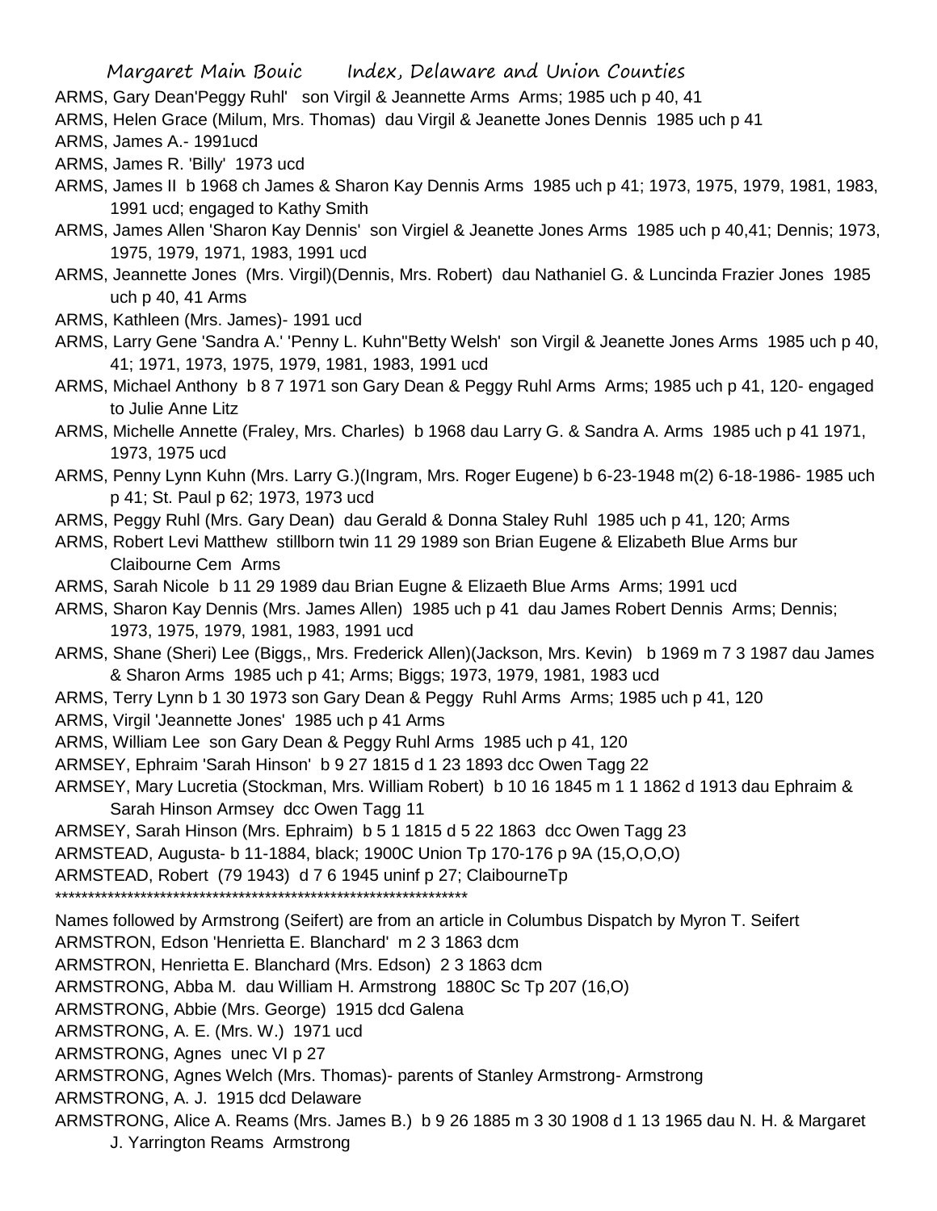ARMS, Gary Dean'Peggy Ruhl' son Virgil & Jeannette Arms Arms; 1985 uch p 40, 41

ARMS, Helen Grace (Milum, Mrs. Thomas) dau Virgil & Jeanette Jones Dennis 1985 uch p 41

ARMS, James A.- 1991ucd

ARMS, James R. 'Billy' 1973 ucd

ARMS, James II b 1968 ch James & Sharon Kay Dennis Arms 1985 uch p 41; 1973, 1975, 1979, 1981, 1983, 1991 ucd; engaged to Kathy Smith

ARMS, James Allen 'Sharon Kay Dennis' son Virgiel & Jeanette Jones Arms 1985 uch p 40,41; Dennis; 1973, 1975, 1979, 1971, 1983, 1991 ucd

ARMS, Jeannette Jones (Mrs. Virgil)(Dennis, Mrs. Robert) dau Nathaniel G. & Luncinda Frazier Jones 1985 uch p 40, 41 Arms

ARMS, Kathleen (Mrs. James)- 1991 ucd

ARMS, Larry Gene 'Sandra A.' 'Penny L. Kuhn''Betty Welsh' son Virgil & Jeanette Jones Arms 1985 uch p 40, 41; 1971, 1973, 1975, 1979, 1981, 1983, 1991 ucd

ARMS, Michael Anthony b 8 7 1971 son Gary Dean & Peggy Ruhl Arms Arms; 1985 uch p 41, 120- engaged to Julie Anne Litz

ARMS, Michelle Annette (Fraley, Mrs. Charles) b 1968 dau Larry G. & Sandra A. Arms 1985 uch p 41 1971, 1973, 1975 ucd

ARMS, Penny Lynn Kuhn (Mrs. Larry G.)(Ingram, Mrs. Roger Eugene) b 6-23-1948 m(2) 6-18-1986- 1985 uch p 41; St. Paul p 62; 1973, 1973 ucd

ARMS, Peggy Ruhl (Mrs. Gary Dean) dau Gerald & Donna Staley Ruhl 1985 uch p 41, 120; Arms

ARMS, Robert Levi Matthew stillborn twin 11 29 1989 son Brian Eugene & Elizabeth Blue Arms bur Claibourne Cem Arms

ARMS, Sarah Nicole b 11 29 1989 dau Brian Eugne & Elizaeth Blue Arms Arms; 1991 ucd

ARMS, Sharon Kay Dennis (Mrs. James Allen) 1985 uch p 41 dau James Robert Dennis Arms; Dennis; 1973, 1975, 1979, 1981, 1983, 1991 ucd

ARMS, Shane (Sheri) Lee (Biggs,, Mrs. Frederick Allen)(Jackson, Mrs. Kevin) b 1969 m 7 3 1987 dau James & Sharon Arms 1985 uch p 41; Arms; Biggs; 1973, 1979, 1981, 1983 ucd

ARMS, Terry Lynn b 1 30 1973 son Gary Dean & Peggy Ruhl Arms Arms; 1985 uch p 41, 120

ARMS, Virgil 'Jeannette Jones' 1985 uch p 41 Arms

ARMS, William Lee son Gary Dean & Peggy Ruhl Arms 1985 uch p 41, 120

ARMSEY, Ephraim 'Sarah Hinson' b 9 27 1815 d 1 23 1893 dcc Owen Tagg 22

ARMSEY, Mary Lucretia (Stockman, Mrs. William Robert) b 10 16 1845 m 1 1 1862 d 1913 dau Ephraim & Sarah Hinson Armsey dcc Owen Tagg 11

ARMSEY, Sarah Hinson (Mrs. Ephraim) b 5 1 1815 d 5 22 1863 dcc Owen Tagg 23

ARMSTEAD, Augusta- b 11-1884, black; 1900C Union Tp 170-176 p 9A (15,O,O,O)

ARMSTEAD, Robert (79 1943) d 7 6 1945 uninf p 27; ClaibourneTp

*****************************************************************

Names followed by Armstrong (Seifert) are from an article in Columbus Dispatch by Myron T. Seifert

ARMSTRON, Edson 'Henrietta E. Blanchard' m 2 3 1863 dcm

ARMSTRON, Henrietta E. Blanchard (Mrs. Edson) 2 3 1863 dcm

ARMSTRONG, Abba M. dau William H. Armstrong 1880C Sc Tp 207 (16,O)

ARMSTRONG, Abbie (Mrs. George) 1915 dcd Galena

ARMSTRONG, A. E. (Mrs. W.) 1971 ucd

ARMSTRONG, Agnes unec VI p 27

ARMSTRONG, Agnes Welch (Mrs. Thomas)- parents of Stanley Armstrong- Armstrong

ARMSTRONG, A. J. 1915 dcd Delaware

ARMSTRONG, Alice A. Reams (Mrs. James B.) b 9 26 1885 m 3 30 1908 d 1 13 1965 dau N. H. & Margaret J. Yarrington Reams Armstrong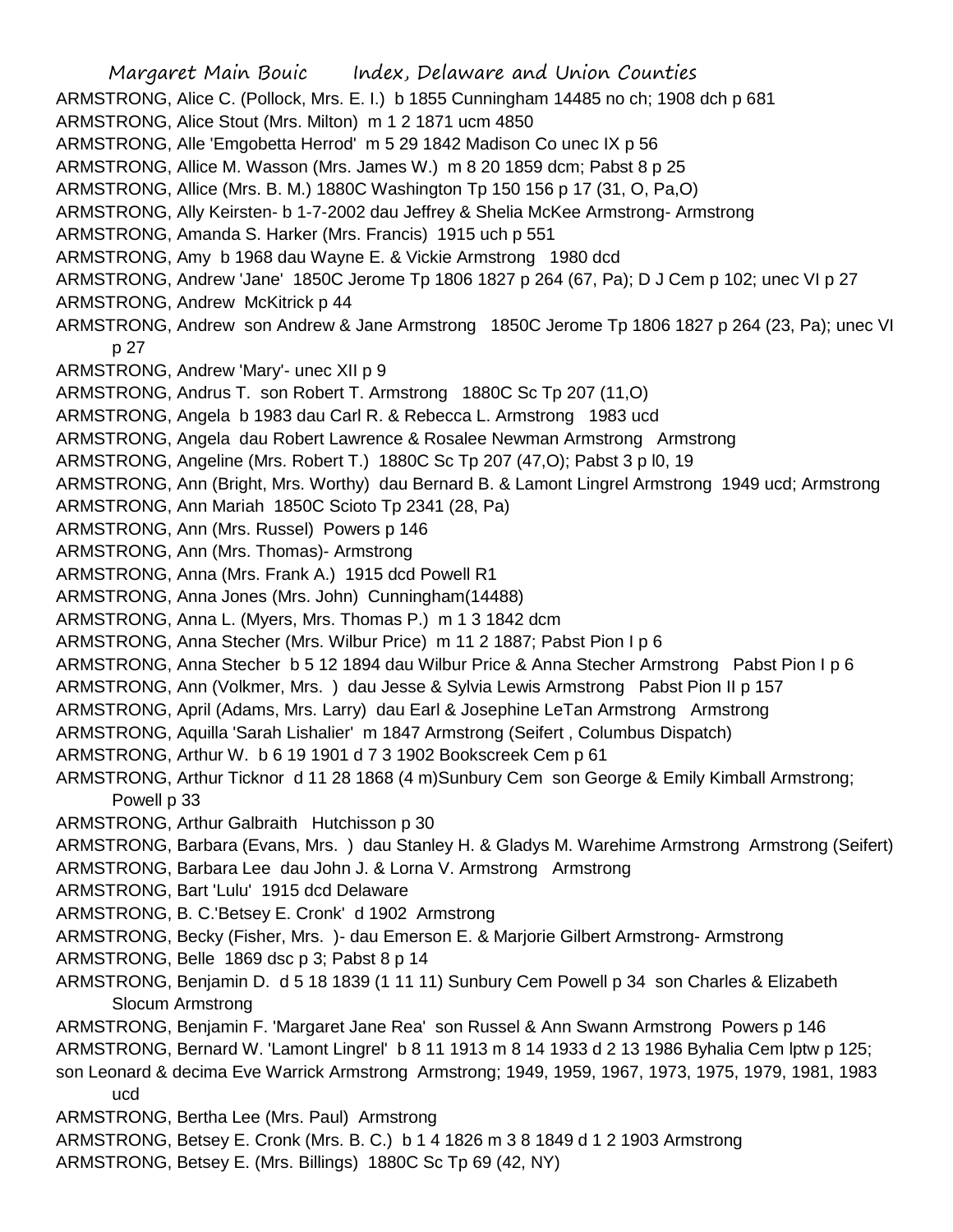ARMSTRONG, Alice C. (Pollock, Mrs. E. I.) b 1855 Cunningham 14485 no ch; 1908 dch p 681
ARMSTRONG, Alice Stout (Mrs. Milton) m 1 2 1871 ucm 4850
ARMSTRONG, Alle 'Emgobetta Herrod' m 5 29 1842 Madison Co unec IX p 56
ARMSTRONG, Allice M. Wasson (Mrs. James W.) m 8 20 1859 dcm; Pabst 8 p 25
ARMSTRONG, Allice (Mrs. B. M.) 1880C Washington Tp 150 156 p 17 (31, O, Pa,O)
ARMSTRONG, Ally Keirsten- b 1-7-2002 dau Jeffrey & Shelia McKee Armstrong- Armstrong
ARMSTRONG, Amanda S. Harker (Mrs. Francis) 1915 uch p 551
ARMSTRONG, Amy b 1968 dau Wayne E. & Vickie Armstrong 1980 dcd
ARMSTRONG, Andrew 'Jane' 1850C Jerome Tp 1806 1827 p 264 (67, Pa); D J Cem p 102; unec VI p 27
ARMSTRONG, Andrew McKitrick p 44
ARMSTRONG, Andrew son Andrew & Jane Armstrong 1850C Jerome Tp 1806 1827 p 264 (23, Pa); unec VI p 27
ARMSTRONG, Andrew 'Mary'- unec XII p 9
ARMSTRONG, Andrus T. son Robert T. Armstrong 1880C Sc Tp 207 (11,O)
ARMSTRONG, Angela b 1983 dau Carl R. & Rebecca L. Armstrong 1983 ucd
ARMSTRONG, Angela dau Robert Lawrence & Rosalee Newman Armstrong Armstrong
ARMSTRONG, Angeline (Mrs. Robert T.) 1880C Sc Tp 207 (47,O); Pabst 3 p l0, 19
ARMSTRONG, Ann (Bright, Mrs. Worthy) dau Bernard B. & Lamont Lingrel Armstrong 1949 ucd; Armstrong
ARMSTRONG, Ann Mariah 1850C Scioto Tp 2341 (28, Pa)
ARMSTRONG, Ann (Mrs. Russel) Powers p 146
ARMSTRONG, Ann (Mrs. Thomas)- Armstrong
ARMSTRONG, Anna (Mrs. Frank A.) 1915 dcd Powell R1
ARMSTRONG, Anna Jones (Mrs. John) Cunningham(14488)
ARMSTRONG, Anna L. (Myers, Mrs. Thomas P.) m 1 3 1842 dcm
ARMSTRONG, Anna Stecher (Mrs. Wilbur Price) m 11 2 1887; Pabst Pion I p 6
ARMSTRONG, Anna Stecher b 5 12 1894 dau Wilbur Price & Anna Stecher Armstrong Pabst Pion I p 6
ARMSTRONG, Ann (Volkmer, Mrs. ) dau Jesse & Sylvia Lewis Armstrong Pabst Pion II p 157
ARMSTRONG, April (Adams, Mrs. Larry) dau Earl & Josephine LeTan Armstrong Armstrong
ARMSTRONG, Aquilla 'Sarah Lishalier' m 1847 Armstrong (Seifert , Columbus Dispatch)
ARMSTRONG, Arthur W. b 6 19 1901 d 7 3 1902 Bookscreek Cem p 61
ARMSTRONG, Arthur Ticknor d 11 28 1868 (4 m)Sunbury Cem son George & Emily Kimball Armstrong; Powell p 33
ARMSTRONG, Arthur Galbraith Hutchisson p 30
ARMSTRONG, Barbara (Evans, Mrs. ) dau Stanley H. & Gladys M. Warehime Armstrong Armstrong (Seifert)
ARMSTRONG, Barbara Lee dau John J. & Lorna V. Armstrong Armstrong
ARMSTRONG, Bart 'Lulu' 1915 dcd Delaware
ARMSTRONG, B. C.'Betsey E. Cronk' d 1902 Armstrong
ARMSTRONG, Becky (Fisher, Mrs. )- dau Emerson E. & Marjorie Gilbert Armstrong- Armstrong
ARMSTRONG, Belle 1869 dsc p 3; Pabst 8 p 14
ARMSTRONG, Benjamin D. d 5 18 1839 (1 11 11) Sunbury Cem Powell p 34 son Charles & Elizabeth Slocum Armstrong
ARMSTRONG, Benjamin F. 'Margaret Jane Rea' son Russel & Ann Swann Armstrong Powers p 146
ARMSTRONG, Bernard W. 'Lamont Lingrel' b 8 11 1913 m 8 14 1933 d 2 13 1986 Byhalia Cem lptw p 125; son Leonard & decima Eve Warrick Armstrong Armstrong; 1949, 1959, 1967, 1973, 1975, 1979, 1981, 1983 ucd
ARMSTRONG, Bertha Lee (Mrs. Paul) Armstrong
ARMSTRONG, Betsey E. Cronk (Mrs. B. C.) b 1 4 1826 m 3 8 1849 d 1 2 1903 Armstrong
ARMSTRONG, Betsey E. (Mrs. Billings) 1880C Sc Tp 69 (42, NY)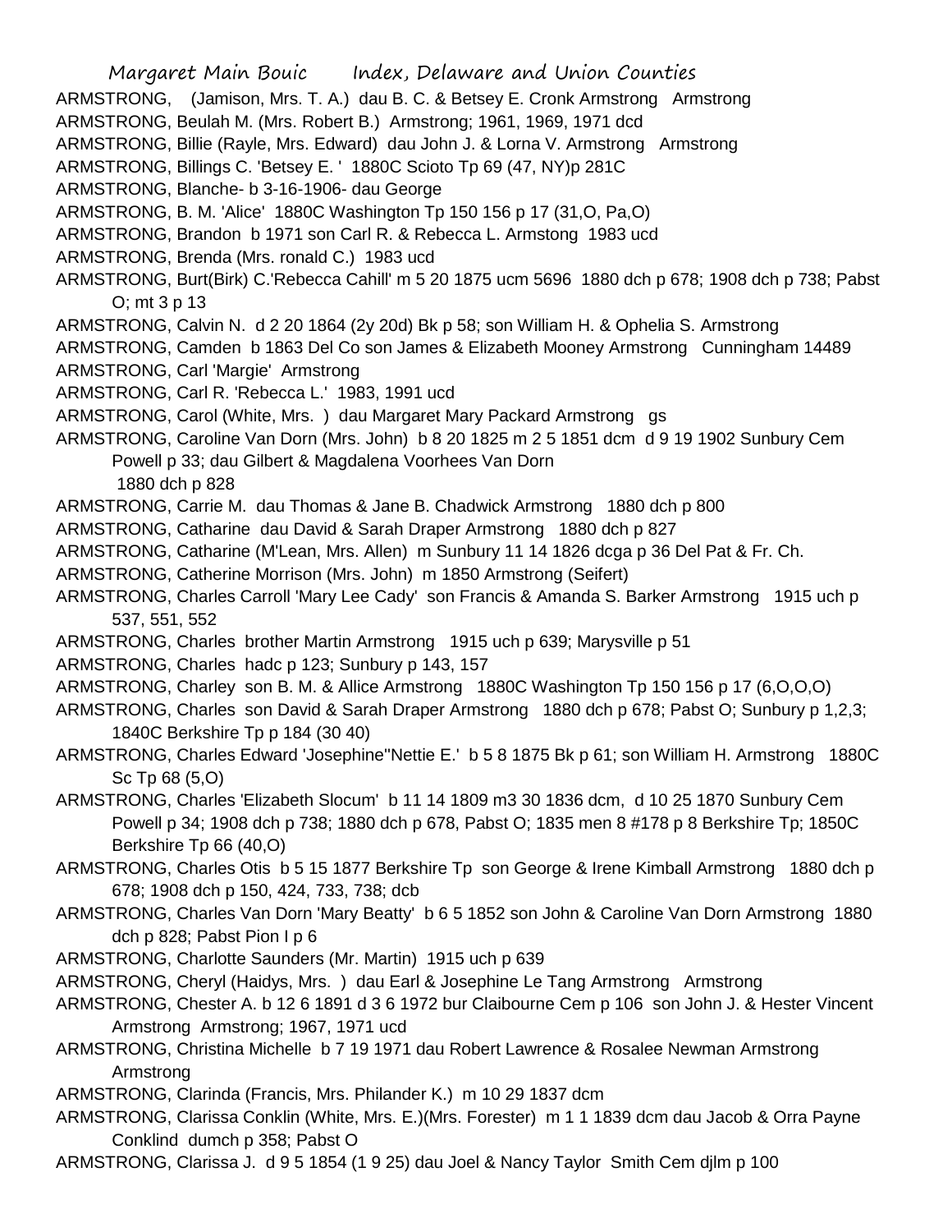ARMSTRONG, (Jamison, Mrs. T. A.) dau B. C. & Betsey E. Cronk Armstrong Armstrong

ARMSTRONG, Beulah M. (Mrs. Robert B.) Armstrong; 1961, 1969, 1971 dcd

ARMSTRONG, Billie (Rayle, Mrs. Edward) dau John J. & Lorna V. Armstrong Armstrong

ARMSTRONG, Billings C. 'Betsey E. ' 1880C Scioto Tp 69 (47, NY)p 281C

ARMSTRONG, Blanche- b 3-16-1906- dau George

ARMSTRONG, B. M. 'Alice' 1880C Washington Tp 150 156 p 17 (31,O, Pa,O)

ARMSTRONG, Brandon b 1971 son Carl R. & Rebecca L. Armstong 1983 ucd

ARMSTRONG, Brenda (Mrs. ronald C.) 1983 ucd

ARMSTRONG, Burt(Birk) C.'Rebecca Cahill' m 5 20 1875 ucm 5696 1880 dch p 678; 1908 dch p 738; Pabst O; mt 3 p 13

ARMSTRONG, Calvin N. d 2 20 1864 (2y 20d) Bk p 58; son William H. & Ophelia S. Armstrong

ARMSTRONG, Camden b 1863 Del Co son James & Elizabeth Mooney Armstrong Cunningham 14489

ARMSTRONG, Carl 'Margie' Armstrong

ARMSTRONG, Carl R. 'Rebecca L.' 1983, 1991 ucd

ARMSTRONG, Carol (White, Mrs. ) dau Margaret Mary Packard Armstrong gs

ARMSTRONG, Caroline Van Dorn (Mrs. John) b 8 20 1825 m 2 5 1851 dcm d 9 19 1902 Sunbury Cem Powell p 33; dau Gilbert & Magdalena Voorhees Van Dorn 1880 dch p 828

ARMSTRONG, Carrie M. dau Thomas & Jane B. Chadwick Armstrong 1880 dch p 800

ARMSTRONG, Catharine dau David & Sarah Draper Armstrong 1880 dch p 827

ARMSTRONG, Catharine (M'Lean, Mrs. Allen) m Sunbury 11 14 1826 dcga p 36 Del Pat & Fr. Ch.

ARMSTRONG, Catherine Morrison (Mrs. John) m 1850 Armstrong (Seifert)

ARMSTRONG, Charles Carroll 'Mary Lee Cady' son Francis & Amanda S. Barker Armstrong 1915 uch p 537, 551, 552

ARMSTRONG, Charles brother Martin Armstrong 1915 uch p 639; Marysville p 51

ARMSTRONG, Charles hadc p 123; Sunbury p 143, 157

ARMSTRONG, Charley son B. M. & Allice Armstrong 1880C Washington Tp 150 156 p 17 (6,O,O,O)

ARMSTRONG, Charles son David & Sarah Draper Armstrong 1880 dch p 678; Pabst O; Sunbury p 1,2,3; 1840C Berkshire Tp p 184 (30 40)

ARMSTRONG, Charles Edward 'Josephine''Nettie E.' b 5 8 1875 Bk p 61; son William H. Armstrong 1880C Sc Tp 68 (5,O)

ARMSTRONG, Charles 'Elizabeth Slocum' b 11 14 1809 m3 30 1836 dcm, d 10 25 1870 Sunbury Cem Powell p 34; 1908 dch p 738; 1880 dch p 678, Pabst O; 1835 men 8 #178 p 8 Berkshire Tp; 1850C Berkshire Tp 66 (40,O)

ARMSTRONG, Charles Otis b 5 15 1877 Berkshire Tp son George & Irene Kimball Armstrong 1880 dch p 678; 1908 dch p 150, 424, 733, 738; dcb

ARMSTRONG, Charles Van Dorn 'Mary Beatty' b 6 5 1852 son John & Caroline Van Dorn Armstrong 1880 dch p 828; Pabst Pion I p 6

ARMSTRONG, Charlotte Saunders (Mr. Martin) 1915 uch p 639

ARMSTRONG, Cheryl (Haidys, Mrs. ) dau Earl & Josephine Le Tang Armstrong Armstrong

ARMSTRONG, Chester A. b 12 6 1891 d 3 6 1972 bur Claibourne Cem p 106 son John J. & Hester Vincent Armstrong Armstrong; 1967, 1971 ucd

ARMSTRONG, Christina Michelle b 7 19 1971 dau Robert Lawrence & Rosalee Newman Armstrong Armstrong

ARMSTRONG, Clarinda (Francis, Mrs. Philander K.) m 10 29 1837 dcm

ARMSTRONG, Clarissa Conklin (White, Mrs. E.)(Mrs. Forester) m 1 1 1839 dcm dau Jacob & Orra Payne Conklind dumch p 358; Pabst O

ARMSTRONG, Clarissa J. d 9 5 1854 (1 9 25) dau Joel & Nancy Taylor Smith Cem djlm p 100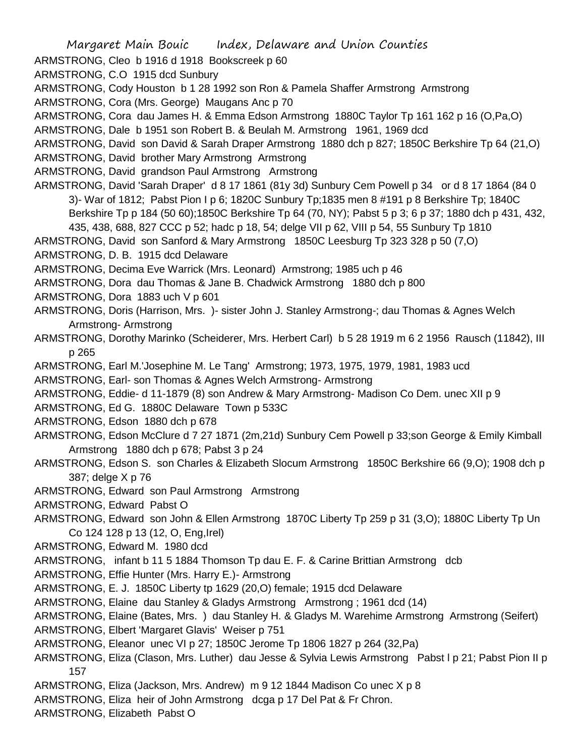ARMSTRONG, Cleo b 1916 d 1918 Bookscreek p 60

ARMSTRONG, C.O 1915 dcd Sunbury

ARMSTRONG, Cody Houston b 1 28 1992 son Ron & Pamela Shaffer Armstrong Armstrong

ARMSTRONG, Cora (Mrs. George) Maugans Anc p 70

ARMSTRONG, Cora dau James H. & Emma Edson Armstrong 1880C Taylor Tp 161 162 p 16 (O,Pa,O)

ARMSTRONG, Dale b 1951 son Robert B. & Beulah M. Armstrong 1961, 1969 dcd

ARMSTRONG, David son David & Sarah Draper Armstrong 1880 dch p 827; 1850C Berkshire Tp 64 (21,O)

ARMSTRONG, David brother Mary Armstrong Armstrong

ARMSTRONG, David grandson Paul Armstrong Armstrong

ARMSTRONG, David 'Sarah Draper' d 8 17 1861 (81y 3d) Sunbury Cem Powell p 34 or d 8 17 1864 (84 0 3)- War of 1812; Pabst Pion I p 6; 1820C Sunbury Tp;1835 men 8 #191 p 8 Berkshire Tp; 1840C Berkshire Tp p 184 (50 60);1850C Berkshire Tp 64 (70, NY); Pabst 5 p 3; 6 p 37; 1880 dch p 431, 432, 435, 438, 688, 827 CCC p 52; hadc p 18, 54; delge VII p 62, VIII p 54, 55 Sunbury Tp 1810

ARMSTRONG, David son Sanford & Mary Armstrong 1850C Leesburg Tp 323 328 p 50 (7,O)

ARMSTRONG, D. B. 1915 dcd Delaware

ARMSTRONG, Decima Eve Warrick (Mrs. Leonard) Armstrong; 1985 uch p 46

ARMSTRONG, Dora dau Thomas & Jane B. Chadwick Armstrong 1880 dch p 800

ARMSTRONG, Dora 1883 uch V p 601

ARMSTRONG, Doris (Harrison, Mrs. )- sister John J. Stanley Armstrong-; dau Thomas & Agnes Welch Armstrong- Armstrong

ARMSTRONG, Dorothy Marinko (Scheiderer, Mrs. Herbert Carl) b 5 28 1919 m 6 2 1956 Rausch (11842), III p 265

ARMSTRONG, Earl M.'Josephine M. Le Tang' Armstrong; 1973, 1975, 1979, 1981, 1983 ucd

ARMSTRONG, Earl- son Thomas & Agnes Welch Armstrong- Armstrong

ARMSTRONG, Eddie- d 11-1879 (8) son Andrew & Mary Armstrong- Madison Co Dem. unec XII p 9

ARMSTRONG, Ed G. 1880C Delaware Town p 533C

ARMSTRONG, Edson 1880 dch p 678

ARMSTRONG, Edson McClure d 7 27 1871 (2m,21d) Sunbury Cem Powell p 33;son George & Emily Kimball Armstrong 1880 dch p 678; Pabst 3 p 24

ARMSTRONG, Edson S. son Charles & Elizabeth Slocum Armstrong 1850C Berkshire 66 (9,O); 1908 dch p 387; delge X p 76

ARMSTRONG, Edward son Paul Armstrong Armstrong

ARMSTRONG, Edward Pabst O

ARMSTRONG, Edward son John & Ellen Armstrong 1870C Liberty Tp 259 p 31 (3,O); 1880C Liberty Tp Un Co 124 128 p 13 (12, O, Eng,Irel)

ARMSTRONG, Edward M. 1980 dcd

ARMSTRONG, infant b 11 5 1884 Thomson Tp dau E. F. & Carine Brittian Armstrong dcb

ARMSTRONG, Effie Hunter (Mrs. Harry E.)- Armstrong

ARMSTRONG, E. J. 1850C Liberty tp 1629 (20,O) female; 1915 dcd Delaware

ARMSTRONG, Elaine dau Stanley & Gladys Armstrong Armstrong ; 1961 dcd (14)

ARMSTRONG, Elaine (Bates, Mrs. ) dau Stanley H. & Gladys M. Warehime Armstrong Armstrong (Seifert)

ARMSTRONG, Elbert 'Margaret Glavis' Weiser p 751

ARMSTRONG, Eleanor unec VI p 27; 1850C Jerome Tp 1806 1827 p 264 (32,Pa)

ARMSTRONG, Eliza (Clason, Mrs. Luther) dau Jesse & Sylvia Lewis Armstrong Pabst l p 21; Pabst Pion II p 157

ARMSTRONG, Eliza (Jackson, Mrs. Andrew) m 9 12 1844 Madison Co unec X p 8

ARMSTRONG, Eliza heir of John Armstrong dcga p 17 Del Pat & Fr Chron.

ARMSTRONG, Elizabeth Pabst O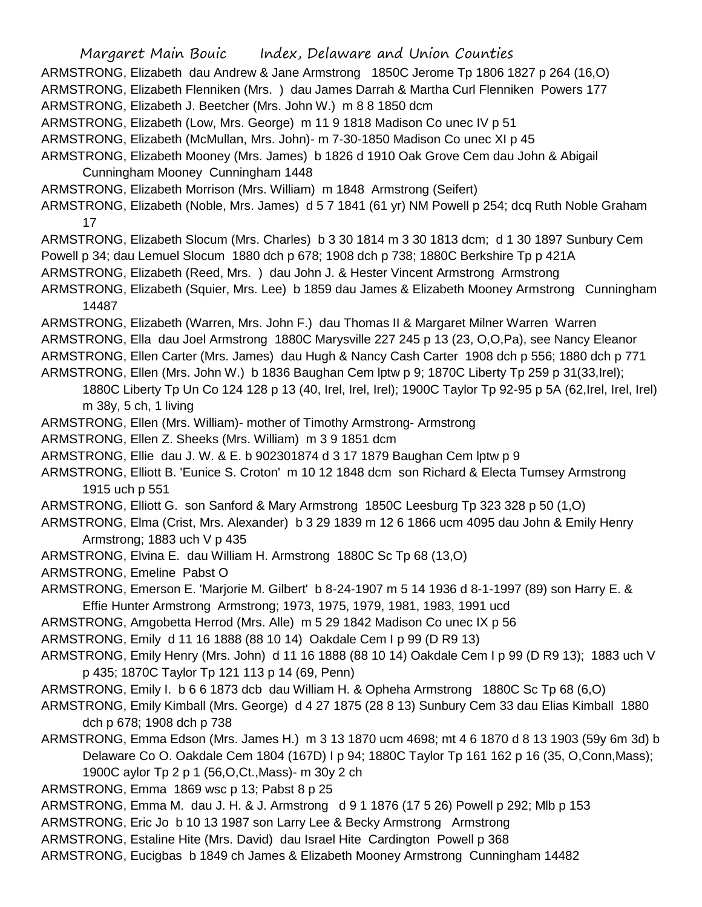ARMSTRONG, Elizabeth dau Andrew & Jane Armstrong 1850C Jerome Tp 1806 1827 p 264 (16,O)
ARMSTRONG, Elizabeth Flenniken (Mrs. ) dau James Darrah & Martha Curl Flenniken Powers 177
ARMSTRONG, Elizabeth J. Beetcher (Mrs. John W.) m 8 8 1850 dcm
ARMSTRONG, Elizabeth (Low, Mrs. George) m 11 9 1818 Madison Co unec IV p 51
ARMSTRONG, Elizabeth (McMullan, Mrs. John)- m 7-30-1850 Madison Co unec XI p 45
ARMSTRONG, Elizabeth Mooney (Mrs. James) b 1826 d 1910 Oak Grove Cem dau John & Abigail Cunningham Mooney Cunningham 1448
ARMSTRONG, Elizabeth Morrison (Mrs. William) m 1848 Armstrong (Seifert)
ARMSTRONG, Elizabeth (Noble, Mrs. James) d 5 7 1841 (61 yr) NM Powell p 254; dcq Ruth Noble Graham 17
ARMSTRONG, Elizabeth Slocum (Mrs. Charles) b 3 30 1814 m 3 30 1813 dcm; d 1 30 1897 Sunbury Cem Powell p 34; dau Lemuel Slocum 1880 dch p 678; 1908 dch p 738; 1880C Berkshire Tp p 421A
ARMSTRONG, Elizabeth (Reed, Mrs. ) dau John J. & Hester Vincent Armstrong Armstrong
ARMSTRONG, Elizabeth (Squier, Mrs. Lee) b 1859 dau James & Elizabeth Mooney Armstrong Cunningham 14487
ARMSTRONG, Elizabeth (Warren, Mrs. John F.) dau Thomas II & Margaret Milner Warren Warren
ARMSTRONG, Ella dau Joel Armstrong 1880C Marysville 227 245 p 13 (23, O,O,Pa), see Nancy Eleanor
ARMSTRONG, Ellen Carter (Mrs. James) dau Hugh & Nancy Cash Carter 1908 dch p 556; 1880 dch p 771
ARMSTRONG, Ellen (Mrs. John W.) b 1836 Baughan Cem lptw p 9; 1870C Liberty Tp 259 p 31(33,Irel); 1880C Liberty Tp Un Co 124 128 p 13 (40, Irel, Irel, Irel); 1900C Taylor Tp 92-95 p 5A (62,Irel, Irel, Irel) m 38y, 5 ch, 1 living
ARMSTRONG, Ellen (Mrs. William)- mother of Timothy Armstrong- Armstrong
ARMSTRONG, Ellen Z. Sheeks (Mrs. William) m 3 9 1851 dcm
ARMSTRONG, Ellie dau J. W. & E. b 902301874 d 3 17 1879 Baughan Cem lptw p 9
ARMSTRONG, Elliott B. 'Eunice S. Croton' m 10 12 1848 dcm son Richard & Electa Tumsey Armstrong 1915 uch p 551
ARMSTRONG, Elliott G. son Sanford & Mary Armstrong 1850C Leesburg Tp 323 328 p 50 (1,O)
ARMSTRONG, Elma (Crist, Mrs. Alexander) b 3 29 1839 m 12 6 1866 ucm 4095 dau John & Emily Henry Armstrong; 1883 uch V p 435
ARMSTRONG, Elvina E. dau William H. Armstrong 1880C Sc Tp 68 (13,O)
ARMSTRONG, Emeline Pabst O
ARMSTRONG, Emerson E. 'Marjorie M. Gilbert' b 8-24-1907 m 5 14 1936 d 8-1-1997 (89) son Harry E. & Effie Hunter Armstrong Armstrong; 1973, 1975, 1979, 1981, 1983, 1991 ucd
ARMSTRONG, Amgobetta Herrod (Mrs. Alle) m 5 29 1842 Madison Co unec IX p 56
ARMSTRONG, Emily d 11 16 1888 (88 10 14) Oakdale Cem I p 99 (D R9 13)
ARMSTRONG, Emily Henry (Mrs. John) d 11 16 1888 (88 10 14) Oakdale Cem I p 99 (D R9 13); 1883 uch V p 435; 1870C Taylor Tp 121 113 p 14 (69, Penn)
ARMSTRONG, Emily I. b 6 6 1873 dcb dau William H. & Opheha Armstrong 1880C Sc Tp 68 (6,O)
ARMSTRONG, Emily Kimball (Mrs. George) d 4 27 1875 (28 8 13) Sunbury Cem 33 dau Elias Kimball 1880 dch p 678; 1908 dch p 738
ARMSTRONG, Emma Edson (Mrs. James H.) m 3 13 1870 ucm 4698; mt 4 6 1870 d 8 13 1903 (59y 6m 3d) b Delaware Co O. Oakdale Cem 1804 (167D) I p 94; 1880C Taylor Tp 161 162 p 16 (35, O,Conn,Mass); 1900C aylor Tp 2 p 1 (56,O,Ct.,Mass)- m 30y 2 ch
ARMSTRONG, Emma 1869 wsc p 13; Pabst 8 p 25
ARMSTRONG, Emma M. dau J. H. & J. Armstrong d 9 1 1876 (17 5 26) Powell p 292; Mlb p 153
ARMSTRONG, Eric Jo b 10 13 1987 son Larry Lee & Becky Armstrong Armstrong
ARMSTRONG, Estaline Hite (Mrs. David) dau Israel Hite Cardington Powell p 368
ARMSTRONG, Eucigbas b 1849 ch James & Elizabeth Mooney Armstrong Cunningham 14482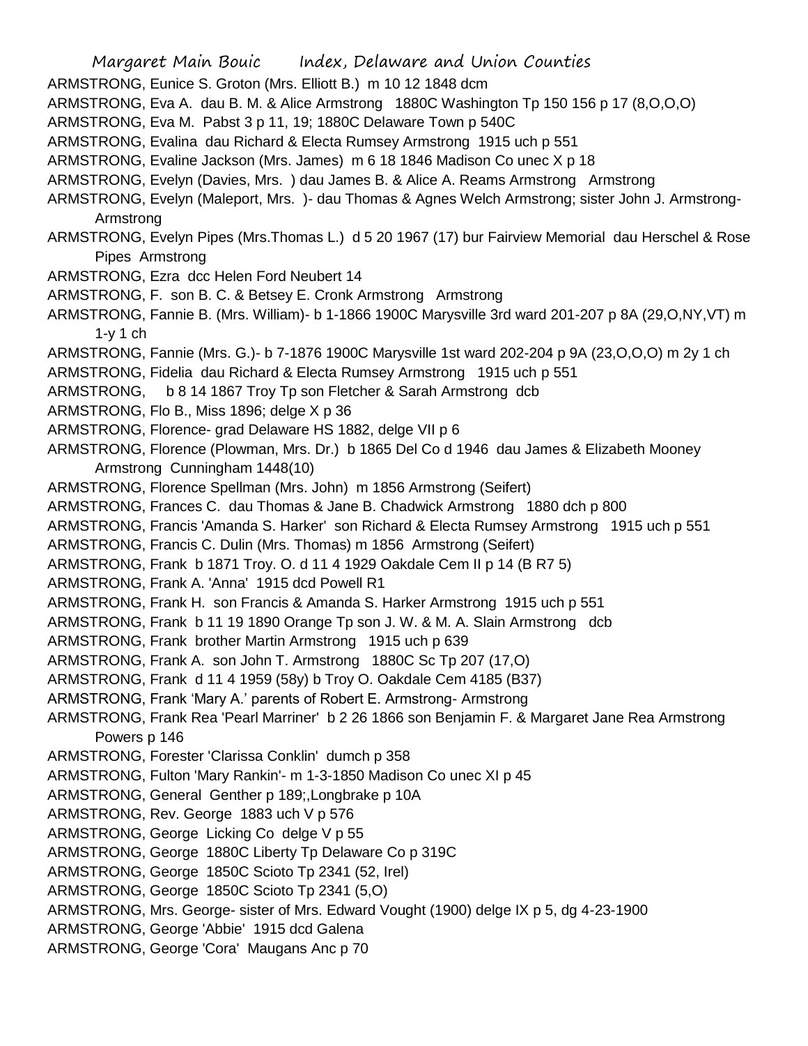ARMSTRONG, Eunice S. Groton (Mrs. Elliott B.) m 10 12 1848 dcm
ARMSTRONG, Eva A. dau B. M. & Alice Armstrong 1880C Washington Tp 150 156 p 17 (8,O,O,O)
ARMSTRONG, Eva M. Pabst 3 p 11, 19; 1880C Delaware Town p 540C
ARMSTRONG, Evalina dau Richard & Electa Rumsey Armstrong 1915 uch p 551
ARMSTRONG, Evaline Jackson (Mrs. James) m 6 18 1846 Madison Co unec X p 18
ARMSTRONG, Evelyn (Davies, Mrs. ) dau James B. & Alice A. Reams Armstrong Armstrong
ARMSTRONG, Evelyn (Maleport, Mrs. )- dau Thomas & Agnes Welch Armstrong; sister John J. Armstrong- Armstrong
ARMSTRONG, Evelyn Pipes (Mrs.Thomas L.) d 5 20 1967 (17) bur Fairview Memorial dau Herschel & Rose Pipes Armstrong
ARMSTRONG, Ezra dcc Helen Ford Neubert 14
ARMSTRONG, F. son B. C. & Betsey E. Cronk Armstrong Armstrong
ARMSTRONG, Fannie B. (Mrs. William)- b 1-1866 1900C Marysville 3rd ward 201-207 p 8A (29,O,NY,VT) m 1-y 1 ch
ARMSTRONG, Fannie (Mrs. G.)- b 7-1876 1900C Marysville 1st ward 202-204 p 9A (23,O,O,O) m 2y 1 ch
ARMSTRONG, Fidelia dau Richard & Electa Rumsey Armstrong 1915 uch p 551
ARMSTRONG, b 8 14 1867 Troy Tp son Fletcher & Sarah Armstrong dcb
ARMSTRONG, Flo B., Miss 1896; delge X p 36
ARMSTRONG, Florence- grad Delaware HS 1882, delge VII p 6
ARMSTRONG, Florence (Plowman, Mrs. Dr.) b 1865 Del Co d 1946 dau James & Elizabeth Mooney Armstrong Cunningham 1448(10)
ARMSTRONG, Florence Spellman (Mrs. John) m 1856 Armstrong (Seifert)
ARMSTRONG, Frances C. dau Thomas & Jane B. Chadwick Armstrong 1880 dch p 800
ARMSTRONG, Francis 'Amanda S. Harker' son Richard & Electa Rumsey Armstrong 1915 uch p 551
ARMSTRONG, Francis C. Dulin (Mrs. Thomas) m 1856 Armstrong (Seifert)
ARMSTRONG, Frank b 1871 Troy. O. d 11 4 1929 Oakdale Cem II p 14 (B R7 5)
ARMSTRONG, Frank A. 'Anna' 1915 dcd Powell R1
ARMSTRONG, Frank H. son Francis & Amanda S. Harker Armstrong 1915 uch p 551
ARMSTRONG, Frank b 11 19 1890 Orange Tp son J. W. & M. A. Slain Armstrong dcb
ARMSTRONG, Frank brother Martin Armstrong 1915 uch p 639
ARMSTRONG, Frank A. son John T. Armstrong 1880C Sc Tp 207 (17,O)
ARMSTRONG, Frank d 11 4 1959 (58y) b Troy O. Oakdale Cem 4185 (B37)
ARMSTRONG, Frank 'Mary A.' parents of Robert E. Armstrong- Armstrong
ARMSTRONG, Frank Rea 'Pearl Marriner' b 2 26 1866 son Benjamin F. & Margaret Jane Rea Armstrong Powers p 146
ARMSTRONG, Forester 'Clarissa Conklin' dumch p 358
ARMSTRONG, Fulton 'Mary Rankin'- m 1-3-1850 Madison Co unec XI p 45
ARMSTRONG, General Genther p 189;,Longbrake p 10A
ARMSTRONG, Rev. George 1883 uch V p 576
ARMSTRONG, George Licking Co delge V p 55
ARMSTRONG, George 1880C Liberty Tp Delaware Co p 319C
ARMSTRONG, George 1850C Scioto Tp 2341 (52, Irel)
ARMSTRONG, George 1850C Scioto Tp 2341 (5,O)
ARMSTRONG, Mrs. George- sister of Mrs. Edward Vought (1900) delge IX p 5, dg 4-23-1900
ARMSTRONG, George 'Abbie' 1915 dcd Galena
ARMSTRONG, George 'Cora' Maugans Anc p 70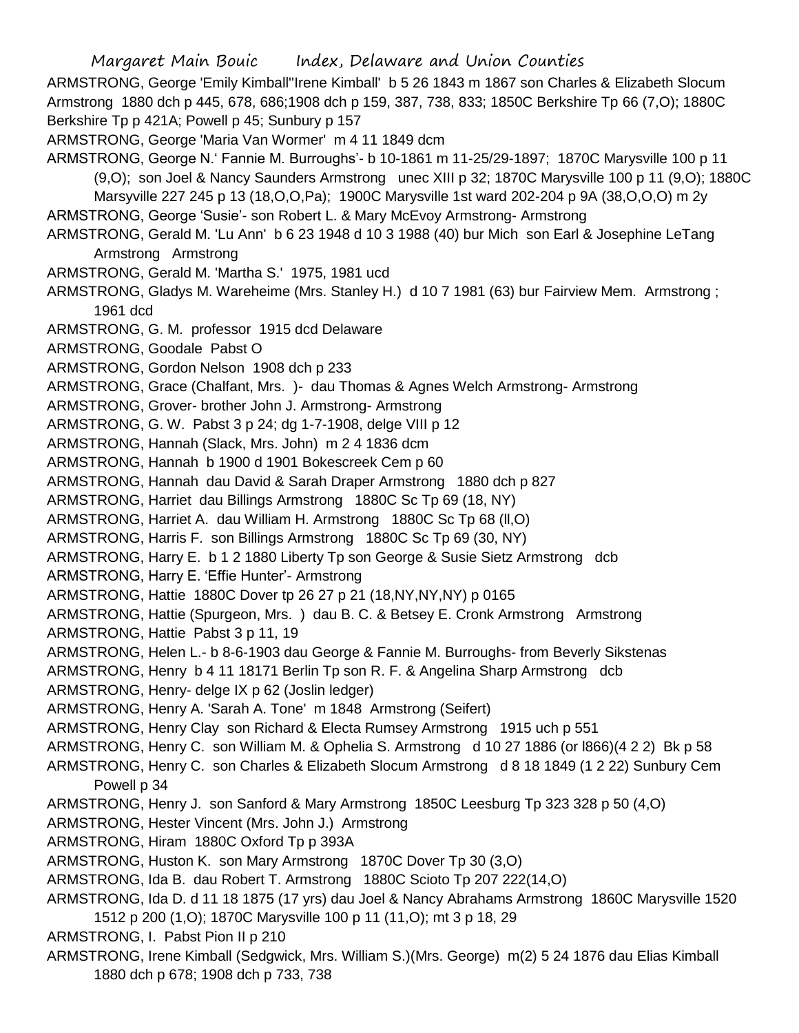ARMSTRONG, George 'Emily Kimball''Irene Kimball' b 5 26 1843 m 1867 son Charles & Elizabeth Slocum Armstrong 1880 dch p 445, 678, 686;1908 dch p 159, 387, 738, 833; 1850C Berkshire Tp 66 (7,O); 1880C Berkshire Tp p 421A; Powell p 45; Sunbury p 157

ARMSTRONG, George 'Maria Van Wormer' m 4 11 1849 dcm

ARMSTRONG, George N.' Fannie M. Burroughs'- b 10-1861 m 11-25/29-1897; 1870C Marysville 100 p 11 (9,O); son Joel & Nancy Saunders Armstrong unec XIII p 32; 1870C Marysville 100 p 11 (9,O); 1880C Marsyville 227 245 p 13 (18,O,O,Pa); 1900C Marysville 1st ward 202-204 p 9A (38,O,O,O) m 2y

ARMSTRONG, George 'Susie'- son Robert L. & Mary McEvoy Armstrong- Armstrong

ARMSTRONG, Gerald M. 'Lu Ann' b 6 23 1948 d 10 3 1988 (40) bur Mich son Earl & Josephine LeTang Armstrong Armstrong

ARMSTRONG, Gerald M. 'Martha S.' 1975, 1981 ucd

ARMSTRONG, Gladys M. Wareheime (Mrs. Stanley H.) d 10 7 1981 (63) bur Fairview Mem. Armstrong ; 1961 dcd

ARMSTRONG, G. M. professor 1915 dcd Delaware

ARMSTRONG, Goodale Pabst O

ARMSTRONG, Gordon Nelson 1908 dch p 233

ARMSTRONG, Grace (Chalfant, Mrs. )- dau Thomas & Agnes Welch Armstrong- Armstrong

ARMSTRONG, Grover- brother John J. Armstrong- Armstrong

ARMSTRONG, G. W. Pabst 3 p 24; dg 1-7-1908, delge VIII p 12

ARMSTRONG, Hannah (Slack, Mrs. John) m 2 4 1836 dcm

ARMSTRONG, Hannah b 1900 d 1901 Bokescreek Cem p 60

ARMSTRONG, Hannah dau David & Sarah Draper Armstrong 1880 dch p 827

ARMSTRONG, Harriet dau Billings Armstrong 1880C Sc Tp 69 (18, NY)

ARMSTRONG, Harriet A. dau William H. Armstrong 1880C Sc Tp 68 (ll,O)

ARMSTRONG, Harris F. son Billings Armstrong 1880C Sc Tp 69 (30, NY)

ARMSTRONG, Harry E. b 1 2 1880 Liberty Tp son George & Susie Sietz Armstrong dcb

ARMSTRONG, Harry E. 'Effie Hunter'- Armstrong

ARMSTRONG, Hattie 1880C Dover tp 26 27 p 21 (18,NY,NY,NY) p 0165

ARMSTRONG, Hattie (Spurgeon, Mrs. ) dau B. C. & Betsey E. Cronk Armstrong Armstrong

ARMSTRONG, Hattie Pabst 3 p 11, 19

ARMSTRONG, Helen L.- b 8-6-1903 dau George & Fannie M. Burroughs- from Beverly Sikstenas

ARMSTRONG, Henry b 4 11 18171 Berlin Tp son R. F. & Angelina Sharp Armstrong dcb

ARMSTRONG, Henry- delge IX p 62 (Joslin ledger)

ARMSTRONG, Henry A. 'Sarah A. Tone' m 1848 Armstrong (Seifert)

ARMSTRONG, Henry Clay son Richard & Electa Rumsey Armstrong 1915 uch p 551

ARMSTRONG, Henry C. son William M. & Ophelia S. Armstrong d 10 27 1886 (or l866)(4 2 2) Bk p 58

ARMSTRONG, Henry C. son Charles & Elizabeth Slocum Armstrong d 8 18 1849 (1 2 22) Sunbury Cem Powell p 34

ARMSTRONG, Henry J. son Sanford & Mary Armstrong 1850C Leesburg Tp 323 328 p 50 (4,O)

ARMSTRONG, Hester Vincent (Mrs. John J.) Armstrong

ARMSTRONG, Hiram 1880C Oxford Tp p 393A

ARMSTRONG, Huston K. son Mary Armstrong 1870C Dover Tp 30 (3,O)

ARMSTRONG, Ida B. dau Robert T. Armstrong 1880C Scioto Tp 207 222(14,O)

ARMSTRONG, Ida D. d 11 18 1875 (17 yrs) dau Joel & Nancy Abrahams Armstrong 1860C Marysville 1520 1512 p 200 (1,O); 1870C Marysville 100 p 11 (11,O); mt 3 p 18, 29

ARMSTRONG, I. Pabst Pion II p 210

ARMSTRONG, Irene Kimball (Sedgwick, Mrs. William S.)(Mrs. George) m(2) 5 24 1876 dau Elias Kimball 1880 dch p 678; 1908 dch p 733, 738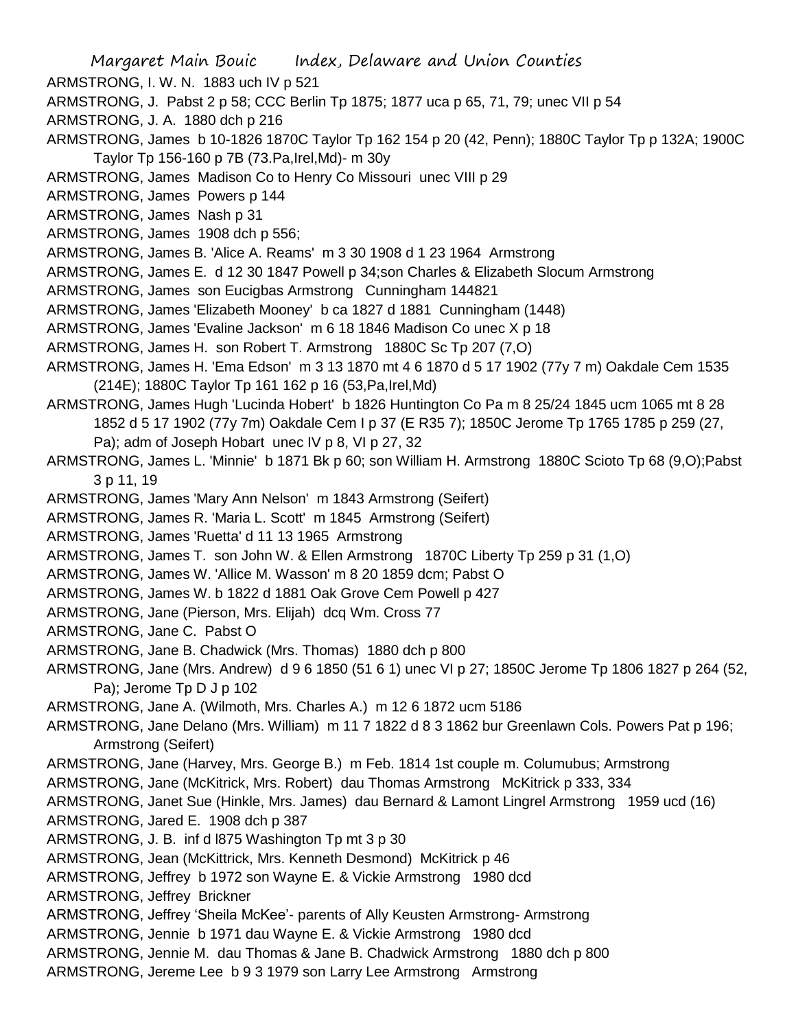ARMSTRONG, I. W. N. 1883 uch IV p 521

ARMSTRONG, J. Pabst 2 p 58; CCC Berlin Tp 1875; 1877 uca p 65, 71, 79; unec VII p 54

ARMSTRONG, J. A. 1880 dch p 216

ARMSTRONG, James b 10-1826 1870C Taylor Tp 162 154 p 20 (42, Penn); 1880C Taylor Tp p 132A; 1900C Taylor Tp 156-160 p 7B (73.Pa,Irel,Md)- m 30y

ARMSTRONG, James Madison Co to Henry Co Missouri unec VIII p 29

ARMSTRONG, James Powers p 144

ARMSTRONG, James Nash p 31

ARMSTRONG, James 1908 dch p 556;

ARMSTRONG, James B. 'Alice A. Reams' m 3 30 1908 d 1 23 1964 Armstrong

ARMSTRONG, James E. d 12 30 1847 Powell p 34;son Charles & Elizabeth Slocum Armstrong

ARMSTRONG, James son Eucigbas Armstrong Cunningham 144821

ARMSTRONG, James 'Elizabeth Mooney' b ca 1827 d 1881 Cunningham (1448)

ARMSTRONG, James 'Evaline Jackson' m 6 18 1846 Madison Co unec X p 18

ARMSTRONG, James H. son Robert T. Armstrong 1880C Sc Tp 207 (7,O)

ARMSTRONG, James H. 'Ema Edson' m 3 13 1870 mt 4 6 1870 d 5 17 1902 (77y 7 m) Oakdale Cem 1535 (214E); 1880C Taylor Tp 161 162 p 16 (53,Pa,Irel,Md)

ARMSTRONG, James Hugh 'Lucinda Hobert' b 1826 Huntington Co Pa m 8 25/24 1845 ucm 1065 mt 8 28 1852 d 5 17 1902 (77y 7m) Oakdale Cem I p 37 (E R35 7); 1850C Jerome Tp 1765 1785 p 259 (27, Pa); adm of Joseph Hobart unec IV p 8, VI p 27, 32

ARMSTRONG, James L. 'Minnie' b 1871 Bk p 60; son William H. Armstrong 1880C Scioto Tp 68 (9,O);Pabst 3 p 11, 19

ARMSTRONG, James 'Mary Ann Nelson' m 1843 Armstrong (Seifert)

ARMSTRONG, James R. 'Maria L. Scott' m 1845 Armstrong (Seifert)

ARMSTRONG, James 'Ruetta' d 11 13 1965 Armstrong

ARMSTRONG, James T. son John W. & Ellen Armstrong 1870C Liberty Tp 259 p 31 (1,O)

ARMSTRONG, James W. 'Allice M. Wasson' m 8 20 1859 dcm; Pabst O

ARMSTRONG, James W. b 1822 d 1881 Oak Grove Cem Powell p 427

ARMSTRONG, Jane (Pierson, Mrs. Elijah) dcq Wm. Cross 77

ARMSTRONG, Jane C. Pabst O

ARMSTRONG, Jane B. Chadwick (Mrs. Thomas) 1880 dch p 800

ARMSTRONG, Jane (Mrs. Andrew) d 9 6 1850 (51 6 1) unec VI p 27; 1850C Jerome Tp 1806 1827 p 264 (52, Pa); Jerome Tp D J p 102

ARMSTRONG, Jane A. (Wilmoth, Mrs. Charles A.) m 12 6 1872 ucm 5186

ARMSTRONG, Jane Delano (Mrs. William) m 11 7 1822 d 8 3 1862 bur Greenlawn Cols. Powers Pat p 196; Armstrong (Seifert)

ARMSTRONG, Jane (Harvey, Mrs. George B.) m Feb. 1814 1st couple m. Columubus; Armstrong

ARMSTRONG, Jane (McKitrick, Mrs. Robert) dau Thomas Armstrong McKitrick p 333, 334

ARMSTRONG, Janet Sue (Hinkle, Mrs. James) dau Bernard & Lamont Lingrel Armstrong 1959 ucd (16)

ARMSTRONG, Jared E. 1908 dch p 387

ARMSTRONG, J. B. inf d l875 Washington Tp mt 3 p 30

ARMSTRONG, Jean (McKittrick, Mrs. Kenneth Desmond) McKitrick p 46

ARMSTRONG, Jeffrey b 1972 son Wayne E. & Vickie Armstrong 1980 dcd

ARMSTRONG, Jeffrey Brickner

ARMSTRONG, Jeffrey 'Sheila McKee'- parents of Ally Keusten Armstrong- Armstrong

ARMSTRONG, Jennie b 1971 dau Wayne E. & Vickie Armstrong 1980 dcd

ARMSTRONG, Jennie M. dau Thomas & Jane B. Chadwick Armstrong 1880 dch p 800

ARMSTRONG, Jereme Lee b 9 3 1979 son Larry Lee Armstrong Armstrong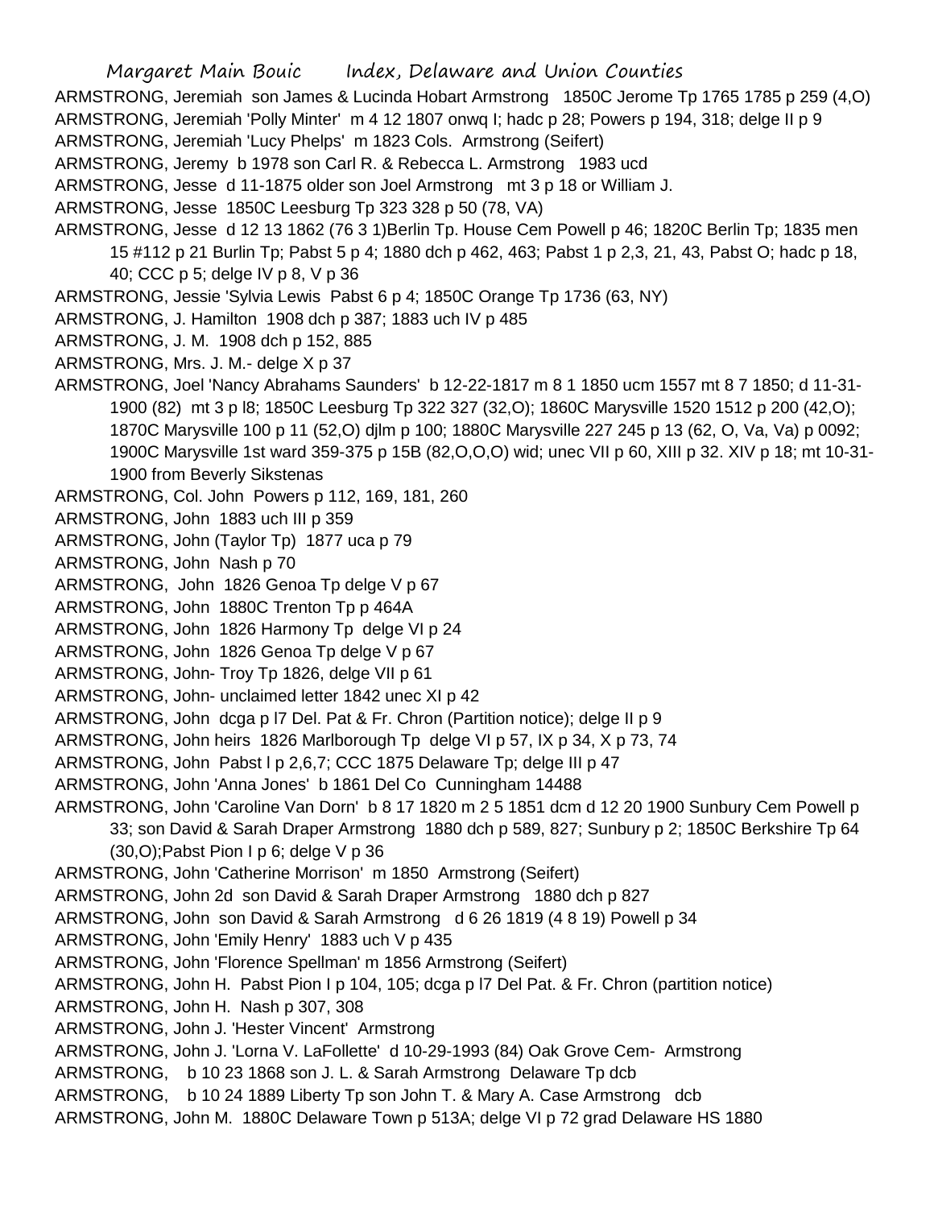ARMSTRONG, Jeremiah son James & Lucinda Hobart Armstrong 1850C Jerome Tp 1765 1785 p 259 (4,O)

ARMSTRONG, Jeremiah 'Polly Minter' m 4 12 1807 onwq I; hadc p 28; Powers p 194, 318; delge II p 9

ARMSTRONG, Jeremiah 'Lucy Phelps' m 1823 Cols. Armstrong (Seifert)

ARMSTRONG, Jeremy b 1978 son Carl R. & Rebecca L. Armstrong 1983 ucd

ARMSTRONG, Jesse d 11-1875 older son Joel Armstrong mt 3 p 18 or William J.

ARMSTRONG, Jesse 1850C Leesburg Tp 323 328 p 50 (78, VA)

ARMSTRONG, Jesse d 12 13 1862 (76 3 1)Berlin Tp. House Cem Powell p 46; 1820C Berlin Tp; 1835 men 15 #112 p 21 Burlin Tp; Pabst 5 p 4; 1880 dch p 462, 463; Pabst 1 p 2,3, 21, 43, Pabst O; hadc p 18, 40; CCC p 5; delge IV p 8, V p 36

ARMSTRONG, Jessie 'Sylvia Lewis Pabst 6 p 4; 1850C Orange Tp 1736 (63, NY)

ARMSTRONG, J. Hamilton 1908 dch p 387; 1883 uch IV p 485

ARMSTRONG, J. M. 1908 dch p 152, 885

ARMSTRONG, Mrs. J. M.- delge X p 37

ARMSTRONG, Joel 'Nancy Abrahams Saunders' b 12-22-1817 m 8 1 1850 ucm 1557 mt 8 7 1850; d 11-31-1900 (82) mt 3 p l8; 1850C Leesburg Tp 322 327 (32,O); 1860C Marysville 1520 1512 p 200 (42,O); 1870C Marysville 100 p 11 (52,O) djlm p 100; 1880C Marysville 227 245 p 13 (62, O, Va, Va) p 0092; 1900C Marysville 1st ward 359-375 p 15B (82,O,O,O) wid; unec VII p 60, XIII p 32. XIV p 18; mt 10-31-1900 from Beverly Sikstenas

ARMSTRONG, Col. John Powers p 112, 169, 181, 260

ARMSTRONG, John 1883 uch III p 359

ARMSTRONG, John (Taylor Tp) 1877 uca p 79

ARMSTRONG, John Nash p 70

ARMSTRONG, John 1826 Genoa Tp delge V p 67

ARMSTRONG, John 1880C Trenton Tp p 464A

ARMSTRONG, John 1826 Harmony Tp delge VI p 24

ARMSTRONG, John 1826 Genoa Tp delge V p 67

ARMSTRONG, John- Troy Tp 1826, delge VII p 61

ARMSTRONG, John- unclaimed letter 1842 unec XI p 42

ARMSTRONG, John dcga p l7 Del. Pat & Fr. Chron (Partition notice); delge II p 9

ARMSTRONG, John heirs 1826 Marlborough Tp delge VI p 57, IX p 34, X p 73, 74

ARMSTRONG, John Pabst l p 2,6,7; CCC 1875 Delaware Tp; delge III p 47

ARMSTRONG, John 'Anna Jones' b 1861 Del Co Cunningham 14488

ARMSTRONG, John 'Caroline Van Dorn' b 8 17 1820 m 2 5 1851 dcm d 12 20 1900 Sunbury Cem Powell p 33; son David & Sarah Draper Armstrong 1880 dch p 589, 827; Sunbury p 2; 1850C Berkshire Tp 64 (30,O);Pabst Pion I p 6; delge V p 36

ARMSTRONG, John 'Catherine Morrison' m 1850 Armstrong (Seifert)

ARMSTRONG, John 2d son David & Sarah Draper Armstrong 1880 dch p 827

ARMSTRONG, John son David & Sarah Armstrong d 6 26 1819 (4 8 19) Powell p 34

ARMSTRONG, John 'Emily Henry' 1883 uch V p 435

ARMSTRONG, John 'Florence Spellman' m 1856 Armstrong (Seifert)

ARMSTRONG, John H. Pabst Pion I p 104, 105; dcga p l7 Del Pat. & Fr. Chron (partition notice)

ARMSTRONG, John H. Nash p 307, 308

ARMSTRONG, John J. 'Hester Vincent' Armstrong

ARMSTRONG, John J. 'Lorna V. LaFollette' d 10-29-1993 (84) Oak Grove Cem- Armstrong

ARMSTRONG, b 10 23 1868 son J. L. & Sarah Armstrong Delaware Tp dcb

ARMSTRONG, b 10 24 1889 Liberty Tp son John T. & Mary A. Case Armstrong dcb

ARMSTRONG, John M. 1880C Delaware Town p 513A; delge VI p 72 grad Delaware HS 1880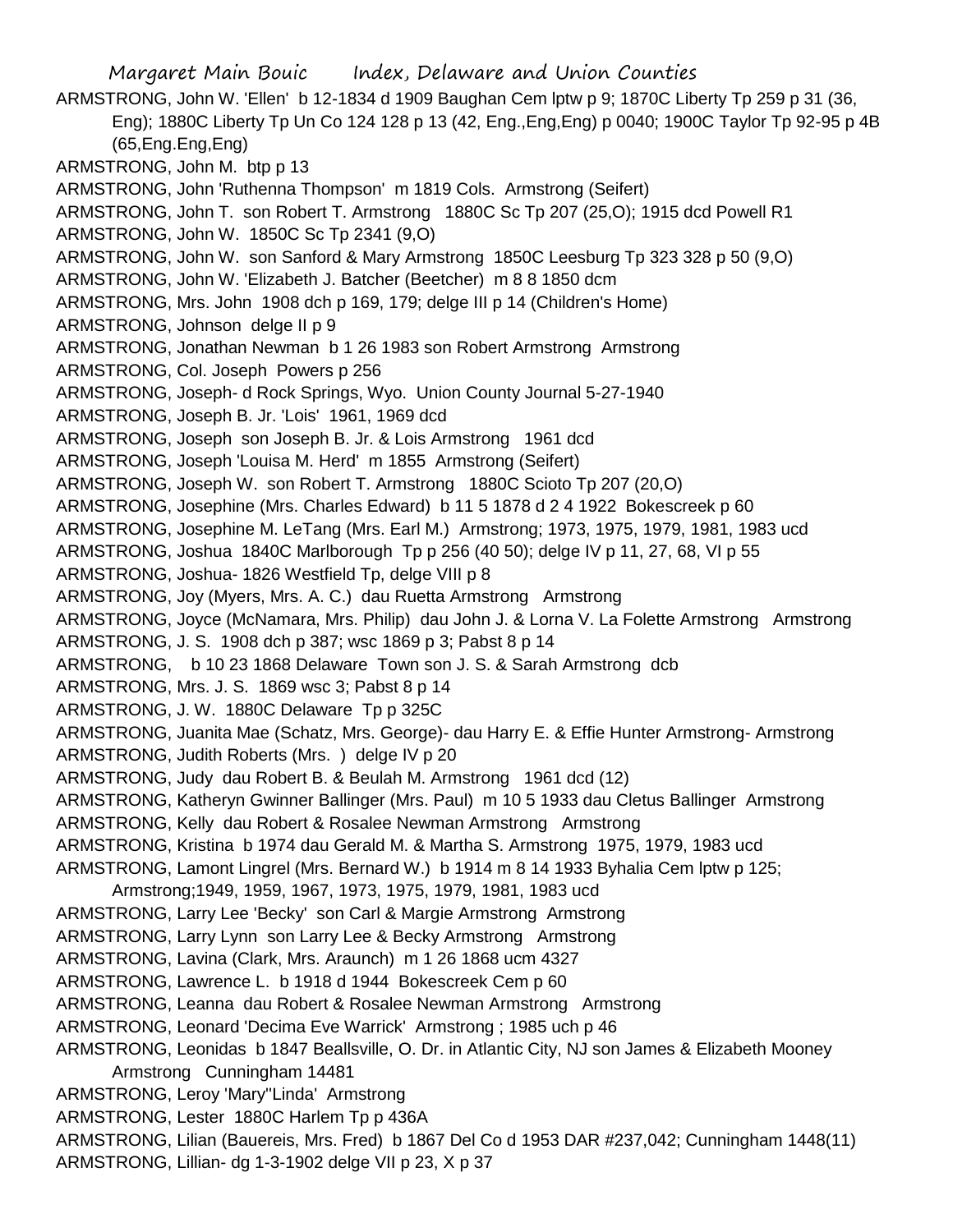ARMSTRONG, John W. 'Ellen' b 12-1834 d 1909 Baughan Cem lptw p 9; 1870C Liberty Tp 259 p 31 (36, Eng); 1880C Liberty Tp Un Co 124 128 p 13 (42, Eng.,Eng,Eng) p 0040; 1900C Taylor Tp 92-95 p 4B (65,Eng.Eng,Eng)

ARMSTRONG, John M. btp p 13

ARMSTRONG, John 'Ruthenna Thompson' m 1819 Cols. Armstrong (Seifert)

ARMSTRONG, John T. son Robert T. Armstrong 1880C Sc Tp 207 (25,O); 1915 dcd Powell R1

ARMSTRONG, John W. 1850C Sc Tp 2341 (9,O)

ARMSTRONG, John W. son Sanford & Mary Armstrong 1850C Leesburg Tp 323 328 p 50 (9,O)

ARMSTRONG, John W. 'Elizabeth J. Batcher (Beetcher) m 8 8 1850 dcm

ARMSTRONG, Mrs. John 1908 dch p 169, 179; delge III p 14 (Children's Home)

ARMSTRONG, Johnson delge II p 9

ARMSTRONG, Jonathan Newman b 1 26 1983 son Robert Armstrong Armstrong

ARMSTRONG, Col. Joseph Powers p 256

ARMSTRONG, Joseph- d Rock Springs, Wyo. Union County Journal 5-27-1940

ARMSTRONG, Joseph B. Jr. 'Lois' 1961, 1969 dcd

ARMSTRONG, Joseph son Joseph B. Jr. & Lois Armstrong 1961 dcd

ARMSTRONG, Joseph 'Louisa M. Herd' m 1855 Armstrong (Seifert)

ARMSTRONG, Joseph W. son Robert T. Armstrong 1880C Scioto Tp 207 (20,O)

ARMSTRONG, Josephine (Mrs. Charles Edward) b 11 5 1878 d 2 4 1922 Bokescreek p 60

ARMSTRONG, Josephine M. LeTang (Mrs. Earl M.) Armstrong; 1973, 1975, 1979, 1981, 1983 ucd

ARMSTRONG, Joshua 1840C Marlborough Tp p 256 (40 50); delge IV p 11, 27, 68, VI p 55

ARMSTRONG, Joshua- 1826 Westfield Tp, delge VIII p 8

ARMSTRONG, Joy (Myers, Mrs. A. C.) dau Ruetta Armstrong Armstrong

ARMSTRONG, Joyce (McNamara, Mrs. Philip) dau John J. & Lorna V. La Folette Armstrong Armstrong

ARMSTRONG, J. S. 1908 dch p 387; wsc 1869 p 3; Pabst 8 p 14

ARMSTRONG, b 10 23 1868 Delaware Town son J. S. & Sarah Armstrong dcb

ARMSTRONG, Mrs. J. S. 1869 wsc 3; Pabst 8 p 14

ARMSTRONG, J. W. 1880C Delaware Tp p 325C

ARMSTRONG, Juanita Mae (Schatz, Mrs. George)- dau Harry E. & Effie Hunter Armstrong- Armstrong

ARMSTRONG, Judith Roberts (Mrs. ) delge IV p 20

ARMSTRONG, Judy dau Robert B. & Beulah M. Armstrong 1961 dcd (12)

ARMSTRONG, Katheryn Gwinner Ballinger (Mrs. Paul) m 10 5 1933 dau Cletus Ballinger Armstrong

ARMSTRONG, Kelly dau Robert & Rosalee Newman Armstrong Armstrong

ARMSTRONG, Kristina b 1974 dau Gerald M. & Martha S. Armstrong 1975, 1979, 1983 ucd

ARMSTRONG, Lamont Lingrel (Mrs. Bernard W.) b 1914 m 8 14 1933 Byhalia Cem lptw p 125; Armstrong;1949, 1959, 1967, 1973, 1975, 1979, 1981, 1983 ucd

ARMSTRONG, Larry Lee 'Becky' son Carl & Margie Armstrong Armstrong

ARMSTRONG, Larry Lynn son Larry Lee & Becky Armstrong Armstrong

ARMSTRONG, Lavina (Clark, Mrs. Araunch) m 1 26 1868 ucm 4327

ARMSTRONG, Lawrence L. b 1918 d 1944 Bokescreek Cem p 60

ARMSTRONG, Leanna dau Robert & Rosalee Newman Armstrong Armstrong

ARMSTRONG, Leonard 'Decima Eve Warrick' Armstrong ; 1985 uch p 46

ARMSTRONG, Leonidas b 1847 Beallsville, O. Dr. in Atlantic City, NJ son James & Elizabeth Mooney Armstrong Cunningham 14481

ARMSTRONG, Leroy 'Mary''Linda' Armstrong

ARMSTRONG, Lester 1880C Harlem Tp p 436A

ARMSTRONG, Lilian (Bauereis, Mrs. Fred) b 1867 Del Co d 1953 DAR #237,042; Cunningham 1448(11)

ARMSTRONG, Lillian- dg 1-3-1902 delge VII p 23, X p 37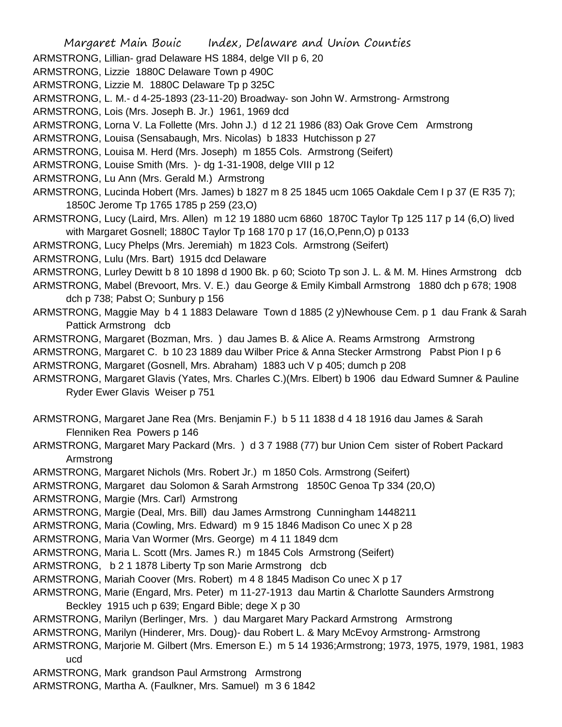ARMSTRONG, Lillian- grad Delaware HS 1884, delge VII p 6, 20

ARMSTRONG, Lizzie 1880C Delaware Town p 490C

ARMSTRONG, Lizzie M. 1880C Delaware Tp p 325C

ARMSTRONG, L. M.- d 4-25-1893 (23-11-20) Broadway- son John W. Armstrong- Armstrong

ARMSTRONG, Lois (Mrs. Joseph B. Jr.) 1961, 1969 dcd

ARMSTRONG, Lorna V. La Follette (Mrs. John J.) d 12 21 1986 (83) Oak Grove Cem Armstrong

ARMSTRONG, Louisa (Sensabaugh, Mrs. Nicolas) b 1833 Hutchisson p 27

ARMSTRONG, Louisa M. Herd (Mrs. Joseph) m 1855 Cols. Armstrong (Seifert)

ARMSTRONG, Louise Smith (Mrs. )- dg 1-31-1908, delge VIII p 12

ARMSTRONG, Lu Ann (Mrs. Gerald M.) Armstrong

ARMSTRONG, Lucinda Hobert (Mrs. James) b 1827 m 8 25 1845 ucm 1065 Oakdale Cem I p 37 (E R35 7); 1850C Jerome Tp 1765 1785 p 259 (23,O)

ARMSTRONG, Lucy (Laird, Mrs. Allen) m 12 19 1880 ucm 6860 1870C Taylor Tp 125 117 p 14 (6,O) lived with Margaret Gosnell; 1880C Taylor Tp 168 170 p 17 (16,O,Penn,O) p 0133

ARMSTRONG, Lucy Phelps (Mrs. Jeremiah) m 1823 Cols. Armstrong (Seifert)

ARMSTRONG, Lulu (Mrs. Bart) 1915 dcd Delaware

ARMSTRONG, Lurley Dewitt b 8 10 1898 d 1900 Bk. p 60; Scioto Tp son J. L. & M. M. Hines Armstrong dcb

ARMSTRONG, Mabel (Brevoort, Mrs. V. E.) dau George & Emily Kimball Armstrong 1880 dch p 678; 1908 dch p 738; Pabst O; Sunbury p 156

ARMSTRONG, Maggie May b 4 1 1883 Delaware Town d 1885 (2 y)Newhouse Cem. p 1 dau Frank & Sarah Pattick Armstrong dcb

ARMSTRONG, Margaret (Bozman, Mrs. ) dau James B. & Alice A. Reams Armstrong Armstrong

ARMSTRONG, Margaret C. b 10 23 1889 dau Wilber Price & Anna Stecker Armstrong Pabst Pion I p 6

ARMSTRONG, Margaret (Gosnell, Mrs. Abraham) 1883 uch V p 405; dumch p 208

ARMSTRONG, Margaret Glavis (Yates, Mrs. Charles C.)(Mrs. Elbert) b 1906 dau Edward Sumner & Pauline Ryder Ewer Glavis Weiser p 751

ARMSTRONG, Margaret Jane Rea (Mrs. Benjamin F.) b 5 11 1838 d 4 18 1916 dau James & Sarah Flenniken Rea Powers p 146

ARMSTRONG, Margaret Mary Packard (Mrs. ) d 3 7 1988 (77) bur Union Cem sister of Robert Packard Armstrong

ARMSTRONG, Margaret Nichols (Mrs. Robert Jr.) m 1850 Cols. Armstrong (Seifert)

ARMSTRONG, Margaret dau Solomon & Sarah Armstrong 1850C Genoa Tp 334 (20,O)

ARMSTRONG, Margie (Mrs. Carl) Armstrong

ARMSTRONG, Margie (Deal, Mrs. Bill) dau James Armstrong Cunningham 1448211

ARMSTRONG, Maria (Cowling, Mrs. Edward) m 9 15 1846 Madison Co unec X p 28

ARMSTRONG, Maria Van Wormer (Mrs. George) m 4 11 1849 dcm

ARMSTRONG, Maria L. Scott (Mrs. James R.) m 1845 Cols Armstrong (Seifert)

ARMSTRONG, b 2 1 1878 Liberty Tp son Marie Armstrong dcb

ARMSTRONG, Mariah Coover (Mrs. Robert) m 4 8 1845 Madison Co unec X p 17

ARMSTRONG, Marie (Engard, Mrs. Peter) m 11-27-1913 dau Martin & Charlotte Saunders Armstrong Beckley 1915 uch p 639; Engard Bible; dege X p 30

ARMSTRONG, Marilyn (Berlinger, Mrs. ) dau Margaret Mary Packard Armstrong Armstrong

ARMSTRONG, Marilyn (Hinderer, Mrs. Doug)- dau Robert L. & Mary McEvoy Armstrong- Armstrong

ARMSTRONG, Marjorie M. Gilbert (Mrs. Emerson E.) m 5 14 1936;Armstrong; 1973, 1975, 1979, 1981, 1983 ucd

ARMSTRONG, Mark grandson Paul Armstrong Armstrong

ARMSTRONG, Martha A. (Faulkner, Mrs. Samuel) m 3 6 1842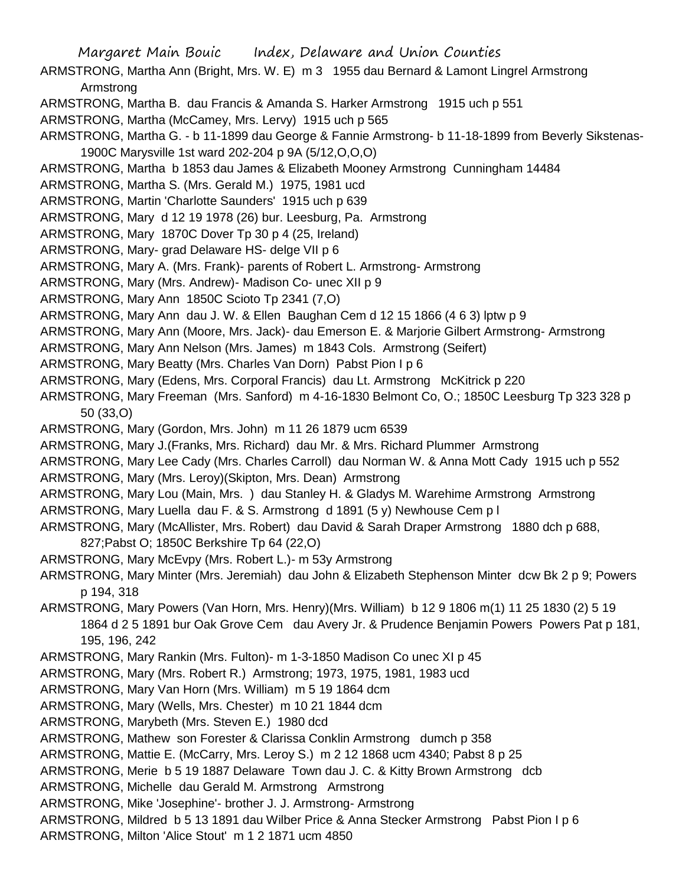ARMSTRONG, Martha Ann (Bright, Mrs. W. E) m 3 1955 dau Bernard & Lamont Lingrel Armstrong Armstrong

ARMSTRONG, Martha B. dau Francis & Amanda S. Harker Armstrong 1915 uch p 551

ARMSTRONG, Martha (McCamey, Mrs. Lervy) 1915 uch p 565

ARMSTRONG, Martha G. - b 11-1899 dau George & Fannie Armstrong- b 11-18-1899 from Beverly Sikstenas-1900C Marysville 1st ward 202-204 p 9A (5/12,O,O,O)

ARMSTRONG, Martha b 1853 dau James & Elizabeth Mooney Armstrong Cunningham 14484

ARMSTRONG, Martha S. (Mrs. Gerald M.) 1975, 1981 ucd

ARMSTRONG, Martin 'Charlotte Saunders' 1915 uch p 639

ARMSTRONG, Mary d 12 19 1978 (26) bur. Leesburg, Pa. Armstrong

ARMSTRONG, Mary 1870C Dover Tp 30 p 4 (25, Ireland)

ARMSTRONG, Mary- grad Delaware HS- delge VII p 6

ARMSTRONG, Mary A. (Mrs. Frank)- parents of Robert L. Armstrong- Armstrong

ARMSTRONG, Mary (Mrs. Andrew)- Madison Co- unec XII p 9

ARMSTRONG, Mary Ann 1850C Scioto Tp 2341 (7,O)

ARMSTRONG, Mary Ann dau J. W. & Ellen Baughan Cem d 12 15 1866 (4 6 3) lptw p 9

ARMSTRONG, Mary Ann (Moore, Mrs. Jack)- dau Emerson E. & Marjorie Gilbert Armstrong- Armstrong

ARMSTRONG, Mary Ann Nelson (Mrs. James) m 1843 Cols. Armstrong (Seifert)

ARMSTRONG, Mary Beatty (Mrs. Charles Van Dorn) Pabst Pion I p 6

ARMSTRONG, Mary (Edens, Mrs. Corporal Francis) dau Lt. Armstrong McKitrick p 220

ARMSTRONG, Mary Freeman (Mrs. Sanford) m 4-16-1830 Belmont Co, O.; 1850C Leesburg Tp 323 328 p 50 (33,O)

ARMSTRONG, Mary (Gordon, Mrs. John) m 11 26 1879 ucm 6539

ARMSTRONG, Mary J.(Franks, Mrs. Richard) dau Mr. & Mrs. Richard Plummer Armstrong

ARMSTRONG, Mary Lee Cady (Mrs. Charles Carroll) dau Norman W. & Anna Mott Cady 1915 uch p 552

ARMSTRONG, Mary (Mrs. Leroy)(Skipton, Mrs. Dean) Armstrong

ARMSTRONG, Mary Lou (Main, Mrs. ) dau Stanley H. & Gladys M. Warehime Armstrong Armstrong

ARMSTRONG, Mary Luella dau F. & S. Armstrong d 1891 (5 y) Newhouse Cem p l

ARMSTRONG, Mary (McAllister, Mrs. Robert) dau David & Sarah Draper Armstrong 1880 dch p 688, 827;Pabst O; 1850C Berkshire Tp 64 (22,O)

ARMSTRONG, Mary McEvpy (Mrs. Robert L.)- m 53y Armstrong

ARMSTRONG, Mary Minter (Mrs. Jeremiah) dau John & Elizabeth Stephenson Minter dcw Bk 2 p 9; Powers p 194, 318

ARMSTRONG, Mary Powers (Van Horn, Mrs. Henry)(Mrs. William) b 12 9 1806 m(1) 11 25 1830 (2) 5 19 1864 d 2 5 1891 bur Oak Grove Cem dau Avery Jr. & Prudence Benjamin Powers Powers Pat p 181, 195, 196, 242

ARMSTRONG, Mary Rankin (Mrs. Fulton)- m 1-3-1850 Madison Co unec XI p 45

ARMSTRONG, Mary (Mrs. Robert R.) Armstrong; 1973, 1975, 1981, 1983 ucd

ARMSTRONG, Mary Van Horn (Mrs. William) m 5 19 1864 dcm

ARMSTRONG, Mary (Wells, Mrs. Chester) m 10 21 1844 dcm

ARMSTRONG, Marybeth (Mrs. Steven E.) 1980 dcd

ARMSTRONG, Mathew son Forester & Clarissa Conklin Armstrong dumch p 358

ARMSTRONG, Mattie E. (McCarry, Mrs. Leroy S.) m 2 12 1868 ucm 4340; Pabst 8 p 25

ARMSTRONG, Merie b 5 19 1887 Delaware Town dau J. C. & Kitty Brown Armstrong dcb

ARMSTRONG, Michelle dau Gerald M. Armstrong Armstrong

ARMSTRONG, Mike 'Josephine'- brother J. J. Armstrong- Armstrong

ARMSTRONG, Mildred b 5 13 1891 dau Wilber Price & Anna Stecker Armstrong Pabst Pion I p 6

ARMSTRONG, Milton 'Alice Stout' m 1 2 1871 ucm 4850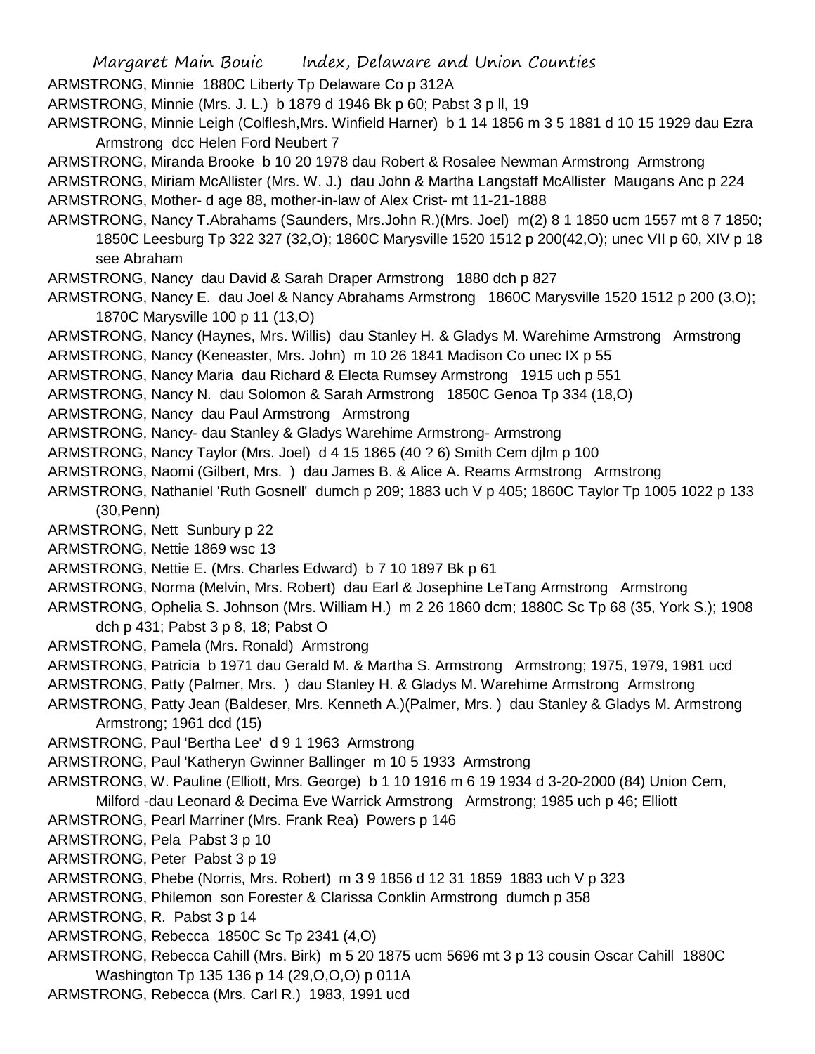ARMSTRONG, Minnie 1880C Liberty Tp Delaware Co p 312A

ARMSTRONG, Minnie (Mrs. J. L.) b 1879 d 1946 Bk p 60; Pabst 3 p ll, 19

ARMSTRONG, Minnie Leigh (Colflesh,Mrs. Winfield Harner) b 1 14 1856 m 3 5 1881 d 10 15 1929 dau Ezra Armstrong dcc Helen Ford Neubert 7

ARMSTRONG, Miranda Brooke b 10 20 1978 dau Robert & Rosalee Newman Armstrong Armstrong

ARMSTRONG, Miriam McAllister (Mrs. W. J.) dau John & Martha Langstaff McAllister Maugans Anc p 224

ARMSTRONG, Mother- d age 88, mother-in-law of Alex Crist- mt 11-21-1888

ARMSTRONG, Nancy T.Abrahams (Saunders, Mrs.John R.)(Mrs. Joel) m(2) 8 1 1850 ucm 1557 mt 8 7 1850; 1850C Leesburg Tp 322 327 (32,O); 1860C Marysville 1520 1512 p 200(42,O); unec VII p 60, XIV p 18 see Abraham

ARMSTRONG, Nancy dau David & Sarah Draper Armstrong 1880 dch p 827

ARMSTRONG, Nancy E. dau Joel & Nancy Abrahams Armstrong 1860C Marysville 1520 1512 p 200 (3,O); 1870C Marysville 100 p 11 (13,O)

ARMSTRONG, Nancy (Haynes, Mrs. Willis) dau Stanley H. & Gladys M. Warehime Armstrong Armstrong

ARMSTRONG, Nancy (Keneaster, Mrs. John) m 10 26 1841 Madison Co unec IX p 55

ARMSTRONG, Nancy Maria dau Richard & Electa Rumsey Armstrong 1915 uch p 551

ARMSTRONG, Nancy N. dau Solomon & Sarah Armstrong 1850C Genoa Tp 334 (18,O)

ARMSTRONG, Nancy dau Paul Armstrong Armstrong

ARMSTRONG, Nancy- dau Stanley & Gladys Warehime Armstrong- Armstrong

ARMSTRONG, Nancy Taylor (Mrs. Joel) d 4 15 1865 (40 ? 6) Smith Cem djlm p 100

ARMSTRONG, Naomi (Gilbert, Mrs. ) dau James B. & Alice A. Reams Armstrong Armstrong

ARMSTRONG, Nathaniel 'Ruth Gosnell' dumch p 209; 1883 uch V p 405; 1860C Taylor Tp 1005 1022 p 133 (30,Penn)

ARMSTRONG, Nett Sunbury p 22

ARMSTRONG, Nettie 1869 wsc 13

ARMSTRONG, Nettie E. (Mrs. Charles Edward) b 7 10 1897 Bk p 61

ARMSTRONG, Norma (Melvin, Mrs. Robert) dau Earl & Josephine LeTang Armstrong Armstrong

ARMSTRONG, Ophelia S. Johnson (Mrs. William H.) m 2 26 1860 dcm; 1880C Sc Tp 68 (35, York S.); 1908 dch p 431; Pabst 3 p 8, 18; Pabst O

ARMSTRONG, Pamela (Mrs. Ronald) Armstrong

ARMSTRONG, Patricia b 1971 dau Gerald M. & Martha S. Armstrong Armstrong; 1975, 1979, 1981 ucd

ARMSTRONG, Patty (Palmer, Mrs. ) dau Stanley H. & Gladys M. Warehime Armstrong Armstrong

ARMSTRONG, Patty Jean (Baldeser, Mrs. Kenneth A.)(Palmer, Mrs. ) dau Stanley & Gladys M. Armstrong Armstrong; 1961 dcd (15)

ARMSTRONG, Paul 'Bertha Lee' d 9 1 1963 Armstrong

ARMSTRONG, Paul 'Katheryn Gwinner Ballinger m 10 5 1933 Armstrong

ARMSTRONG, W. Pauline (Elliott, Mrs. George) b 1 10 1916 m 6 19 1934 d 3-20-2000 (84) Union Cem, Milford -dau Leonard & Decima Eve Warrick Armstrong Armstrong; 1985 uch p 46; Elliott

ARMSTRONG, Pearl Marriner (Mrs. Frank Rea) Powers p 146

ARMSTRONG, Pela Pabst 3 p 10

ARMSTRONG, Peter Pabst 3 p 19

ARMSTRONG, Phebe (Norris, Mrs. Robert) m 3 9 1856 d 12 31 1859 1883 uch V p 323

ARMSTRONG, Philemon son Forester & Clarissa Conklin Armstrong dumch p 358

ARMSTRONG, R. Pabst 3 p 14

ARMSTRONG, Rebecca 1850C Sc Tp 2341 (4,O)

ARMSTRONG, Rebecca Cahill (Mrs. Birk) m 5 20 1875 ucm 5696 mt 3 p 13 cousin Oscar Cahill 1880C Washington Tp 135 136 p 14 (29,O,O,O) p 011A

ARMSTRONG, Rebecca (Mrs. Carl R.) 1983, 1991 ucd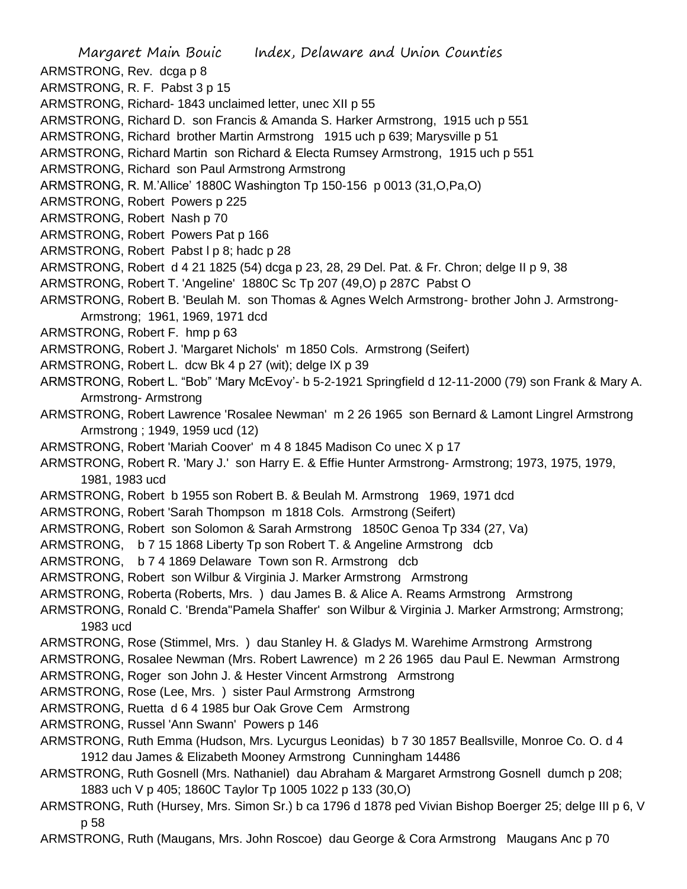ARMSTRONG, Rev. dcga p 8

ARMSTRONG, R. F. Pabst 3 p 15

ARMSTRONG, Richard- 1843 unclaimed letter, unec XII p 55

ARMSTRONG, Richard D. son Francis & Amanda S. Harker Armstrong, 1915 uch p 551

ARMSTRONG, Richard brother Martin Armstrong 1915 uch p 639; Marysville p 51

ARMSTRONG, Richard Martin son Richard & Electa Rumsey Armstrong, 1915 uch p 551

ARMSTRONG, Richard son Paul Armstrong Armstrong

ARMSTRONG, R. M.'Allice' 1880C Washington Tp 150-156 p 0013 (31,O,Pa,O)

ARMSTRONG, Robert Powers p 225

ARMSTRONG, Robert Nash p 70

ARMSTRONG, Robert Powers Pat p 166

ARMSTRONG, Robert Pabst l p 8; hadc p 28

ARMSTRONG, Robert d 4 21 1825 (54) dcga p 23, 28, 29 Del. Pat. & Fr. Chron; delge II p 9, 38

ARMSTRONG, Robert T. 'Angeline' 1880C Sc Tp 207 (49,O) p 287C Pabst O

ARMSTRONG, Robert B. 'Beulah M. son Thomas & Agnes Welch Armstrong- brother John J. Armstrong- Armstrong; 1961, 1969, 1971 dcd

ARMSTRONG, Robert F. hmp p 63

ARMSTRONG, Robert J. 'Margaret Nichols' m 1850 Cols. Armstrong (Seifert)

ARMSTRONG, Robert L. dcw Bk 4 p 27 (wit); delge IX p 39

ARMSTRONG, Robert L. "Bob" 'Mary McEvoy'- b 5-2-1921 Springfield d 12-11-2000 (79) son Frank & Mary A. Armstrong- Armstrong

ARMSTRONG, Robert Lawrence 'Rosalee Newman' m 2 26 1965 son Bernard & Lamont Lingrel Armstrong Armstrong ; 1949, 1959 ucd (12)

ARMSTRONG, Robert 'Mariah Coover' m 4 8 1845 Madison Co unec X p 17

ARMSTRONG, Robert R. 'Mary J.' son Harry E. & Effie Hunter Armstrong- Armstrong; 1973, 1975, 1979, 1981, 1983 ucd

ARMSTRONG, Robert b 1955 son Robert B. & Beulah M. Armstrong 1969, 1971 dcd

ARMSTRONG, Robert 'Sarah Thompson m 1818 Cols. Armstrong (Seifert)

ARMSTRONG, Robert son Solomon & Sarah Armstrong 1850C Genoa Tp 334 (27, Va)

ARMSTRONG, b 7 15 1868 Liberty Tp son Robert T. & Angeline Armstrong dcb

ARMSTRONG, b 7 4 1869 Delaware Town son R. Armstrong dcb

ARMSTRONG, Robert son Wilbur & Virginia J. Marker Armstrong Armstrong

ARMSTRONG, Roberta (Roberts, Mrs. ) dau James B. & Alice A. Reams Armstrong Armstrong

ARMSTRONG, Ronald C. 'Brenda''Pamela Shaffer' son Wilbur & Virginia J. Marker Armstrong; Armstrong; 1983 ucd

ARMSTRONG, Rose (Stimmel, Mrs. ) dau Stanley H. & Gladys M. Warehime Armstrong Armstrong

ARMSTRONG, Rosalee Newman (Mrs. Robert Lawrence) m 2 26 1965 dau Paul E. Newman Armstrong

ARMSTRONG, Roger son John J. & Hester Vincent Armstrong Armstrong

ARMSTRONG, Rose (Lee, Mrs. ) sister Paul Armstrong Armstrong

ARMSTRONG, Ruetta d 6 4 1985 bur Oak Grove Cem Armstrong

ARMSTRONG, Russel 'Ann Swann' Powers p 146

ARMSTRONG, Ruth Emma (Hudson, Mrs. Lycurgus Leonidas) b 7 30 1857 Beallsville, Monroe Co. O. d 4 1912 dau James & Elizabeth Mooney Armstrong Cunningham 14486

ARMSTRONG, Ruth Gosnell (Mrs. Nathaniel) dau Abraham & Margaret Armstrong Gosnell dumch p 208; 1883 uch V p 405; 1860C Taylor Tp 1005 1022 p 133 (30,O)

ARMSTRONG, Ruth (Hursey, Mrs. Simon Sr.) b ca 1796 d 1878 ped Vivian Bishop Boerger 25; delge III p 6, V p 58

ARMSTRONG, Ruth (Maugans, Mrs. John Roscoe) dau George & Cora Armstrong Maugans Anc p 70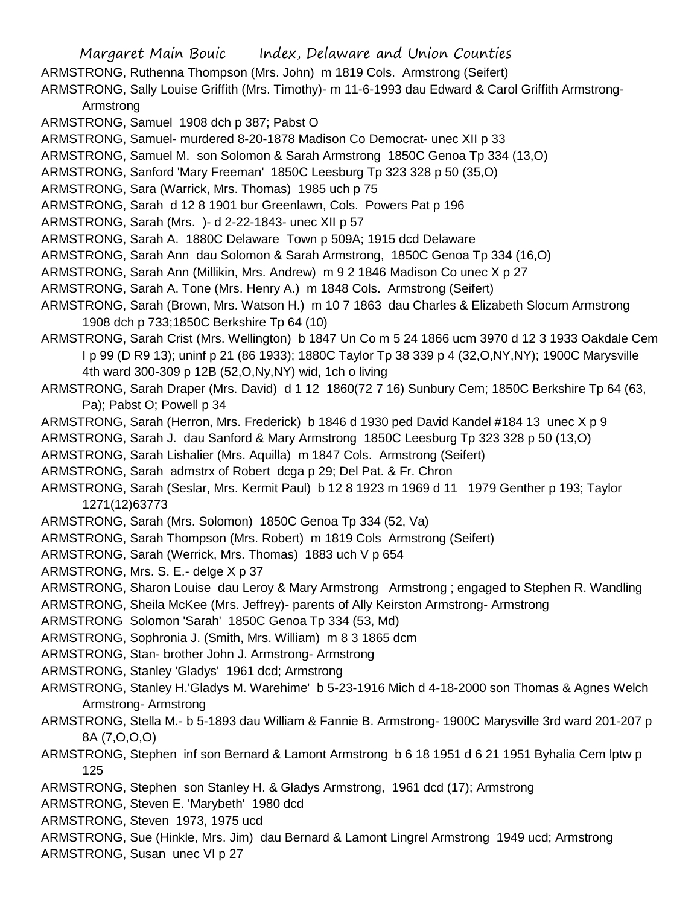ARMSTRONG, Ruthenna Thompson (Mrs. John) m 1819 Cols. Armstrong (Seifert)

ARMSTRONG, Sally Louise Griffith (Mrs. Timothy)- m 11-6-1993 dau Edward & Carol Griffith Armstrong-Armstrong

ARMSTRONG, Samuel 1908 dch p 387; Pabst O

ARMSTRONG, Samuel- murdered 8-20-1878 Madison Co Democrat- unec XII p 33

ARMSTRONG, Samuel M. son Solomon & Sarah Armstrong 1850C Genoa Tp 334 (13,O)

ARMSTRONG, Sanford 'Mary Freeman' 1850C Leesburg Tp 323 328 p 50 (35,O)

ARMSTRONG, Sara (Warrick, Mrs. Thomas) 1985 uch p 75

ARMSTRONG, Sarah d 12 8 1901 bur Greenlawn, Cols. Powers Pat p 196

ARMSTRONG, Sarah (Mrs. )- d 2-22-1843- unec XII p 57

ARMSTRONG, Sarah A. 1880C Delaware Town p 509A; 1915 dcd Delaware

ARMSTRONG, Sarah Ann dau Solomon & Sarah Armstrong, 1850C Genoa Tp 334 (16,O)

ARMSTRONG, Sarah Ann (Millikin, Mrs. Andrew) m 9 2 1846 Madison Co unec X p 27

ARMSTRONG, Sarah A. Tone (Mrs. Henry A.) m 1848 Cols. Armstrong (Seifert)

ARMSTRONG, Sarah (Brown, Mrs. Watson H.) m 10 7 1863 dau Charles & Elizabeth Slocum Armstrong 1908 dch p 733;1850C Berkshire Tp 64 (10)

ARMSTRONG, Sarah Crist (Mrs. Wellington) b 1847 Un Co m 5 24 1866 ucm 3970 d 12 3 1933 Oakdale Cem I p 99 (D R9 13); uninf p 21 (86 1933); 1880C Taylor Tp 38 339 p 4 (32,O,NY,NY); 1900C Marysville 4th ward 300-309 p 12B (52,O,Ny,NY) wid, 1ch o living

ARMSTRONG, Sarah Draper (Mrs. David) d 1 12 1860(72 7 16) Sunbury Cem; 1850C Berkshire Tp 64 (63, Pa); Pabst O; Powell p 34

ARMSTRONG, Sarah (Herron, Mrs. Frederick) b 1846 d 1930 ped David Kandel #184 13 unec X p 9

ARMSTRONG, Sarah J. dau Sanford & Mary Armstrong 1850C Leesburg Tp 323 328 p 50 (13,O)

ARMSTRONG, Sarah Lishalier (Mrs. Aquilla) m 1847 Cols. Armstrong (Seifert)

ARMSTRONG, Sarah admstrx of Robert dcga p 29; Del Pat. & Fr. Chron

ARMSTRONG, Sarah (Seslar, Mrs. Kermit Paul) b 12 8 1923 m 1969 d 11 1979 Genther p 193; Taylor 1271(12)63773

ARMSTRONG, Sarah (Mrs. Solomon) 1850C Genoa Tp 334 (52, Va)

ARMSTRONG, Sarah Thompson (Mrs. Robert) m 1819 Cols Armstrong (Seifert)

ARMSTRONG, Sarah (Werrick, Mrs. Thomas) 1883 uch V p 654

ARMSTRONG, Mrs. S. E.- delge X p 37

ARMSTRONG, Sharon Louise dau Leroy & Mary Armstrong Armstrong ; engaged to Stephen R. Wandling

ARMSTRONG, Sheila McKee (Mrs. Jeffrey)- parents of Ally Keirston Armstrong- Armstrong

ARMSTRONG Solomon 'Sarah' 1850C Genoa Tp 334 (53, Md)

ARMSTRONG, Sophronia J. (Smith, Mrs. William) m 8 3 1865 dcm

ARMSTRONG, Stan- brother John J. Armstrong- Armstrong

ARMSTRONG, Stanley 'Gladys' 1961 dcd; Armstrong

ARMSTRONG, Stanley H.'Gladys M. Warehime' b 5-23-1916 Mich d 4-18-2000 son Thomas & Agnes Welch Armstrong- Armstrong

ARMSTRONG, Stella M.- b 5-1893 dau William & Fannie B. Armstrong- 1900C Marysville 3rd ward 201-207 p 8A (7,O,O,O)

ARMSTRONG, Stephen inf son Bernard & Lamont Armstrong b 6 18 1951 d 6 21 1951 Byhalia Cem lptw p 125

ARMSTRONG, Stephen son Stanley H. & Gladys Armstrong, 1961 dcd (17); Armstrong

ARMSTRONG, Steven E. 'Marybeth' 1980 dcd

ARMSTRONG, Steven 1973, 1975 ucd

ARMSTRONG, Sue (Hinkle, Mrs. Jim) dau Bernard & Lamont Lingrel Armstrong 1949 ucd; Armstrong

ARMSTRONG, Susan unec VI p 27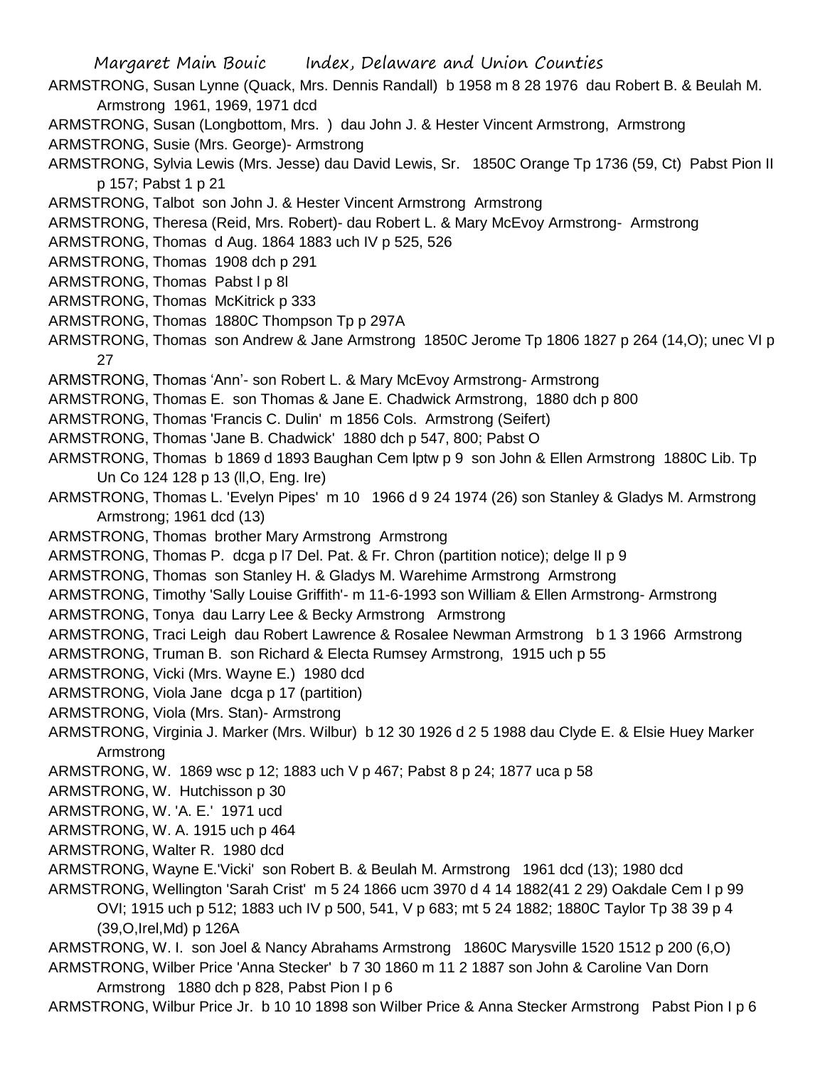ARMSTRONG, Susan Lynne (Quack, Mrs. Dennis Randall) b 1958 m 8 28 1976 dau Robert B. & Beulah M. Armstrong 1961, 1969, 1971 dcd

ARMSTRONG, Susan (Longbottom, Mrs. ) dau John J. & Hester Vincent Armstrong, Armstrong

ARMSTRONG, Susie (Mrs. George)- Armstrong

ARMSTRONG, Sylvia Lewis (Mrs. Jesse) dau David Lewis, Sr. 1850C Orange Tp 1736 (59, Ct) Pabst Pion II p 157; Pabst 1 p 21

ARMSTRONG, Talbot son John J. & Hester Vincent Armstrong Armstrong

ARMSTRONG, Theresa (Reid, Mrs. Robert)- dau Robert L. & Mary McEvoy Armstrong- Armstrong

ARMSTRONG, Thomas d Aug. 1864 1883 uch IV p 525, 526

ARMSTRONG, Thomas 1908 dch p 291

ARMSTRONG, Thomas Pabst l p 8l

ARMSTRONG, Thomas McKitrick p 333

ARMSTRONG, Thomas 1880C Thompson Tp p 297A

ARMSTRONG, Thomas son Andrew & Jane Armstrong 1850C Jerome Tp 1806 1827 p 264 (14,O); unec VI p 27

ARMSTRONG, Thomas 'Ann'- son Robert L. & Mary McEvoy Armstrong- Armstrong

ARMSTRONG, Thomas E. son Thomas & Jane E. Chadwick Armstrong, 1880 dch p 800

ARMSTRONG, Thomas 'Francis C. Dulin' m 1856 Cols. Armstrong (Seifert)

ARMSTRONG, Thomas 'Jane B. Chadwick' 1880 dch p 547, 800; Pabst O

ARMSTRONG, Thomas b 1869 d 1893 Baughan Cem lptw p 9 son John & Ellen Armstrong 1880C Lib. Tp Un Co 124 128 p 13 (ll,O, Eng. Ire)

ARMSTRONG, Thomas L. 'Evelyn Pipes' m 10 1966 d 9 24 1974 (26) son Stanley & Gladys M. Armstrong Armstrong; 1961 dcd (13)

ARMSTRONG, Thomas brother Mary Armstrong Armstrong

ARMSTRONG, Thomas P. dcga p l7 Del. Pat. & Fr. Chron (partition notice); delge II p 9

ARMSTRONG, Thomas son Stanley H. & Gladys M. Warehime Armstrong Armstrong

ARMSTRONG, Timothy 'Sally Louise Griffith'- m 11-6-1993 son William & Ellen Armstrong- Armstrong

ARMSTRONG, Tonya dau Larry Lee & Becky Armstrong Armstrong

ARMSTRONG, Traci Leigh dau Robert Lawrence & Rosalee Newman Armstrong b 1 3 1966 Armstrong

ARMSTRONG, Truman B. son Richard & Electa Rumsey Armstrong, 1915 uch p 55

ARMSTRONG, Vicki (Mrs. Wayne E.) 1980 dcd

ARMSTRONG, Viola Jane dcga p 17 (partition)

ARMSTRONG, Viola (Mrs. Stan)- Armstrong

ARMSTRONG, Virginia J. Marker (Mrs. Wilbur) b 12 30 1926 d 2 5 1988 dau Clyde E. & Elsie Huey Marker Armstrong

ARMSTRONG, W. 1869 wsc p 12; 1883 uch V p 467; Pabst 8 p 24; 1877 uca p 58

ARMSTRONG, W. Hutchisson p 30

ARMSTRONG, W. 'A. E.' 1971 ucd

ARMSTRONG, W. A. 1915 uch p 464

ARMSTRONG, Walter R. 1980 dcd

ARMSTRONG, Wayne E.'Vicki' son Robert B. & Beulah M. Armstrong 1961 dcd (13); 1980 dcd

ARMSTRONG, Wellington 'Sarah Crist' m 5 24 1866 ucm 3970 d 4 14 1882(41 2 29) Oakdale Cem I p 99 OVI; 1915 uch p 512; 1883 uch IV p 500, 541, V p 683; mt 5 24 1882; 1880C Taylor Tp 38 39 p 4 (39,O,Irel,Md) p 126A

ARMSTRONG, W. I. son Joel & Nancy Abrahams Armstrong 1860C Marysville 1520 1512 p 200 (6,O)

ARMSTRONG, Wilber Price 'Anna Stecker' b 7 30 1860 m 11 2 1887 son John & Caroline Van Dorn Armstrong 1880 dch p 828, Pabst Pion I p 6

ARMSTRONG, Wilbur Price Jr. b 10 10 1898 son Wilber Price & Anna Stecker Armstrong Pabst Pion I p 6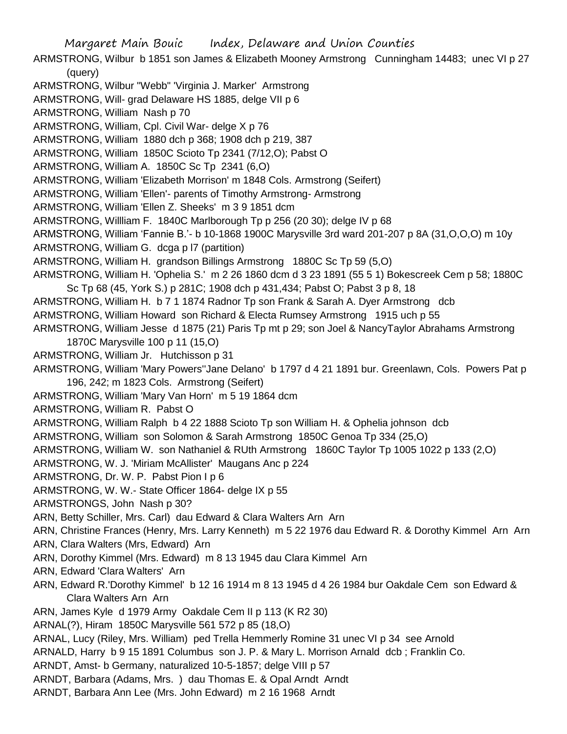ARMSTRONG, Wilbur b 1851 son James & Elizabeth Mooney Armstrong Cunningham 14483; unec VI p 27 (query)

ARMSTRONG, Wilbur "Webb" 'Virginia J. Marker' Armstrong

ARMSTRONG, Will- grad Delaware HS 1885, delge VII p 6

ARMSTRONG, William Nash p 70

ARMSTRONG, William, Cpl. Civil War- delge X p 76

ARMSTRONG, William 1880 dch p 368; 1908 dch p 219, 387

ARMSTRONG, William 1850C Scioto Tp 2341 (7/12,O); Pabst O

ARMSTRONG, William A. 1850C Sc Tp 2341 (6,O)

ARMSTRONG, William 'Elizabeth Morrison' m 1848 Cols. Armstrong (Seifert)

ARMSTRONG, William 'Ellen'- parents of Timothy Armstrong- Armstrong

ARMSTRONG, William 'Ellen Z. Sheeks' m 3 9 1851 dcm

ARMSTRONG, Willliam F. 1840C Marlborough Tp p 256 (20 30); delge IV p 68

ARMSTRONG, William 'Fannie B.'- b 10-1868 1900C Marysville 3rd ward 201-207 p 8A (31,O,O,O) m 10y

ARMSTRONG, William G. dcga p l7 (partition)

ARMSTRONG, William H. grandson Billings Armstrong 1880C Sc Tp 59 (5,O)

ARMSTRONG, William H. 'Ophelia S.' m 2 26 1860 dcm d 3 23 1891 (55 5 1) Bokescreek Cem p 58; 1880C Sc Tp 68 (45, York S.) p 281C; 1908 dch p 431,434; Pabst O; Pabst 3 p 8, 18

ARMSTRONG, William H. b 7 1 1874 Radnor Tp son Frank & Sarah A. Dyer Armstrong dcb

ARMSTRONG, William Howard son Richard & Electa Rumsey Armstrong 1915 uch p 55

ARMSTRONG, William Jesse d 1875 (21) Paris Tp mt p 29; son Joel & NancyTaylor Abrahams Armstrong 1870C Marysville 100 p 11 (15,O)

ARMSTRONG, William Jr. Hutchisson p 31

ARMSTRONG, William 'Mary Powers''Jane Delano' b 1797 d 4 21 1891 bur. Greenlawn, Cols. Powers Pat p 196, 242; m 1823 Cols. Armstrong (Seifert)

ARMSTRONG, William 'Mary Van Horn' m 5 19 1864 dcm

ARMSTRONG, William R. Pabst O

ARMSTRONG, William Ralph b 4 22 1888 Scioto Tp son William H. & Ophelia johnson dcb

ARMSTRONG, William son Solomon & Sarah Armstrong 1850C Genoa Tp 334 (25,O)

ARMSTRONG, William W. son Nathaniel & RUth Armstrong 1860C Taylor Tp 1005 1022 p 133 (2,O)

ARMSTRONG, W. J. 'Miriam McAllister' Maugans Anc p 224

ARMSTRONG, Dr. W. P. Pabst Pion I p 6

ARMSTRONG, W. W.- State Officer 1864- delge IX p 55

ARMSTRONGS, John Nash p 30?

ARN, Betty Schiller, Mrs. Carl) dau Edward & Clara Walters Arn Arn

ARN, Christine Frances (Henry, Mrs. Larry Kenneth) m 5 22 1976 dau Edward R. & Dorothy Kimmel Arn Arn

ARN, Clara Walters (Mrs, Edward) Arn

ARN, Dorothy Kimmel (Mrs. Edward) m 8 13 1945 dau Clara Kimmel Arn

ARN, Edward 'Clara Walters' Arn

ARN, Edward R.'Dorothy Kimmel' b 12 16 1914 m 8 13 1945 d 4 26 1984 bur Oakdale Cem son Edward & Clara Walters Arn Arn

ARN, James Kyle d 1979 Army Oakdale Cem II p 113 (K R2 30)

ARNAL(?), Hiram 1850C Marysville 561 572 p 85 (18,O)

ARNAL, Lucy (Riley, Mrs. William) ped Trella Hemmerly Romine 31 unec VI p 34 see Arnold

ARNALD, Harry b 9 15 1891 Columbus son J. P. & Mary L. Morrison Arnald dcb ; Franklin Co.

ARNDT, Amst- b Germany, naturalized 10-5-1857; delge VIII p 57

ARNDT, Barbara (Adams, Mrs. ) dau Thomas E. & Opal Arndt Arndt

ARNDT, Barbara Ann Lee (Mrs. John Edward) m 2 16 1968 Arndt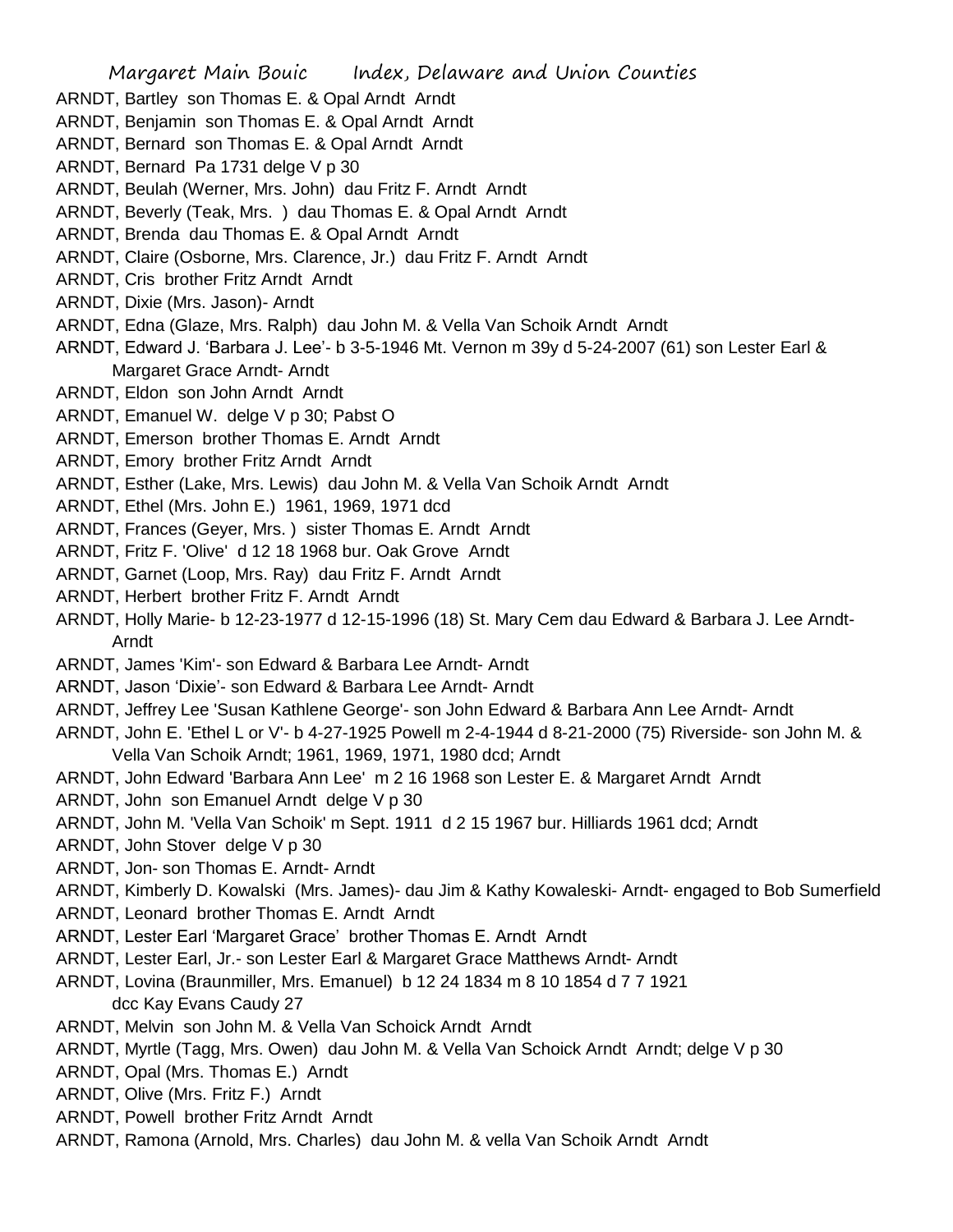ARNDT, Bartley son Thomas E. & Opal Arndt Arndt
ARNDT, Benjamin son Thomas E. & Opal Arndt Arndt
ARNDT, Bernard son Thomas E. & Opal Arndt Arndt
ARNDT, Bernard Pa 1731 delge V p 30
ARNDT, Beulah (Werner, Mrs. John) dau Fritz F. Arndt Arndt
ARNDT, Beverly (Teak, Mrs. ) dau Thomas E. & Opal Arndt Arndt
ARNDT, Brenda dau Thomas E. & Opal Arndt Arndt
ARNDT, Claire (Osborne, Mrs. Clarence, Jr.) dau Fritz F. Arndt Arndt
ARNDT, Cris brother Fritz Arndt Arndt
ARNDT, Dixie (Mrs. Jason)- Arndt
ARNDT, Edna (Glaze, Mrs. Ralph) dau John M. & Vella Van Schoik Arndt Arndt
ARNDT, Edward J. 'Barbara J. Lee'- b 3-5-1946 Mt. Vernon m 39y d 5-24-2007 (61) son Lester Earl & Margaret Grace Arndt- Arndt
ARNDT, Eldon son John Arndt Arndt
ARNDT, Emanuel W. delge V p 30; Pabst O
ARNDT, Emerson brother Thomas E. Arndt Arndt
ARNDT, Emory brother Fritz Arndt Arndt
ARNDT, Esther (Lake, Mrs. Lewis) dau John M. & Vella Van Schoik Arndt Arndt
ARNDT, Ethel (Mrs. John E.) 1961, 1969, 1971 dcd
ARNDT, Frances (Geyer, Mrs. ) sister Thomas E. Arndt Arndt
ARNDT, Fritz F. 'Olive' d 12 18 1968 bur. Oak Grove Arndt
ARNDT, Garnet (Loop, Mrs. Ray) dau Fritz F. Arndt Arndt
ARNDT, Herbert brother Fritz F. Arndt Arndt
ARNDT, Holly Marie- b 12-23-1977 d 12-15-1996 (18) St. Mary Cem dau Edward & Barbara J. Lee Arndt- Arndt
ARNDT, James 'Kim'- son Edward & Barbara Lee Arndt- Arndt
ARNDT, Jason 'Dixie'- son Edward & Barbara Lee Arndt- Arndt
ARNDT, Jeffrey Lee 'Susan Kathlene George'- son John Edward & Barbara Ann Lee Arndt- Arndt
ARNDT, John E. 'Ethel L or V'- b 4-27-1925 Powell m 2-4-1944 d 8-21-2000 (75) Riverside- son John M. & Vella Van Schoik Arndt; 1961, 1969, 1971, 1980 dcd; Arndt
ARNDT, John Edward 'Barbara Ann Lee' m 2 16 1968 son Lester E. & Margaret Arndt Arndt
ARNDT, John son Emanuel Arndt delge V p 30
ARNDT, John M. 'Vella Van Schoik' m Sept. 1911 d 2 15 1967 bur. Hilliards 1961 dcd; Arndt
ARNDT, John Stover delge V p 30
ARNDT, Jon- son Thomas E. Arndt- Arndt
ARNDT, Kimberly D. Kowalski (Mrs. James)- dau Jim & Kathy Kowaleski- Arndt- engaged to Bob Sumerfield
ARNDT, Leonard brother Thomas E. Arndt Arndt
ARNDT, Lester Earl 'Margaret Grace' brother Thomas E. Arndt Arndt
ARNDT, Lester Earl, Jr.- son Lester Earl & Margaret Grace Matthews Arndt- Arndt
ARNDT, Lovina (Braunmiller, Mrs. Emanuel) b 12 24 1834 m 8 10 1854 d 7 7 1921 dcc Kay Evans Caudy 27
ARNDT, Melvin son John M. & Vella Van Schoick Arndt Arndt
ARNDT, Myrtle (Tagg, Mrs. Owen) dau John M. & Vella Van Schoick Arndt Arndt; delge V p 30
ARNDT, Opal (Mrs. Thomas E.) Arndt
ARNDT, Olive (Mrs. Fritz F.) Arndt
ARNDT, Powell brother Fritz Arndt Arndt
ARNDT, Ramona (Arnold, Mrs. Charles) dau John M. & vella Van Schoik Arndt Arndt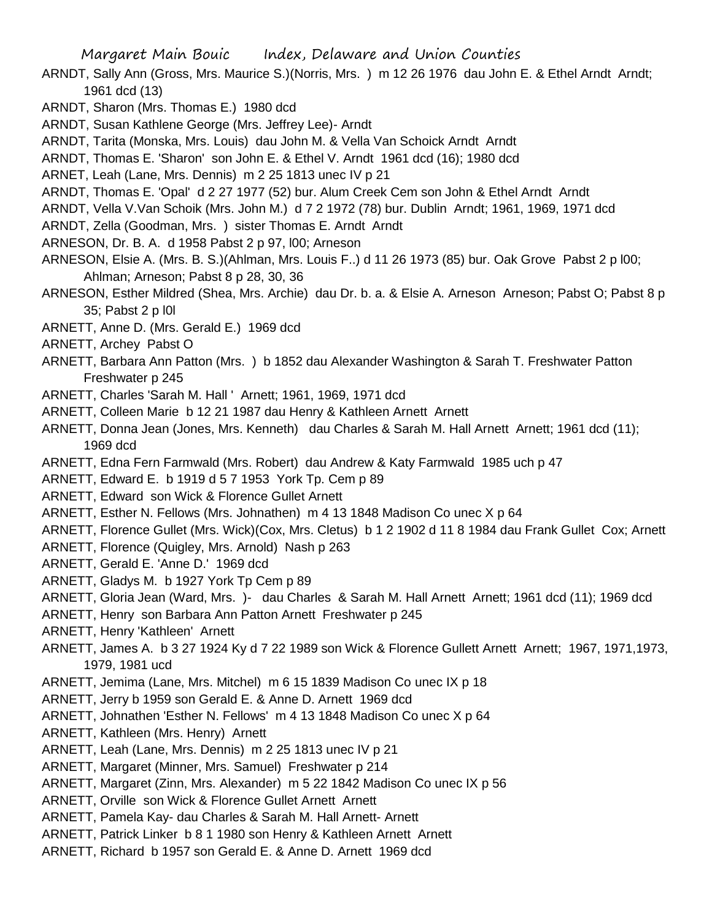ARNDT, Sally Ann (Gross, Mrs. Maurice S.)(Norris, Mrs. ) m 12 26 1976 dau John E. & Ethel Arndt Arndt; 1961 dcd (13)

ARNDT, Sharon (Mrs. Thomas E.) 1980 dcd

ARNDT, Susan Kathlene George (Mrs. Jeffrey Lee)- Arndt

ARNDT, Tarita (Monska, Mrs. Louis) dau John M. & Vella Van Schoick Arndt Arndt

ARNDT, Thomas E. 'Sharon' son John E. & Ethel V. Arndt 1961 dcd (16); 1980 dcd

ARNET, Leah (Lane, Mrs. Dennis) m 2 25 1813 unec IV p 21

ARNDT, Thomas E. 'Opal' d 2 27 1977 (52) bur. Alum Creek Cem son John & Ethel Arndt Arndt

ARNDT, Vella V.Van Schoik (Mrs. John M.) d 7 2 1972 (78) bur. Dublin Arndt; 1961, 1969, 1971 dcd

ARNDT, Zella (Goodman, Mrs. ) sister Thomas E. Arndt Arndt

ARNESON, Dr. B. A. d 1958 Pabst 2 p 97, l00; Arneson

ARNESON, Elsie A. (Mrs. B. S.)(Ahlman, Mrs. Louis F..) d 11 26 1973 (85) bur. Oak Grove Pabst 2 p l00; Ahlman; Arneson; Pabst 8 p 28, 30, 36

ARNESON, Esther Mildred (Shea, Mrs. Archie) dau Dr. b. a. & Elsie A. Arneson Arneson; Pabst O; Pabst 8 p 35; Pabst 2 p l0l

ARNETT, Anne D. (Mrs. Gerald E.) 1969 dcd

ARNETT, Archey Pabst O

ARNETT, Barbara Ann Patton (Mrs. ) b 1852 dau Alexander Washington & Sarah T. Freshwater Patton Freshwater p 245

ARNETT, Charles 'Sarah M. Hall ' Arnett; 1961, 1969, 1971 dcd

ARNETT, Colleen Marie b 12 21 1987 dau Henry & Kathleen Arnett Arnett

ARNETT, Donna Jean (Jones, Mrs. Kenneth) dau Charles & Sarah M. Hall Arnett Arnett; 1961 dcd (11); 1969 dcd

ARNETT, Edna Fern Farmwald (Mrs. Robert) dau Andrew & Katy Farmwald 1985 uch p 47

ARNETT, Edward E. b 1919 d 5 7 1953 York Tp. Cem p 89

ARNETT, Edward son Wick & Florence Gullet Arnett

ARNETT, Esther N. Fellows (Mrs. Johnathen) m 4 13 1848 Madison Co unec X p 64

ARNETT, Florence Gullet (Mrs. Wick)(Cox, Mrs. Cletus) b 1 2 1902 d 11 8 1984 dau Frank Gullet Cox; Arnett

ARNETT, Florence (Quigley, Mrs. Arnold) Nash p 263

ARNETT, Gerald E. 'Anne D.' 1969 dcd

ARNETT, Gladys M. b 1927 York Tp Cem p 89

ARNETT, Gloria Jean (Ward, Mrs. )- dau Charles & Sarah M. Hall Arnett Arnett; 1961 dcd (11); 1969 dcd

ARNETT, Henry son Barbara Ann Patton Arnett Freshwater p 245

ARNETT, Henry 'Kathleen' Arnett

ARNETT, James A. b 3 27 1924 Ky d 7 22 1989 son Wick & Florence Gullett Arnett Arnett; 1967, 1971,1973, 1979, 1981 ucd

ARNETT, Jemima (Lane, Mrs. Mitchel) m 6 15 1839 Madison Co unec IX p 18

ARNETT, Jerry b 1959 son Gerald E. & Anne D. Arnett 1969 dcd

ARNETT, Johnathen 'Esther N. Fellows' m 4 13 1848 Madison Co unec X p 64

ARNETT, Kathleen (Mrs. Henry) Arnett

ARNETT, Leah (Lane, Mrs. Dennis) m 2 25 1813 unec IV p 21

ARNETT, Margaret (Minner, Mrs. Samuel) Freshwater p 214

ARNETT, Margaret (Zinn, Mrs. Alexander) m 5 22 1842 Madison Co unec IX p 56

ARNETT, Orville son Wick & Florence Gullet Arnett Arnett

ARNETT, Pamela Kay- dau Charles & Sarah M. Hall Arnett- Arnett

ARNETT, Patrick Linker b 8 1 1980 son Henry & Kathleen Arnett Arnett

ARNETT, Richard b 1957 son Gerald E. & Anne D. Arnett 1969 dcd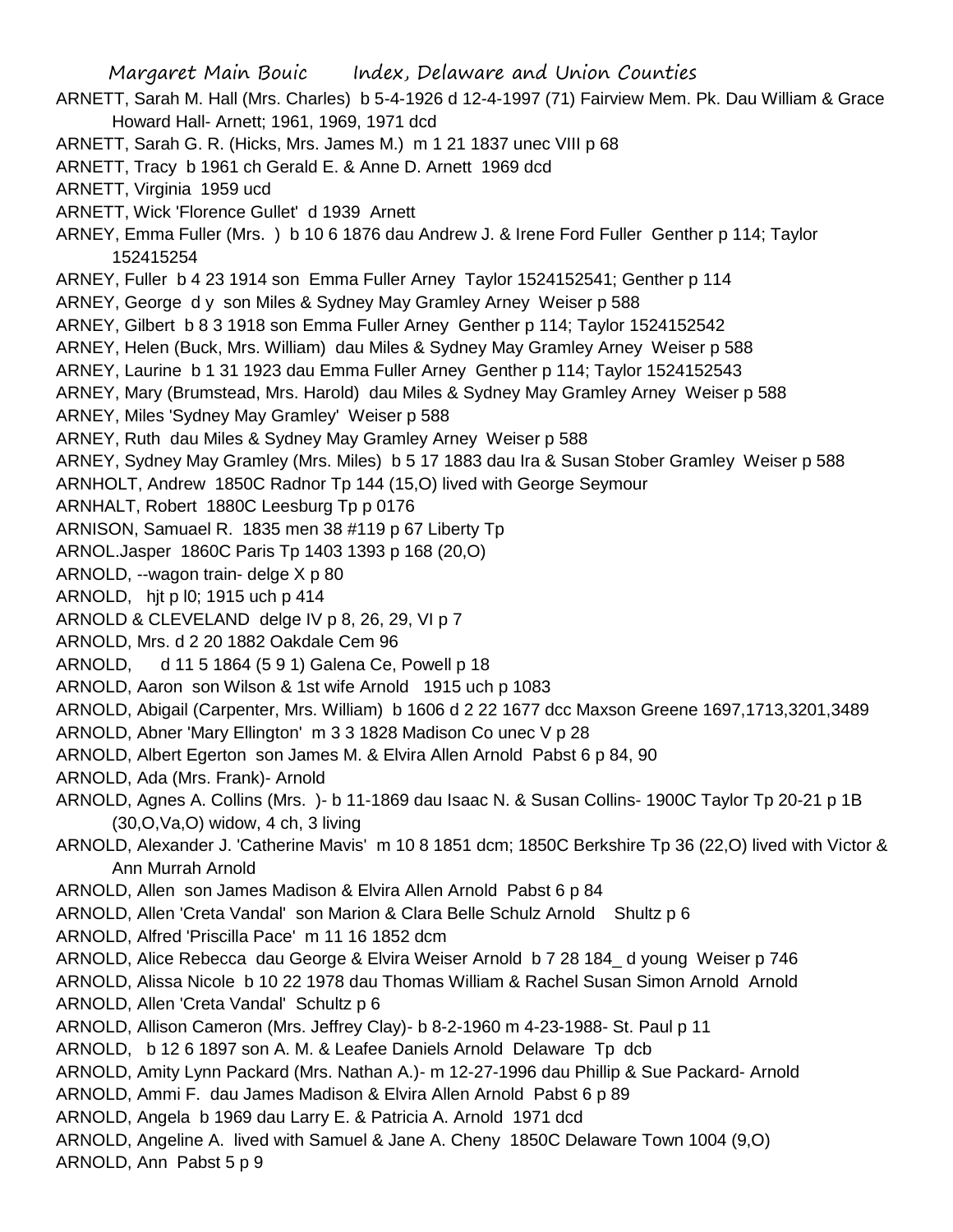ARNETT, Sarah M. Hall (Mrs. Charles) b 5-4-1926 d 12-4-1997 (71) Fairview Mem. Pk. Dau William & Grace Howard Hall- Arnett; 1961, 1969, 1971 dcd

ARNETT, Sarah G. R. (Hicks, Mrs. James M.) m 1 21 1837 unec VIII p 68

ARNETT, Tracy b 1961 ch Gerald E. & Anne D. Arnett 1969 dcd

ARNETT, Virginia 1959 ucd

ARNETT, Wick 'Florence Gullet' d 1939 Arnett

ARNEY, Emma Fuller (Mrs. ) b 10 6 1876 dau Andrew J. & Irene Ford Fuller Genther p 114; Taylor 152415254

ARNEY, Fuller b 4 23 1914 son Emma Fuller Arney Taylor 1524152541; Genther p 114

ARNEY, George d y son Miles & Sydney May Gramley Arney Weiser p 588

ARNEY, Gilbert b 8 3 1918 son Emma Fuller Arney Genther p 114; Taylor 1524152542

ARNEY, Helen (Buck, Mrs. William) dau Miles & Sydney May Gramley Arney Weiser p 588

ARNEY, Laurine b 1 31 1923 dau Emma Fuller Arney Genther p 114; Taylor 1524152543

ARNEY, Mary (Brumstead, Mrs. Harold) dau Miles & Sydney May Gramley Arney Weiser p 588

ARNEY, Miles 'Sydney May Gramley' Weiser p 588

ARNEY, Ruth dau Miles & Sydney May Gramley Arney Weiser p 588

ARNEY, Sydney May Gramley (Mrs. Miles) b 5 17 1883 dau Ira & Susan Stober Gramley Weiser p 588

ARNHOLT, Andrew 1850C Radnor Tp 144 (15,O) lived with George Seymour

ARNHALT, Robert 1880C Leesburg Tp p 0176

ARNISON, Samuael R. 1835 men 38 #119 p 67 Liberty Tp

ARNOL.Jasper 1860C Paris Tp 1403 1393 p 168 (20,O)

ARNOLD, --wagon train- delge X p 80

ARNOLD, hjt p l0; 1915 uch p 414

ARNOLD & CLEVELAND delge IV p 8, 26, 29, VI p 7

ARNOLD, Mrs. d 2 20 1882 Oakdale Cem 96

ARNOLD, d 11 5 1864 (5 9 1) Galena Ce, Powell p 18

ARNOLD, Aaron son Wilson & 1st wife Arnold 1915 uch p 1083

ARNOLD, Abigail (Carpenter, Mrs. William) b 1606 d 2 22 1677 dcc Maxson Greene 1697,1713,3201,3489

ARNOLD, Abner 'Mary Ellington' m 3 3 1828 Madison Co unec V p 28

ARNOLD, Albert Egerton son James M. & Elvira Allen Arnold Pabst 6 p 84, 90

ARNOLD, Ada (Mrs. Frank)- Arnold

ARNOLD, Agnes A. Collins (Mrs. )- b 11-1869 dau Isaac N. & Susan Collins- 1900C Taylor Tp 20-21 p 1B (30,O,Va,O) widow, 4 ch, 3 living

ARNOLD, Alexander J. 'Catherine Mavis' m 10 8 1851 dcm; 1850C Berkshire Tp 36 (22,O) lived with Victor & Ann Murrah Arnold

ARNOLD, Allen son James Madison & Elvira Allen Arnold Pabst 6 p 84

ARNOLD, Allen 'Creta Vandal' son Marion & Clara Belle Schulz Arnold Shultz p 6

ARNOLD, Alfred 'Priscilla Pace' m 11 16 1852 dcm

ARNOLD, Alice Rebecca dau George & Elvira Weiser Arnold b 7 28 184_ d young Weiser p 746

ARNOLD, Alissa Nicole b 10 22 1978 dau Thomas William & Rachel Susan Simon Arnold Arnold

ARNOLD, Allen 'Creta Vandal' Schultz p 6

ARNOLD, Allison Cameron (Mrs. Jeffrey Clay)- b 8-2-1960 m 4-23-1988- St. Paul p 11

ARNOLD, b 12 6 1897 son A. M. & Leafee Daniels Arnold Delaware Tp dcb

ARNOLD, Amity Lynn Packard (Mrs. Nathan A.)- m 12-27-1996 dau Phillip & Sue Packard- Arnold

ARNOLD, Ammi F. dau James Madison & Elvira Allen Arnold Pabst 6 p 89

ARNOLD, Angela b 1969 dau Larry E. & Patricia A. Arnold 1971 dcd

ARNOLD, Angeline A. lived with Samuel & Jane A. Cheny 1850C Delaware Town 1004 (9,O)

ARNOLD, Ann Pabst 5 p 9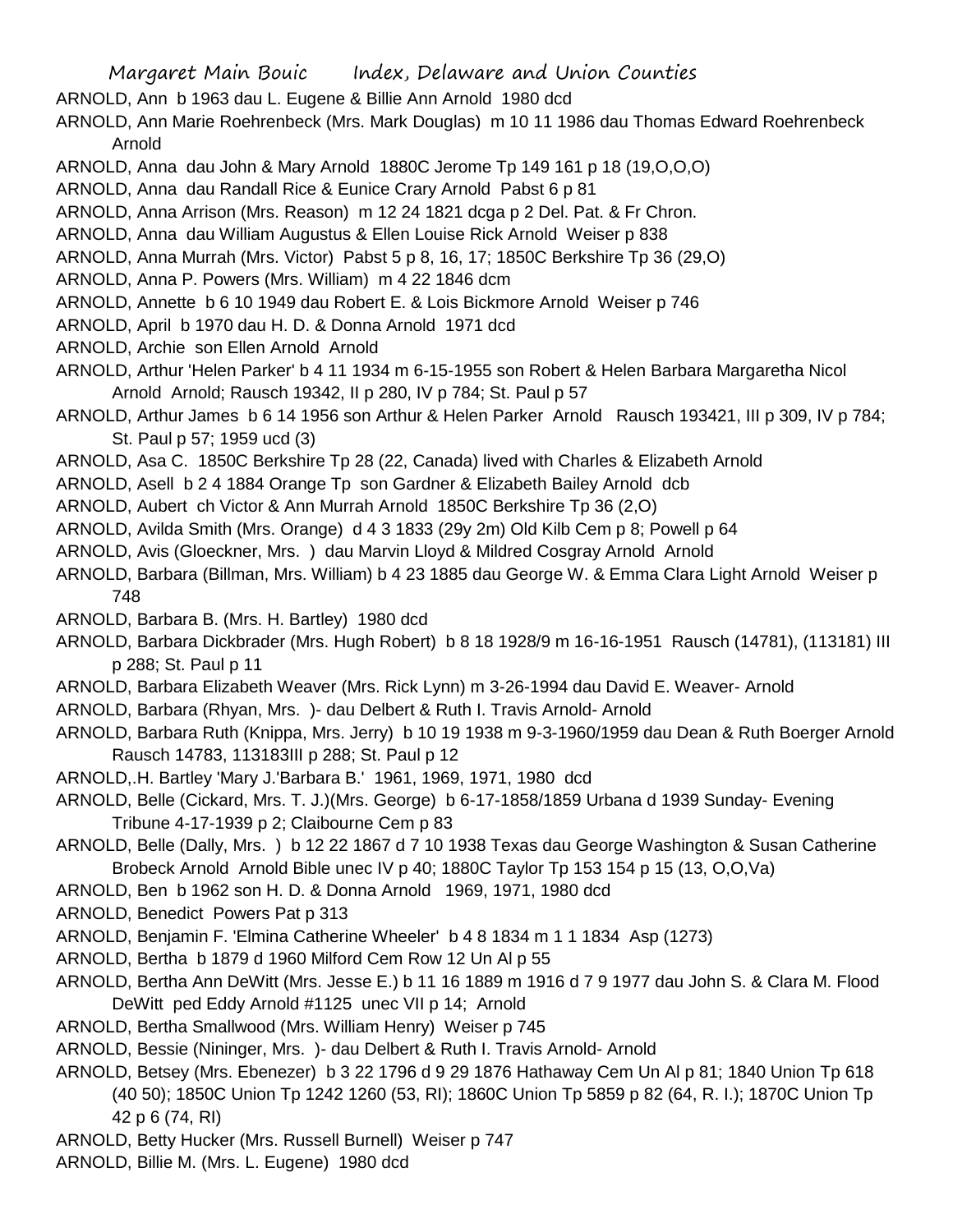ARNOLD, Ann b 1963 dau L. Eugene & Billie Ann Arnold 1980 dcd

ARNOLD, Ann Marie Roehrenbeck (Mrs. Mark Douglas) m 10 11 1986 dau Thomas Edward Roehrenbeck Arnold

ARNOLD, Anna dau John & Mary Arnold 1880C Jerome Tp 149 161 p 18 (19,O,O,O)

ARNOLD, Anna dau Randall Rice & Eunice Crary Arnold Pabst 6 p 81

ARNOLD, Anna Arrison (Mrs. Reason) m 12 24 1821 dcga p 2 Del. Pat. & Fr Chron.

ARNOLD, Anna dau William Augustus & Ellen Louise Rick Arnold Weiser p 838

ARNOLD, Anna Murrah (Mrs. Victor) Pabst 5 p 8, 16, 17; 1850C Berkshire Tp 36 (29,O)

ARNOLD, Anna P. Powers (Mrs. William) m 4 22 1846 dcm

ARNOLD, Annette b 6 10 1949 dau Robert E. & Lois Bickmore Arnold Weiser p 746

ARNOLD, April b 1970 dau H. D. & Donna Arnold 1971 dcd

ARNOLD, Archie son Ellen Arnold Arnold

ARNOLD, Arthur 'Helen Parker' b 4 11 1934 m 6-15-1955 son Robert & Helen Barbara Margaretha Nicol Arnold Arnold; Rausch 19342, II p 280, IV p 784; St. Paul p 57

ARNOLD, Arthur James b 6 14 1956 son Arthur & Helen Parker Arnold Rausch 193421, III p 309, IV p 784; St. Paul p 57; 1959 ucd (3)

ARNOLD, Asa C. 1850C Berkshire Tp 28 (22, Canada) lived with Charles & Elizabeth Arnold

ARNOLD, Asell b 2 4 1884 Orange Tp son Gardner & Elizabeth Bailey Arnold dcb

ARNOLD, Aubert ch Victor & Ann Murrah Arnold 1850C Berkshire Tp 36 (2,O)

ARNOLD, Avilda Smith (Mrs. Orange) d 4 3 1833 (29y 2m) Old Kilb Cem p 8; Powell p 64

ARNOLD, Avis (Gloeckner, Mrs. ) dau Marvin Lloyd & Mildred Cosgray Arnold Arnold

ARNOLD, Barbara (Billman, Mrs. William) b 4 23 1885 dau George W. & Emma Clara Light Arnold Weiser p 748

ARNOLD, Barbara B. (Mrs. H. Bartley) 1980 dcd

ARNOLD, Barbara Dickbrader (Mrs. Hugh Robert) b 8 18 1928/9 m 16-16-1951 Rausch (14781), (113181) III p 288; St. Paul p 11

ARNOLD, Barbara Elizabeth Weaver (Mrs. Rick Lynn) m 3-26-1994 dau David E. Weaver- Arnold

ARNOLD, Barbara (Rhyan, Mrs. )- dau Delbert & Ruth I. Travis Arnold- Arnold

ARNOLD, Barbara Ruth (Knippa, Mrs. Jerry) b 10 19 1938 m 9-3-1960/1959 dau Dean & Ruth Boerger Arnold Rausch 14783, 113183III p 288; St. Paul p 12

ARNOLD,.H. Bartley 'Mary J.'Barbara B.' 1961, 1969, 1971, 1980 dcd

ARNOLD, Belle (Cickard, Mrs. T. J.)(Mrs. George) b 6-17-1858/1859 Urbana d 1939 Sunday- Evening Tribune 4-17-1939 p 2; Claibourne Cem p 83

ARNOLD, Belle (Dally, Mrs. ) b 12 22 1867 d 7 10 1938 Texas dau George Washington & Susan Catherine Brobeck Arnold Arnold Bible unec IV p 40; 1880C Taylor Tp 153 154 p 15 (13, O,O,Va)

ARNOLD, Ben b 1962 son H. D. & Donna Arnold 1969, 1971, 1980 dcd

ARNOLD, Benedict Powers Pat p 313

ARNOLD, Benjamin F. 'Elmina Catherine Wheeler' b 4 8 1834 m 1 1 1834 Asp (1273)

ARNOLD, Bertha b 1879 d 1960 Milford Cem Row 12 Un Al p 55

ARNOLD, Bertha Ann DeWitt (Mrs. Jesse E.) b 11 16 1889 m 1916 d 7 9 1977 dau John S. & Clara M. Flood DeWitt ped Eddy Arnold #1125 unec VII p 14; Arnold

ARNOLD, Bertha Smallwood (Mrs. William Henry) Weiser p 745

ARNOLD, Bessie (Nininger, Mrs. )- dau Delbert & Ruth I. Travis Arnold- Arnold

ARNOLD, Betsey (Mrs. Ebenezer) b 3 22 1796 d 9 29 1876 Hathaway Cem Un Al p 81; 1840 Union Tp 618 (40 50); 1850C Union Tp 1242 1260 (53, RI); 1860C Union Tp 5859 p 82 (64, R. I.); 1870C Union Tp 42 p 6 (74, RI)

ARNOLD, Betty Hucker (Mrs. Russell Burnell) Weiser p 747

ARNOLD, Billie M. (Mrs. L. Eugene) 1980 dcd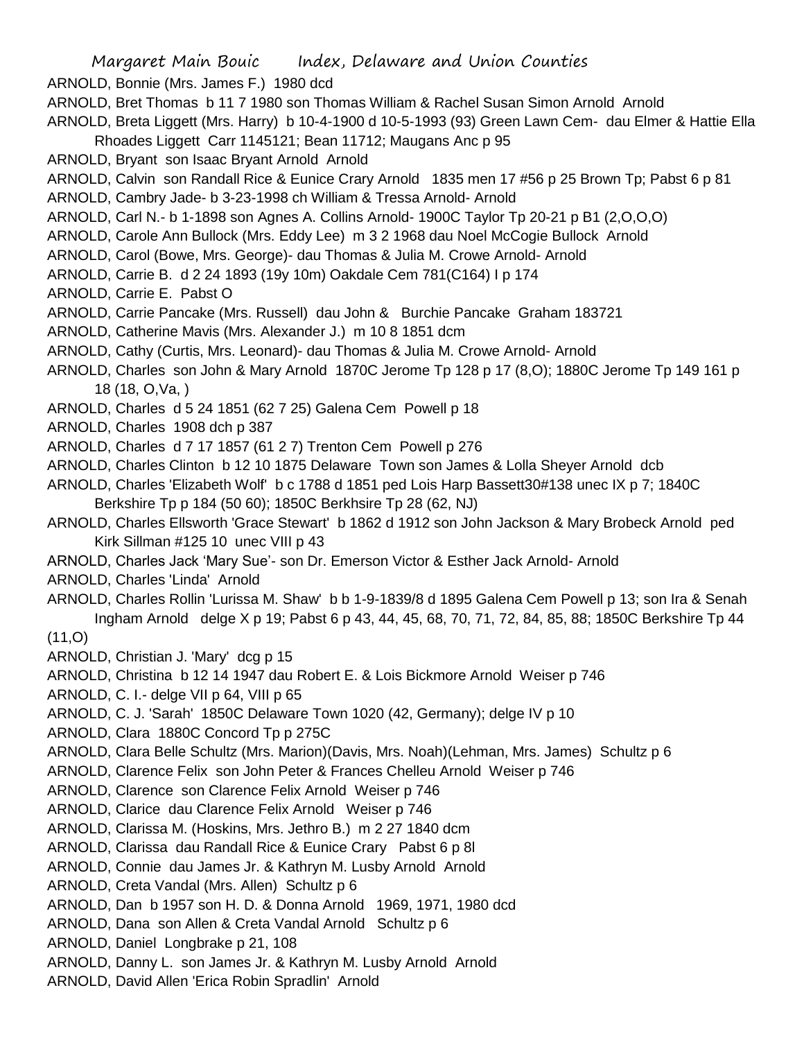ARNOLD, Bonnie (Mrs. James F.) 1980 dcd

ARNOLD, Bret Thomas b 11 7 1980 son Thomas William & Rachel Susan Simon Arnold Arnold

ARNOLD, Breta Liggett (Mrs. Harry) b 10-4-1900 d 10-5-1993 (93) Green Lawn Cem- dau Elmer & Hattie Ella Rhoades Liggett Carr 1145121; Bean 11712; Maugans Anc p 95

ARNOLD, Bryant son Isaac Bryant Arnold Arnold

ARNOLD, Calvin son Randall Rice & Eunice Crary Arnold 1835 men 17 #56 p 25 Brown Tp; Pabst 6 p 81

ARNOLD, Cambry Jade- b 3-23-1998 ch William & Tressa Arnold- Arnold

ARNOLD, Carl N.- b 1-1898 son Agnes A. Collins Arnold- 1900C Taylor Tp 20-21 p B1 (2,O,O,O)

ARNOLD, Carole Ann Bullock (Mrs. Eddy Lee) m 3 2 1968 dau Noel McCogie Bullock Arnold

ARNOLD, Carol (Bowe, Mrs. George)- dau Thomas & Julia M. Crowe Arnold- Arnold

ARNOLD, Carrie B. d 2 24 1893 (19y 10m) Oakdale Cem 781(C164) I p 174

ARNOLD, Carrie E. Pabst O

ARNOLD, Carrie Pancake (Mrs. Russell) dau John & Burchie Pancake Graham 183721

ARNOLD, Catherine Mavis (Mrs. Alexander J.) m 10 8 1851 dcm

ARNOLD, Cathy (Curtis, Mrs. Leonard)- dau Thomas & Julia M. Crowe Arnold- Arnold

ARNOLD, Charles son John & Mary Arnold 1870C Jerome Tp 128 p 17 (8,O); 1880C Jerome Tp 149 161 p 18 (18, O,Va, )

ARNOLD, Charles d 5 24 1851 (62 7 25) Galena Cem Powell p 18

ARNOLD, Charles 1908 dch p 387

ARNOLD, Charles d 7 17 1857 (61 2 7) Trenton Cem Powell p 276

ARNOLD, Charles Clinton b 12 10 1875 Delaware Town son James & Lolla Sheyer Arnold dcb

ARNOLD, Charles 'Elizabeth Wolf' b c 1788 d 1851 ped Lois Harp Bassett30#138 unec IX p 7; 1840C Berkshire Tp p 184 (50 60); 1850C Berkhsire Tp 28 (62, NJ)

ARNOLD, Charles Ellsworth 'Grace Stewart' b 1862 d 1912 son John Jackson & Mary Brobeck Arnold ped Kirk Sillman #125 10 unec VIII p 43

ARNOLD, Charles Jack 'Mary Sue'- son Dr. Emerson Victor & Esther Jack Arnold- Arnold

ARNOLD, Charles 'Linda' Arnold

ARNOLD, Charles Rollin 'Lurissa M. Shaw' b b 1-9-1839/8 d 1895 Galena Cem Powell p 13; son Ira & Senah Ingham Arnold delge X p 19; Pabst 6 p 43, 44, 45, 68, 70, 71, 72, 84, 85, 88; 1850C Berkshire Tp 44 (11,O)

ARNOLD, Christian J. 'Mary' dcg p 15

ARNOLD, Christina b 12 14 1947 dau Robert E. & Lois Bickmore Arnold Weiser p 746

ARNOLD, C. I.- delge VII p 64, VIII p 65

ARNOLD, C. J. 'Sarah' 1850C Delaware Town 1020 (42, Germany); delge IV p 10

ARNOLD, Clara 1880C Concord Tp p 275C

ARNOLD, Clara Belle Schultz (Mrs. Marion)(Davis, Mrs. Noah)(Lehman, Mrs. James) Schultz p 6

ARNOLD, Clarence Felix son John Peter & Frances Chelleu Arnold Weiser p 746

ARNOLD, Clarence son Clarence Felix Arnold Weiser p 746

ARNOLD, Clarice dau Clarence Felix Arnold Weiser p 746

ARNOLD, Clarissa M. (Hoskins, Mrs. Jethro B.) m 2 27 1840 dcm

ARNOLD, Clarissa dau Randall Rice & Eunice Crary Pabst 6 p 8l

ARNOLD, Connie dau James Jr. & Kathryn M. Lusby Arnold Arnold

ARNOLD, Creta Vandal (Mrs. Allen) Schultz p 6

ARNOLD, Dan b 1957 son H. D. & Donna Arnold 1969, 1971, 1980 dcd

ARNOLD, Dana son Allen & Creta Vandal Arnold Schultz p 6

ARNOLD, Daniel Longbrake p 21, 108

ARNOLD, Danny L. son James Jr. & Kathryn M. Lusby Arnold Arnold

ARNOLD, David Allen 'Erica Robin Spradlin' Arnold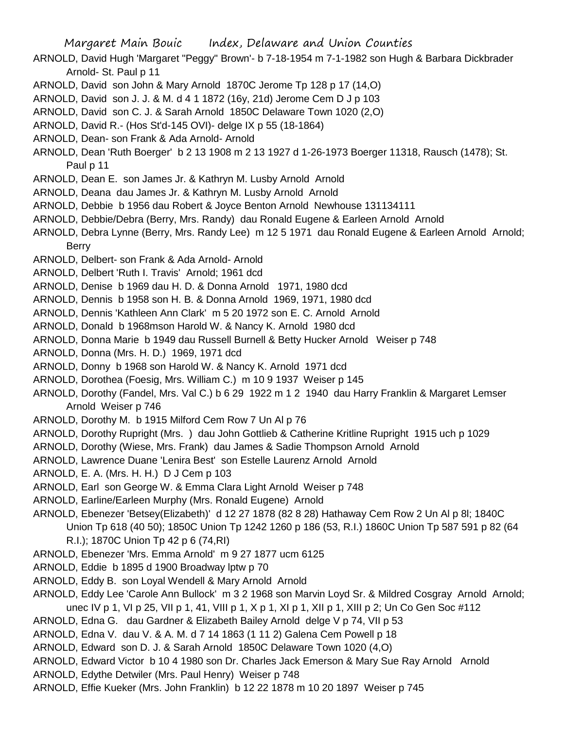ARNOLD, David Hugh 'Margaret "Peggy" Brown'- b 7-18-1954 m 7-1-1982 son Hugh & Barbara Dickbrader Arnold- St. Paul p 11

ARNOLD, David son John & Mary Arnold 1870C Jerome Tp 128 p 17 (14,O)

ARNOLD, David son J. J. & M. d 4 1 1872 (16y, 21d) Jerome Cem D J p 103

ARNOLD, David son C. J. & Sarah Arnold 1850C Delaware Town 1020 (2,O)

ARNOLD, David R.- (Hos St'd-145 OVI)- delge IX p 55 (18-1864)

ARNOLD, Dean- son Frank & Ada Arnold- Arnold

ARNOLD, Dean 'Ruth Boerger' b 2 13 1908 m 2 13 1927 d 1-26-1973 Boerger 11318, Rausch (1478); St. Paul p 11

ARNOLD, Dean E. son James Jr. & Kathryn M. Lusby Arnold Arnold

ARNOLD, Deana dau James Jr. & Kathryn M. Lusby Arnold Arnold

ARNOLD, Debbie b 1956 dau Robert & Joyce Benton Arnold Newhouse 131134111

ARNOLD, Debbie/Debra (Berry, Mrs. Randy) dau Ronald Eugene & Earleen Arnold Arnold

ARNOLD, Debra Lynne (Berry, Mrs. Randy Lee) m 12 5 1971 dau Ronald Eugene & Earleen Arnold Arnold; Berry

ARNOLD, Delbert- son Frank & Ada Arnold- Arnold

ARNOLD, Delbert 'Ruth I. Travis' Arnold; 1961 dcd

ARNOLD, Denise b 1969 dau H. D. & Donna Arnold 1971, 1980 dcd

ARNOLD, Dennis b 1958 son H. B. & Donna Arnold 1969, 1971, 1980 dcd

ARNOLD, Dennis 'Kathleen Ann Clark' m 5 20 1972 son E. C. Arnold Arnold

ARNOLD, Donald b 1968mson Harold W. & Nancy K. Arnold 1980 dcd

ARNOLD, Donna Marie b 1949 dau Russell Burnell & Betty Hucker Arnold Weiser p 748

ARNOLD, Donna (Mrs. H. D.) 1969, 1971 dcd

ARNOLD, Donny b 1968 son Harold W. & Nancy K. Arnold 1971 dcd

ARNOLD, Dorothea (Foesig, Mrs. William C.) m 10 9 1937 Weiser p 145

ARNOLD, Dorothy (Fandel, Mrs. Val C.) b 6 29 1922 m 1 2 1940 dau Harry Franklin & Margaret Lemser Arnold Weiser p 746

ARNOLD, Dorothy M. b 1915 Milford Cem Row 7 Un Al p 76

ARNOLD, Dorothy Rupright (Mrs. ) dau John Gottlieb & Catherine Kritline Rupright 1915 uch p 1029

ARNOLD, Dorothy (Wiese, Mrs. Frank) dau James & Sadie Thompson Arnold Arnold

ARNOLD, Lawrence Duane 'Lenira Best' son Estelle Laurenz Arnold Arnold

ARNOLD, E. A. (Mrs. H. H.) D J Cem p 103

ARNOLD, Earl son George W. & Emma Clara Light Arnold Weiser p 748

ARNOLD, Earline/Earleen Murphy (Mrs. Ronald Eugene) Arnold

ARNOLD, Ebenezer 'Betsey(Elizabeth)' d 12 27 1878 (82 8 28) Hathaway Cem Row 2 Un Al p 8l; 1840C Union Tp 618 (40 50); 1850C Union Tp 1242 1260 p 186 (53, R.I.) 1860C Union Tp 587 591 p 82 (64 R.I.); 1870C Union Tp 42 p 6 (74,RI)

ARNOLD, Ebenezer 'Mrs. Emma Arnold' m 9 27 1877 ucm 6125

ARNOLD, Eddie b 1895 d 1900 Broadway lptw p 70

ARNOLD, Eddy B. son Loyal Wendell & Mary Arnold Arnold

ARNOLD, Eddy Lee 'Carole Ann Bullock' m 3 2 1968 son Marvin Loyd Sr. & Mildred Cosgray Arnold Arnold; unec IV p 1, VI p 25, VII p 1, 41, VIII p 1, X p 1, XI p 1, XII p 1, XIII p 2; Un Co Gen Soc #112

ARNOLD, Edna G. dau Gardner & Elizabeth Bailey Arnold delge V p 74, VII p 53

ARNOLD, Edna V. dau V. & A. M. d 7 14 1863 (1 11 2) Galena Cem Powell p 18

ARNOLD, Edward son D. J. & Sarah Arnold 1850C Delaware Town 1020 (4,O)

ARNOLD, Edward Victor b 10 4 1980 son Dr. Charles Jack Emerson & Mary Sue Ray Arnold Arnold

ARNOLD, Edythe Detwiler (Mrs. Paul Henry) Weiser p 748

ARNOLD, Effie Kueker (Mrs. John Franklin) b 12 22 1878 m 10 20 1897 Weiser p 745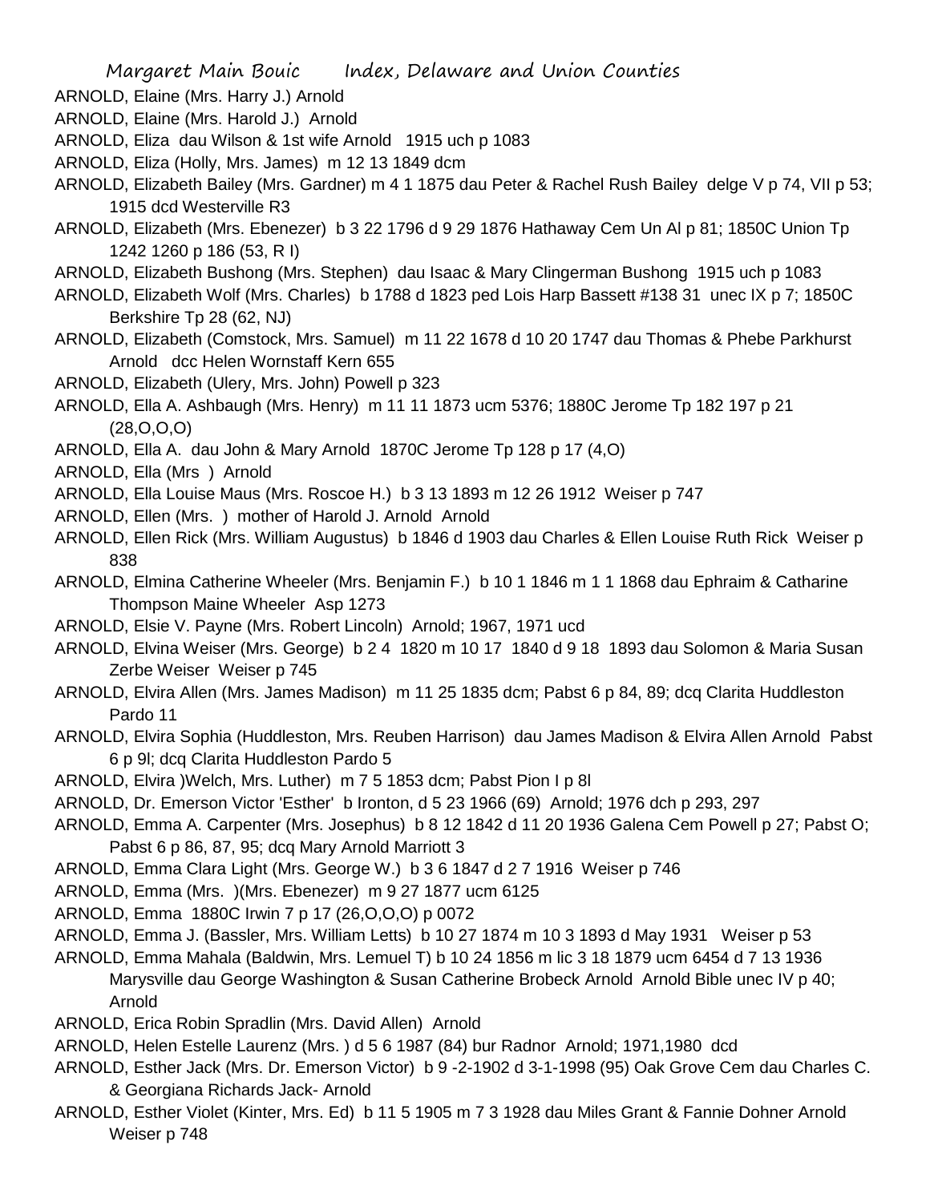ARNOLD, Elaine (Mrs. Harry J.) Arnold

ARNOLD, Elaine (Mrs. Harold J.) Arnold

ARNOLD, Eliza dau Wilson & 1st wife Arnold 1915 uch p 1083

ARNOLD, Eliza (Holly, Mrs. James) m 12 13 1849 dcm

ARNOLD, Elizabeth Bailey (Mrs. Gardner) m 4 1 1875 dau Peter & Rachel Rush Bailey delge V p 74, VII p 53; 1915 dcd Westerville R3

ARNOLD, Elizabeth (Mrs. Ebenezer) b 3 22 1796 d 9 29 1876 Hathaway Cem Un Al p 81; 1850C Union Tp 1242 1260 p 186 (53, R I)

ARNOLD, Elizabeth Bushong (Mrs. Stephen) dau Isaac & Mary Clingerman Bushong 1915 uch p 1083

ARNOLD, Elizabeth Wolf (Mrs. Charles) b 1788 d 1823 ped Lois Harp Bassett #138 31 unec IX p 7; 1850C Berkshire Tp 28 (62, NJ)

ARNOLD, Elizabeth (Comstock, Mrs. Samuel) m 11 22 1678 d 10 20 1747 dau Thomas & Phebe Parkhurst Arnold dcc Helen Wornstaff Kern 655

ARNOLD, Elizabeth (Ulery, Mrs. John) Powell p 323

ARNOLD, Ella A. Ashbaugh (Mrs. Henry) m 11 11 1873 ucm 5376; 1880C Jerome Tp 182 197 p 21 (28,O,O,O)

ARNOLD, Ella A. dau John & Mary Arnold 1870C Jerome Tp 128 p 17 (4,O)

ARNOLD, Ella (Mrs ) Arnold

ARNOLD, Ella Louise Maus (Mrs. Roscoe H.) b 3 13 1893 m 12 26 1912 Weiser p 747

ARNOLD, Ellen (Mrs. ) mother of Harold J. Arnold Arnold

ARNOLD, Ellen Rick (Mrs. William Augustus) b 1846 d 1903 dau Charles & Ellen Louise Ruth Rick Weiser p 838

ARNOLD, Elmina Catherine Wheeler (Mrs. Benjamin F.) b 10 1 1846 m 1 1 1868 dau Ephraim & Catharine Thompson Maine Wheeler Asp 1273

ARNOLD, Elsie V. Payne (Mrs. Robert Lincoln) Arnold; 1967, 1971 ucd

ARNOLD, Elvina Weiser (Mrs. George) b 2 4 1820 m 10 17 1840 d 9 18 1893 dau Solomon & Maria Susan Zerbe Weiser Weiser p 745

ARNOLD, Elvira Allen (Mrs. James Madison) m 11 25 1835 dcm; Pabst 6 p 84, 89; dcq Clarita Huddleston Pardo 11

ARNOLD, Elvira Sophia (Huddleston, Mrs. Reuben Harrison) dau James Madison & Elvira Allen Arnold Pabst 6 p 9l; dcq Clarita Huddleston Pardo 5

ARNOLD, Elvira )Welch, Mrs. Luther) m 7 5 1853 dcm; Pabst Pion I p 8l

ARNOLD, Dr. Emerson Victor 'Esther' b Ironton, d 5 23 1966 (69) Arnold; 1976 dch p 293, 297

ARNOLD, Emma A. Carpenter (Mrs. Josephus) b 8 12 1842 d 11 20 1936 Galena Cem Powell p 27; Pabst O; Pabst 6 p 86, 87, 95; dcq Mary Arnold Marriott 3

ARNOLD, Emma Clara Light (Mrs. George W.) b 3 6 1847 d 2 7 1916 Weiser p 746

ARNOLD, Emma (Mrs. )(Mrs. Ebenezer) m 9 27 1877 ucm 6125

ARNOLD, Emma 1880C Irwin 7 p 17 (26,O,O,O) p 0072

ARNOLD, Emma J. (Bassler, Mrs. William Letts) b 10 27 1874 m 10 3 1893 d May 1931 Weiser p 53

ARNOLD, Emma Mahala (Baldwin, Mrs. Lemuel T) b 10 24 1856 m lic 3 18 1879 ucm 6454 d 7 13 1936 Marysville dau George Washington & Susan Catherine Brobeck Arnold Arnold Bible unec IV p 40; Arnold

ARNOLD, Erica Robin Spradlin (Mrs. David Allen) Arnold

ARNOLD, Helen Estelle Laurenz (Mrs. ) d 5 6 1987 (84) bur Radnor Arnold; 1971,1980 dcd

ARNOLD, Esther Jack (Mrs. Dr. Emerson Victor) b 9 -2-1902 d 3-1-1998 (95) Oak Grove Cem dau Charles C. & Georgiana Richards Jack- Arnold

ARNOLD, Esther Violet (Kinter, Mrs. Ed) b 11 5 1905 m 7 3 1928 dau Miles Grant & Fannie Dohner Arnold Weiser p 748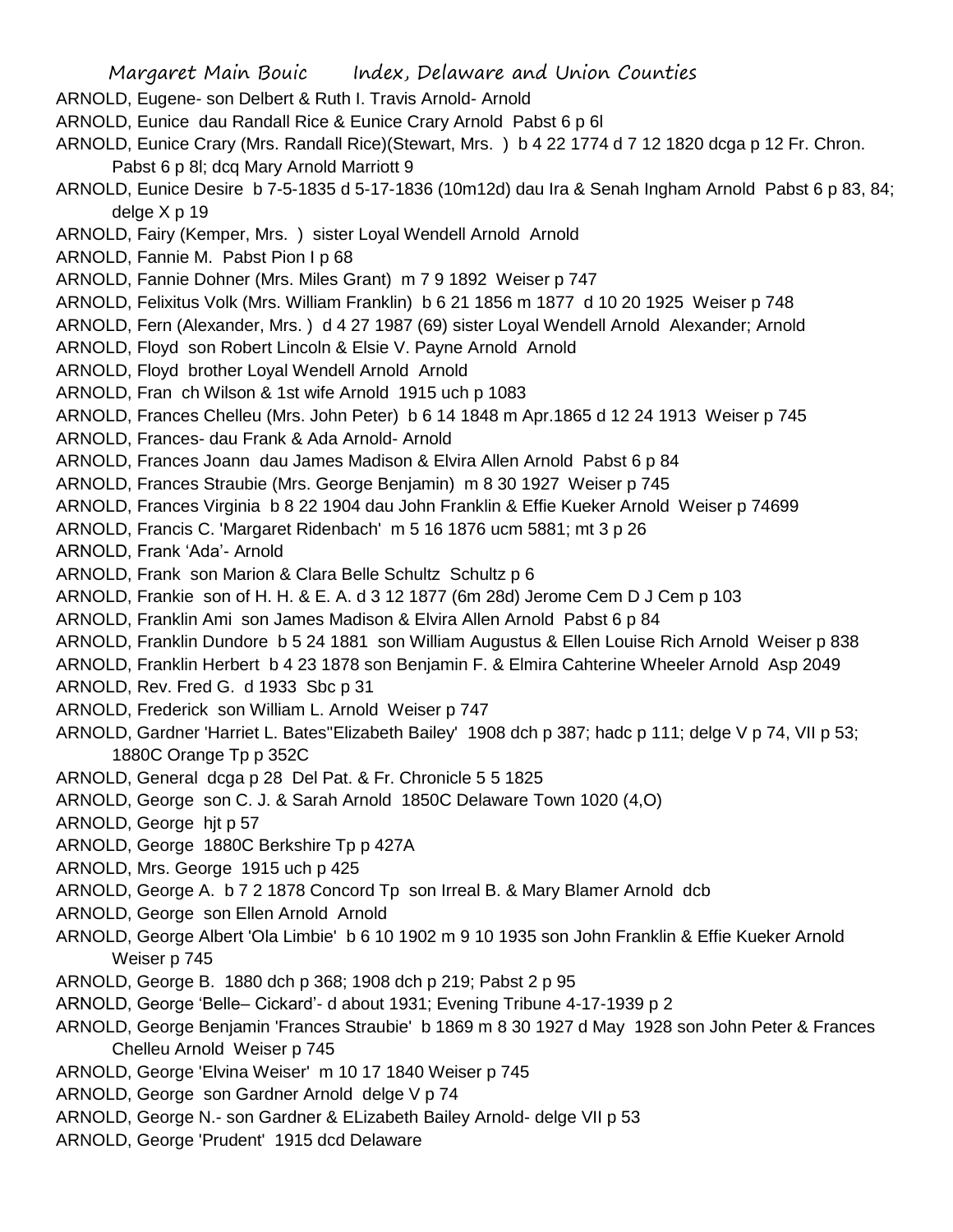ARNOLD, Eugene- son Delbert & Ruth I. Travis Arnold- Arnold

ARNOLD, Eunice dau Randall Rice & Eunice Crary Arnold Pabst 6 p 6l

ARNOLD, Eunice Crary (Mrs. Randall Rice)(Stewart, Mrs. ) b 4 22 1774 d 7 12 1820 dcga p 12 Fr. Chron. Pabst 6 p 8l; dcq Mary Arnold Marriott 9

ARNOLD, Eunice Desire b 7-5-1835 d 5-17-1836 (10m12d) dau Ira & Senah Ingham Arnold Pabst 6 p 83, 84; delge X p 19

ARNOLD, Fairy (Kemper, Mrs. ) sister Loyal Wendell Arnold Arnold

ARNOLD, Fannie M. Pabst Pion I p 68

ARNOLD, Fannie Dohner (Mrs. Miles Grant) m 7 9 1892 Weiser p 747

ARNOLD, Felixitus Volk (Mrs. William Franklin) b 6 21 1856 m 1877 d 10 20 1925 Weiser p 748

ARNOLD, Fern (Alexander, Mrs. ) d 4 27 1987 (69) sister Loyal Wendell Arnold Alexander; Arnold

ARNOLD, Floyd son Robert Lincoln & Elsie V. Payne Arnold Arnold

ARNOLD, Floyd brother Loyal Wendell Arnold Arnold

ARNOLD, Fran ch Wilson & 1st wife Arnold 1915 uch p 1083

ARNOLD, Frances Chelleu (Mrs. John Peter) b 6 14 1848 m Apr.1865 d 12 24 1913 Weiser p 745

ARNOLD, Frances- dau Frank & Ada Arnold- Arnold

ARNOLD, Frances Joann dau James Madison & Elvira Allen Arnold Pabst 6 p 84

ARNOLD, Frances Straubie (Mrs. George Benjamin) m 8 30 1927 Weiser p 745

ARNOLD, Frances Virginia b 8 22 1904 dau John Franklin & Effie Kueker Arnold Weiser p 74699

ARNOLD, Francis C. 'Margaret Ridenbach' m 5 16 1876 ucm 5881; mt 3 p 26

ARNOLD, Frank 'Ada'- Arnold

ARNOLD, Frank son Marion & Clara Belle Schultz Schultz p 6

ARNOLD, Frankie son of H. H. & E. A. d 3 12 1877 (6m 28d) Jerome Cem D J Cem p 103

ARNOLD, Franklin Ami son James Madison & Elvira Allen Arnold Pabst 6 p 84

ARNOLD, Franklin Dundore b 5 24 1881 son William Augustus & Ellen Louise Rich Arnold Weiser p 838

ARNOLD, Franklin Herbert b 4 23 1878 son Benjamin F. & Elmira Cahterine Wheeler Arnold Asp 2049

ARNOLD, Rev. Fred G. d 1933 Sbc p 31

ARNOLD, Frederick son William L. Arnold Weiser p 747

ARNOLD, Gardner 'Harriet L. Bates''Elizabeth Bailey' 1908 dch p 387; hadc p 111; delge V p 74, VII p 53; 1880C Orange Tp p 352C

ARNOLD, General dcga p 28 Del Pat. & Fr. Chronicle 5 5 1825

ARNOLD, George son C. J. & Sarah Arnold 1850C Delaware Town 1020 (4,O)

ARNOLD, George hjt p 57

ARNOLD, George 1880C Berkshire Tp p 427A

ARNOLD, Mrs. George 1915 uch p 425

ARNOLD, George A. b 7 2 1878 Concord Tp son Irreal B. & Mary Blamer Arnold dcb

ARNOLD, George son Ellen Arnold Arnold

ARNOLD, George Albert 'Ola Limbie' b 6 10 1902 m 9 10 1935 son John Franklin & Effie Kueker Arnold Weiser p 745

ARNOLD, George B. 1880 dch p 368; 1908 dch p 219; Pabst 2 p 95

ARNOLD, George 'Belle– Cickard'- d about 1931; Evening Tribune 4-17-1939 p 2

ARNOLD, George Benjamin 'Frances Straubie' b 1869 m 8 30 1927 d May 1928 son John Peter & Frances Chelleu Arnold Weiser p 745

ARNOLD, George 'Elvina Weiser' m 10 17 1840 Weiser p 745

ARNOLD, George son Gardner Arnold delge V p 74

ARNOLD, George N.- son Gardner & ELizabeth Bailey Arnold- delge VII p 53

ARNOLD, George 'Prudent' 1915 dcd Delaware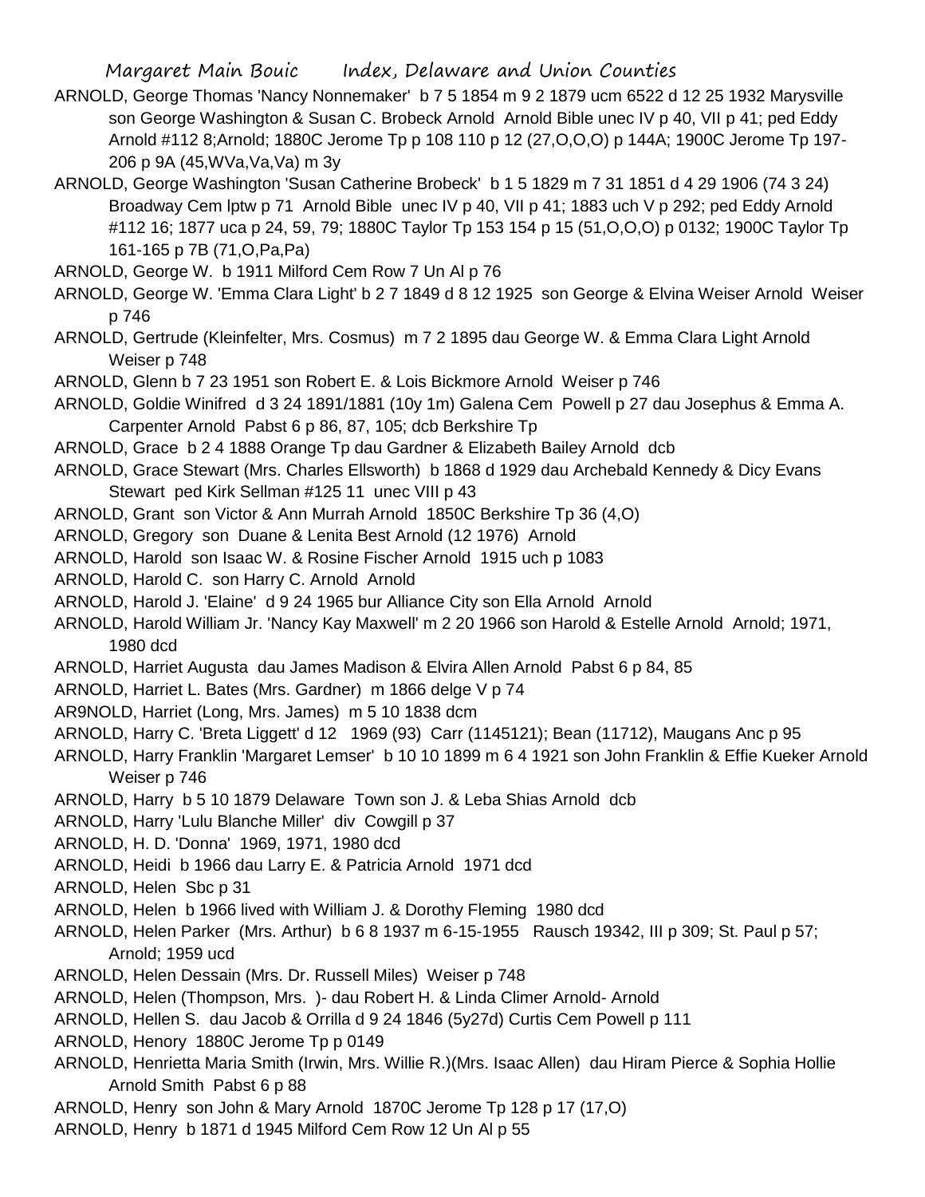ARNOLD, George Thomas 'Nancy Nonnemaker' b 7 5 1854 m 9 2 1879 ucm 6522 d 12 25 1932 Marysville son George Washington & Susan C. Brobeck Arnold Arnold Bible unec IV p 40, VII p 41; ped Eddy Arnold #112 8;Arnold; 1880C Jerome Tp p 108 110 p 12 (27,O,O,O) p 144A; 1900C Jerome Tp 197-206 p 9A (45,WVa,Va,Va) m 3y

ARNOLD, George Washington 'Susan Catherine Brobeck' b 1 5 1829 m 7 31 1851 d 4 29 1906 (74 3 24) Broadway Cem lptw p 71 Arnold Bible unec IV p 40, VII p 41; 1883 uch V p 292; ped Eddy Arnold #112 16; 1877 uca p 24, 59, 79; 1880C Taylor Tp 153 154 p 15 (51,O,O,O) p 0132; 1900C Taylor Tp 161-165 p 7B (71,O,Pa,Pa)

ARNOLD, George W. b 1911 Milford Cem Row 7 Un Al p 76

ARNOLD, George W. 'Emma Clara Light' b 2 7 1849 d 8 12 1925 son George & Elvina Weiser Arnold Weiser p 746

ARNOLD, Gertrude (Kleinfelter, Mrs. Cosmus) m 7 2 1895 dau George W. & Emma Clara Light Arnold Weiser p 748

ARNOLD, Glenn b 7 23 1951 son Robert E. & Lois Bickmore Arnold Weiser p 746

ARNOLD, Goldie Winifred d 3 24 1891/1881 (10y 1m) Galena Cem Powell p 27 dau Josephus & Emma A. Carpenter Arnold Pabst 6 p 86, 87, 105; dcb Berkshire Tp

ARNOLD, Grace b 2 4 1888 Orange Tp dau Gardner & Elizabeth Bailey Arnold dcb

ARNOLD, Grace Stewart (Mrs. Charles Ellsworth) b 1868 d 1929 dau Archebald Kennedy & Dicy Evans Stewart ped Kirk Sellman #125 11 unec VIII p 43

ARNOLD, Grant son Victor & Ann Murrah Arnold 1850C Berkshire Tp 36 (4,O)

ARNOLD, Gregory son Duane & Lenita Best Arnold (12 1976) Arnold

ARNOLD, Harold son Isaac W. & Rosine Fischer Arnold 1915 uch p 1083

ARNOLD, Harold C. son Harry C. Arnold Arnold

ARNOLD, Harold J. 'Elaine' d 9 24 1965 bur Alliance City son Ella Arnold Arnold

ARNOLD, Harold William Jr. 'Nancy Kay Maxwell' m 2 20 1966 son Harold & Estelle Arnold Arnold; 1971, 1980 dcd

ARNOLD, Harriet Augusta dau James Madison & Elvira Allen Arnold Pabst 6 p 84, 85

ARNOLD, Harriet L. Bates (Mrs. Gardner) m 1866 delge V p 74

AR9NOLD, Harriet (Long, Mrs. James) m 5 10 1838 dcm

ARNOLD, Harry C. 'Breta Liggett' d 12 1969 (93) Carr (1145121); Bean (11712), Maugans Anc p 95

ARNOLD, Harry Franklin 'Margaret Lemser' b 10 10 1899 m 6 4 1921 son John Franklin & Effie Kueker Arnold Weiser p 746

ARNOLD, Harry b 5 10 1879 Delaware Town son J. & Leba Shias Arnold dcb

ARNOLD, Harry 'Lulu Blanche Miller' div Cowgill p 37

ARNOLD, H. D. 'Donna' 1969, 1971, 1980 dcd

ARNOLD, Heidi b 1966 dau Larry E. & Patricia Arnold 1971 dcd

ARNOLD, Helen Sbc p 31

ARNOLD, Helen b 1966 lived with William J. & Dorothy Fleming 1980 dcd

ARNOLD, Helen Parker (Mrs. Arthur) b 6 8 1937 m 6-15-1955 Rausch 19342, III p 309; St. Paul p 57; Arnold; 1959 ucd

ARNOLD, Helen Dessain (Mrs. Dr. Russell Miles) Weiser p 748

ARNOLD, Helen (Thompson, Mrs. )- dau Robert H. & Linda Climer Arnold- Arnold

ARNOLD, Hellen S. dau Jacob & Orrilla d 9 24 1846 (5y27d) Curtis Cem Powell p 111

ARNOLD, Henory 1880C Jerome Tp p 0149

ARNOLD, Henrietta Maria Smith (Irwin, Mrs. Willie R.)(Mrs. Isaac Allen) dau Hiram Pierce & Sophia Hollie Arnold Smith Pabst 6 p 88

ARNOLD, Henry son John & Mary Arnold 1870C Jerome Tp 128 p 17 (17,O)

ARNOLD, Henry b 1871 d 1945 Milford Cem Row 12 Un Al p 55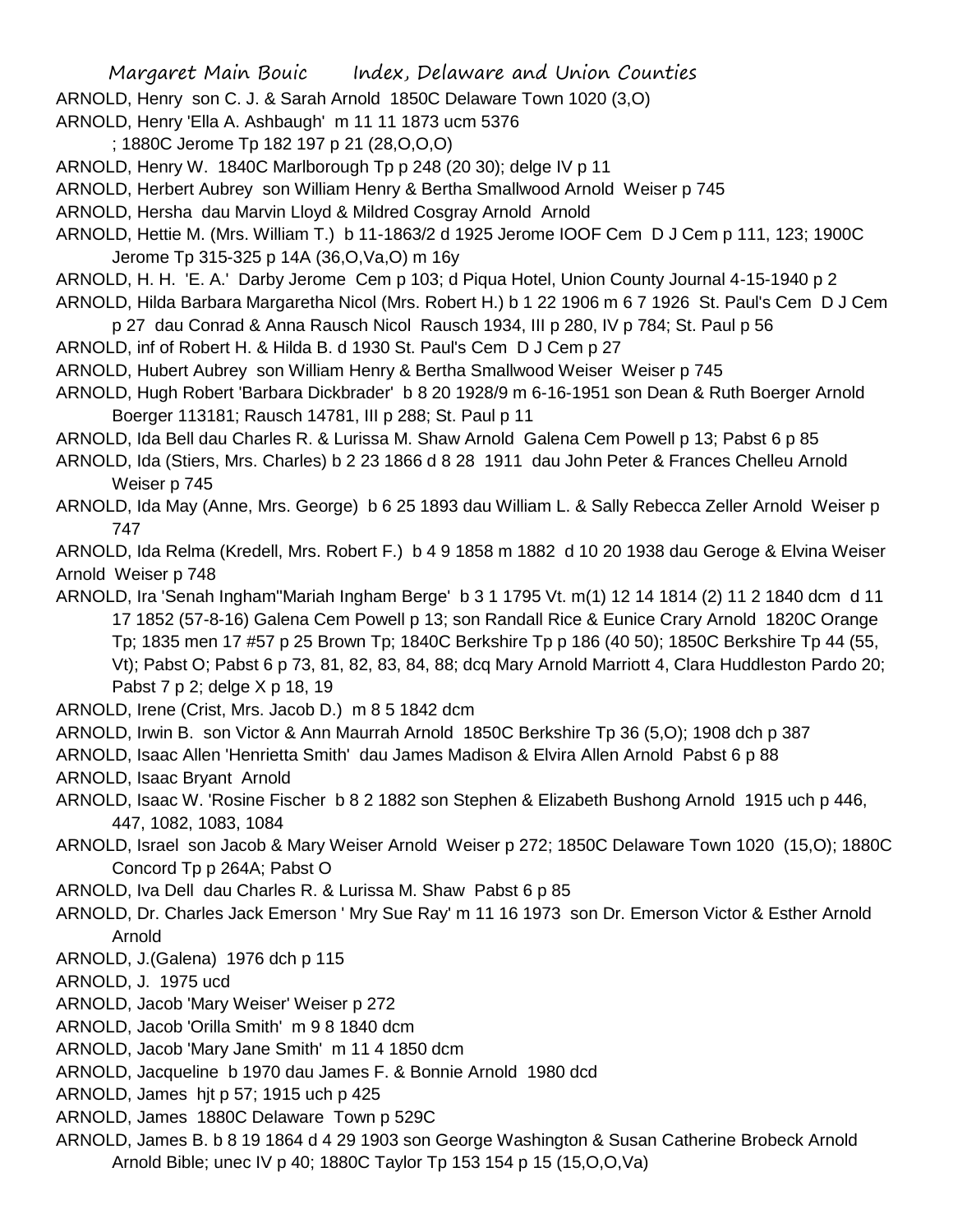ARNOLD, Henry son C. J. & Sarah Arnold 1850C Delaware Town 1020 (3,O)

ARNOLD, Henry 'Ella A. Ashbaugh' m 11 11 1873 ucm 5376
 ; 1880C Jerome Tp 182 197 p 21 (28,O,O,O)

ARNOLD, Henry W. 1840C Marlborough Tp p 248 (20 30); delge IV p 11

ARNOLD, Herbert Aubrey son William Henry & Bertha Smallwood Arnold Weiser p 745

ARNOLD, Hersha dau Marvin Lloyd & Mildred Cosgray Arnold Arnold

ARNOLD, Hettie M. (Mrs. William T.) b 11-1863/2 d 1925 Jerome IOOF Cem D J Cem p 111, 123; 1900C Jerome Tp 315-325 p 14A (36,O,Va,O) m 16y

ARNOLD, H. H. 'E. A.' Darby Jerome Cem p 103; d Piqua Hotel, Union County Journal 4-15-1940 p 2

ARNOLD, Hilda Barbara Margaretha Nicol (Mrs. Robert H.) b 1 22 1906 m 6 7 1926 St. Paul's Cem D J Cem p 27 dau Conrad & Anna Rausch Nicol Rausch 1934, III p 280, IV p 784; St. Paul p 56

ARNOLD, inf of Robert H. & Hilda B. d 1930 St. Paul's Cem D J Cem p 27

ARNOLD, Hubert Aubrey son William Henry & Bertha Smallwood Weiser Weiser p 745

ARNOLD, Hugh Robert 'Barbara Dickbrader' b 8 20 1928/9 m 6-16-1951 son Dean & Ruth Boerger Arnold Boerger 113181; Rausch 14781, III p 288; St. Paul p 11

ARNOLD, Ida Bell dau Charles R. & Lurissa M. Shaw Arnold Galena Cem Powell p 13; Pabst 6 p 85

ARNOLD, Ida (Stiers, Mrs. Charles) b 2 23 1866 d 8 28 1911 dau John Peter & Frances Chelleu Arnold Weiser p 745

ARNOLD, Ida May (Anne, Mrs. George) b 6 25 1893 dau William L. & Sally Rebecca Zeller Arnold Weiser p 747

ARNOLD, Ida Relma (Kredell, Mrs. Robert F.) b 4 9 1858 m 1882 d 10 20 1938 dau Geroge & Elvina Weiser Arnold Weiser p 748

ARNOLD, Ira 'Senah Ingham''Mariah Ingham Berge' b 3 1 1795 Vt. m(1) 12 14 1814 (2) 11 2 1840 dcm d 11 17 1852 (57-8-16) Galena Cem Powell p 13; son Randall Rice & Eunice Crary Arnold 1820C Orange Tp; 1835 men 17 #57 p 25 Brown Tp; 1840C Berkshire Tp p 186 (40 50); 1850C Berkshire Tp 44 (55, Vt); Pabst O; Pabst 6 p 73, 81, 82, 83, 84, 88; dcq Mary Arnold Marriott 4, Clara Huddleston Pardo 20; Pabst 7 p 2; delge X p 18, 19

ARNOLD, Irene (Crist, Mrs. Jacob D.) m 8 5 1842 dcm

ARNOLD, Irwin B. son Victor & Ann Maurrah Arnold 1850C Berkshire Tp 36 (5,O); 1908 dch p 387

ARNOLD, Isaac Allen 'Henrietta Smith' dau James Madison & Elvira Allen Arnold Pabst 6 p 88

ARNOLD, Isaac Bryant Arnold

ARNOLD, Isaac W. 'Rosine Fischer b 8 2 1882 son Stephen & Elizabeth Bushong Arnold 1915 uch p 446, 447, 1082, 1083, 1084

ARNOLD, Israel son Jacob & Mary Weiser Arnold Weiser p 272; 1850C Delaware Town 1020 (15,O); 1880C Concord Tp p 264A; Pabst O

ARNOLD, Iva Dell dau Charles R. & Lurissa M. Shaw Pabst 6 p 85

ARNOLD, Dr. Charles Jack Emerson ' Mry Sue Ray' m 11 16 1973 son Dr. Emerson Victor & Esther Arnold Arnold

ARNOLD, J.(Galena) 1976 dch p 115

ARNOLD, J. 1975 ucd

ARNOLD, Jacob 'Mary Weiser' Weiser p 272

ARNOLD, Jacob 'Orilla Smith' m 9 8 1840 dcm

ARNOLD, Jacob 'Mary Jane Smith' m 11 4 1850 dcm

ARNOLD, Jacqueline b 1970 dau James F. & Bonnie Arnold 1980 dcd

ARNOLD, James hjt p 57; 1915 uch p 425

ARNOLD, James 1880C Delaware Town p 529C

ARNOLD, James B. b 8 19 1864 d 4 29 1903 son George Washington & Susan Catherine Brobeck Arnold Arnold Bible; unec IV p 40; 1880C Taylor Tp 153 154 p 15 (15,O,O,Va)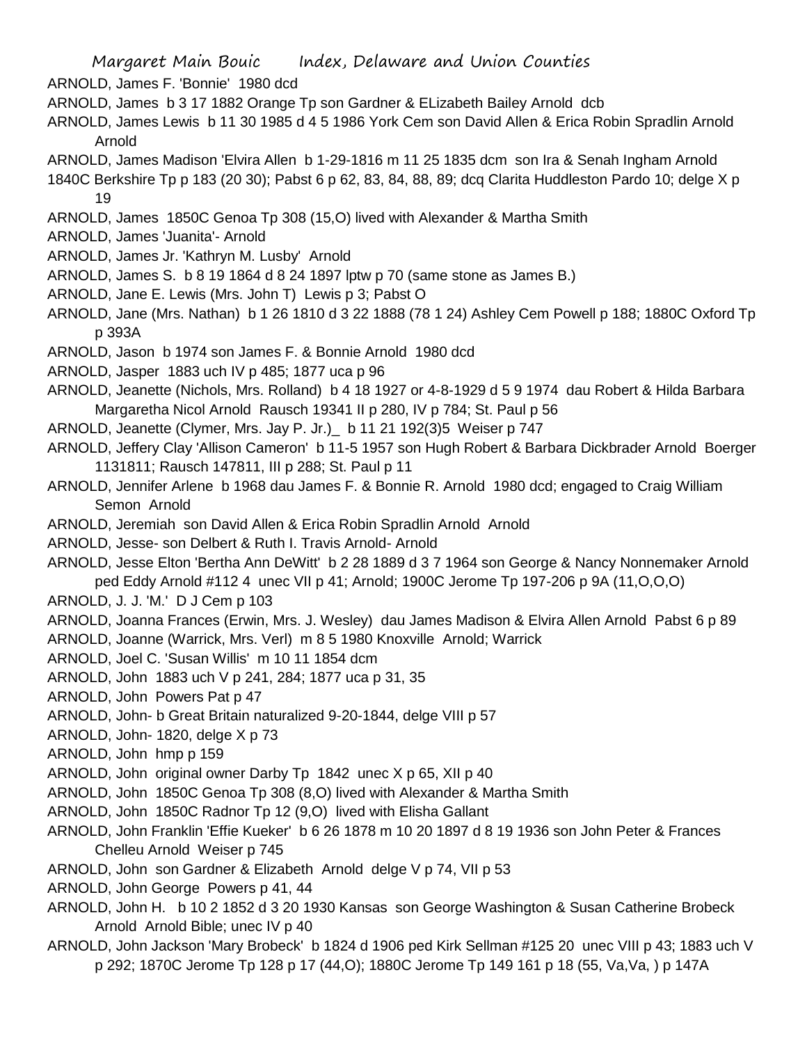ARNOLD, James F. 'Bonnie' 1980 dcd

ARNOLD, James b 3 17 1882 Orange Tp son Gardner & ELizabeth Bailey Arnold dcb

ARNOLD, James Lewis b 11 30 1985 d 4 5 1986 York Cem son David Allen & Erica Robin Spradlin Arnold Arnold

ARNOLD, James Madison 'Elvira Allen b 1-29-1816 m 11 25 1835 dcm son Ira & Senah Ingham Arnold 1840C Berkshire Tp p 183 (20 30); Pabst 6 p 62, 83, 84, 88, 89; dcq Clarita Huddleston Pardo 10; delge X p 19

ARNOLD, James 1850C Genoa Tp 308 (15,O) lived with Alexander & Martha Smith

ARNOLD, James 'Juanita'- Arnold

ARNOLD, James Jr. 'Kathryn M. Lusby' Arnold

ARNOLD, James S. b 8 19 1864 d 8 24 1897 lptw p 70 (same stone as James B.)

ARNOLD, Jane E. Lewis (Mrs. John T) Lewis p 3; Pabst O

ARNOLD, Jane (Mrs. Nathan) b 1 26 1810 d 3 22 1888 (78 1 24) Ashley Cem Powell p 188; 1880C Oxford Tp p 393A

ARNOLD, Jason b 1974 son James F. & Bonnie Arnold 1980 dcd

ARNOLD, Jasper 1883 uch IV p 485; 1877 uca p 96

ARNOLD, Jeanette (Nichols, Mrs. Rolland) b 4 18 1927 or 4-8-1929 d 5 9 1974 dau Robert & Hilda Barbara Margaretha Nicol Arnold Rausch 19341 II p 280, IV p 784; St. Paul p 56

ARNOLD, Jeanette (Clymer, Mrs. Jay P. Jr.)_ b 11 21 192(3)5 Weiser p 747

ARNOLD, Jeffery Clay 'Allison Cameron' b 11-5 1957 son Hugh Robert & Barbara Dickbrader Arnold Boerger 1131811; Rausch 147811, III p 288; St. Paul p 11

ARNOLD, Jennifer Arlene b 1968 dau James F. & Bonnie R. Arnold 1980 dcd; engaged to Craig William Semon Arnold

ARNOLD, Jeremiah son David Allen & Erica Robin Spradlin Arnold Arnold

ARNOLD, Jesse- son Delbert & Ruth I. Travis Arnold- Arnold

ARNOLD, Jesse Elton 'Bertha Ann DeWitt' b 2 28 1889 d 3 7 1964 son George & Nancy Nonnemaker Arnold ped Eddy Arnold #112 4 unec VII p 41; Arnold; 1900C Jerome Tp 197-206 p 9A (11,O,O,O)

ARNOLD, J. J. 'M.' D J Cem p 103

ARNOLD, Joanna Frances (Erwin, Mrs. J. Wesley) dau James Madison & Elvira Allen Arnold Pabst 6 p 89

ARNOLD, Joanne (Warrick, Mrs. Verl) m 8 5 1980 Knoxville Arnold; Warrick

ARNOLD, Joel C. 'Susan Willis' m 10 11 1854 dcm

ARNOLD, John 1883 uch V p 241, 284; 1877 uca p 31, 35

ARNOLD, John Powers Pat p 47

ARNOLD, John- b Great Britain naturalized 9-20-1844, delge VIII p 57

ARNOLD, John- 1820, delge X p 73

ARNOLD, John hmp p 159

ARNOLD, John original owner Darby Tp 1842 unec X p 65, XII p 40

ARNOLD, John 1850C Genoa Tp 308 (8,O) lived with Alexander & Martha Smith

ARNOLD, John 1850C Radnor Tp 12 (9,O) lived with Elisha Gallant

ARNOLD, John Franklin 'Effie Kueker' b 6 26 1878 m 10 20 1897 d 8 19 1936 son John Peter & Frances Chelleu Arnold Weiser p 745

ARNOLD, John son Gardner & Elizabeth Arnold delge V p 74, VII p 53

ARNOLD, John George Powers p 41, 44

ARNOLD, John H. b 10 2 1852 d 3 20 1930 Kansas son George Washington & Susan Catherine Brobeck Arnold Arnold Bible; unec IV p 40

ARNOLD, John Jackson 'Mary Brobeck' b 1824 d 1906 ped Kirk Sellman #125 20 unec VIII p 43; 1883 uch V p 292; 1870C Jerome Tp 128 p 17 (44,O); 1880C Jerome Tp 149 161 p 18 (55, Va,Va, ) p 147A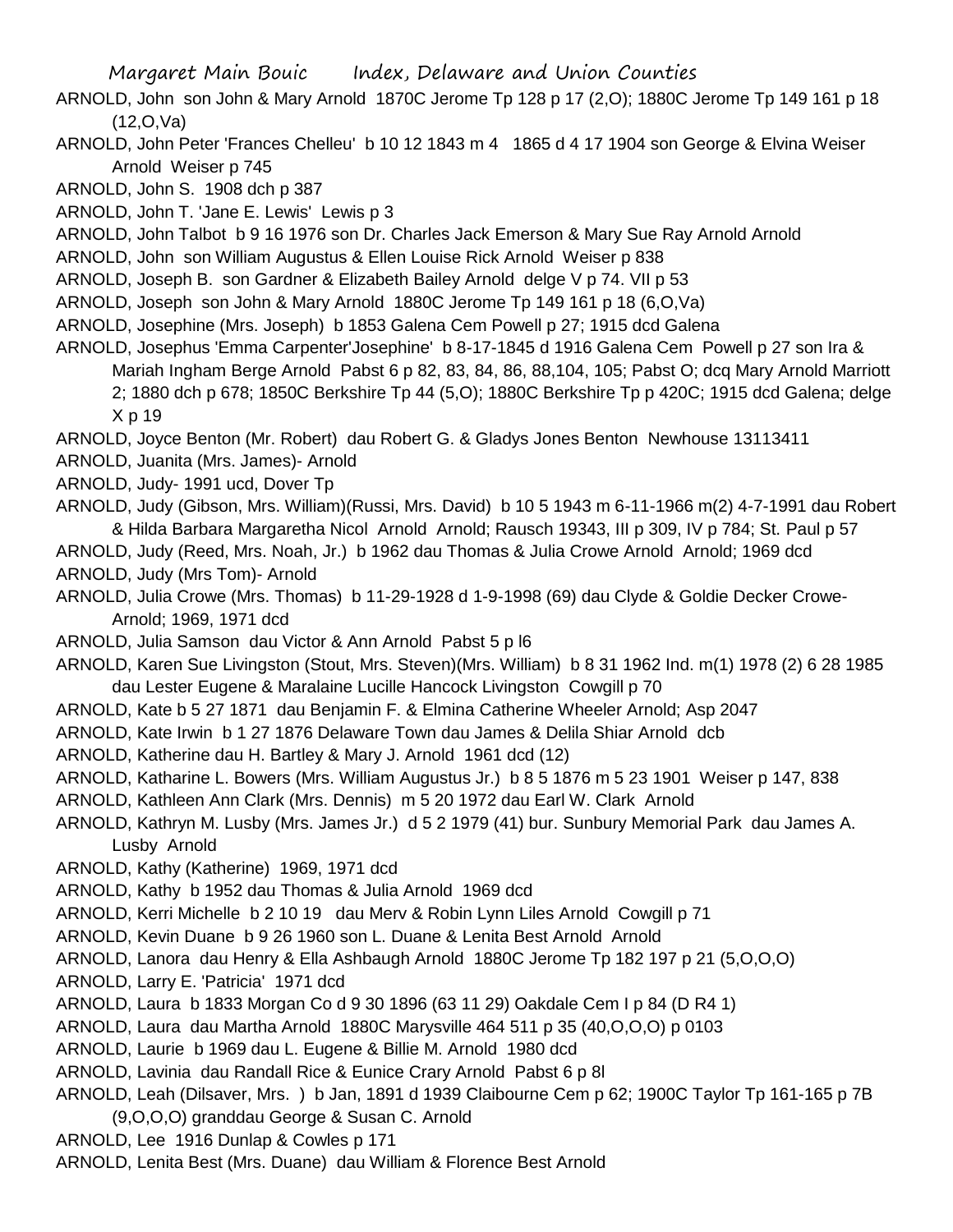ARNOLD, John son John & Mary Arnold 1870C Jerome Tp 128 p 17 (2,O); 1880C Jerome Tp 149 161 p 18 (12,O,Va)

ARNOLD, John Peter 'Frances Chelleu' b 10 12 1843 m 4 1865 d 4 17 1904 son George & Elvina Weiser Arnold Weiser p 745

ARNOLD, John S. 1908 dch p 387

ARNOLD, John T. 'Jane E. Lewis' Lewis p 3

ARNOLD, John Talbot b 9 16 1976 son Dr. Charles Jack Emerson & Mary Sue Ray Arnold Arnold

ARNOLD, John son William Augustus & Ellen Louise Rick Arnold Weiser p 838

ARNOLD, Joseph B. son Gardner & Elizabeth Bailey Arnold delge V p 74. VII p 53

ARNOLD, Joseph son John & Mary Arnold 1880C Jerome Tp 149 161 p 18 (6,O,Va)

ARNOLD, Josephine (Mrs. Joseph) b 1853 Galena Cem Powell p 27; 1915 dcd Galena

ARNOLD, Josephus 'Emma Carpenter'Josephine' b 8-17-1845 d 1916 Galena Cem Powell p 27 son Ira & Mariah Ingham Berge Arnold Pabst 6 p 82, 83, 84, 86, 88,104, 105; Pabst O; dcq Mary Arnold Marriott 2; 1880 dch p 678; 1850C Berkshire Tp 44 (5,O); 1880C Berkshire Tp p 420C; 1915 dcd Galena; delge X p 19

ARNOLD, Joyce Benton (Mr. Robert) dau Robert G. & Gladys Jones Benton Newhouse 13113411

ARNOLD, Juanita (Mrs. James)- Arnold

ARNOLD, Judy- 1991 ucd, Dover Tp

ARNOLD, Judy (Gibson, Mrs. William)(Russi, Mrs. David) b 10 5 1943 m 6-11-1966 m(2) 4-7-1991 dau Robert & Hilda Barbara Margaretha Nicol Arnold Arnold; Rausch 19343, III p 309, IV p 784; St. Paul p 57

ARNOLD, Judy (Reed, Mrs. Noah, Jr.) b 1962 dau Thomas & Julia Crowe Arnold Arnold; 1969 dcd

ARNOLD, Judy (Mrs Tom)- Arnold

ARNOLD, Julia Crowe (Mrs. Thomas) b 11-29-1928 d 1-9-1998 (69) dau Clyde & Goldie Decker Crowe- Arnold; 1969, 1971 dcd

ARNOLD, Julia Samson dau Victor & Ann Arnold Pabst 5 p l6

ARNOLD, Karen Sue Livingston (Stout, Mrs. Steven)(Mrs. William) b 8 31 1962 Ind. m(1) 1978 (2) 6 28 1985 dau Lester Eugene & Maralaine Lucille Hancock Livingston Cowgill p 70

ARNOLD, Kate b 5 27 1871 dau Benjamin F. & Elmina Catherine Wheeler Arnold; Asp 2047

ARNOLD, Kate Irwin b 1 27 1876 Delaware Town dau James & Delila Shiar Arnold dcb

ARNOLD, Katherine dau H. Bartley & Mary J. Arnold 1961 dcd (12)

ARNOLD, Katharine L. Bowers (Mrs. William Augustus Jr.) b 8 5 1876 m 5 23 1901 Weiser p 147, 838

ARNOLD, Kathleen Ann Clark (Mrs. Dennis) m 5 20 1972 dau Earl W. Clark Arnold

ARNOLD, Kathryn M. Lusby (Mrs. James Jr.) d 5 2 1979 (41) bur. Sunbury Memorial Park dau James A. Lusby Arnold

ARNOLD, Kathy (Katherine) 1969, 1971 dcd

ARNOLD, Kathy b 1952 dau Thomas & Julia Arnold 1969 dcd

ARNOLD, Kerri Michelle b 2 10 19 dau Merv & Robin Lynn Liles Arnold Cowgill p 71

ARNOLD, Kevin Duane b 9 26 1960 son L. Duane & Lenita Best Arnold Arnold

ARNOLD, Lanora dau Henry & Ella Ashbaugh Arnold 1880C Jerome Tp 182 197 p 21 (5,O,O,O)

ARNOLD, Larry E. 'Patricia' 1971 dcd

ARNOLD, Laura b 1833 Morgan Co d 9 30 1896 (63 11 29) Oakdale Cem I p 84 (D R4 1)

ARNOLD, Laura dau Martha Arnold 1880C Marysville 464 511 p 35 (40,O,O,O) p 0103

ARNOLD, Laurie b 1969 dau L. Eugene & Billie M. Arnold 1980 dcd

ARNOLD, Lavinia dau Randall Rice & Eunice Crary Arnold Pabst 6 p 8l

ARNOLD, Leah (Dilsaver, Mrs. ) b Jan, 1891 d 1939 Claibourne Cem p 62; 1900C Taylor Tp 161-165 p 7B (9,O,O,O) granddau George & Susan C. Arnold

ARNOLD, Lee 1916 Dunlap & Cowles p 171

ARNOLD, Lenita Best (Mrs. Duane) dau William & Florence Best Arnold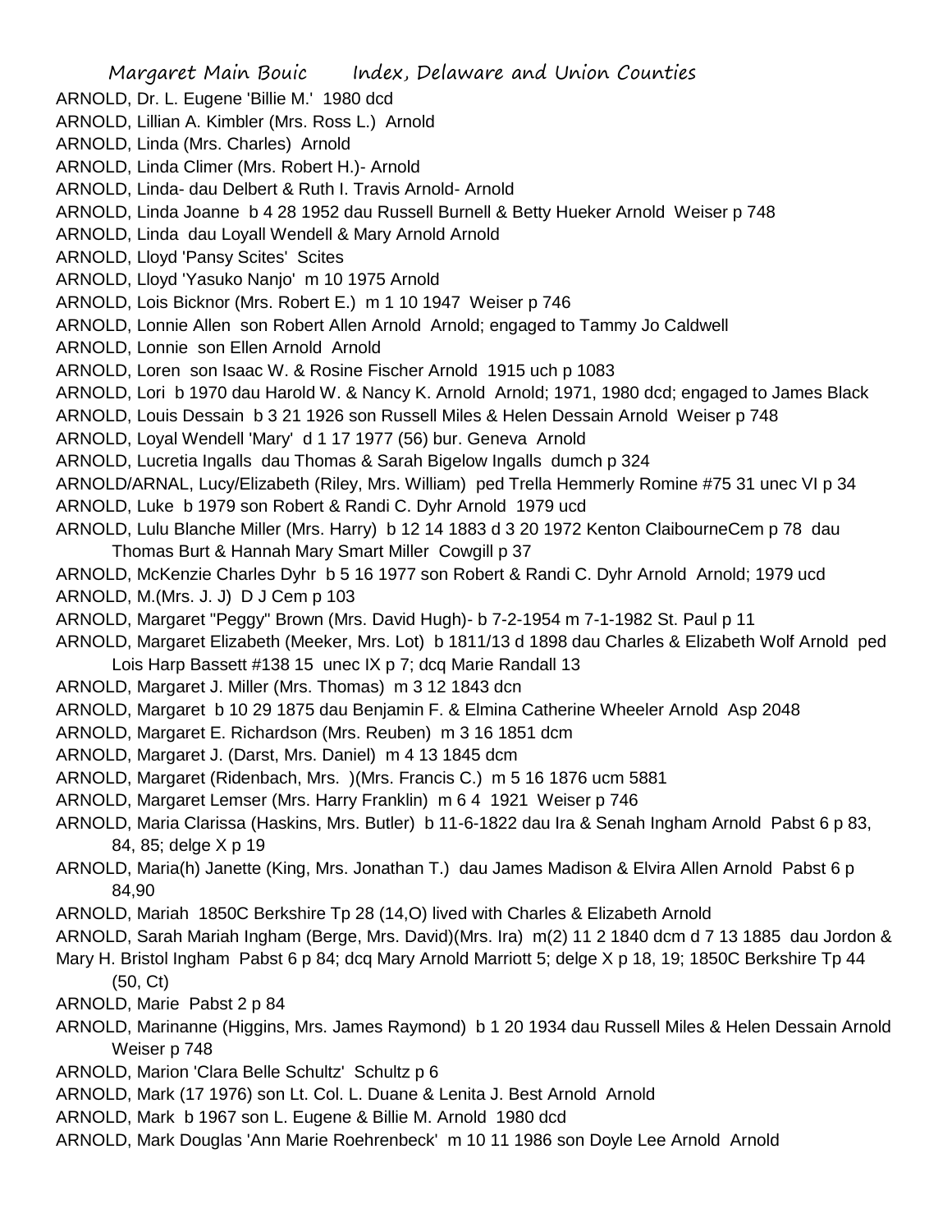ARNOLD, Dr. L. Eugene 'Billie M.' 1980 dcd
ARNOLD, Lillian A. Kimbler (Mrs. Ross L.) Arnold
ARNOLD, Linda (Mrs. Charles) Arnold
ARNOLD, Linda Climer (Mrs. Robert H.)- Arnold
ARNOLD, Linda- dau Delbert & Ruth I. Travis Arnold- Arnold
ARNOLD, Linda Joanne b 4 28 1952 dau Russell Burnell & Betty Hueker Arnold Weiser p 748
ARNOLD, Linda dau Loyall Wendell & Mary Arnold Arnold
ARNOLD, Lloyd 'Pansy Scites' Scites
ARNOLD, Lloyd 'Yasuko Nanjo' m 10 1975 Arnold
ARNOLD, Lois Bicknor (Mrs. Robert E.) m 1 10 1947 Weiser p 746
ARNOLD, Lonnie Allen son Robert Allen Arnold Arnold; engaged to Tammy Jo Caldwell
ARNOLD, Lonnie son Ellen Arnold Arnold
ARNOLD, Loren son Isaac W. & Rosine Fischer Arnold 1915 uch p 1083
ARNOLD, Lori b 1970 dau Harold W. & Nancy K. Arnold Arnold; 1971, 1980 dcd; engaged to James Black
ARNOLD, Louis Dessain b 3 21 1926 son Russell Miles & Helen Dessain Arnold Weiser p 748
ARNOLD, Loyal Wendell 'Mary' d 1 17 1977 (56) bur. Geneva Arnold
ARNOLD, Lucretia Ingalls dau Thomas & Sarah Bigelow Ingalls dumch p 324
ARNOLD/ARNAL, Lucy/Elizabeth (Riley, Mrs. William) ped Trella Hemmerly Romine #75 31 unec VI p 34
ARNOLD, Luke b 1979 son Robert & Randi C. Dyhr Arnold 1979 ucd
ARNOLD, Lulu Blanche Miller (Mrs. Harry) b 12 14 1883 d 3 20 1972 Kenton ClaibourneCem p 78 dau Thomas Burt & Hannah Mary Smart Miller Cowgill p 37
ARNOLD, McKenzie Charles Dyhr b 5 16 1977 son Robert & Randi C. Dyhr Arnold Arnold; 1979 ucd
ARNOLD, M.(Mrs. J. J) D J Cem p 103
ARNOLD, Margaret "Peggy" Brown (Mrs. David Hugh)- b 7-2-1954 m 7-1-1982 St. Paul p 11
ARNOLD, Margaret Elizabeth (Meeker, Mrs. Lot) b 1811/13 d 1898 dau Charles & Elizabeth Wolf Arnold ped Lois Harp Bassett #138 15 unec IX p 7; dcq Marie Randall 13
ARNOLD, Margaret J. Miller (Mrs. Thomas) m 3 12 1843 dcn
ARNOLD, Margaret b 10 29 1875 dau Benjamin F. & Elmina Catherine Wheeler Arnold Asp 2048
ARNOLD, Margaret E. Richardson (Mrs. Reuben) m 3 16 1851 dcm
ARNOLD, Margaret J. (Darst, Mrs. Daniel) m 4 13 1845 dcm
ARNOLD, Margaret (Ridenbach, Mrs. )(Mrs. Francis C.) m 5 16 1876 ucm 5881
ARNOLD, Margaret Lemser (Mrs. Harry Franklin) m 6 4 1921 Weiser p 746
ARNOLD, Maria Clarissa (Haskins, Mrs. Butler) b 11-6-1822 dau Ira & Senah Ingham Arnold Pabst 6 p 83, 84, 85; delge X p 19
ARNOLD, Maria(h) Janette (King, Mrs. Jonathan T.) dau James Madison & Elvira Allen Arnold Pabst 6 p 84,90
ARNOLD, Mariah 1850C Berkshire Tp 28 (14,O) lived with Charles & Elizabeth Arnold
ARNOLD, Sarah Mariah Ingham (Berge, Mrs. David)(Mrs. Ira) m(2) 11 2 1840 dcm d 7 13 1885 dau Jordon & Mary H. Bristol Ingham Pabst 6 p 84; dcq Mary Arnold Marriott 5; delge X p 18, 19; 1850C Berkshire Tp 44 (50, Ct)
ARNOLD, Marie Pabst 2 p 84
ARNOLD, Marinanne (Higgins, Mrs. James Raymond) b 1 20 1934 dau Russell Miles & Helen Dessain Arnold Weiser p 748
ARNOLD, Marion 'Clara Belle Schultz' Schultz p 6
ARNOLD, Mark (17 1976) son Lt. Col. L. Duane & Lenita J. Best Arnold Arnold
ARNOLD, Mark b 1967 son L. Eugene & Billie M. Arnold 1980 dcd
ARNOLD, Mark Douglas 'Ann Marie Roehrenbeck' m 10 11 1986 son Doyle Lee Arnold Arnold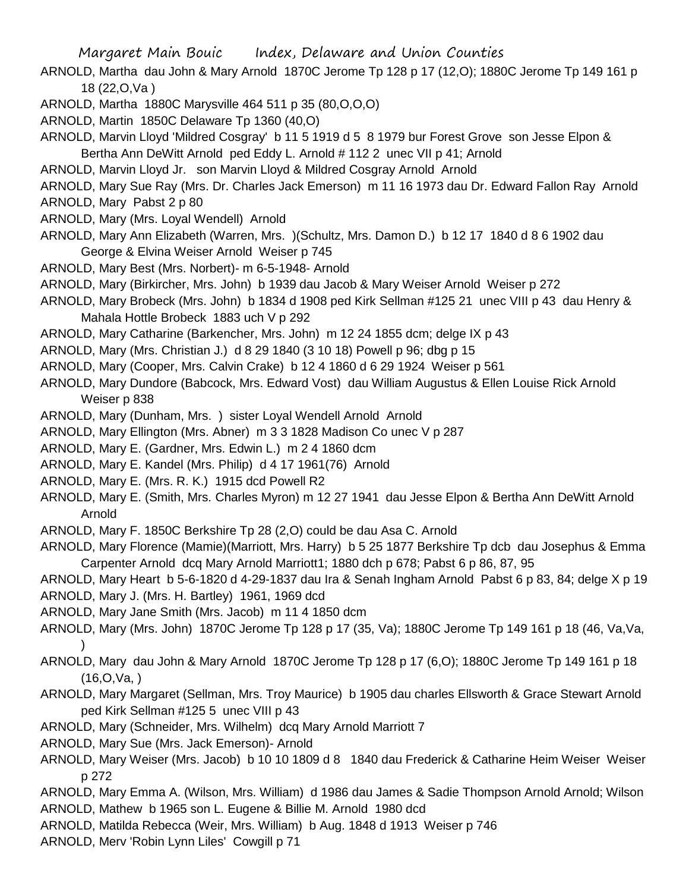ARNOLD, Martha dau John & Mary Arnold 1870C Jerome Tp 128 p 17 (12,O); 1880C Jerome Tp 149 161 p 18 (22,O,Va )

ARNOLD, Martha 1880C Marysville 464 511 p 35 (80,O,O,O)

ARNOLD, Martin 1850C Delaware Tp 1360 (40,O)

ARNOLD, Marvin Lloyd 'Mildred Cosgray' b 11 5 1919 d 5 8 1979 bur Forest Grove son Jesse Elpon & Bertha Ann DeWitt Arnold ped Eddy L. Arnold # 112 2 unec VII p 41; Arnold

ARNOLD, Marvin Lloyd Jr. son Marvin Lloyd & Mildred Cosgray Arnold Arnold

ARNOLD, Mary Sue Ray (Mrs. Dr. Charles Jack Emerson) m 11 16 1973 dau Dr. Edward Fallon Ray Arnold

ARNOLD, Mary Pabst 2 p 80

ARNOLD, Mary (Mrs. Loyal Wendell) Arnold

ARNOLD, Mary Ann Elizabeth (Warren, Mrs. )(Schultz, Mrs. Damon D.) b 12 17 1840 d 8 6 1902 dau George & Elvina Weiser Arnold Weiser p 745

ARNOLD, Mary Best (Mrs. Norbert)- m 6-5-1948- Arnold

ARNOLD, Mary (Birkircher, Mrs. John) b 1939 dau Jacob & Mary Weiser Arnold Weiser p 272

ARNOLD, Mary Brobeck (Mrs. John) b 1834 d 1908 ped Kirk Sellman #125 21 unec VIII p 43 dau Henry & Mahala Hottle Brobeck 1883 uch V p 292

ARNOLD, Mary Catharine (Barkencher, Mrs. John) m 12 24 1855 dcm; delge IX p 43

ARNOLD, Mary (Mrs. Christian J.) d 8 29 1840 (3 10 18) Powell p 96; dbg p 15

ARNOLD, Mary (Cooper, Mrs. Calvin Crake) b 12 4 1860 d 6 29 1924 Weiser p 561

ARNOLD, Mary Dundore (Babcock, Mrs. Edward Vost) dau William Augustus & Ellen Louise Rick Arnold Weiser p 838

ARNOLD, Mary (Dunham, Mrs. ) sister Loyal Wendell Arnold Arnold

ARNOLD, Mary Ellington (Mrs. Abner) m 3 3 1828 Madison Co unec V p 287

ARNOLD, Mary E. (Gardner, Mrs. Edwin L.) m 2 4 1860 dcm

ARNOLD, Mary E. Kandel (Mrs. Philip) d 4 17 1961(76) Arnold

ARNOLD, Mary E. (Mrs. R. K.) 1915 dcd Powell R2

ARNOLD, Mary E. (Smith, Mrs. Charles Myron) m 12 27 1941 dau Jesse Elpon & Bertha Ann DeWitt Arnold Arnold

ARNOLD, Mary F. 1850C Berkshire Tp 28 (2,O) could be dau Asa C. Arnold

ARNOLD, Mary Florence (Mamie)(Marriott, Mrs. Harry) b 5 25 1877 Berkshire Tp dcb dau Josephus & Emma Carpenter Arnold dcq Mary Arnold Marriott1; 1880 dch p 678; Pabst 6 p 86, 87, 95

ARNOLD, Mary Heart b 5-6-1820 d 4-29-1837 dau Ira & Senah Ingham Arnold Pabst 6 p 83, 84; delge X p 19

ARNOLD, Mary J. (Mrs. H. Bartley) 1961, 1969 dcd

ARNOLD, Mary Jane Smith (Mrs. Jacob) m 11 4 1850 dcm

ARNOLD, Mary (Mrs. John) 1870C Jerome Tp 128 p 17 (35, Va); 1880C Jerome Tp 149 161 p 18 (46, Va,Va, )

ARNOLD, Mary dau John & Mary Arnold 1870C Jerome Tp 128 p 17 (6,O); 1880C Jerome Tp 149 161 p 18 (16,O,Va, )

ARNOLD, Mary Margaret (Sellman, Mrs. Troy Maurice) b 1905 dau charles Ellsworth & Grace Stewart Arnold ped Kirk Sellman #125 5 unec VIII p 43

ARNOLD, Mary (Schneider, Mrs. Wilhelm) dcq Mary Arnold Marriott 7

ARNOLD, Mary Sue (Mrs. Jack Emerson)- Arnold

ARNOLD, Mary Weiser (Mrs. Jacob) b 10 10 1809 d 8 1840 dau Frederick & Catharine Heim Weiser Weiser p 272

ARNOLD, Mary Emma A. (Wilson, Mrs. William) d 1986 dau James & Sadie Thompson Arnold Arnold; Wilson

ARNOLD, Mathew b 1965 son L. Eugene & Billie M. Arnold 1980 dcd

ARNOLD, Matilda Rebecca (Weir, Mrs. William) b Aug. 1848 d 1913 Weiser p 746

ARNOLD, Merv 'Robin Lynn Liles' Cowgill p 71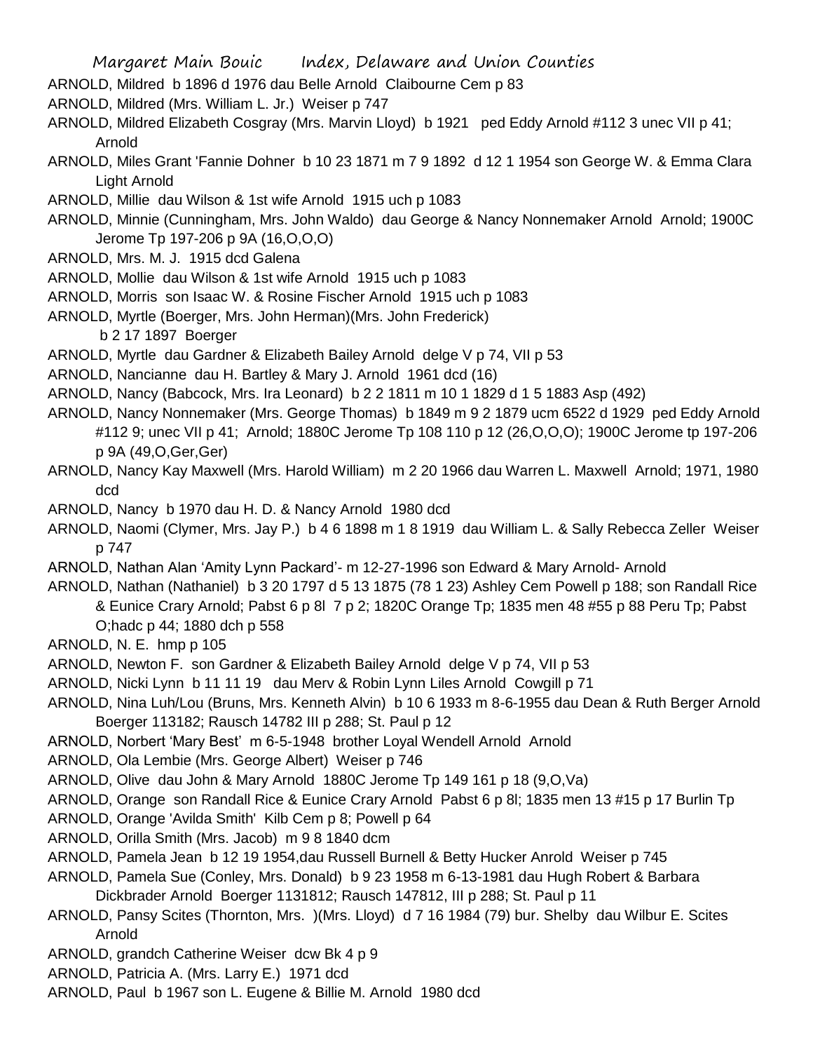ARNOLD, Mildred b 1896 d 1976 dau Belle Arnold Claibourne Cem p 83

ARNOLD, Mildred (Mrs. William L. Jr.) Weiser p 747

ARNOLD, Mildred Elizabeth Cosgray (Mrs. Marvin Lloyd) b 1921 ped Eddy Arnold #112 3 unec VII p 41; Arnold

ARNOLD, Miles Grant 'Fannie Dohner b 10 23 1871 m 7 9 1892 d 12 1 1954 son George W. & Emma Clara Light Arnold

ARNOLD, Millie dau Wilson & 1st wife Arnold 1915 uch p 1083

ARNOLD, Minnie (Cunningham, Mrs. John Waldo) dau George & Nancy Nonnemaker Arnold Arnold; 1900C Jerome Tp 197-206 p 9A (16,O,O,O)

ARNOLD, Mrs. M. J. 1915 dcd Galena

ARNOLD, Mollie dau Wilson & 1st wife Arnold 1915 uch p 1083

ARNOLD, Morris son Isaac W. & Rosine Fischer Arnold 1915 uch p 1083

ARNOLD, Myrtle (Boerger, Mrs. John Herman)(Mrs. John Frederick) b 2 17 1897 Boerger

ARNOLD, Myrtle dau Gardner & Elizabeth Bailey Arnold delge V p 74, VII p 53

ARNOLD, Nancianne dau H. Bartley & Mary J. Arnold 1961 dcd (16)

ARNOLD, Nancy (Babcock, Mrs. Ira Leonard) b 2 2 1811 m 10 1 1829 d 1 5 1883 Asp (492)

ARNOLD, Nancy Nonnemaker (Mrs. George Thomas) b 1849 m 9 2 1879 ucm 6522 d 1929 ped Eddy Arnold #112 9; unec VII p 41; Arnold; 1880C Jerome Tp 108 110 p 12 (26,O,O,O); 1900C Jerome tp 197-206 p 9A (49,O,Ger,Ger)

ARNOLD, Nancy Kay Maxwell (Mrs. Harold William) m 2 20 1966 dau Warren L. Maxwell Arnold; 1971, 1980 dcd

ARNOLD, Nancy b 1970 dau H. D. & Nancy Arnold 1980 dcd

ARNOLD, Naomi (Clymer, Mrs. Jay P.) b 4 6 1898 m 1 8 1919 dau William L. & Sally Rebecca Zeller Weiser p 747

ARNOLD, Nathan Alan 'Amity Lynn Packard'- m 12-27-1996 son Edward & Mary Arnold- Arnold

ARNOLD, Nathan (Nathaniel) b 3 20 1797 d 5 13 1875 (78 1 23) Ashley Cem Powell p 188; son Randall Rice & Eunice Crary Arnold; Pabst 6 p 8l 7 p 2; 1820C Orange Tp; 1835 men 48 #55 p 88 Peru Tp; Pabst O;hadc p 44; 1880 dch p 558

ARNOLD, N. E. hmp p 105

ARNOLD, Newton F. son Gardner & Elizabeth Bailey Arnold delge V p 74, VII p 53

ARNOLD, Nicki Lynn b 11 11 19 dau Merv & Robin Lynn Liles Arnold Cowgill p 71

ARNOLD, Nina Luh/Lou (Bruns, Mrs. Kenneth Alvin) b 10 6 1933 m 8-6-1955 dau Dean & Ruth Berger Arnold Boerger 113182; Rausch 14782 III p 288; St. Paul p 12

ARNOLD, Norbert 'Mary Best' m 6-5-1948 brother Loyal Wendell Arnold Arnold

ARNOLD, Ola Lembie (Mrs. George Albert) Weiser p 746

ARNOLD, Olive dau John & Mary Arnold 1880C Jerome Tp 149 161 p 18 (9,O,Va)

ARNOLD, Orange son Randall Rice & Eunice Crary Arnold Pabst 6 p 8l; 1835 men 13 #15 p 17 Burlin Tp

ARNOLD, Orange 'Avilda Smith' Kilb Cem p 8; Powell p 64

ARNOLD, Orilla Smith (Mrs. Jacob) m 9 8 1840 dcm

ARNOLD, Pamela Jean b 12 19 1954,dau Russell Burnell & Betty Hucker Anrold Weiser p 745

ARNOLD, Pamela Sue (Conley, Mrs. Donald) b 9 23 1958 m 6-13-1981 dau Hugh Robert & Barbara Dickbrader Arnold Boerger 1131812; Rausch 147812, III p 288; St. Paul p 11

ARNOLD, Pansy Scites (Thornton, Mrs. )(Mrs. Lloyd) d 7 16 1984 (79) bur. Shelby dau Wilbur E. Scites Arnold

ARNOLD, grandch Catherine Weiser dcw Bk 4 p 9

ARNOLD, Patricia A. (Mrs. Larry E.) 1971 dcd

ARNOLD, Paul b 1967 son L. Eugene & Billie M. Arnold 1980 dcd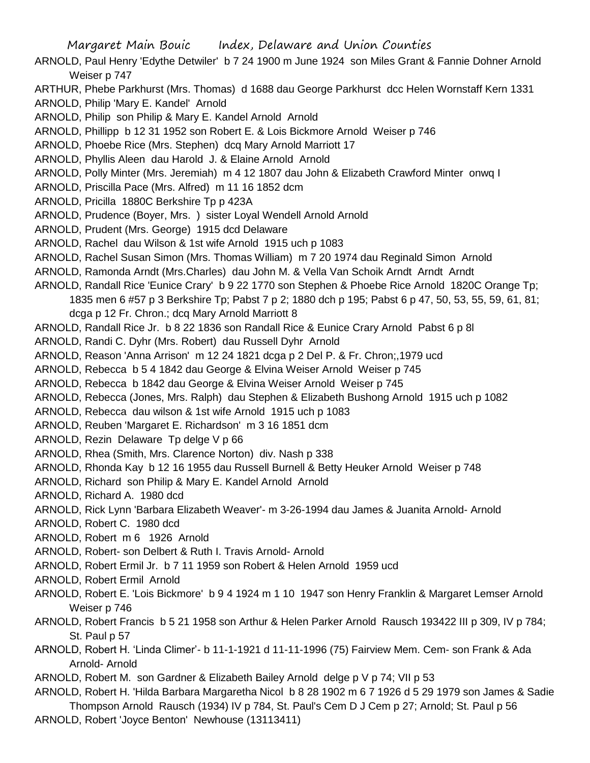ARNOLD, Paul Henry 'Edythe Detwiler' b 7 24 1900 m June 1924 son Miles Grant & Fannie Dohner Arnold Weiser p 747

ARTHUR, Phebe Parkhurst (Mrs. Thomas) d 1688 dau George Parkhurst dcc Helen Wornstaff Kern 1331

ARNOLD, Philip 'Mary E. Kandel' Arnold

ARNOLD, Philip son Philip & Mary E. Kandel Arnold Arnold

ARNOLD, Phillipp b 12 31 1952 son Robert E. & Lois Bickmore Arnold Weiser p 746

ARNOLD, Phoebe Rice (Mrs. Stephen) dcq Mary Arnold Marriott 17

ARNOLD, Phyllis Aleen dau Harold J. & Elaine Arnold Arnold

ARNOLD, Polly Minter (Mrs. Jeremiah) m 4 12 1807 dau John & Elizabeth Crawford Minter onwq I

ARNOLD, Priscilla Pace (Mrs. Alfred) m 11 16 1852 dcm

ARNOLD, Pricilla 1880C Berkshire Tp p 423A

ARNOLD, Prudence (Boyer, Mrs. ) sister Loyal Wendell Arnold Arnold

ARNOLD, Prudent (Mrs. George) 1915 dcd Delaware

ARNOLD, Rachel dau Wilson & 1st wife Arnold 1915 uch p 1083

ARNOLD, Rachel Susan Simon (Mrs. Thomas William) m 7 20 1974 dau Reginald Simon Arnold

ARNOLD, Ramonda Arndt (Mrs.Charles) dau John M. & Vella Van Schoik Arndt Arndt Arndt

ARNOLD, Randall Rice 'Eunice Crary' b 9 22 1770 son Stephen & Phoebe Rice Arnold 1820C Orange Tp; 1835 men 6 #57 p 3 Berkshire Tp; Pabst 7 p 2; 1880 dch p 195; Pabst 6 p 47, 50, 53, 55, 59, 61, 81; dcga p 12 Fr. Chron.; dcq Mary Arnold Marriott 8

ARNOLD, Randall Rice Jr. b 8 22 1836 son Randall Rice & Eunice Crary Arnold Pabst 6 p 8l

ARNOLD, Randi C. Dyhr (Mrs. Robert) dau Russell Dyhr Arnold

ARNOLD, Reason 'Anna Arrison' m 12 24 1821 dcga p 2 Del P. & Fr. Chron;,1979 ucd

ARNOLD, Rebecca b 5 4 1842 dau George & Elvina Weiser Arnold Weiser p 745

ARNOLD, Rebecca b 1842 dau George & Elvina Weiser Arnold Weiser p 745

ARNOLD, Rebecca (Jones, Mrs. Ralph) dau Stephen & Elizabeth Bushong Arnold 1915 uch p 1082

ARNOLD, Rebecca dau wilson & 1st wife Arnold 1915 uch p 1083

ARNOLD, Reuben 'Margaret E. Richardson' m 3 16 1851 dcm

ARNOLD, Rezin Delaware Tp delge V p 66

ARNOLD, Rhea (Smith, Mrs. Clarence Norton) div. Nash p 338

ARNOLD, Rhonda Kay b 12 16 1955 dau Russell Burnell & Betty Heuker Arnold Weiser p 748

ARNOLD, Richard son Philip & Mary E. Kandel Arnold Arnold

ARNOLD, Richard A. 1980 dcd

ARNOLD, Rick Lynn 'Barbara Elizabeth Weaver'- m 3-26-1994 dau James & Juanita Arnold- Arnold

ARNOLD, Robert C. 1980 dcd

ARNOLD, Robert m 6 1926 Arnold

ARNOLD, Robert- son Delbert & Ruth I. Travis Arnold- Arnold

ARNOLD, Robert Ermil Jr. b 7 11 1959 son Robert & Helen Arnold 1959 ucd

ARNOLD, Robert Ermil Arnold

ARNOLD, Robert E. 'Lois Bickmore' b 9 4 1924 m 1 10 1947 son Henry Franklin & Margaret Lemser Arnold Weiser p 746

ARNOLD, Robert Francis b 5 21 1958 son Arthur & Helen Parker Arnold Rausch 193422 III p 309, IV p 784; St. Paul p 57

ARNOLD, Robert H. 'Linda Climer'- b 11-1-1921 d 11-11-1996 (75) Fairview Mem. Cem- son Frank & Ada Arnold- Arnold

ARNOLD, Robert M. son Gardner & Elizabeth Bailey Arnold delge p V p 74; VII p 53

ARNOLD, Robert H. 'Hilda Barbara Margaretha Nicol b 8 28 1902 m 6 7 1926 d 5 29 1979 son James & Sadie Thompson Arnold Rausch (1934) IV p 784, St. Paul's Cem D J Cem p 27; Arnold; St. Paul p 56

ARNOLD, Robert 'Joyce Benton' Newhouse (13113411)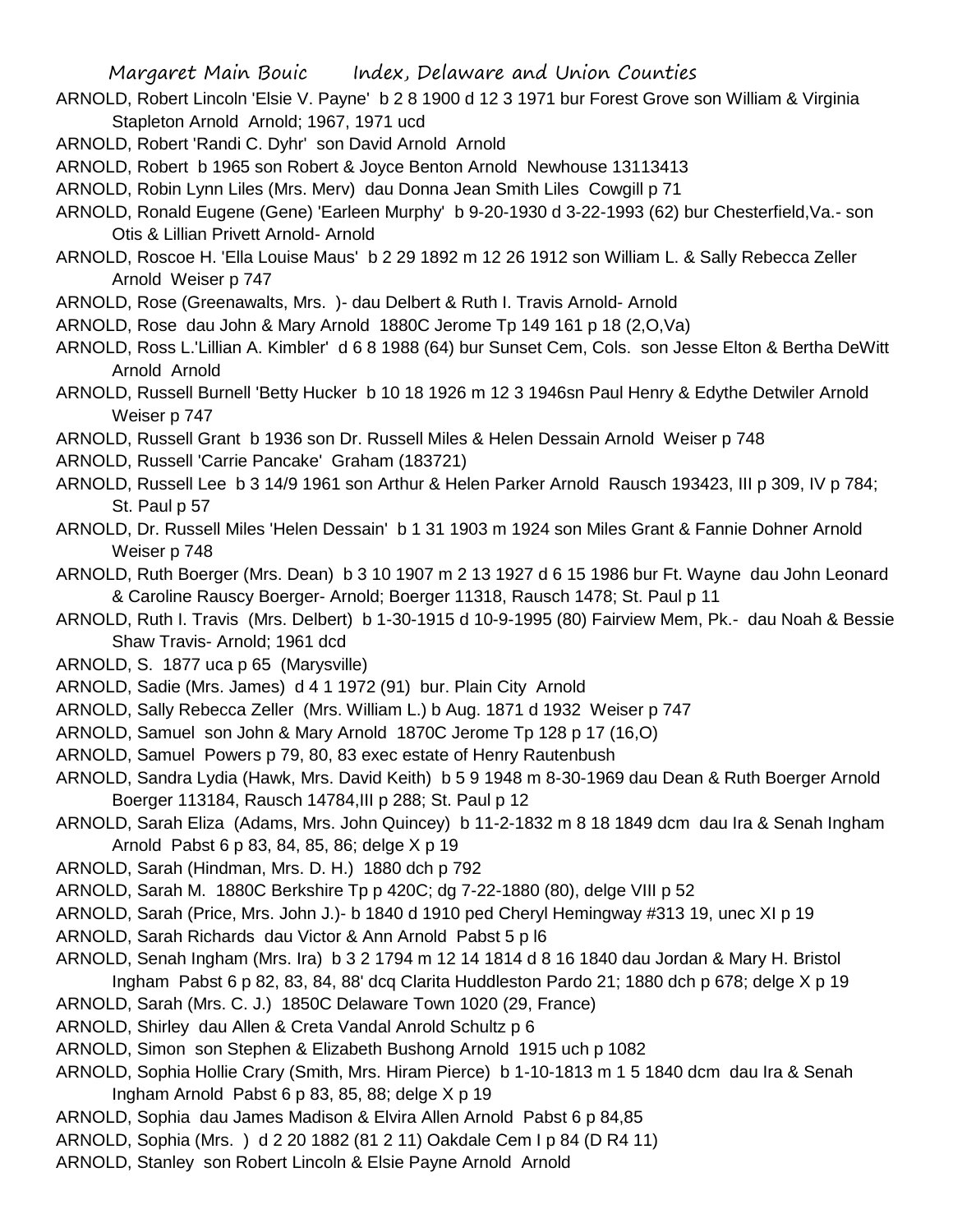ARNOLD, Robert Lincoln 'Elsie V. Payne' b 2 8 1900 d 12 3 1971 bur Forest Grove son William & Virginia Stapleton Arnold Arnold; 1967, 1971 ucd

ARNOLD, Robert 'Randi C. Dyhr' son David Arnold Arnold

ARNOLD, Robert b 1965 son Robert & Joyce Benton Arnold Newhouse 13113413

ARNOLD, Robin Lynn Liles (Mrs. Merv) dau Donna Jean Smith Liles Cowgill p 71

ARNOLD, Ronald Eugene (Gene) 'Earleen Murphy' b 9-20-1930 d 3-22-1993 (62) bur Chesterfield,Va.- son Otis & Lillian Privett Arnold- Arnold

ARNOLD, Roscoe H. 'Ella Louise Maus' b 2 29 1892 m 12 26 1912 son William L. & Sally Rebecca Zeller Arnold Weiser p 747

ARNOLD, Rose (Greenawalts, Mrs. )- dau Delbert & Ruth I. Travis Arnold- Arnold

ARNOLD, Rose dau John & Mary Arnold 1880C Jerome Tp 149 161 p 18 (2,O,Va)

ARNOLD, Ross L.'Lillian A. Kimbler' d 6 8 1988 (64) bur Sunset Cem, Cols. son Jesse Elton & Bertha DeWitt Arnold Arnold

ARNOLD, Russell Burnell 'Betty Hucker b 10 18 1926 m 12 3 1946sn Paul Henry & Edythe Detwiler Arnold Weiser p 747

ARNOLD, Russell Grant b 1936 son Dr. Russell Miles & Helen Dessain Arnold Weiser p 748

ARNOLD, Russell 'Carrie Pancake' Graham (183721)

ARNOLD, Russell Lee b 3 14/9 1961 son Arthur & Helen Parker Arnold Rausch 193423, III p 309, IV p 784; St. Paul p 57

ARNOLD, Dr. Russell Miles 'Helen Dessain' b 1 31 1903 m 1924 son Miles Grant & Fannie Dohner Arnold Weiser p 748

ARNOLD, Ruth Boerger (Mrs. Dean) b 3 10 1907 m 2 13 1927 d 6 15 1986 bur Ft. Wayne dau John Leonard & Caroline Rauscy Boerger- Arnold; Boerger 11318, Rausch 1478; St. Paul p 11

ARNOLD, Ruth I. Travis (Mrs. Delbert) b 1-30-1915 d 10-9-1995 (80) Fairview Mem, Pk.- dau Noah & Bessie Shaw Travis- Arnold; 1961 dcd

ARNOLD, S. 1877 uca p 65 (Marysville)

ARNOLD, Sadie (Mrs. James) d 4 1 1972 (91) bur. Plain City Arnold

ARNOLD, Sally Rebecca Zeller (Mrs. William L.) b Aug. 1871 d 1932 Weiser p 747

ARNOLD, Samuel son John & Mary Arnold 1870C Jerome Tp 128 p 17 (16,O)

ARNOLD, Samuel Powers p 79, 80, 83 exec estate of Henry Rautenbush

ARNOLD, Sandra Lydia (Hawk, Mrs. David Keith) b 5 9 1948 m 8-30-1969 dau Dean & Ruth Boerger Arnold Boerger 113184, Rausch 14784,III p 288; St. Paul p 12

ARNOLD, Sarah Eliza (Adams, Mrs. John Quincey) b 11-2-1832 m 8 18 1849 dcm dau Ira & Senah Ingham Arnold Pabst 6 p 83, 84, 85, 86; delge X p 19

ARNOLD, Sarah (Hindman, Mrs. D. H.) 1880 dch p 792

ARNOLD, Sarah M. 1880C Berkshire Tp p 420C; dg 7-22-1880 (80), delge VIII p 52

ARNOLD, Sarah (Price, Mrs. John J.)- b 1840 d 1910 ped Cheryl Hemingway #313 19, unec XI p 19

ARNOLD, Sarah Richards dau Victor & Ann Arnold Pabst 5 p l6

ARNOLD, Senah Ingham (Mrs. Ira) b 3 2 1794 m 12 14 1814 d 8 16 1840 dau Jordan & Mary H. Bristol Ingham Pabst 6 p 82, 83, 84, 88' dcq Clarita Huddleston Pardo 21; 1880 dch p 678; delge X p 19

ARNOLD, Sarah (Mrs. C. J.) 1850C Delaware Town 1020 (29, France)

ARNOLD, Shirley dau Allen & Creta Vandal Anrold Schultz p 6

ARNOLD, Simon son Stephen & Elizabeth Bushong Arnold 1915 uch p 1082

ARNOLD, Sophia Hollie Crary (Smith, Mrs. Hiram Pierce) b 1-10-1813 m 1 5 1840 dcm dau Ira & Senah Ingham Arnold Pabst 6 p 83, 85, 88; delge X p 19

ARNOLD, Sophia dau James Madison & Elvira Allen Arnold Pabst 6 p 84,85

ARNOLD, Sophia (Mrs. ) d 2 20 1882 (81 2 11) Oakdale Cem I p 84 (D R4 11)

ARNOLD, Stanley son Robert Lincoln & Elsie Payne Arnold Arnold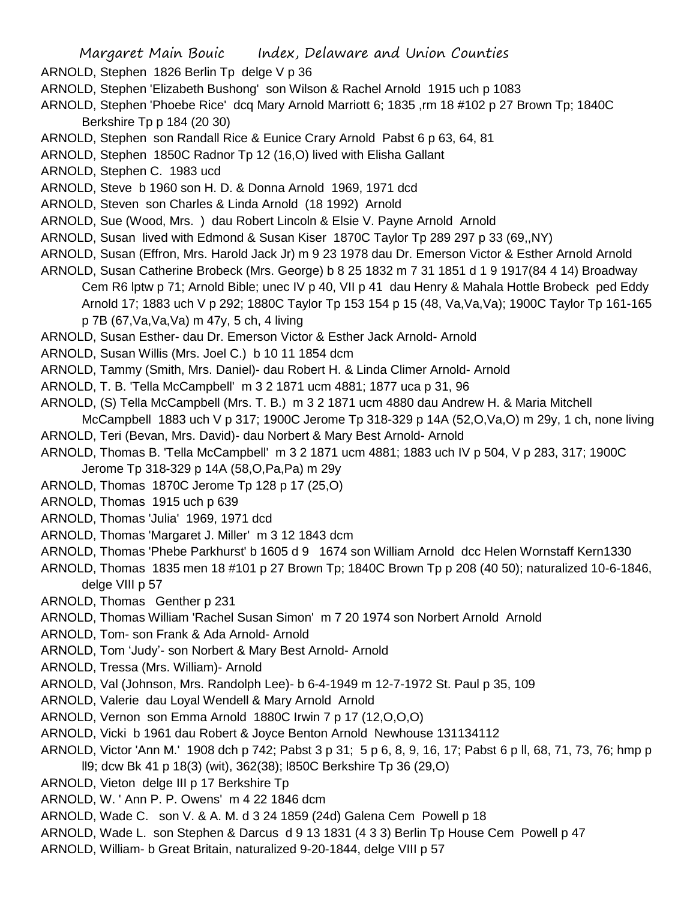ARNOLD, Stephen 1826 Berlin Tp delge V p 36

ARNOLD, Stephen 'Elizabeth Bushong' son Wilson & Rachel Arnold 1915 uch p 1083

ARNOLD, Stephen 'Phoebe Rice' dcq Mary Arnold Marriott 6; 1835 ,rm 18 #102 p 27 Brown Tp; 1840C Berkshire Tp p 184 (20 30)

ARNOLD, Stephen son Randall Rice & Eunice Crary Arnold Pabst 6 p 63, 64, 81

ARNOLD, Stephen 1850C Radnor Tp 12 (16,O) lived with Elisha Gallant

ARNOLD, Stephen C. 1983 ucd

ARNOLD, Steve b 1960 son H. D. & Donna Arnold 1969, 1971 dcd

ARNOLD, Steven son Charles & Linda Arnold (18 1992) Arnold

ARNOLD, Sue (Wood, Mrs. ) dau Robert Lincoln & Elsie V. Payne Arnold Arnold

ARNOLD, Susan lived with Edmond & Susan Kiser 1870C Taylor Tp 289 297 p 33 (69,,NY)

ARNOLD, Susan (Effron, Mrs. Harold Jack Jr) m 9 23 1978 dau Dr. Emerson Victor & Esther Arnold Arnold

ARNOLD, Susan Catherine Brobeck (Mrs. George) b 8 25 1832 m 7 31 1851 d 1 9 1917(84 4 14) Broadway Cem R6 lptw p 71; Arnold Bible; unec IV p 40, VII p 41 dau Henry & Mahala Hottle Brobeck ped Eddy Arnold 17; 1883 uch V p 292; 1880C Taylor Tp 153 154 p 15 (48, Va,Va,Va); 1900C Taylor Tp 161-165 p 7B (67,Va,Va,Va) m 47y, 5 ch, 4 living

ARNOLD, Susan Esther- dau Dr. Emerson Victor & Esther Jack Arnold- Arnold

ARNOLD, Susan Willis (Mrs. Joel C.) b 10 11 1854 dcm

ARNOLD, Tammy (Smith, Mrs. Daniel)- dau Robert H. & Linda Climer Arnold- Arnold

ARNOLD, T. B. 'Tella McCampbell' m 3 2 1871 ucm 4881; 1877 uca p 31, 96

ARNOLD, (S) Tella McCampbell (Mrs. T. B.) m 3 2 1871 ucm 4880 dau Andrew H. & Maria Mitchell McCampbell 1883 uch V p 317; 1900C Jerome Tp 318-329 p 14A (52,O,Va,O) m 29y, 1 ch, none living

ARNOLD, Teri (Bevan, Mrs. David)- dau Norbert & Mary Best Arnold- Arnold

ARNOLD, Thomas B. 'Tella McCampbell' m 3 2 1871 ucm 4881; 1883 uch IV p 504, V p 283, 317; 1900C Jerome Tp 318-329 p 14A (58,O,Pa,Pa) m 29y

ARNOLD, Thomas 1870C Jerome Tp 128 p 17 (25,O)

ARNOLD, Thomas 1915 uch p 639

ARNOLD, Thomas 'Julia' 1969, 1971 dcd

ARNOLD, Thomas 'Margaret J. Miller' m 3 12 1843 dcm

ARNOLD, Thomas 'Phebe Parkhurst' b 1605 d 9 1674 son William Arnold dcc Helen Wornstaff Kern1330

ARNOLD, Thomas 1835 men 18 #101 p 27 Brown Tp; 1840C Brown Tp p 208 (40 50); naturalized 10-6-1846, delge VIII p 57

ARNOLD, Thomas Genther p 231

ARNOLD, Thomas William 'Rachel Susan Simon' m 7 20 1974 son Norbert Arnold Arnold

ARNOLD, Tom- son Frank & Ada Arnold- Arnold

ARNOLD, Tom 'Judy'- son Norbert & Mary Best Arnold- Arnold

ARNOLD, Tressa (Mrs. William)- Arnold

ARNOLD, Val (Johnson, Mrs. Randolph Lee)- b 6-4-1949 m 12-7-1972 St. Paul p 35, 109

ARNOLD, Valerie dau Loyal Wendell & Mary Arnold Arnold

ARNOLD, Vernon son Emma Arnold 1880C Irwin 7 p 17 (12,O,O,O)

ARNOLD, Vicki b 1961 dau Robert & Joyce Benton Arnold Newhouse 131134112

ARNOLD, Victor 'Ann M.' 1908 dch p 742; Pabst 3 p 31; 5 p 6, 8, 9, 16, 17; Pabst 6 p ll, 68, 71, 73, 76; hmp p ll9; dcw Bk 41 p 18(3) (wit), 362(38); l850C Berkshire Tp 36 (29,O)

ARNOLD, Vieton delge III p 17 Berkshire Tp

ARNOLD, W. ' Ann P. P. Owens' m 4 22 1846 dcm

ARNOLD, Wade C. son V. & A. M. d 3 24 1859 (24d) Galena Cem Powell p 18

ARNOLD, Wade L. son Stephen & Darcus d 9 13 1831 (4 3 3) Berlin Tp House Cem Powell p 47

ARNOLD, William- b Great Britain, naturalized 9-20-1844, delge VIII p 57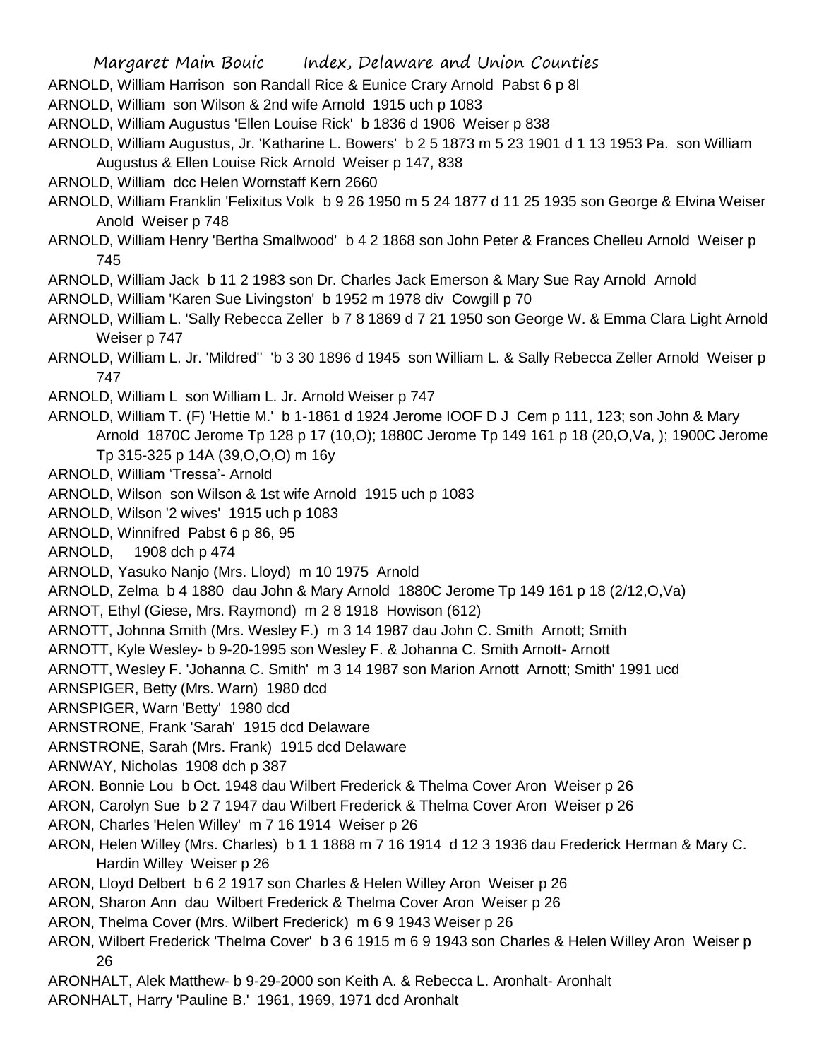ARNOLD, William Harrison son Randall Rice & Eunice Crary Arnold Pabst 6 p 8l

ARNOLD, William son Wilson & 2nd wife Arnold 1915 uch p 1083

ARNOLD, William Augustus 'Ellen Louise Rick' b 1836 d 1906 Weiser p 838

ARNOLD, William Augustus, Jr. 'Katharine L. Bowers' b 2 5 1873 m 5 23 1901 d 1 13 1953 Pa. son William Augustus & Ellen Louise Rick Arnold Weiser p 147, 838

ARNOLD, William dcc Helen Wornstaff Kern 2660

ARNOLD, William Franklin 'Felixitus Volk b 9 26 1950 m 5 24 1877 d 11 25 1935 son George & Elvina Weiser Anold Weiser p 748

ARNOLD, William Henry 'Bertha Smallwood' b 4 2 1868 son John Peter & Frances Chelleu Arnold Weiser p 745

ARNOLD, William Jack b 11 2 1983 son Dr. Charles Jack Emerson & Mary Sue Ray Arnold Arnold

ARNOLD, William 'Karen Sue Livingston' b 1952 m 1978 div Cowgill p 70

ARNOLD, William L. 'Sally Rebecca Zeller b 7 8 1869 d 7 21 1950 son George W. & Emma Clara Light Arnold Weiser p 747

ARNOLD, William L. Jr. 'Mildred'' 'b 3 30 1896 d 1945 son William L. & Sally Rebecca Zeller Arnold Weiser p 747

ARNOLD, William L son William L. Jr. Arnold Weiser p 747

ARNOLD, William T. (F) 'Hettie M.' b 1-1861 d 1924 Jerome IOOF D J Cem p 111, 123; son John & Mary Arnold 1870C Jerome Tp 128 p 17 (10,O); 1880C Jerome Tp 149 161 p 18 (20,O,Va, ); 1900C Jerome Tp 315-325 p 14A (39,O,O,O) m 16y

ARNOLD, William 'Tressa'- Arnold

ARNOLD, Wilson son Wilson & 1st wife Arnold 1915 uch p 1083

ARNOLD, Wilson '2 wives' 1915 uch p 1083

ARNOLD, Winnifred Pabst 6 p 86, 95

ARNOLD, 1908 dch p 474

ARNOLD, Yasuko Nanjo (Mrs. Lloyd) m 10 1975 Arnold

ARNOLD, Zelma b 4 1880 dau John & Mary Arnold 1880C Jerome Tp 149 161 p 18 (2/12,O,Va)

ARNOT, Ethyl (Giese, Mrs. Raymond) m 2 8 1918 Howison (612)

ARNOTT, Johnna Smith (Mrs. Wesley F.) m 3 14 1987 dau John C. Smith Arnott; Smith

ARNOTT, Kyle Wesley- b 9-20-1995 son Wesley F. & Johanna C. Smith Arnott- Arnott

ARNOTT, Wesley F. 'Johanna C. Smith' m 3 14 1987 son Marion Arnott Arnott; Smith' 1991 ucd

ARNSPIGER, Betty (Mrs. Warn) 1980 dcd

ARNSPIGER, Warn 'Betty' 1980 dcd

ARNSTRONE, Frank 'Sarah' 1915 dcd Delaware

ARNSTRONE, Sarah (Mrs. Frank) 1915 dcd Delaware

ARNWAY, Nicholas 1908 dch p 387

ARON. Bonnie Lou b Oct. 1948 dau Wilbert Frederick & Thelma Cover Aron Weiser p 26

ARON, Carolyn Sue b 2 7 1947 dau Wilbert Frederick & Thelma Cover Aron Weiser p 26

ARON, Charles 'Helen Willey' m 7 16 1914 Weiser p 26

ARON, Helen Willey (Mrs. Charles) b 1 1 1888 m 7 16 1914 d 12 3 1936 dau Frederick Herman & Mary C. Hardin Willey Weiser p 26

ARON, Lloyd Delbert b 6 2 1917 son Charles & Helen Willey Aron Weiser p 26

ARON, Sharon Ann dau Wilbert Frederick & Thelma Cover Aron Weiser p 26

ARON, Thelma Cover (Mrs. Wilbert Frederick) m 6 9 1943 Weiser p 26

ARON, Wilbert Frederick 'Thelma Cover' b 3 6 1915 m 6 9 1943 son Charles & Helen Willey Aron Weiser p 26

ARONHALT, Alek Matthew- b 9-29-2000 son Keith A. & Rebecca L. Aronhalt- Aronhalt

ARONHALT, Harry 'Pauline B.' 1961, 1969, 1971 dcd Aronhalt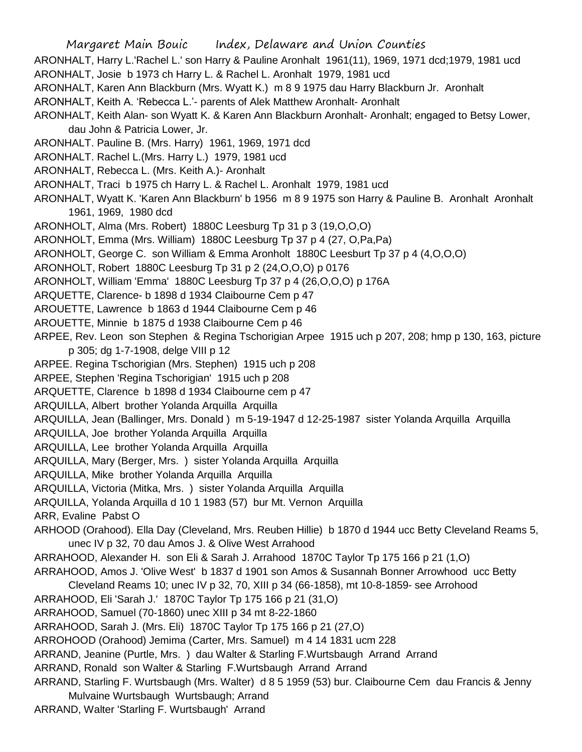ARONHALT, Harry L.'Rachel L.' son Harry & Pauline Aronhalt 1961(11), 1969, 1971 dcd;1979, 1981 ucd
ARONHALT, Josie b 1973 ch Harry L. & Rachel L. Aronhalt 1979, 1981 ucd
ARONHALT, Karen Ann Blackburn (Mrs. Wyatt K.) m 8 9 1975 dau Harry Blackburn Jr. Aronhalt
ARONHALT, Keith A. 'Rebecca L.'- parents of Alek Matthew Aronhalt- Aronhalt
ARONHALT, Keith Alan- son Wyatt K. & Karen Ann Blackburn Aronhalt- Aronhalt; engaged to Betsy Lower, dau John & Patricia Lower, Jr.
ARONHALT. Pauline B. (Mrs. Harry) 1961, 1969, 1971 dcd
ARONHALT. Rachel L.(Mrs. Harry L.) 1979, 1981 ucd
ARONHALT, Rebecca L. (Mrs. Keith A.)- Aronhalt
ARONHALT, Traci b 1975 ch Harry L. & Rachel L. Aronhalt 1979, 1981 ucd
ARONHALT, Wyatt K. 'Karen Ann Blackburn' b 1956 m 8 9 1975 son Harry & Pauline B. Aronhalt Aronhalt 1961, 1969, 1980 dcd
ARONHOLT, Alma (Mrs. Robert) 1880C Leesburg Tp 31 p 3 (19,O,O,O)
ARONHOLT, Emma (Mrs. William) 1880C Leesburg Tp 37 p 4 (27, O,Pa,Pa)
ARONHOLT, George C. son William & Emma Aronholt 1880C Leesburt Tp 37 p 4 (4,O,O,O)
ARONHOLT, Robert 1880C Leesburg Tp 31 p 2 (24,O,O,O) p 0176
ARONHOLT, William 'Emma' 1880C Leesburg Tp 37 p 4 (26,O,O,O) p 176A
ARQUETTE, Clarence- b 1898 d 1934 Claibourne Cem p 47
AROUETTE, Lawrence b 1863 d 1944 Claibourne Cem p 46
AROUETTE, Minnie b 1875 d 1938 Claibourne Cem p 46
ARPEE, Rev. Leon son Stephen & Regina Tschorigian Arpee 1915 uch p 207, 208; hmp p 130, 163, picture p 305; dg 1-7-1908, delge VIII p 12
ARPEE. Regina Tschorigian (Mrs. Stephen) 1915 uch p 208
ARPEE, Stephen 'Regina Tschorigian' 1915 uch p 208
ARQUETTE, Clarence b 1898 d 1934 Claibourne cem p 47
ARQUILLA, Albert brother Yolanda Arquilla Arquilla
ARQUILLA, Jean (Ballinger, Mrs. Donald ) m 5-19-1947 d 12-25-1987 sister Yolanda Arquilla Arquilla
ARQUILLA, Joe brother Yolanda Arquilla Arquilla
ARQUILLA, Lee brother Yolanda Arquilla Arquilla
ARQUILLA, Mary (Berger, Mrs. ) sister Yolanda Arquilla Arquilla
ARQUILLA, Mike brother Yolanda Arquilla Arquilla
ARQUILLA, Victoria (Mitka, Mrs. ) sister Yolanda Arquilla Arquilla
ARQUILLA, Yolanda Arquilla d 10 1 1983 (57) bur Mt. Vernon Arquilla
ARR, Evaline Pabst O
ARHOOD (Orahood). Ella Day (Cleveland, Mrs. Reuben Hillie) b 1870 d 1944 ucc Betty Cleveland Reams 5, unec IV p 32, 70 dau Amos J. & Olive West Arrahood
ARRAHOOD, Alexander H. son Eli & Sarah J. Arrahood 1870C Taylor Tp 175 166 p 21 (1,O)
ARRAHOOD, Amos J. 'Olive West' b 1837 d 1901 son Amos & Susannah Bonner Arrowhood ucc Betty Cleveland Reams 10; unec IV p 32, 70, XIII p 34 (66-1858), mt 10-8-1859- see Arrohood
ARRAHOOD, Eli 'Sarah J.' 1870C Taylor Tp 175 166 p 21 (31,O)
ARRAHOOD, Samuel (70-1860) unec XIII p 34 mt 8-22-1860
ARRAHOOD, Sarah J. (Mrs. Eli) 1870C Taylor Tp 175 166 p 21 (27,O)
ARROHOOD (Orahood) Jemima (Carter, Mrs. Samuel) m 4 14 1831 ucm 228
ARRAND, Jeanine (Purtle, Mrs. ) dau Walter & Starling F.Wurtsbaugh Arrand Arrand
ARRAND, Ronald son Walter & Starling F.Wurtsbaugh Arrand Arrand
ARRAND, Starling F. Wurtsbaugh (Mrs. Walter) d 8 5 1959 (53) bur. Claibourne Cem dau Francis & Jenny Mulvaine Wurtsbaugh Wurtsbaugh; Arrand
ARRAND, Walter 'Starling F. Wurtsbaugh' Arrand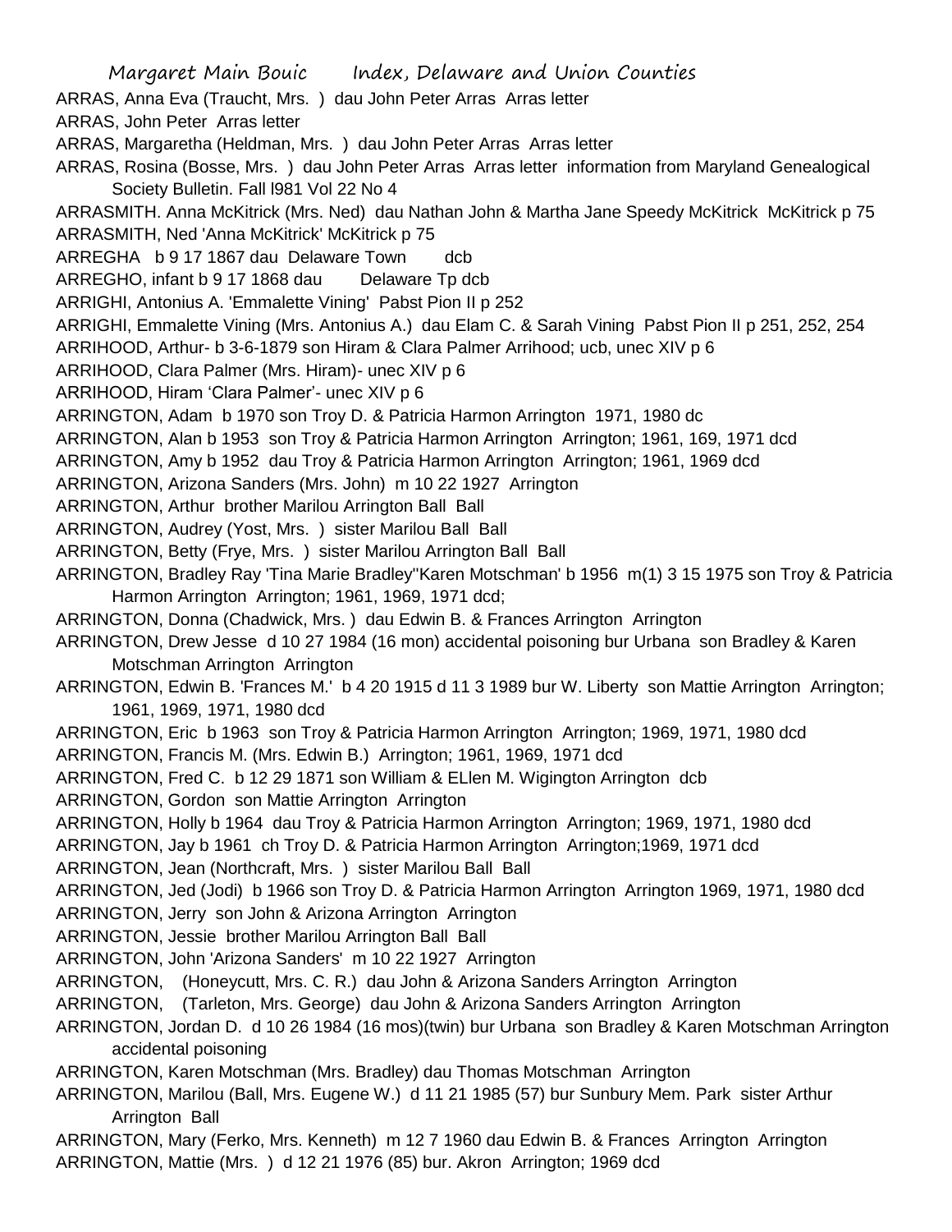ARRAS, Anna Eva (Traucht, Mrs. ) dau John Peter Arras Arras letter

ARRAS, John Peter Arras letter

ARRAS, Margaretha (Heldman, Mrs. ) dau John Peter Arras Arras letter

ARRAS, Rosina (Bosse, Mrs. ) dau John Peter Arras Arras letter information from Maryland Genealogical Society Bulletin. Fall l981 Vol 22 No 4

ARRASMITH. Anna McKitrick (Mrs. Ned) dau Nathan John & Martha Jane Speedy McKitrick McKitrick p 75

ARRASMITH, Ned 'Anna McKitrick' McKitrick p 75

ARREGHA b 9 17 1867 dau Delaware Town dcb

ARREGHO, infant b 9 17 1868 dau Delaware Tp dcb

ARRIGHI, Antonius A. 'Emmalette Vining' Pabst Pion II p 252

ARRIGHI, Emmalette Vining (Mrs. Antonius A.) dau Elam C. & Sarah Vining Pabst Pion II p 251, 252, 254

ARRIHOOD, Arthur- b 3-6-1879 son Hiram & Clara Palmer Arrihood; ucb, unec XIV p 6

ARRIHOOD, Clara Palmer (Mrs. Hiram)- unec XIV p 6

ARRIHOOD, Hiram 'Clara Palmer'- unec XIV p 6

ARRINGTON, Adam b 1970 son Troy D. & Patricia Harmon Arrington 1971, 1980 dc

ARRINGTON, Alan b 1953 son Troy & Patricia Harmon Arrington Arrington; 1961, 169, 1971 dcd

ARRINGTON, Amy b 1952 dau Troy & Patricia Harmon Arrington Arrington; 1961, 1969 dcd

ARRINGTON, Arizona Sanders (Mrs. John) m 10 22 1927 Arrington

ARRINGTON, Arthur brother Marilou Arrington Ball Ball

ARRINGTON, Audrey (Yost, Mrs. ) sister Marilou Ball Ball

ARRINGTON, Betty (Frye, Mrs. ) sister Marilou Arrington Ball Ball

ARRINGTON, Bradley Ray 'Tina Marie Bradley''Karen Motschman' b 1956 m(1) 3 15 1975 son Troy & Patricia Harmon Arrington Arrington; 1961, 1969, 1971 dcd;

ARRINGTON, Donna (Chadwick, Mrs. ) dau Edwin B. & Frances Arrington Arrington

ARRINGTON, Drew Jesse d 10 27 1984 (16 mon) accidental poisoning bur Urbana son Bradley & Karen Motschman Arrington Arrington

ARRINGTON, Edwin B. 'Frances M.' b 4 20 1915 d 11 3 1989 bur W. Liberty son Mattie Arrington Arrington; 1961, 1969, 1971, 1980 dcd

ARRINGTON, Eric b 1963 son Troy & Patricia Harmon Arrington Arrington; 1969, 1971, 1980 dcd

ARRINGTON, Francis M. (Mrs. Edwin B.) Arrington; 1961, 1969, 1971 dcd

ARRINGTON, Fred C. b 12 29 1871 son William & ELlen M. Wigington Arrington dcb

ARRINGTON, Gordon son Mattie Arrington Arrington

ARRINGTON, Holly b 1964 dau Troy & Patricia Harmon Arrington Arrington; 1969, 1971, 1980 dcd

ARRINGTON, Jay b 1961 ch Troy D. & Patricia Harmon Arrington Arrington;1969, 1971 dcd

ARRINGTON, Jean (Northcraft, Mrs. ) sister Marilou Ball Ball

ARRINGTON, Jed (Jodi) b 1966 son Troy D. & Patricia Harmon Arrington Arrington 1969, 1971, 1980 dcd

ARRINGTON, Jerry son John & Arizona Arrington Arrington

ARRINGTON, Jessie brother Marilou Arrington Ball Ball

ARRINGTON, John 'Arizona Sanders' m 10 22 1927 Arrington

ARRINGTON, (Honeycutt, Mrs. C. R.) dau John & Arizona Sanders Arrington Arrington

ARRINGTON, (Tarleton, Mrs. George) dau John & Arizona Sanders Arrington Arrington

ARRINGTON, Jordan D. d 10 26 1984 (16 mos)(twin) bur Urbana son Bradley & Karen Motschman Arrington accidental poisoning

ARRINGTON, Karen Motschman (Mrs. Bradley) dau Thomas Motschman Arrington

ARRINGTON, Marilou (Ball, Mrs. Eugene W.) d 11 21 1985 (57) bur Sunbury Mem. Park sister Arthur Arrington Ball

ARRINGTON, Mary (Ferko, Mrs. Kenneth) m 12 7 1960 dau Edwin B. & Frances Arrington Arrington

ARRINGTON, Mattie (Mrs. ) d 12 21 1976 (85) bur. Akron Arrington; 1969 dcd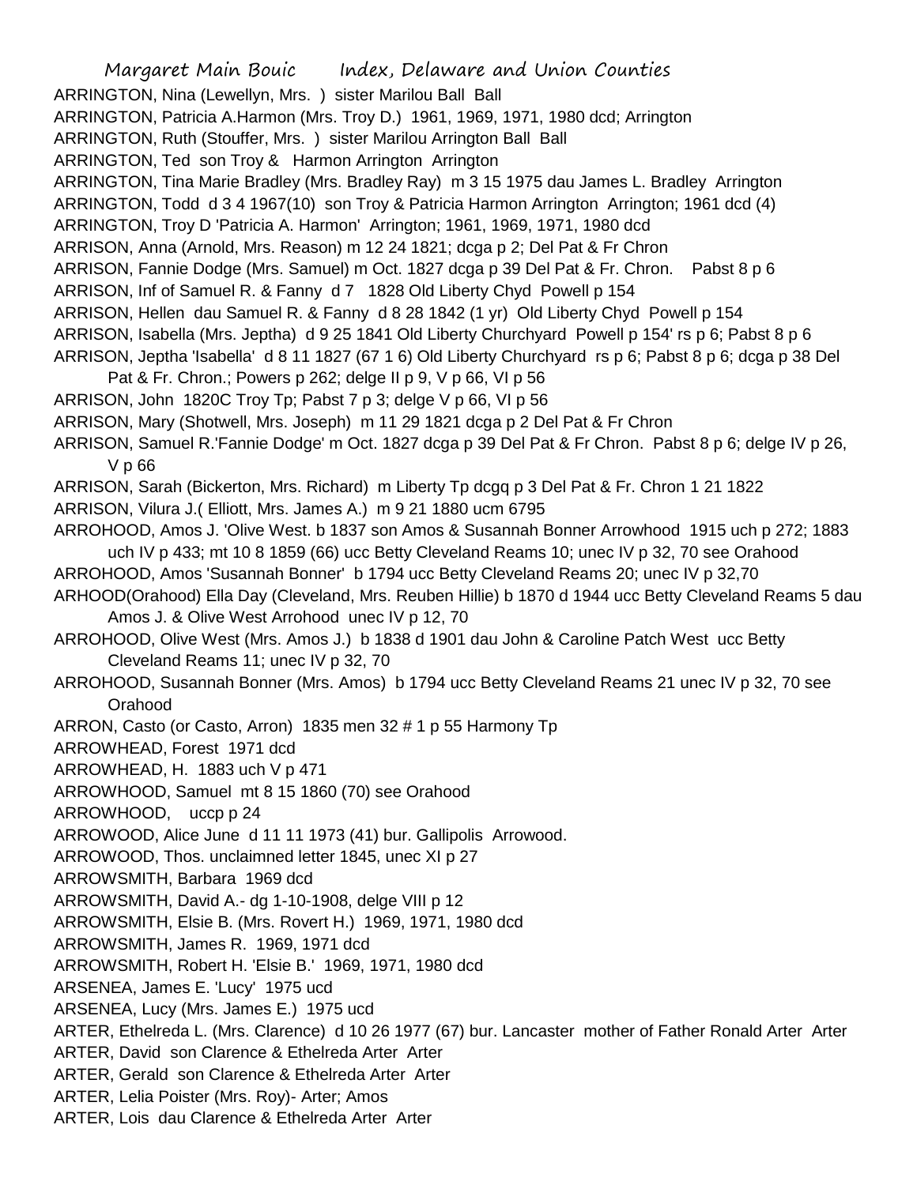ARRINGTON, Nina (Lewellyn, Mrs. ) sister Marilou Ball Ball

ARRINGTON, Patricia A.Harmon (Mrs. Troy D.) 1961, 1969, 1971, 1980 dcd; Arrington

ARRINGTON, Ruth (Stouffer, Mrs. ) sister Marilou Arrington Ball Ball

ARRINGTON, Ted son Troy & Harmon Arrington Arrington

ARRINGTON, Tina Marie Bradley (Mrs. Bradley Ray) m 3 15 1975 dau James L. Bradley Arrington

ARRINGTON, Todd d 3 4 1967(10) son Troy & Patricia Harmon Arrington Arrington; 1961 dcd (4)

ARRINGTON, Troy D 'Patricia A. Harmon' Arrington; 1961, 1969, 1971, 1980 dcd

ARRISON, Anna (Arnold, Mrs. Reason) m 12 24 1821; dcga p 2; Del Pat & Fr Chron

ARRISON, Fannie Dodge (Mrs. Samuel) m Oct. 1827 dcga p 39 Del Pat & Fr. Chron. Pabst 8 p 6

ARRISON, Inf of Samuel R. & Fanny d 7 1828 Old Liberty Chyd Powell p 154

ARRISON, Hellen dau Samuel R. & Fanny d 8 28 1842 (1 yr) Old Liberty Chyd Powell p 154

ARRISON, Isabella (Mrs. Jeptha) d 9 25 1841 Old Liberty Churchyard Powell p 154' rs p 6; Pabst 8 p 6

ARRISON, Jeptha 'Isabella' d 8 11 1827 (67 1 6) Old Liberty Churchyard rs p 6; Pabst 8 p 6; dcga p 38 Del Pat & Fr. Chron.; Powers p 262; delge II p 9, V p 66, VI p 56

ARRISON, John 1820C Troy Tp; Pabst 7 p 3; delge V p 66, VI p 56

ARRISON, Mary (Shotwell, Mrs. Joseph) m 11 29 1821 dcga p 2 Del Pat & Fr Chron

ARRISON, Samuel R.'Fannie Dodge' m Oct. 1827 dcga p 39 Del Pat & Fr Chron. Pabst 8 p 6; delge IV p 26, V p 66

ARRISON, Sarah (Bickerton, Mrs. Richard) m Liberty Tp dcgq p 3 Del Pat & Fr. Chron 1 21 1822

ARRISON, Vilura J.( Elliott, Mrs. James A.) m 9 21 1880 ucm 6795

ARROHOOD, Amos J. 'Olive West. b 1837 son Amos & Susannah Bonner Arrowhood 1915 uch p 272; 1883 uch IV p 433; mt 10 8 1859 (66) ucc Betty Cleveland Reams 10; unec IV p 32, 70 see Orahood

ARROHOOD, Amos 'Susannah Bonner' b 1794 ucc Betty Cleveland Reams 20; unec IV p 32,70

ARHOOD(Orahood) Ella Day (Cleveland, Mrs. Reuben Hillie) b 1870 d 1944 ucc Betty Cleveland Reams 5 dau Amos J. & Olive West Arrohood unec IV p 12, 70

ARROHOOD, Olive West (Mrs. Amos J.) b 1838 d 1901 dau John & Caroline Patch West ucc Betty Cleveland Reams 11; unec IV p 32, 70

ARROHOOD, Susannah Bonner (Mrs. Amos) b 1794 ucc Betty Cleveland Reams 21 unec IV p 32, 70 see Orahood

ARRON, Casto (or Casto, Arron) 1835 men 32 # 1 p 55 Harmony Tp

ARROWHEAD, Forest 1971 dcd

ARROWHEAD, H. 1883 uch V p 471

ARROWHOOD, Samuel mt 8 15 1860 (70) see Orahood

ARROWHOOD, uccp p 24

ARROWOOD, Alice June d 11 11 1973 (41) bur. Gallipolis Arrowood.

ARROWOOD, Thos. unclaimned letter 1845, unec XI p 27

ARROWSMITH, Barbara 1969 dcd

ARROWSMITH, David A.- dg 1-10-1908, delge VIII p 12

ARROWSMITH, Elsie B. (Mrs. Rovert H.) 1969, 1971, 1980 dcd

ARROWSMITH, James R. 1969, 1971 dcd

ARROWSMITH, Robert H. 'Elsie B.' 1969, 1971, 1980 dcd

ARSENEA, James E. 'Lucy' 1975 ucd

ARSENEA, Lucy (Mrs. James E.) 1975 ucd

ARTER, Ethelreda L. (Mrs. Clarence) d 10 26 1977 (67) bur. Lancaster mother of Father Ronald Arter Arter

ARTER, David son Clarence & Ethelreda Arter Arter

ARTER, Gerald son Clarence & Ethelreda Arter Arter

ARTER, Lelia Poister (Mrs. Roy)- Arter; Amos

ARTER, Lois dau Clarence & Ethelreda Arter Arter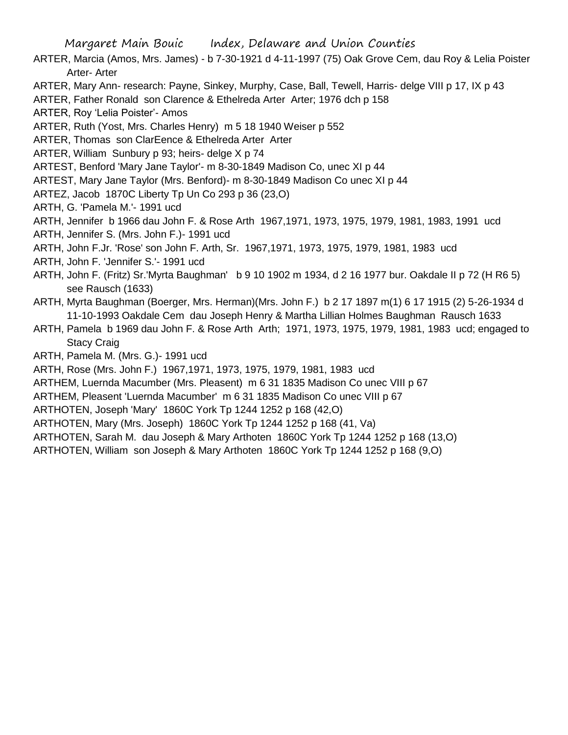ARTER, Marcia (Amos, Mrs. James) - b 7-30-1921 d 4-11-1997 (75) Oak Grove Cem, dau Roy & Lelia Poister Arter- Arter

ARTER, Mary Ann- research: Payne, Sinkey, Murphy, Case, Ball, Tewell, Harris- delge VIII p 17, IX p 43

ARTER, Father Ronald son Clarence & Ethelreda Arter Arter; 1976 dch p 158

ARTER, Roy 'Lelia Poister'- Amos

ARTER, Ruth (Yost, Mrs. Charles Henry) m 5 18 1940 Weiser p 552

ARTER, Thomas son ClarEence & Ethelreda Arter Arter

ARTER, William Sunbury p 93; heirs- delge X p 74

ARTEST, Benford 'Mary Jane Taylor'- m 8-30-1849 Madison Co, unec XI p 44

ARTEST, Mary Jane Taylor (Mrs. Benford)- m 8-30-1849 Madison Co unec XI p 44

ARTEZ, Jacob 1870C Liberty Tp Un Co 293 p 36 (23,O)

ARTH, G. 'Pamela M.'- 1991 ucd

ARTH, Jennifer b 1966 dau John F. & Rose Arth 1967,1971, 1973, 1975, 1979, 1981, 1983, 1991 ucd

ARTH, Jennifer S. (Mrs. John F.)- 1991 ucd

ARTH, John F.Jr. 'Rose' son John F. Arth, Sr. 1967,1971, 1973, 1975, 1979, 1981, 1983 ucd

ARTH, John F. 'Jennifer S.'- 1991 ucd

ARTH, John F. (Fritz) Sr.'Myrta Baughman' b 9 10 1902 m 1934, d 2 16 1977 bur. Oakdale II p 72 (H R6 5) see Rausch (1633)

ARTH, Myrta Baughman (Boerger, Mrs. Herman)(Mrs. John F.) b 2 17 1897 m(1) 6 17 1915 (2) 5-26-1934 d 11-10-1993 Oakdale Cem dau Joseph Henry & Martha Lillian Holmes Baughman Rausch 1633

ARTH, Pamela b 1969 dau John F. & Rose Arth Arth; 1971, 1973, 1975, 1979, 1981, 1983 ucd; engaged to Stacy Craig

ARTH, Pamela M. (Mrs. G.)- 1991 ucd

ARTH, Rose (Mrs. John F.) 1967,1971, 1973, 1975, 1979, 1981, 1983 ucd

ARTHEM, Luernda Macumber (Mrs. Pleasent) m 6 31 1835 Madison Co unec VIII p 67

ARTHEM, Pleasent 'Luernda Macumber' m 6 31 1835 Madison Co unec VIII p 67

ARTHOTEN, Joseph 'Mary' 1860C York Tp 1244 1252 p 168 (42,O)

ARTHOTEN, Mary (Mrs. Joseph) 1860C York Tp 1244 1252 p 168 (41, Va)

ARTHOTEN, Sarah M. dau Joseph & Mary Arthoten 1860C York Tp 1244 1252 p 168 (13,O)

ARTHOTEN, William son Joseph & Mary Arthoten 1860C York Tp 1244 1252 p 168 (9,O)